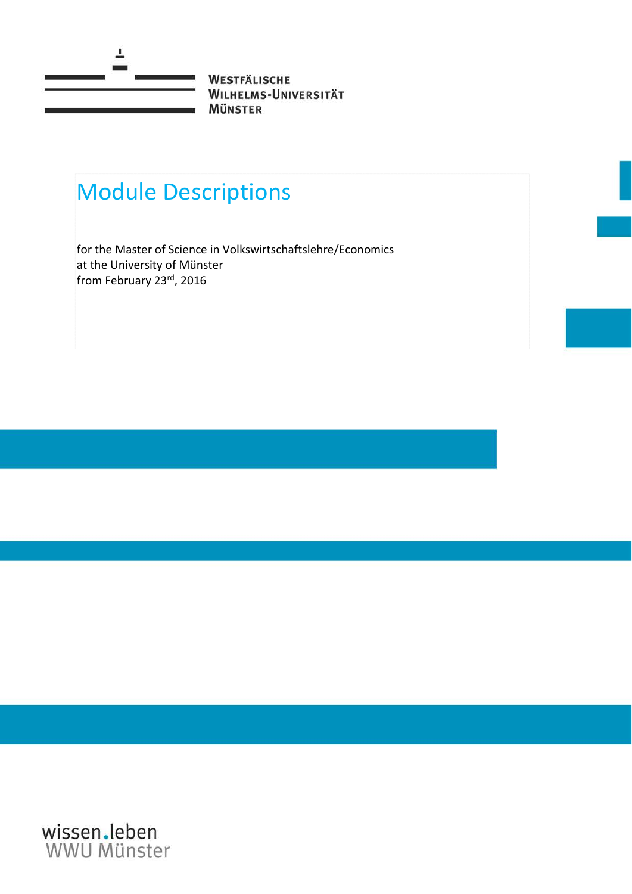WESTFÄLISCHE
WILHELMS-UNIVERSITÄT
MÜNSTER

# Module Descriptions

for the Master of Science in Volkswirtschaftslehre/Economics
at the University of Münster
from February 23rd, 2016

wissen.leben
WWU Münster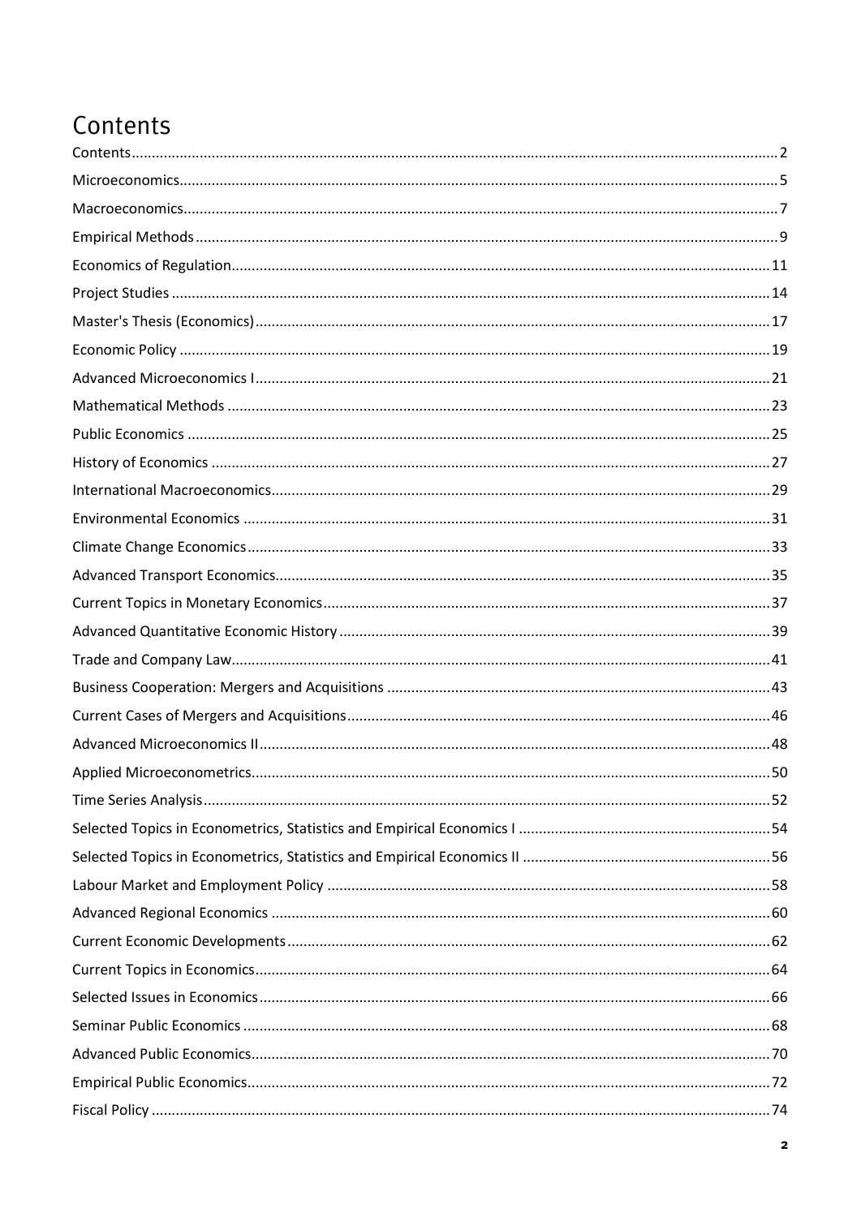# Contents

Contents 2
Microeconomics 5
Macroeconomics 7
Empirical Methods 9
Economics of Regulation 11
Project Studies 14
Master's Thesis (Economics) 17
Economic Policy 19
Advanced Microeconomics I 21
Mathematical Methods 23
Public Economics 25
History of Economics 27
International Macroeconomics 29
Environmental Economics 31
Climate Change Economics 33
Advanced Transport Economics 35
Current Topics in Monetary Economics 37
Advanced Quantitative Economic History 39
Trade and Company Law 41
Business Cooperation: Mergers and Acquisitions 43
Current Cases of Mergers and Acquisitions 46
Advanced Microeconomics II 48
Applied Microeconometrics 50
Time Series Analysis 52
Selected Topics in Econometrics, Statistics and Empirical Economics I 54
Selected Topics in Econometrics, Statistics and Empirical Economics II 56
Labour Market and Employment Policy 58
Advanced Regional Economics 60
Current Economic Developments 62
Current Topics in Economics 64
Selected Issues in Economics 66
Seminar Public Economics 68
Advanced Public Economics 70
Empirical Public Economics 72
Fiscal Policy 74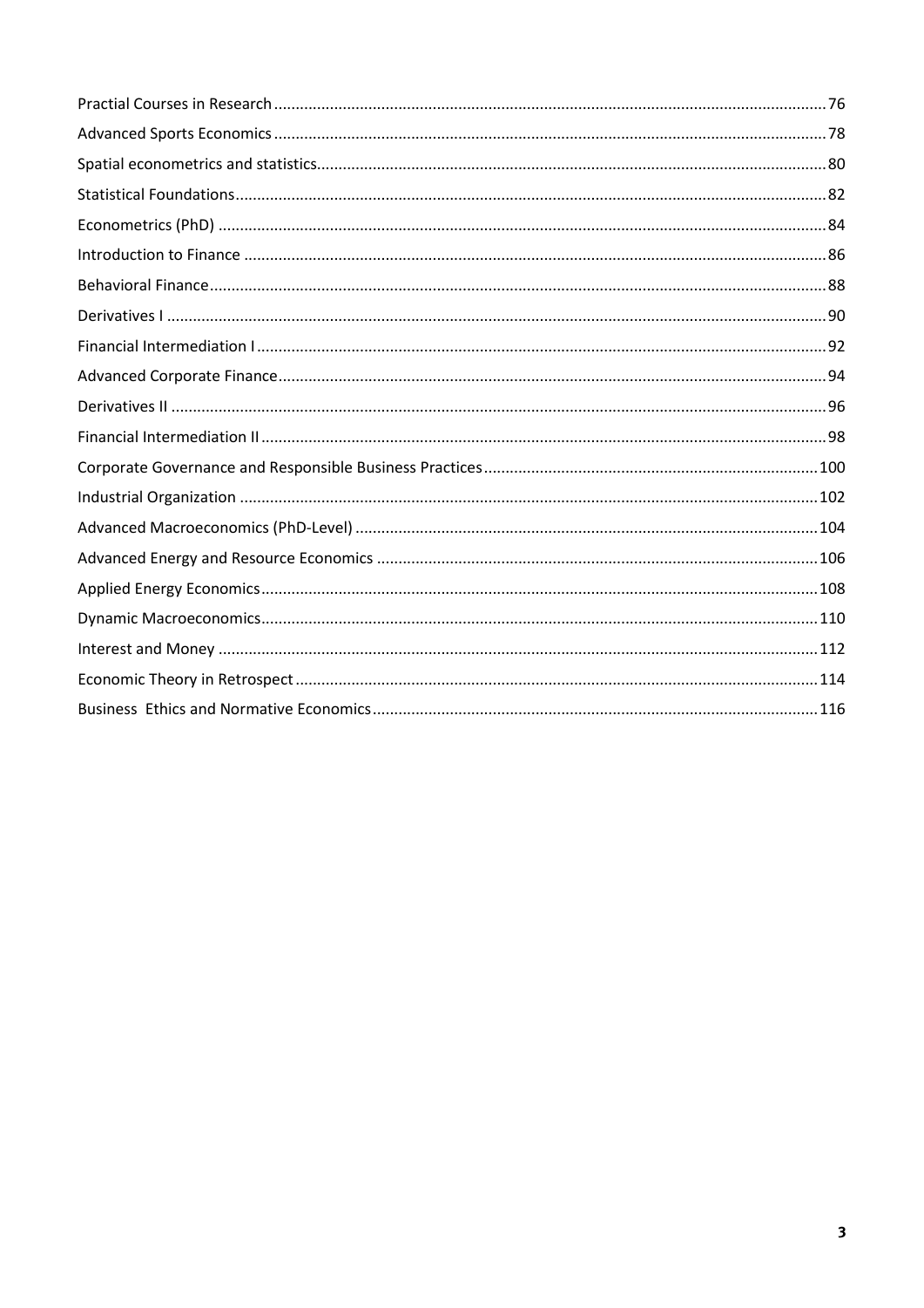Practial Courses in Research ........................................................................................................ 76
Advanced Sports Economics ......................................................................................................... 78
Spatial econometrics and statistics................................................................................................ 80
Statistical Foundations .................................................................................................................. 82
Econometrics (PhD) ...................................................................................................................... 84
Introduction to Finance ................................................................................................................. 86
Behavioral Finance ........................................................................................................................ 88
Derivatives I ................................................................................................................................... 90
Financial Intermediation I .............................................................................................................. 92
Advanced Corporate Finance ........................................................................................................ 94
Derivatives II .................................................................................................................................. 96
Financial Intermediation II ............................................................................................................. 98
Corporate Governance and Responsible Business Practices ....................................................... 100
Industrial Organization ................................................................................................................ 102
Advanced Macroeconomics (PhD-Level) ..................................................................................... 104
Advanced Energy and Resource Economics ................................................................................ 106
Applied Energy Economics ........................................................................................................... 108
Dynamic Macroeconomics ........................................................................................................... 110
Interest and Money ..................................................................................................................... 112
Economic Theory in Retrospect ................................................................................................... 114
Business  Ethics and Normative Economics ................................................................................. 116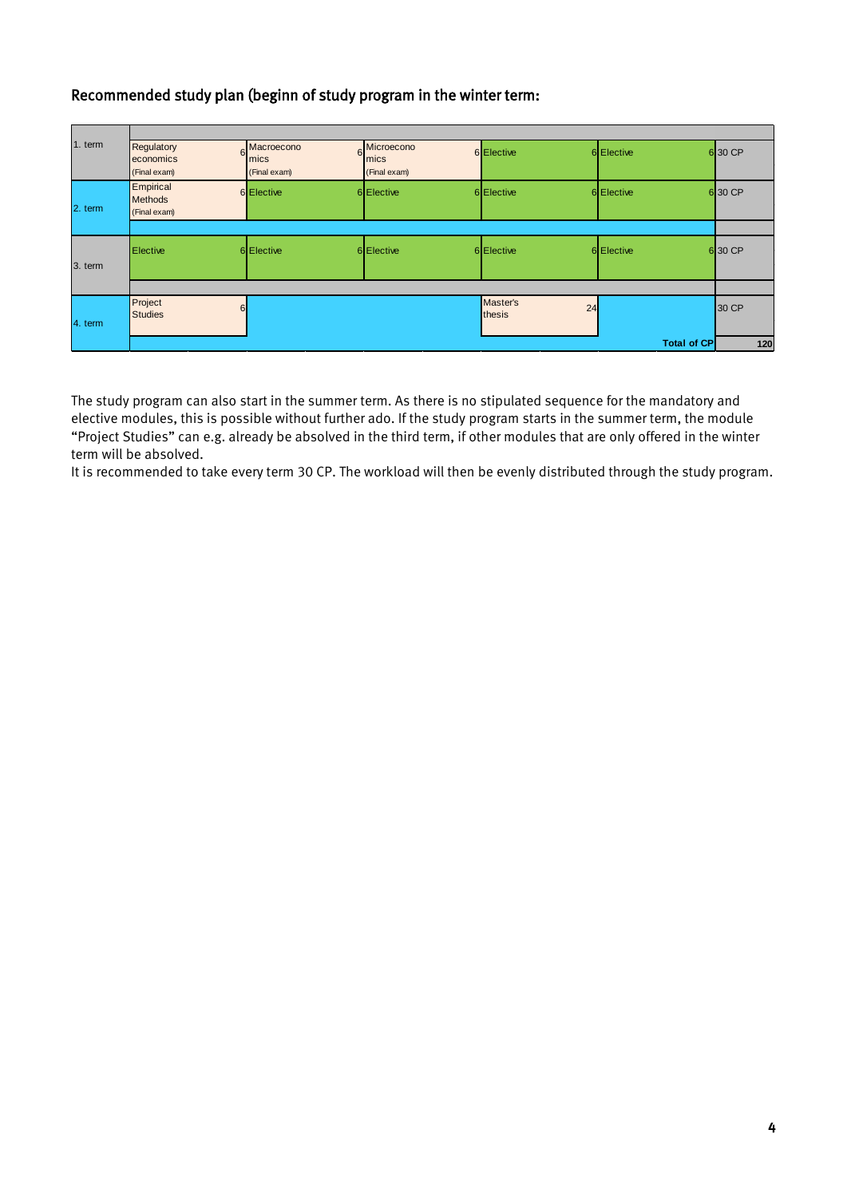### Recommended study plan (beginn of study program in the winter term:

| Term | Module | CP | Module | CP | Module | CP | Module | CP | Module | CP | Total |
|---|---|---|---|---|---|---|---|---|---|---|---|
| 1. term | Regulatory economics (Final exam) | 6 | Macroeconomics (Final exam) | 6 | Microeconomics (Final exam) | 6 | Elective | 6 | Elective | 6 | 30 CP |
| 2. term | Empirical Methods (Final exam) | 6 | Elective | 6 | Elective | 6 | Elective | 6 | Elective | 6 | 30 CP |
| 3. term | Elective | 6 | Elective | 6 | Elective | 6 | Elective | 6 | Elective | 6 | 30 CP |
| 4. term | Project Studies | 6 | | | | | Master's thesis | 24 | | | 30 CP |
| | | | | | | | | | | Total of CP | 120 |

The study program can also start in the summer term. As there is no stipulated sequence for the mandatory and elective modules, this is possible without further ado. If the study program starts in the summer term, the module "Project Studies" can e.g. already be absolved in the third term, if other modules that are only offered in the winter term will be absolved.

It is recommended to take every term 30 CP. The workload will then be evenly distributed through the study program.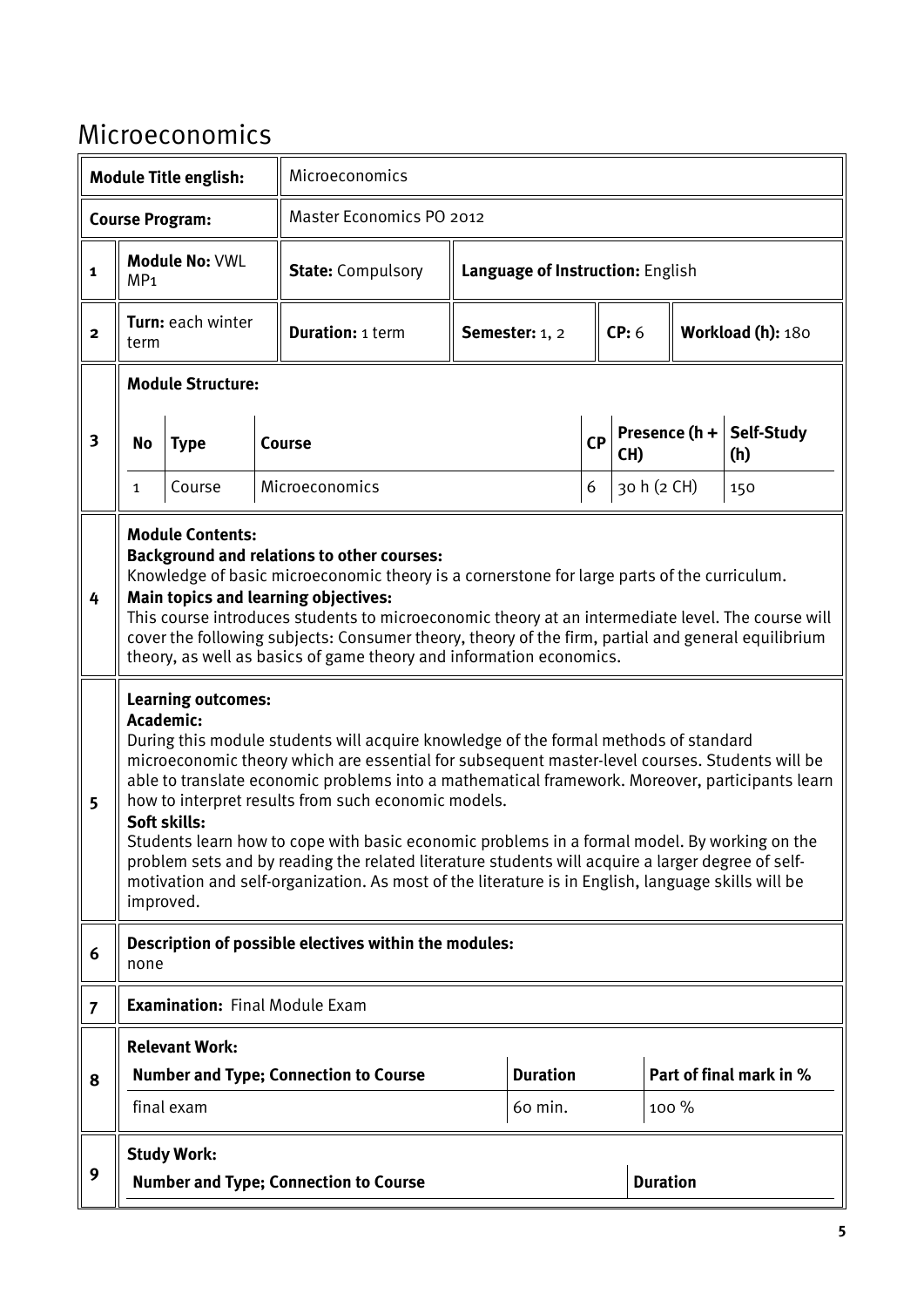# Microeconomics

| **Module Title english:** | Microeconomics | | | | |
|---|---|---|---|---|---|
| **Course Program:** | Master Economics PO 2012 | | | | |
| **1** | **Module No:** VWL MP1 | **State:** Compulsory | **Language of Instruction:** English | | |
| **2** | **Turn:** each winter term | **Duration:** 1 term | **Semester:** 1, 2 | **CP:** 6 | **Workload (h):** 180 |

**3 Module Structure:**

| No | Type | Course | CP | Presence (h + CH) | Self-Study (h) |
|---|---|---|---|---|---|
| 1 | Course | Microeconomics | 6 | 30 h (2 CH) | 150 |

**4 Module Contents:**

**Background and relations to other courses:**
Knowledge of basic microeconomic theory is a cornerstone for large parts of the curriculum.

**Main topics and learning objectives:**
This course introduces students to microeconomic theory at an intermediate level. The course will cover the following subjects: Consumer theory, theory of the firm, partial and general equilibrium theory, as well as basics of game theory and information economics.

**5 Learning outcomes:**

**Academic:**
During this module students will acquire knowledge of the formal methods of standard microeconomic theory which are essential for subsequent master-level courses. Students will be able to translate economic problems into a mathematical framework. Moreover, participants learn how to interpret results from such economic models.

**Soft skills:**
Students learn how to cope with basic economic problems in a formal model. By working on the problem sets and by reading the related literature students will acquire a larger degree of self-motivation and self-organization. As most of the literature is in English, language skills will be improved.

**6 Description of possible electives within the modules:**
none

**7 Examination:** Final Module Exam

**8 Relevant Work:**

| Number and Type; Connection to Course | Duration | Part of final mark in % |
|---|---|---|
| final exam | 60 min. | 100 % |

**9 Study Work:**

| Number and Type; Connection to Course | Duration |
|---|---|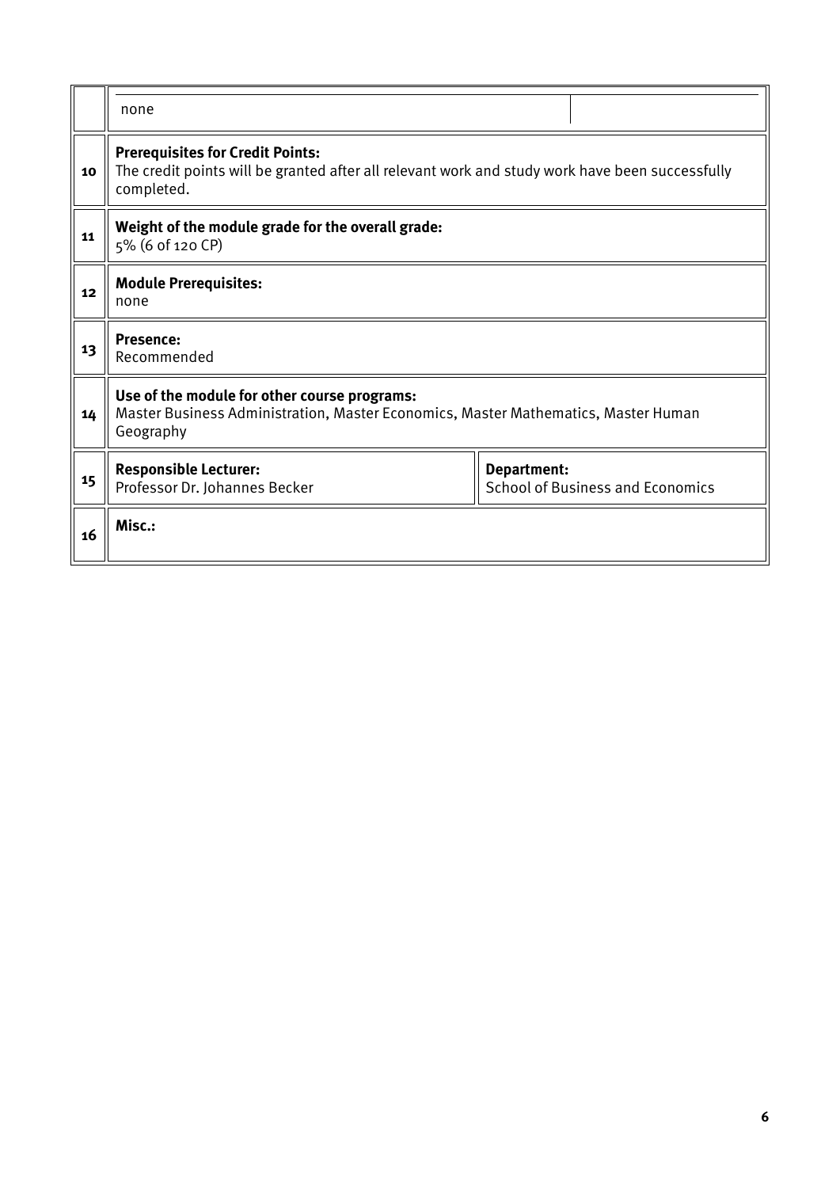|    |    |    |
|---|---|---|
|    | none |    |
| 10 | **Prerequisites for Credit Points:**<br>The credit points will be granted after all relevant work and study work have been successfully completed. |    |
| 11 | **Weight of the module grade for the overall grade:**<br>5% (6 of 120 CP) |    |
| 12 | **Module Prerequisites:**<br>none |    |
| 13 | **Presence:**<br>Recommended |    |
| 14 | **Use of the module for other course programs:**<br>Master Business Administration, Master Economics, Master Mathematics, Master Human Geography |    |
| 15 | **Responsible Lecturer:**<br>Professor Dr. Johannes Becker | **Department:**<br>School of Business and Economics |
| 16 | **Misc.:** |    |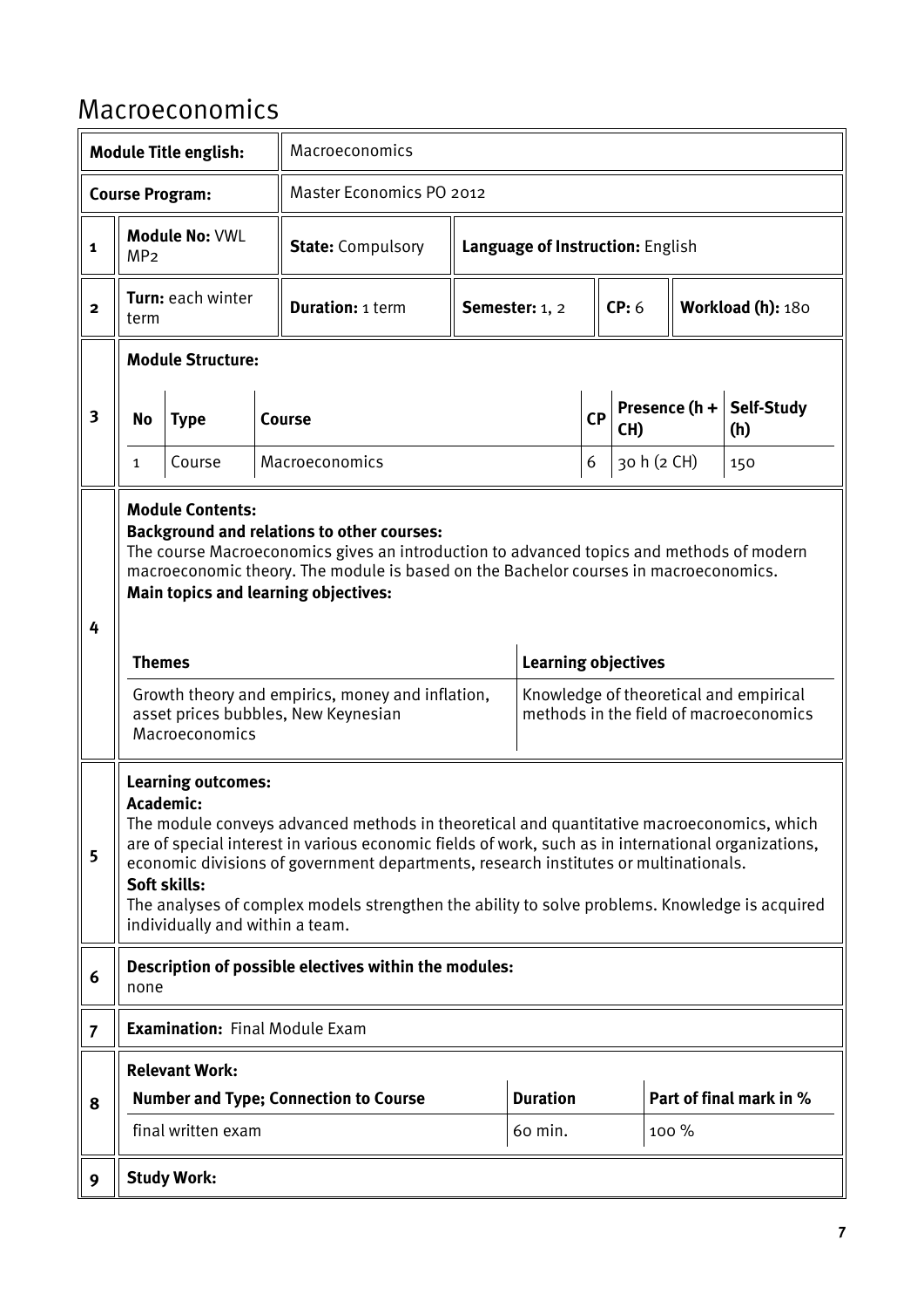# Macroeconomics

| **Module Title english:** | Macroeconomics |
|---|---|
| **Course Program:** | Master Economics PO 2012 |

| | | | | | | |
|---|---|---|---|---|---|---|
| **1** | **Module No:** VWL MP2 | **State:** Compulsory | **Language of Instruction:** English | | | |
| **2** | **Turn:** each winter term | **Duration:** 1 term | **Semester:** 1, 2 | **CP:** 6 | **Workload (h):** 180 | |

**3 Module Structure:**

| No | Type | Course | CP | Presence (h + CH) | Self-Study (h) |
|---|---|---|---|---|---|
| 1 | Course | Macroeconomics | 6 | 30 h (2 CH) | 150 |

**4 Module Contents:**

**Background and relations to other courses:**
The course Macroeconomics gives an introduction to advanced topics and methods of modern macroeconomic theory. The module is based on the Bachelor courses in macroeconomics.
**Main topics and learning objectives:**

| Themes | Learning objectives |
|---|---|
| Growth theory and empirics, money and inflation, asset prices bubbles, New Keynesian Macroeconomics | Knowledge of theoretical and empirical methods in the field of macroeconomics |

**5 Learning outcomes:**

**Academic:**
The module conveys advanced methods in theoretical and quantitative macroeconomics, which are of special interest in various economic fields of work, such as in international organizations, economic divisions of government departments, research institutes or multinationals.
**Soft skills:**
The analyses of complex models strengthen the ability to solve problems. Knowledge is acquired individually and within a team.

**6 Description of possible electives within the modules:**
none

**7 Examination:** Final Module Exam

**8 Relevant Work:**

| Number and Type; Connection to Course | Duration | Part of final mark in % |
|---|---|---|
| final written exam | 60 min. | 100 % |

**9 Study Work:**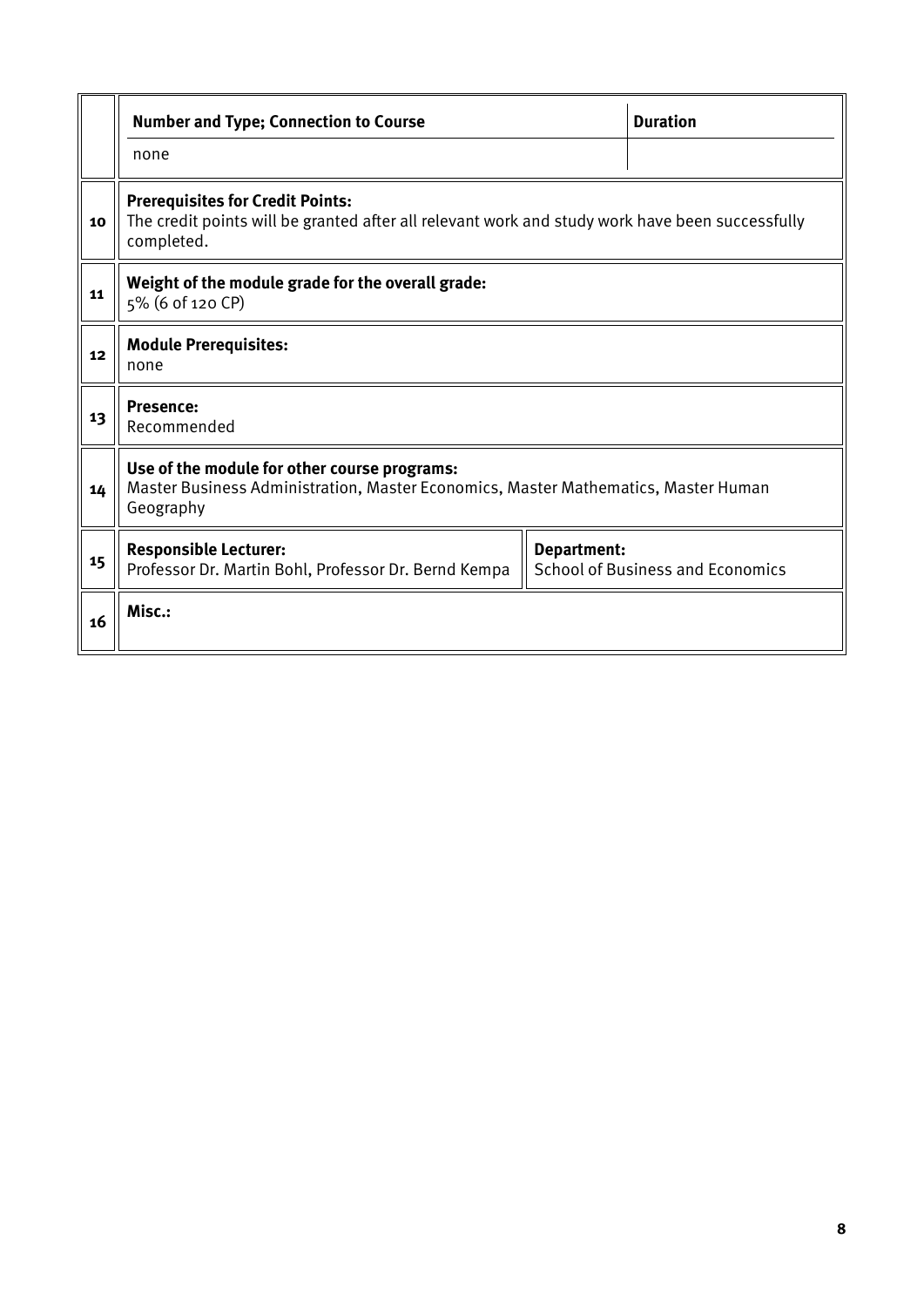|  | **Number and Type; Connection to Course** | | **Duration** |
|---|---|---|---|
|  | none | | |
| 10 | **Prerequisites for Credit Points:** The credit points will be granted after all relevant work and study work have been successfully completed. | | |
| 11 | **Weight of the module grade for the overall grade:** 5% (6 of 120 CP) | | |
| 12 | **Module Prerequisites:** none | | |
| 13 | **Presence:** Recommended | | |
| 14 | **Use of the module for other course programs:** Master Business Administration, Master Economics, Master Mathematics, Master Human Geography | | |
| 15 | **Responsible Lecturer:** Professor Dr. Martin Bohl, Professor Dr. Bernd Kempa | **Department:** School of Business and Economics | |
| 16 | **Misc.:** | | |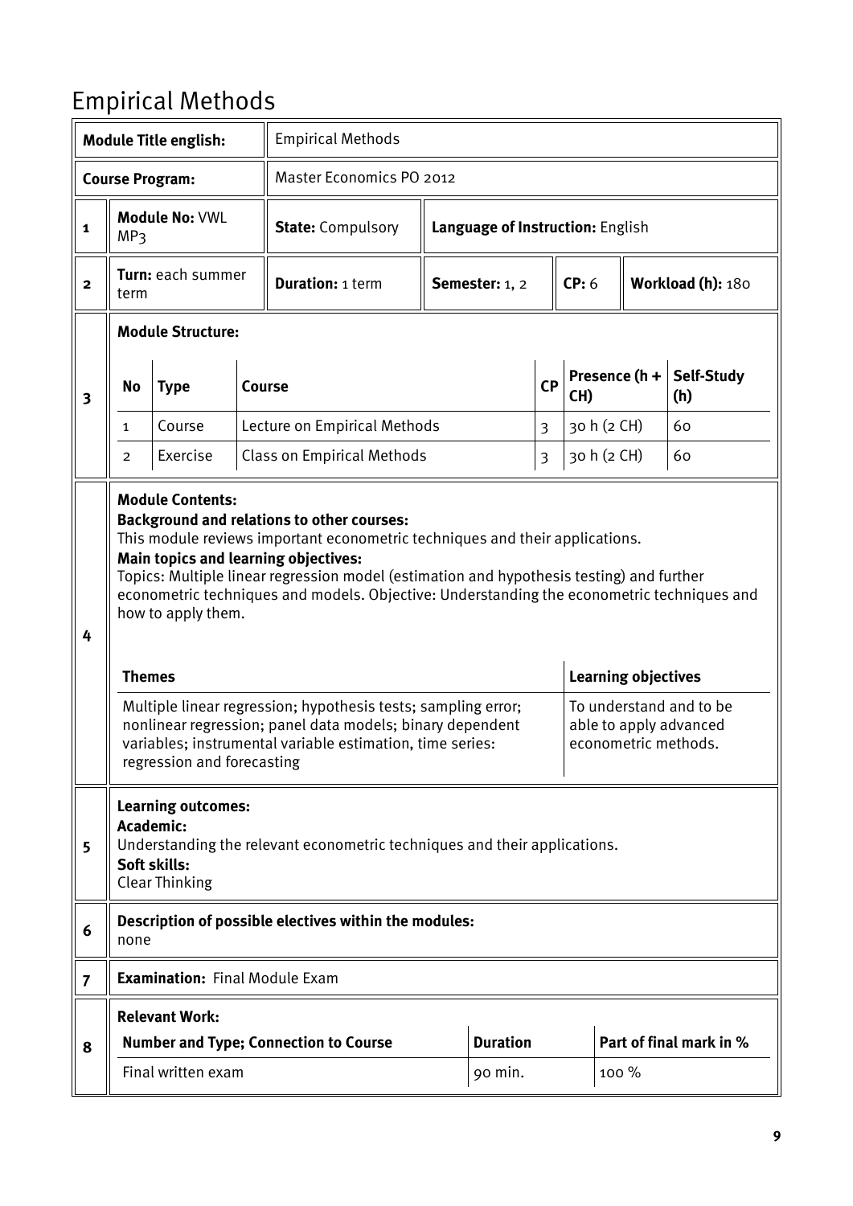# Empirical Methods

| | | | | | | |
|---|---|---|---|---|---|---|
| | **Module Title english:** | Empirical Methods | | | | |
| | **Course Program:** | Master Economics PO 2012 | | | | |
| **1** | **Module No:** VWL MP3 | **State:** Compulsory | **Language of Instruction:** English | | | |
| **2** | **Turn:** each summer term | **Duration:** 1 term | **Semester:** 1, 2 | **CP:** 6 | **Workload (h):** 180 | |

**3 Module Structure:**

| No | Type | Course | CP | Presence (h + CH) | Self-Study (h) |
|---|---|---|---|---|---|
| 1 | Course | Lecture on Empirical Methods | 3 | 30 h (2 CH) | 60 |
| 2 | Exercise | Class on Empirical Methods | 3 | 30 h (2 CH) | 60 |

**4 Module Contents:**

**Background and relations to other courses:**
This module reviews important econometric techniques and their applications.

**Main topics and learning objectives:**
Topics: Multiple linear regression model (estimation and hypothesis testing) and further econometric techniques and models. Objective: Understanding the econometric techniques and how to apply them.

| Themes | Learning objectives |
|---|---|
| Multiple linear regression; hypothesis tests; sampling error; nonlinear regression; panel data models; binary dependent variables; instrumental variable estimation, time series: regression and forecasting | To understand and to be able to apply advanced econometric methods. |

**5 Learning outcomes:**

**Academic:**
Understanding the relevant econometric techniques and their applications.

**Soft skills:**
Clear Thinking

**6 Description of possible electives within the modules:**
none

**7 Examination:** Final Module Exam

**8 Relevant Work:**

| Number and Type; Connection to Course | Duration | Part of final mark in % |
|---|---|---|
| Final written exam | 90 min. | 100 % |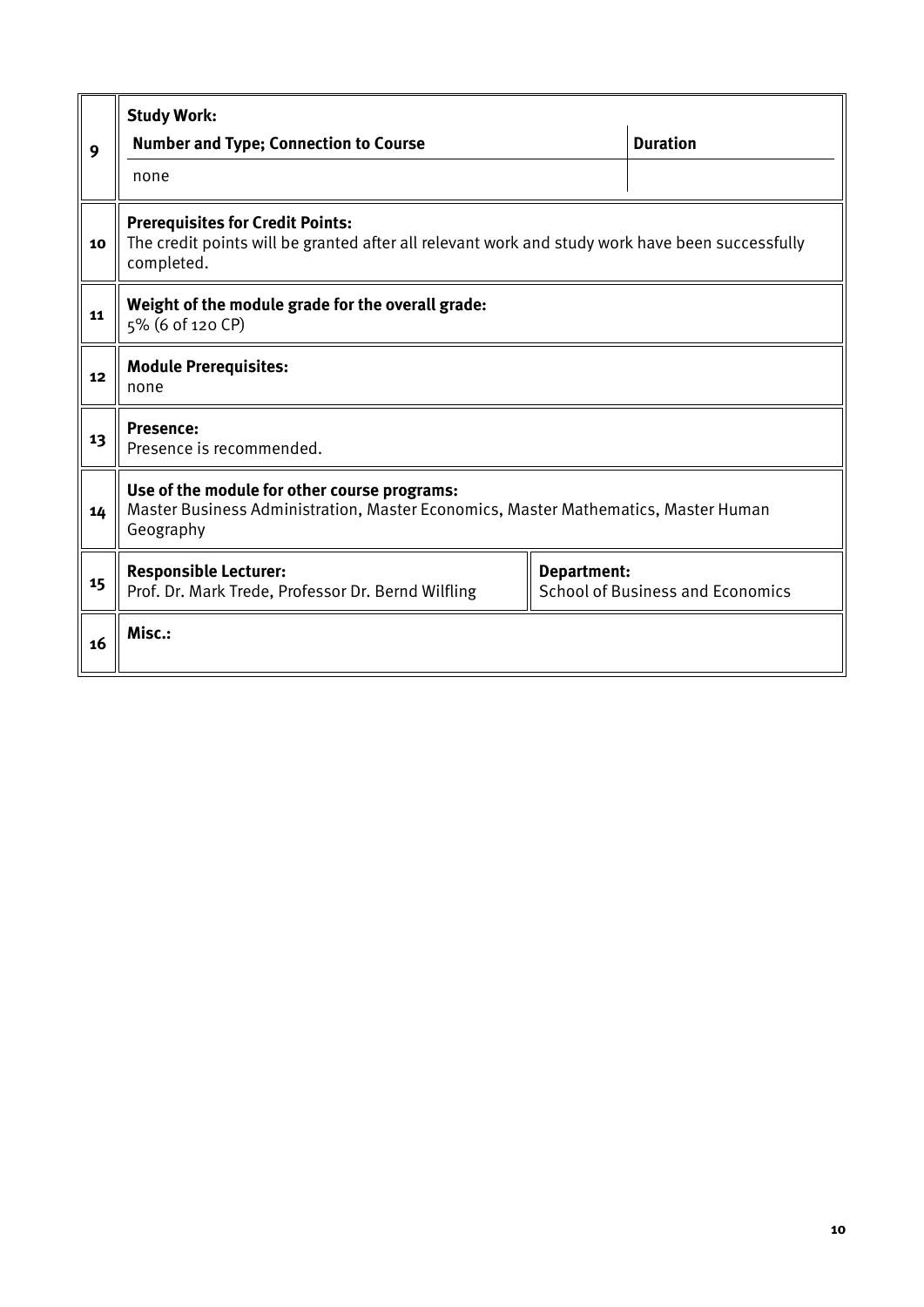| | | |
|---|---|---|
| 9 | **Study Work:**<br>**Number and Type; Connection to Course**<br>none | <br>**Duration**<br> |
| 10 | **Prerequisites for Credit Points:**<br>The credit points will be granted after all relevant work and study work have been successfully completed. | |
| 11 | **Weight of the module grade for the overall grade:**<br>5% (6 of 120 CP) | |
| 12 | **Module Prerequisites:**<br>none | |
| 13 | **Presence:**<br>Presence is recommended. | |
| 14 | **Use of the module for other course programs:**<br>Master Business Administration, Master Economics, Master Mathematics, Master Human Geography | |
| 15 | **Responsible Lecturer:**<br>Prof. Dr. Mark Trede, Professor Dr. Bernd Wilfling | **Department:**<br>School of Business and Economics |
| 16 | **Misc.:** | |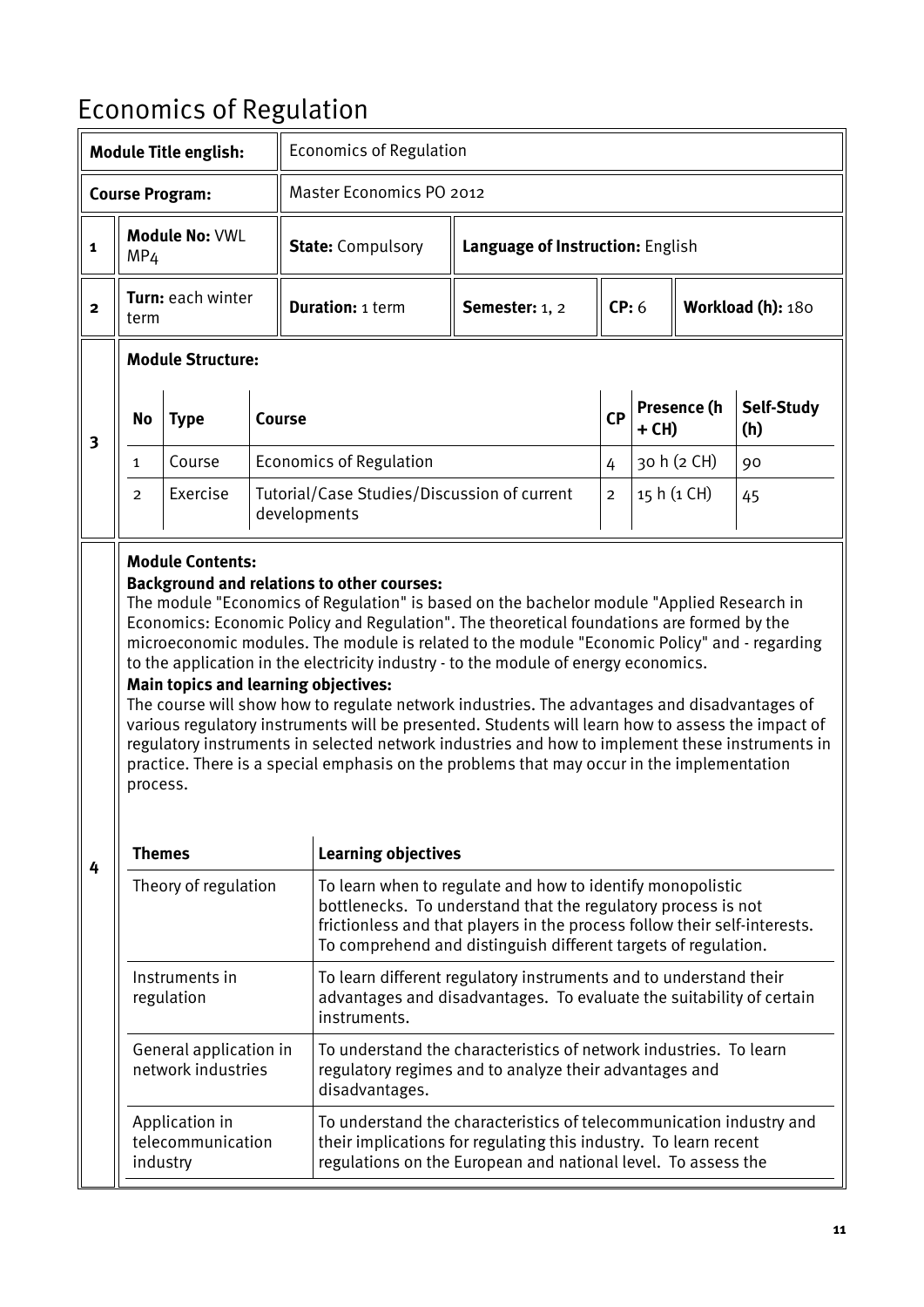# Economics of Regulation

| | | | | | | | |
|---|---|---|---|---|---|---|---|
| **Module Title english:** | | Economics of Regulation | | | | | |
| **Course Program:** | | Master Economics PO 2012 | | | | | |
| **1** | **Module No:** VWL MP4 | **State:** Compulsory | **Language of Instruction:** English | | | | |
| **2** | **Turn:** each winter term | **Duration:** 1 term | **Semester:** 1, 2 | **CP:** 6 | **Workload (h):** 180 | | |

**3 Module Structure:**

| No | Type | Course | CP | Presence (h + CH) | Self-Study (h) |
|---|---|---|---|---|---|
| 1 | Course | Economics of Regulation | 4 | 30 h (2 CH) | 90 |
| 2 | Exercise | Tutorial/Case Studies/Discussion of current developments | 2 | 15 h (1 CH) | 45 |

**4 Module Contents:**

**Background and relations to other courses:**
The module "Economics of Regulation" is based on the bachelor module "Applied Research in Economics: Economic Policy and Regulation". The theoretical foundations are formed by the microeconomic modules. The module is related to the module "Economic Policy" and - regarding to the application in the electricity industry - to the module of energy economics.

**Main topics and learning objectives:**
The course will show how to regulate network industries. The advantages and disadvantages of various regulatory instruments will be presented. Students will learn how to assess the impact of regulatory instruments in selected network industries and how to implement these instruments in practice. There is a special emphasis on the problems that may occur in the implementation process.

| Themes | Learning objectives |
|---|---|
| Theory of regulation | To learn when to regulate and how to identify monopolistic bottlenecks. To understand that the regulatory process is not frictionless and that players in the process follow their self-interests. To comprehend and distinguish different targets of regulation. |
| Instruments in regulation | To learn different regulatory instruments and to understand their advantages and disadvantages. To evaluate the suitability of certain instruments. |
| General application in network industries | To understand the characteristics of network industries. To learn regulatory regimes and to analyze their advantages and disadvantages. |
| Application in telecommunication industry | To understand the characteristics of telecommunication industry and their implications for regulating this industry. To learn recent regulations on the European and national level. To assess the |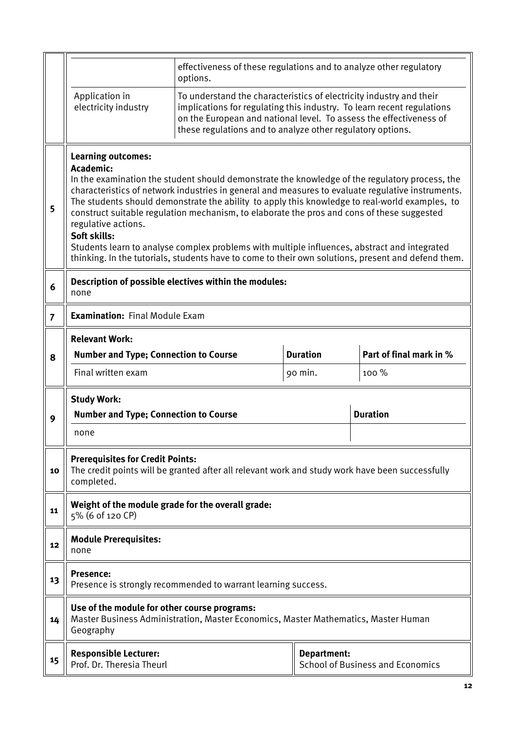| | | |
|---|---|---|
| | | effectiveness of these regulations and to analyze other regulatory options. |
| | Application in electricity industry | To understand the characteristics of electricity industry and their implications for regulating this industry. To learn recent regulations on the European and national level. To assess the effectiveness of these regulations and to analyze other regulatory options. |

| | |
|---|---|
| 5 | **Learning outcomes:**<br>**Academic:**<br>In the examination the student should demonstrate the knowledge of the regulatory process, the characteristics of network industries in general and measures to evaluate regulative instruments. The students should demonstrate the ability to apply this knowledge to real-world examples, to construct suitable regulation mechanism, to elaborate the pros and cons of these suggested regulative actions.<br>**Soft skills:**<br>Students learn to analyse complex problems with multiple influences, abstract and integrated thinking. In the tutorials, students have to come to their own solutions, present and defend them. |
| 6 | **Description of possible electives within the modules:**<br>none |
| 7 | **Examination:** Final Module Exam |

**8 — Relevant Work:**

| Number and Type; Connection to Course | Duration | Part of final mark in % |
|---|---|---|
| Final written exam | 90 min. | 100 % |

**9 — Study Work:**

| Number and Type; Connection to Course | Duration |
|---|---|
| none | |

| | |
|---|---|
| 10 | **Prerequisites for Credit Points:**<br>The credit points will be granted after all relevant work and study work have been successfully completed. |
| 11 | **Weight of the module grade for the overall grade:**<br>5% (6 of 120 CP) |
| 12 | **Module Prerequisites:**<br>none |
| 13 | **Presence:**<br>Presence is strongly recommended to warrant learning success. |
| 14 | **Use of the module for other course programs:**<br>Master Business Administration, Master Economics, Master Mathematics, Master Human Geography |
| 15 | **Responsible Lecturer:**<br>Prof. Dr. Theresia Theurl |

**Department:**
School of Business and Economics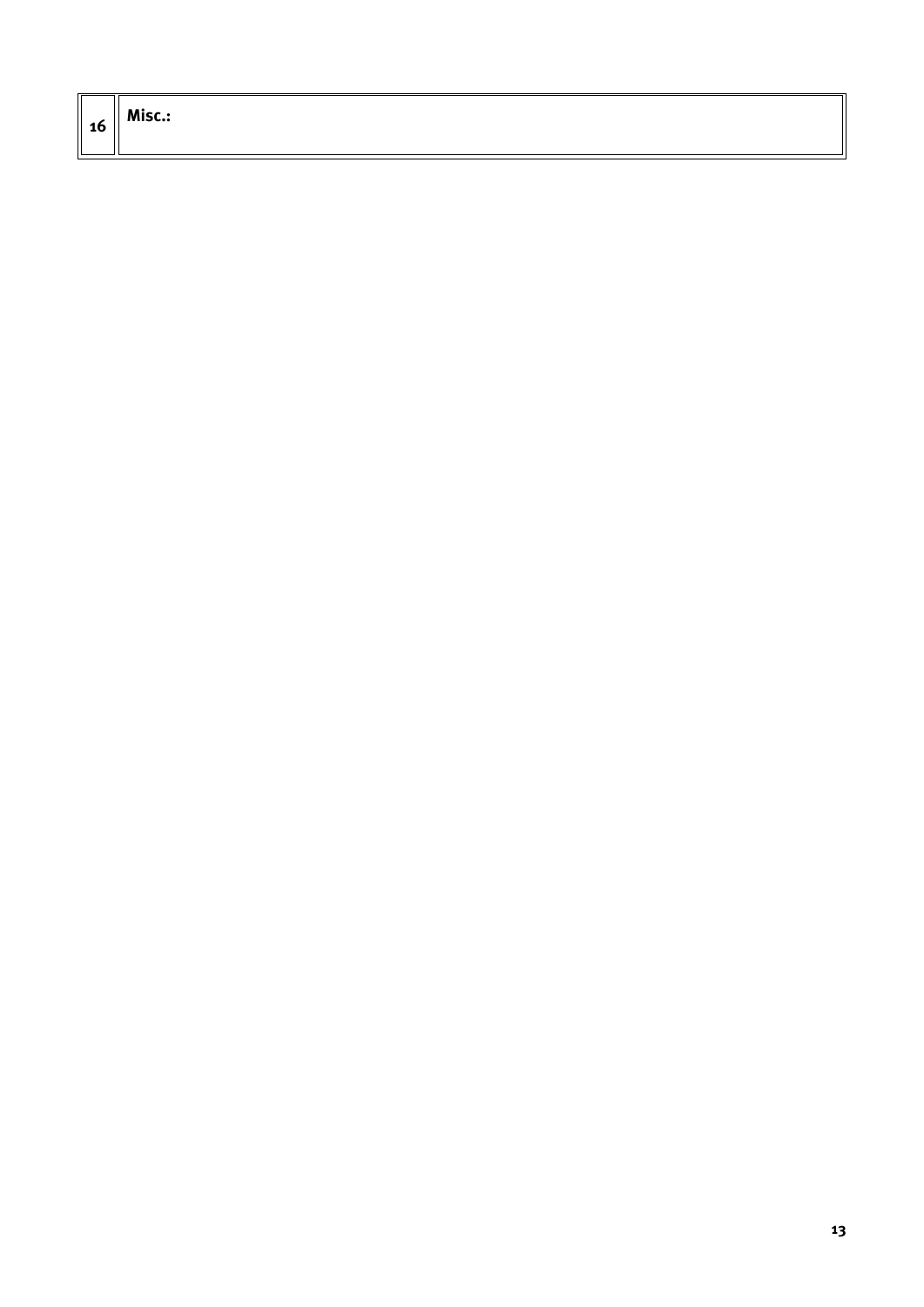| 16 | **Misc.:** |
| --- | --- |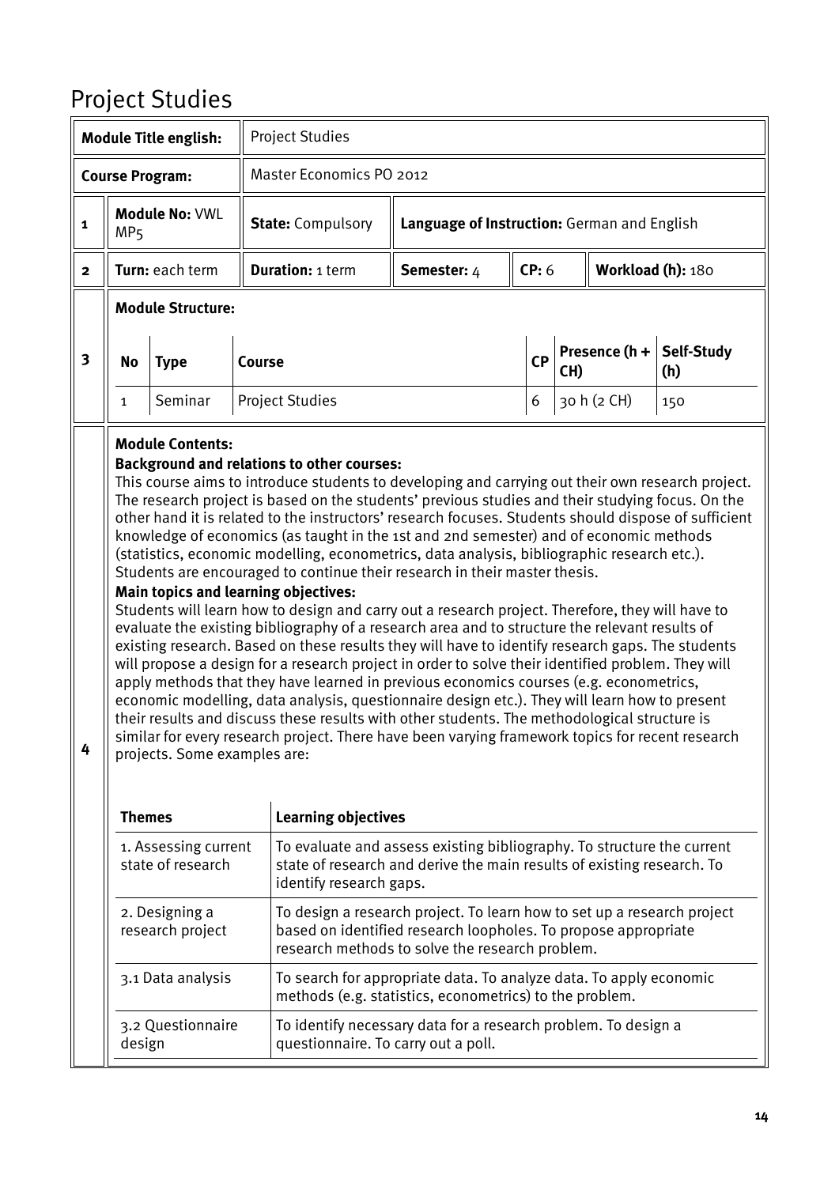# Project Studies

| **Module Title english:** | Project Studies | | | | |
|---|---|---|---|---|---|
| **Course Program:** | Master Economics PO 2012 | | | | |
| **1** | **Module No:** VWL MP5 | **State:** Compulsory | **Language of Instruction:** German and English | | |
| **2** | **Turn:** each term | **Duration:** 1 term | **Semester:** 4 | **CP:** 6 | **Workload (h):** 180 |

**3 Module Structure:**

| No | Type | Course | CP | Presence (h + CH) | Self-Study (h) |
|---|---|---|---|---|---|
| 1 | Seminar | Project Studies | 6 | 30 h (2 CH) | 150 |

**4 Module Contents:**

**Background and relations to other courses:**

This course aims to introduce students to developing and carrying out their own research project. The research project is based on the students' previous studies and their studying focus. On the other hand it is related to the instructors' research focuses. Students should dispose of sufficient knowledge of economics (as taught in the 1st and 2nd semester) and of economic methods (statistics, economic modelling, econometrics, data analysis, bibliographic research etc.). Students are encouraged to continue their research in their master thesis.

**Main topics and learning objectives:**

Students will learn how to design and carry out a research project. Therefore, they will have to evaluate the existing bibliography of a research area and to structure the relevant results of existing research. Based on these results they will have to identify research gaps. The students will propose a design for a research project in order to solve their identified problem. They will apply methods that they have learned in previous economics courses (e.g. econometrics, economic modelling, data analysis, questionnaire design etc.). They will learn how to present their results and discuss these results with other students. The methodological structure is similar for every research project. There have been varying framework topics for recent research projects. Some examples are:

| Themes | Learning objectives |
|---|---|
| 1. Assessing current state of research | To evaluate and assess existing bibliography. To structure the current state of research and derive the main results of existing research. To identify research gaps. |
| 2. Designing a research project | To design a research project. To learn how to set up a research project based on identified research loopholes. To propose appropriate research methods to solve the research problem. |
| 3.1 Data analysis | To search for appropriate data. To analyze data. To apply economic methods (e.g. statistics, econometrics) to the problem. |
| 3.2 Questionnaire design | To identify necessary data for a research problem. To design a questionnaire. To carry out a poll. |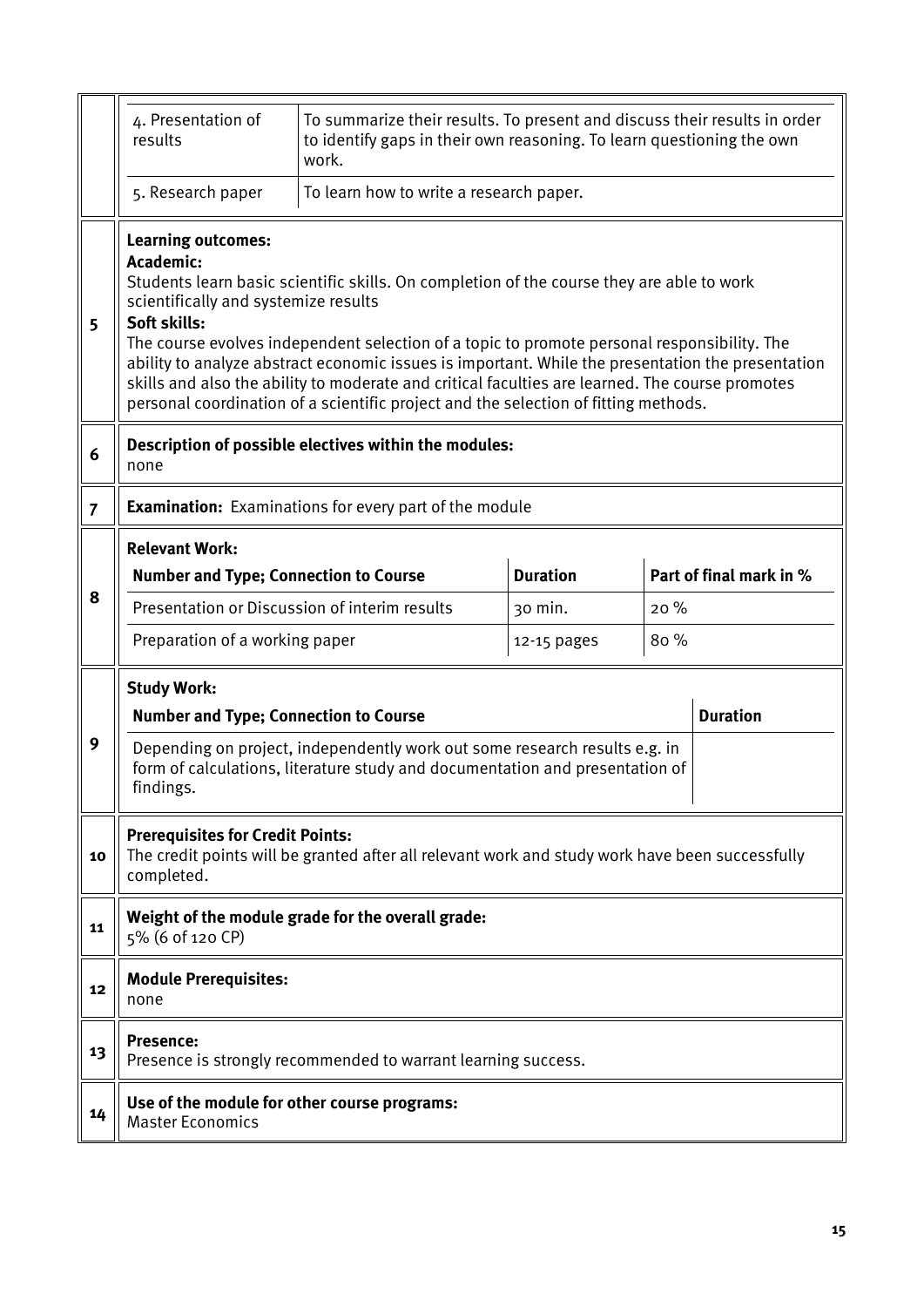| | | |
|---|---|---|
| | 4. Presentation of results | To summarize their results. To present and discuss their results in order to identify gaps in their own reasoning. To learn questioning the own work. |
| | 5. Research paper | To learn how to write a research paper. |

| | |
|---|---|
| 5 | **Learning outcomes:**<br>**Academic:**<br>Students learn basic scientific skills. On completion of the course they are able to work scientifically and systemize results<br>**Soft skills:**<br>The course evolves independent selection of a topic to promote personal responsibility. The ability to analyze abstract economic issues is important. While the presentation the presentation skills and also the ability to moderate and critical faculties are learned. The course promotes personal coordination of a scientific project and the selection of fitting methods. |
| 6 | **Description of possible electives within the modules:**<br>none |
| 7 | **Examination:** Examinations for every part of the module |

**8 Relevant Work:**

| Number and Type; Connection to Course | Duration | Part of final mark in % |
|---|---|---|
| Presentation or Discussion of interim results | 30 min. | 20 % |
| Preparation of a working paper | 12-15 pages | 80 % |

**9 Study Work:**

| Number and Type; Connection to Course | Duration |
|---|---|
| Depending on project, independently work out some research results e.g. in form of calculations, literature study and documentation and presentation of findings. | |

| | |
|---|---|
| 10 | **Prerequisites for Credit Points:**<br>The credit points will be granted after all relevant work and study work have been successfully completed. |
| 11 | **Weight of the module grade for the overall grade:**<br>5% (6 of 120 CP) |
| 12 | **Module Prerequisites:**<br>none |
| 13 | **Presence:**<br>Presence is strongly recommended to warrant learning success. |
| 14 | **Use of the module for other course programs:**<br>Master Economics |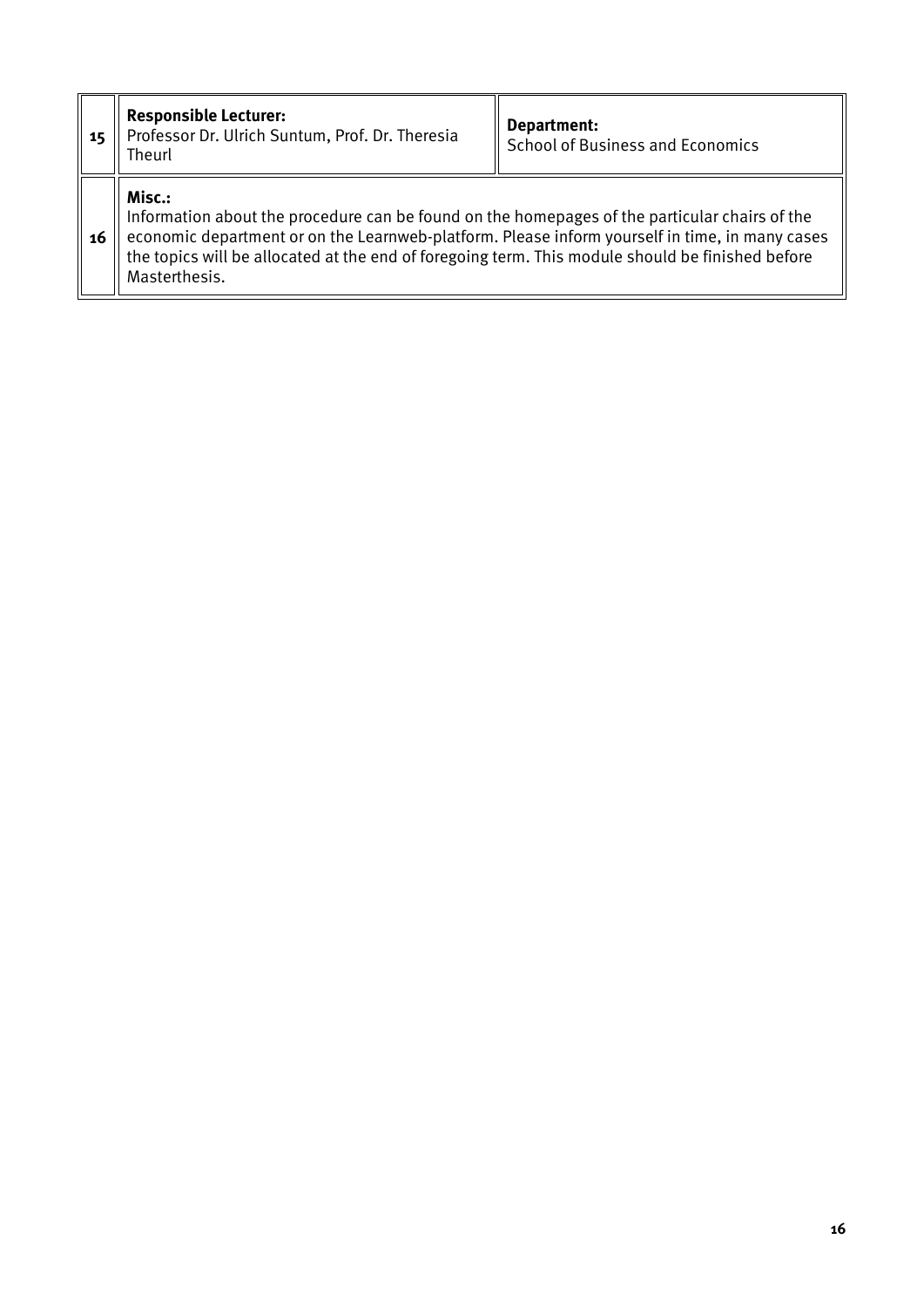| | | |
|---|---|---|
| 15 | **Responsible Lecturer:** Professor Dr. Ulrich Suntum, Prof. Dr. Theresia Theurl | **Department:** School of Business and Economics |
| 16 | **Misc.:** Information about the procedure can be found on the homepages of the particular chairs of the economic department or on the Learnweb-platform. Please inform yourself in time, in many cases the topics will be allocated at the end of foregoing term. This module should be finished before Masterthesis. | |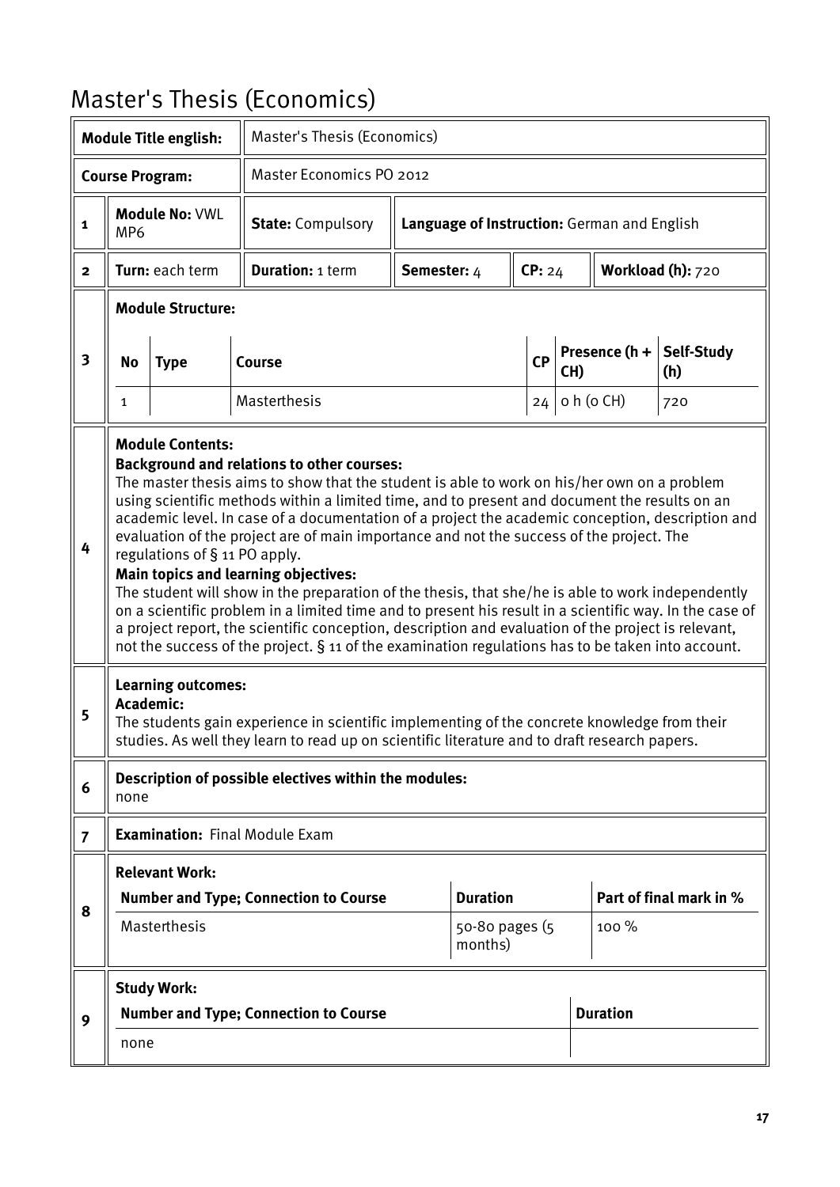# Master's Thesis (Economics)

| | | | | | | |
|---|---|---|---|---|---|---|
| **Module Title english:** | | Master's Thesis (Economics) | | | | |
| **Course Program:** | | Master Economics PO 2012 | | | | |
| **1** | **Module No:** VWL MP6 | **State:** Compulsory | **Language of Instruction:** German and English | | | |
| **2** | **Turn:** each term | **Duration:** 1 term | **Semester:** 4 | **CP:** 24 | **Workload (h):** 720 | |

**3 Module Structure:**

| No | Type | Course | CP | Presence (h + CH) | Self-Study (h) |
|---|---|---|---|---|---|
| 1 | | Masterthesis | 24 | 0 h (0 CH) | 720 |

**4 Module Contents:**

**Background and relations to other courses:**
The master thesis aims to show that the student is able to work on his/her own on a problem using scientific methods within a limited time, and to present and document the results on an academic level. In case of a documentation of a project the academic conception, description and evaluation of the project are of main importance and not the success of the project. The regulations of § 11 PO apply.

**Main topics and learning objectives:**
The student will show in the preparation of the thesis, that she/he is able to work independently on a scientific problem in a limited time and to present his result in a scientific way. In the case of a project report, the scientific conception, description and evaluation of the project is relevant, not the success of the project. § 11 of the examination regulations has to be taken into account.

**5 Learning outcomes:**

**Academic:**
The students gain experience in scientific implementing of the concrete knowledge from their studies. As well they learn to read up on scientific literature and to draft research papers.

**6 Description of possible electives within the modules:**
none

**7 Examination:** Final Module Exam

**8 Relevant Work:**

| Number and Type; Connection to Course | Duration | Part of final mark in % |
|---|---|---|
| Masterthesis | 50-80 pages (5 months) | 100 % |

**9 Study Work:**

| Number and Type; Connection to Course | Duration |
|---|---|
| none | |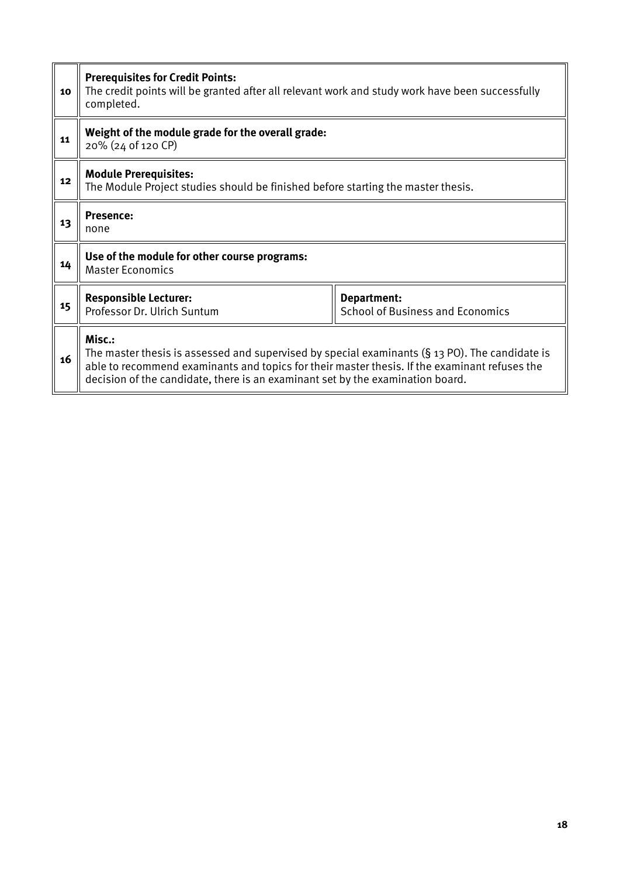| | | |
|---|---|---|
| 10 | **Prerequisites for Credit Points:** The credit points will be granted after all relevant work and study work have been successfully completed. | |
| 11 | **Weight of the module grade for the overall grade:** 20% (24 of 120 CP) | |
| 12 | **Module Prerequisites:** The Module Project studies should be finished before starting the master thesis. | |
| 13 | **Presence:** none | |
| 14 | **Use of the module for other course programs:** Master Economics | |
| 15 | **Responsible Lecturer:** Professor Dr. Ulrich Suntum | **Department:** School of Business and Economics |
| 16 | **Misc.:** The master thesis is assessed and supervised by special examinants (§ 13 PO). The candidate is able to recommend examinants and topics for their master thesis. If the examinant refuses the decision of the candidate, there is an examinant set by the examination board. | |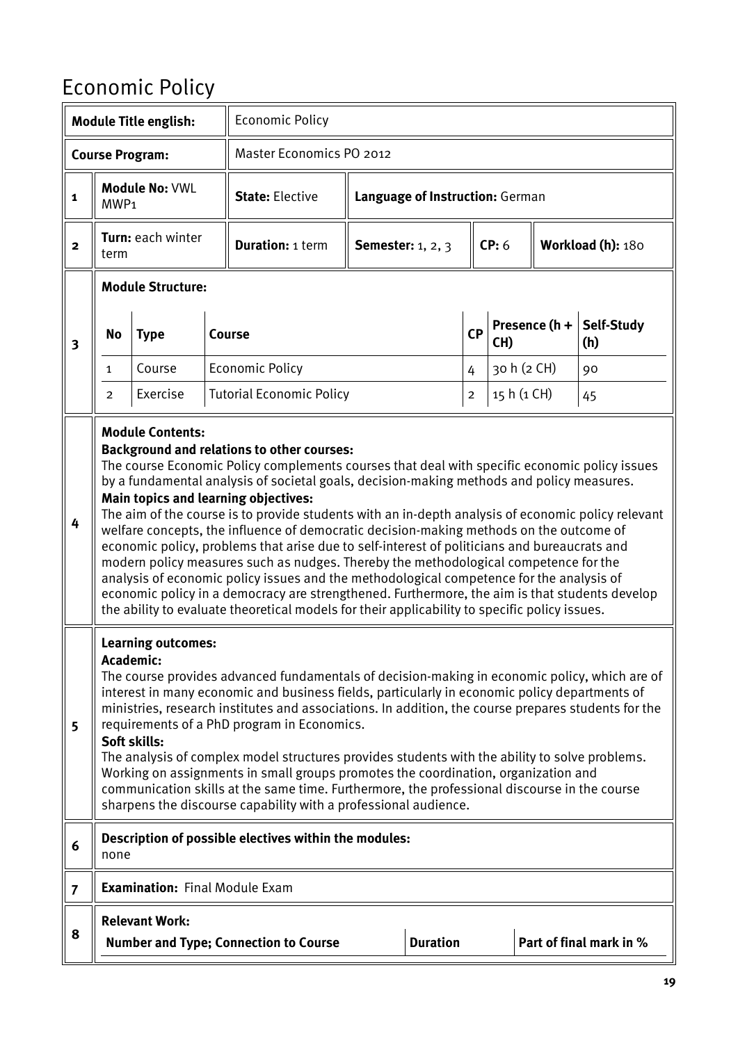# Economic Policy

| | | | | | | |
|---|---|---|---|---|---|---|
| **Module Title english:** | | Economic Policy | | | | |
| **Course Program:** | | Master Economics PO 2012 | | | | |
| **1** | **Module No:** VWL MWP1 | **State:** Elective | **Language of Instruction:** German | | | |
| **2** | **Turn:** each winter term | **Duration:** 1 term | **Semester:** 1, 2, 3 | **CP:** 6 | **Workload (h):** 180 | |

**3 Module Structure:**

| No | Type | Course | CP | Presence (h + CH) | Self-Study (h) |
|---|---|---|---|---|---|
| 1 | Course | Economic Policy | 4 | 30 h (2 CH) | 90 |
| 2 | Exercise | Tutorial Economic Policy | 2 | 15 h (1 CH) | 45 |

**4 Module Contents:**

**Background and relations to other courses:**

The course Economic Policy complements courses that deal with specific economic policy issues by a fundamental analysis of societal goals, decision-making methods and policy measures.

**Main topics and learning objectives:**

The aim of the course is to provide students with an in-depth analysis of economic policy relevant welfare concepts, the influence of democratic decision-making methods on the outcome of economic policy, problems that arise due to self-interest of politicians and bureaucrats and modern policy measures such as nudges. Thereby the methodological competence for the analysis of economic policy issues and the methodological competence for the analysis of economic policy in a democracy are strengthened. Furthermore, the aim is that students develop the ability to evaluate theoretical models for their applicability to specific policy issues.

**5 Learning outcomes:**

**Academic:**

The course provides advanced fundamentals of decision-making in economic policy, which are of interest in many economic and business fields, particularly in economic policy departments of ministries, research institutes and associations. In addition, the course prepares students for the requirements of a PhD program in Economics.

**Soft skills:**

The analysis of complex model structures provides students with the ability to solve problems. Working on assignments in small groups promotes the coordination, organization and communication skills at the same time. Furthermore, the professional discourse in the course sharpens the discourse capability with a professional audience.

**6 Description of possible electives within the modules:**

none

**7 Examination:** Final Module Exam

**8 Relevant Work:**

| Number and Type; Connection to Course | Duration | Part of final mark in % |
|---|---|---|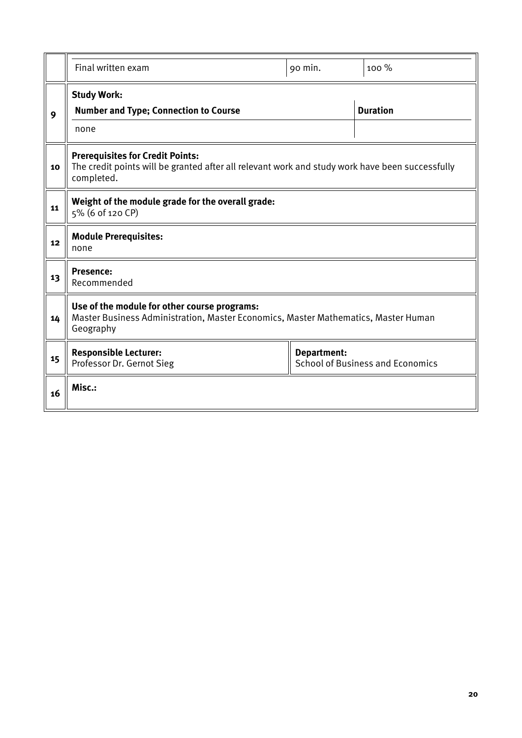| | | | |
|---|---|---|---|
| | Final written exam | 90 min. | 100 % |
| 9 | **Study Work:** | | |
| | **Number and Type; Connection to Course** | | **Duration** |
| | none | | |
| 10 | **Prerequisites for Credit Points:** The credit points will be granted after all relevant work and study work have been successfully completed. | | |
| 11 | **Weight of the module grade for the overall grade:** 5% (6 of 120 CP) | | |
| 12 | **Module Prerequisites:** none | | |
| 13 | **Presence:** Recommended | | |
| 14 | **Use of the module for other course programs:** Master Business Administration, Master Economics, Master Mathematics, Master Human Geography | | |
| 15 | **Responsible Lecturer:** Professor Dr. Gernot Sieg | **Department:** School of Business and Economics | |
| 16 | **Misc.:** | | |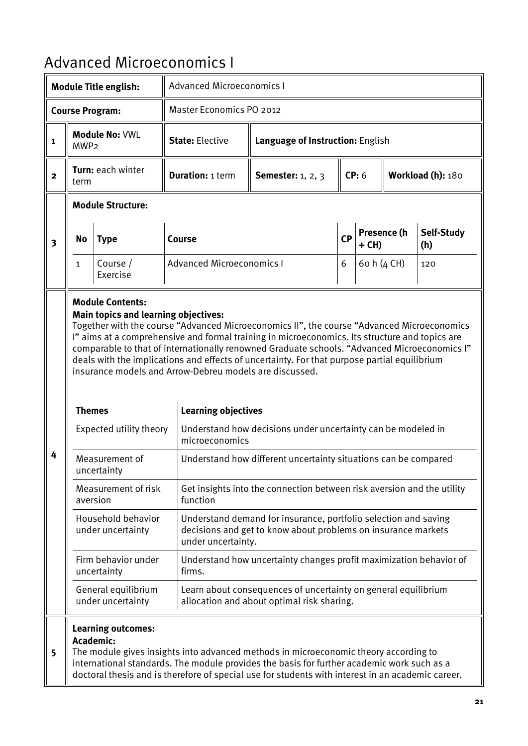# Advanced Microeconomics I

| | | | | | | | |
|---|---|---|---|---|---|---|---|
| **Module Title english:** | | Advanced Microeconomics I | | | | | |
| **Course Program:** | | Master Economics PO 2012 | | | | | |
| 1 | **Module No:** VWL MWP2 | **State:** Elective | **Language of Instruction:** English | | | | |
| 2 | **Turn:** each winter term | **Duration:** 1 term | **Semester:** 1, 2, 3 | **CP:** 6 | **Workload (h):** 180 | | |

**3 Module Structure:**

| No | Type | Course | CP | Presence (h + CH) | Self-Study (h) |
|---|---|---|---|---|---|
| 1 | Course / Exercise | Advanced Microeconomics I | 6 | 60 h (4 CH) | 120 |

**4 Module Contents:**

**Main topics and learning objectives:**

Together with the course "Advanced Microeconomics II", the course "Advanced Microeconomics I" aims at a comprehensive and formal training in microeconomics. Its structure and topics are comparable to that of internationally renowned Graduate schools. "Advanced Microeconomics I" deals with the implications and effects of uncertainty. For that purpose partial equilibrium insurance models and Arrow-Debreu models are discussed.

| Themes | Learning objectives |
|---|---|
| Expected utility theory | Understand how decisions under uncertainty can be modeled in microeconomics |
| Measurement of uncertainty | Understand how different uncertainty situations can be compared |
| Measurement of risk aversion | Get insights into the connection between risk aversion and the utility function |
| Household behavior under uncertainty | Understand demand for insurance, portfolio selection and saving decisions and get to know about problems on insurance markets under uncertainty. |
| Firm behavior under uncertainty | Understand how uncertainty changes profit maximization behavior of firms. |
| General equilibrium under uncertainty | Learn about consequences of uncertainty on general equilibrium allocation and about optimal risk sharing. |

**5 Learning outcomes:**

**Academic:**

The module gives insights into advanced methods in microeconomic theory according to international standards. The module provides the basis for further academic work such as a doctoral thesis and is therefore of special use for students with interest in an academic career.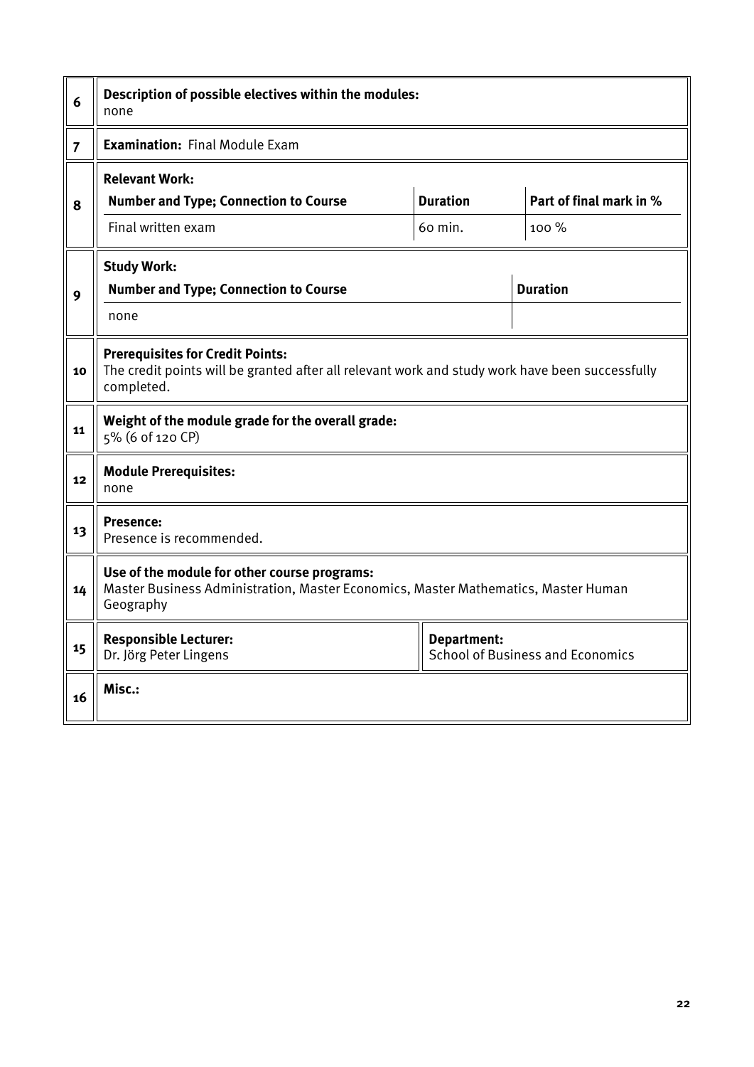| | |
|---|---|
| **6** | **Description of possible electives within the modules:**<br>none |
| **7** | **Examination:** Final Module Exam |
| **8** | **Relevant Work:**<br><table><tr><th>Number and Type; Connection to Course</th><th>Duration</th><th>Part of final mark in %</th></tr><tr><td>Final written exam</td><td>60 min.</td><td>100 %</td></tr></table> |
| **9** | **Study Work:**<br><table><tr><th>Number and Type; Connection to Course</th><th>Duration</th></tr><tr><td>none</td><td></td></tr></table> |
| **10** | **Prerequisites for Credit Points:**<br>The credit points will be granted after all relevant work and study work have been successfully completed. |
| **11** | **Weight of the module grade for the overall grade:**<br>5% (6 of 120 CP) |
| **12** | **Module Prerequisites:**<br>none |
| **13** | **Presence:**<br>Presence is recommended. |
| **14** | **Use of the module for other course programs:**<br>Master Business Administration, Master Economics, Master Mathematics, Master Human Geography |
| **15** | **Responsible Lecturer:**<br>Dr. Jörg Peter Lingens<br>**Department:**<br>School of Business and Economics |
| **16** | **Misc.:** |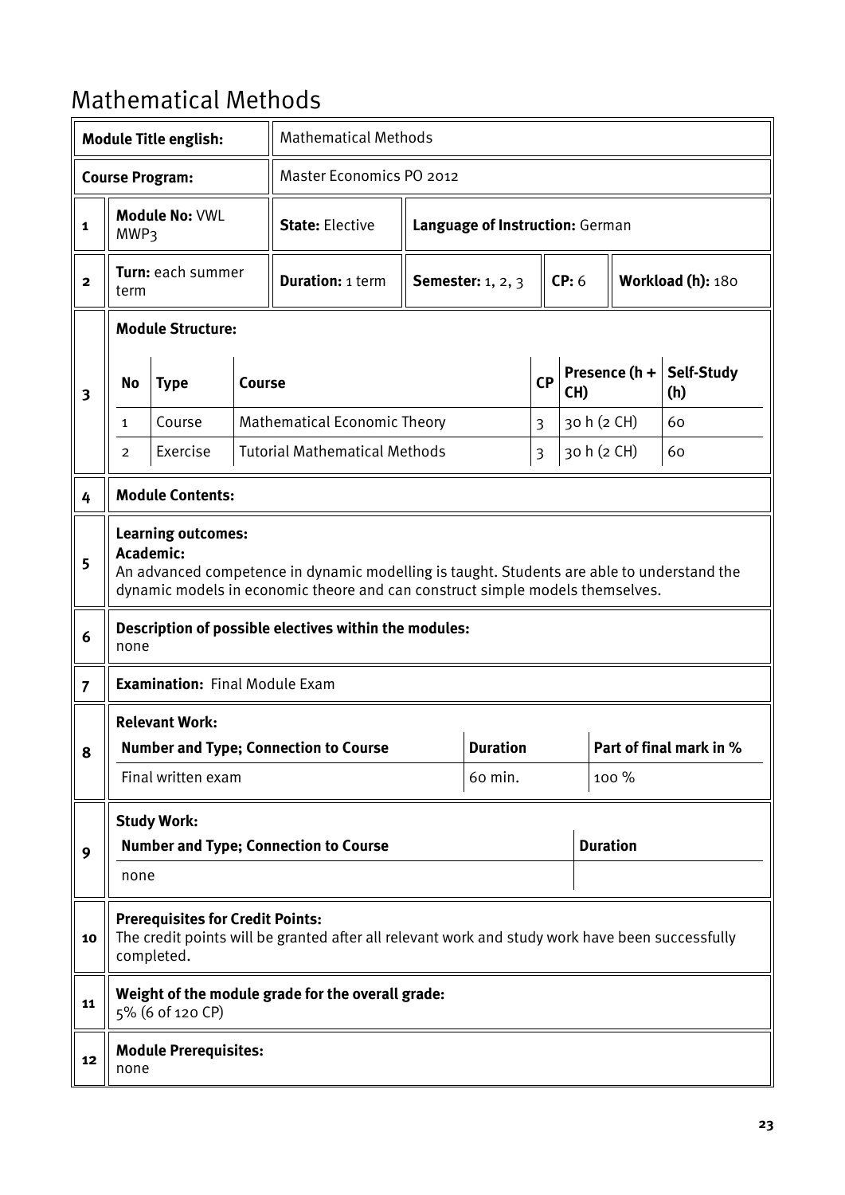# Mathematical Methods

| | | | | | | | |
|---|---|---|---|---|---|---|---|
| | **Module Title english:** | Mathematical Methods | | | | | |
| | **Course Program:** | Master Economics PO 2012 | | | | | |
| **1** | **Module No:** VWL MWP3 | **State:** Elective | **Language of Instruction:** German | | | | |
| **2** | **Turn:** each summer term | **Duration:** 1 term | **Semester:** 1, 2, 3 | **CP:** 6 | **Workload (h):** 180 | | |

**3** **Module Structure:**

| No | Type | Course | CP | Presence (h + CH) | Self-Study (h) |
|---|---|---|---|---|---|
| 1 | Course | Mathematical Economic Theory | 3 | 30 h (2 CH) | 60 |
| 2 | Exercise | Tutorial Mathematical Methods | 3 | 30 h (2 CH) | 60 |

**4** **Module Contents:**

**5** **Learning outcomes:**
**Academic:**
An advanced competence in dynamic modelling is taught. Students are able to understand the dynamic models in economic theore and can construct simple models themselves.

**6** **Description of possible electives within the modules:**
none

**7** **Examination:** Final Module Exam

**8** **Relevant Work:**

| Number and Type; Connection to Course | Duration | Part of final mark in % |
|---|---|---|
| Final written exam | 60 min. | 100 % |

**9** **Study Work:**

| Number and Type; Connection to Course | Duration |
|---|---|
| none | |

**10** **Prerequisites for Credit Points:**
The credit points will be granted after all relevant work and study work have been successfully completed.

**11** **Weight of the module grade for the overall grade:**
5% (6 of 120 CP)

**12** **Module Prerequisites:**
none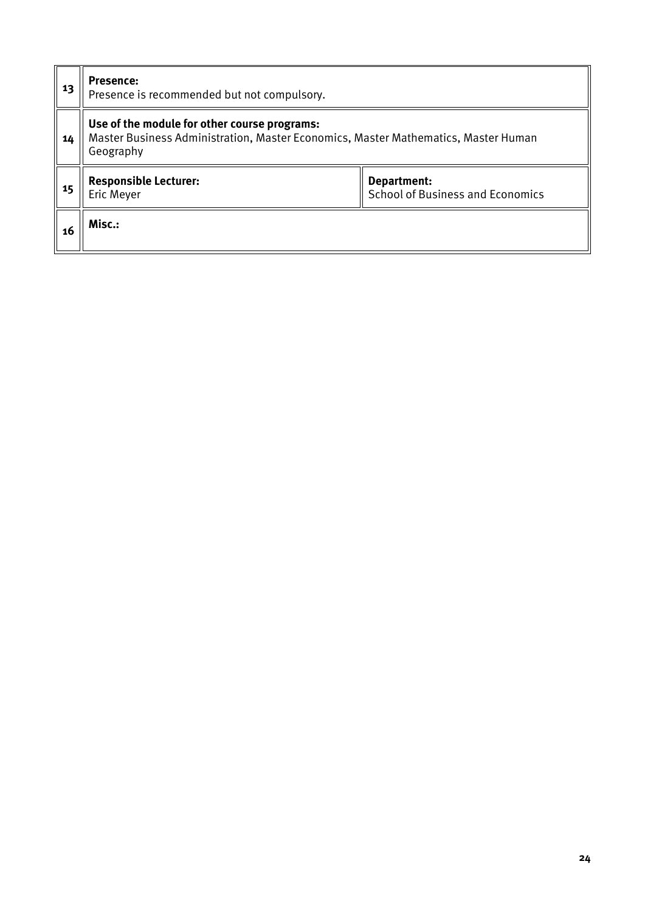| | | |
|---|---|---|
| 13 | **Presence:**<br>Presence is recommended but not compulsory. | |
| 14 | **Use of the module for other course programs:**<br>Master Business Administration, Master Economics, Master Mathematics, Master Human Geography | |
| 15 | **Responsible Lecturer:**<br>Eric Meyer | **Department:**<br>School of Business and Economics |
| 16 | **Misc.:** | |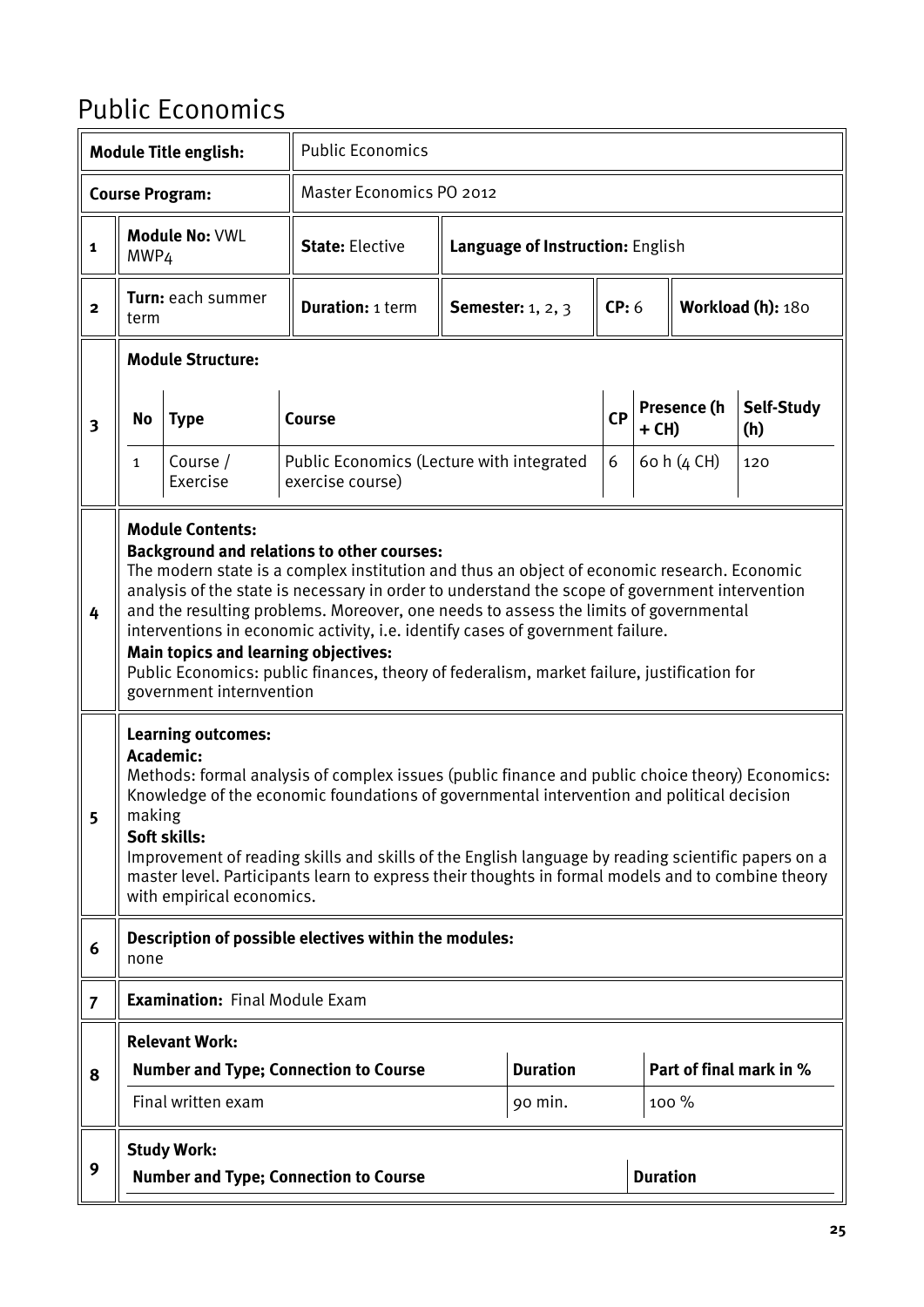# Public Economics

| | | | | | | | |
|---|---|---|---|---|---|---|---|
| **Module Title english:** | | Public Economics | | | | | |
| **Course Program:** | | Master Economics PO 2012 | | | | | |
| **1** | **Module No:** VWL MWP4 | **State:** Elective | **Language of Instruction:** English | | | | |
| **2** | **Turn:** each summer term | **Duration:** 1 term | **Semester:** 1, 2, 3 | **CP:** 6 | **Workload (h):** 180 | | |

**3 Module Structure:**

| No | Type | Course | CP | Presence (h + CH) | Self-Study (h) |
|---|---|---|---|---|---|
| 1 | Course / Exercise | Public Economics (Lecture with integrated exercise course) | 6 | 60 h (4 CH) | 120 |

**4 Module Contents:**

**Background and relations to other courses:**
The modern state is a complex institution and thus an object of economic research. Economic analysis of the state is necessary in order to understand the scope of government intervention and the resulting problems. Moreover, one needs to assess the limits of governmental interventions in economic activity, i.e. identify cases of government failure.

**Main topics and learning objectives:**
Public Economics: public finances, theory of federalism, market failure, justification for government internvention

**5 Learning outcomes:**

**Academic:**
Methods: formal analysis of complex issues (public finance and public choice theory) Economics: Knowledge of the economic foundations of governmental intervention and political decision making

**Soft skills:**
Improvement of reading skills and skills of the English language by reading scientific papers on a master level. Participants learn to express their thoughts in formal models and to combine theory with empirical economics.

**6 Description of possible electives within the modules:**
none

**7 Examination:** Final Module Exam

**8 Relevant Work:**

| Number and Type; Connection to Course | Duration | Part of final mark in % |
|---|---|---|
| Final written exam | 90 min. | 100 % |

**9 Study Work:**

| Number and Type; Connection to Course | Duration |
|---|---|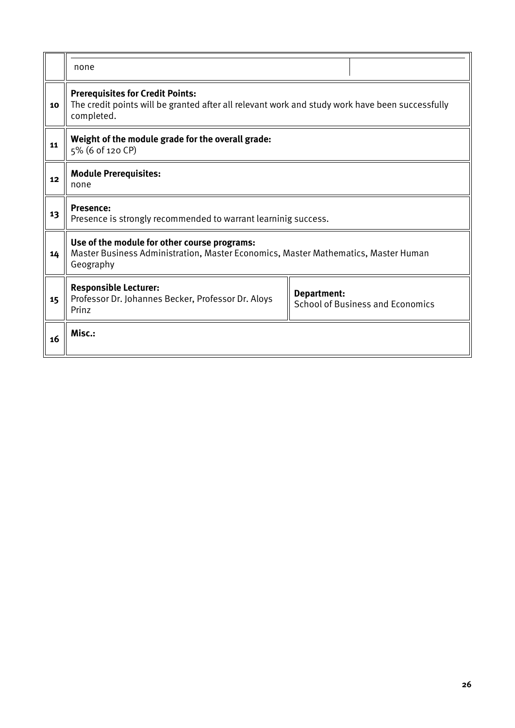| | | |
|---|---|---|
| | none | |
| 10 | **Prerequisites for Credit Points:**<br>The credit points will be granted after all relevant work and study work have been successfully completed. | |
| 11 | **Weight of the module grade for the overall grade:**<br>5% (6 of 120 CP) | |
| 12 | **Module Prerequisites:**<br>none | |
| 13 | **Presence:**<br>Presence is strongly recommended to warrant learninig success. | |
| 14 | **Use of the module for other course programs:**<br>Master Business Administration, Master Economics, Master Mathematics, Master Human Geography | |
| 15 | **Responsible Lecturer:**<br>Professor Dr. Johannes Becker, Professor Dr. Aloys Prinz | **Department:**<br>School of Business and Economics |
| 16 | **Misc.:** | |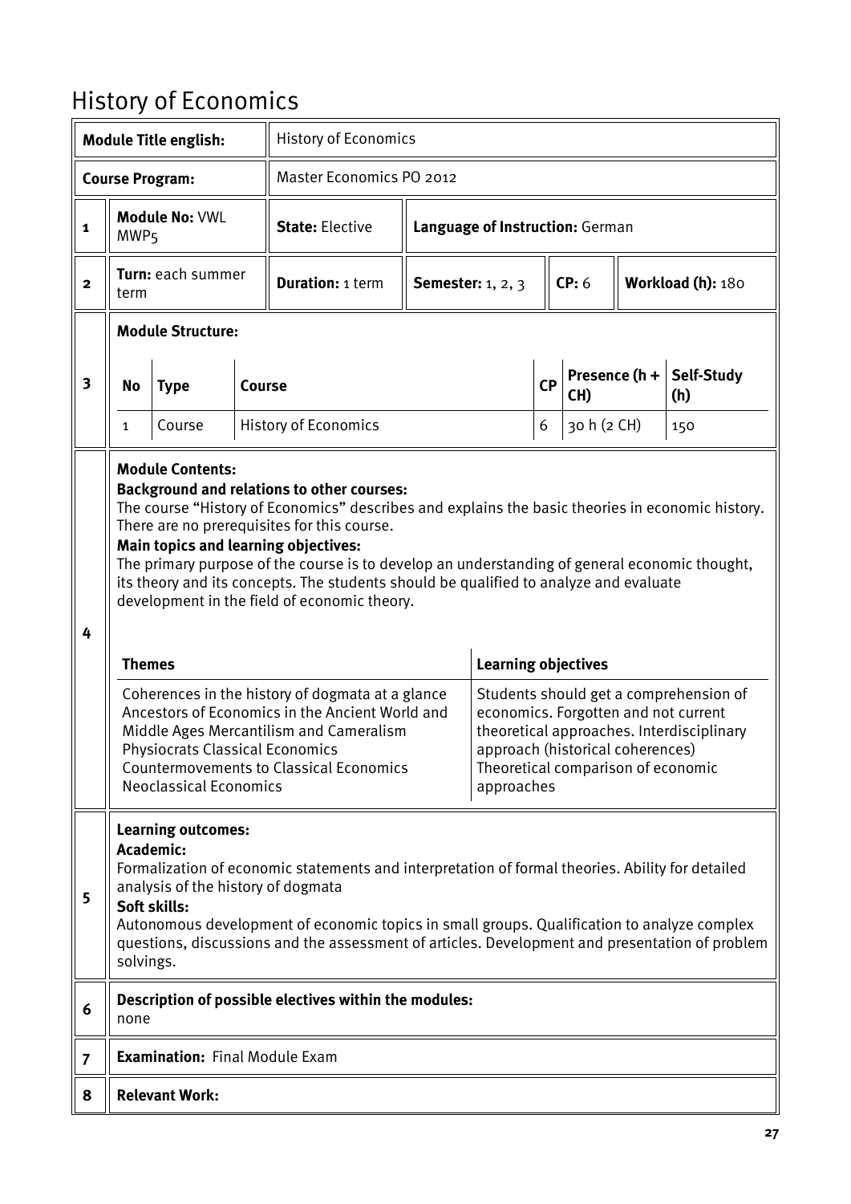# History of Economics

| **Module Title english:** | History of Economics |
|---|---|
| **Course Program:** | Master Economics PO 2012 |

| | | | | | | |
|---|---|---|---|---|---|---|
| **1** | **Module No:** VWL MWP5 | **State:** Elective | **Language of Instruction:** German | | | |
| **2** | **Turn:** each summer term | **Duration:** 1 term | **Semester:** 1, 2, 3 | **CP:** 6 | **Workload (h):** 180 | |

**3 Module Structure:**

| No | Type | Course | CP | Presence (h + CH) | Self-Study (h) |
|---|---|---|---|---|---|
| 1 | Course | History of Economics | 6 | 30 h (2 CH) | 150 |

**4 Module Contents:**

**Background and relations to other courses:**
The course “History of Economics” describes and explains the basic theories in economic history. There are no prerequisites for this course.

**Main topics and learning objectives:**
The primary purpose of the course is to develop an understanding of general economic thought, its theory and its concepts. The students should be qualified to analyze and evaluate development in the field of economic theory.

| **Themes** | **Learning objectives** |
|---|---|
| Coherences in the history of dogmata at a glance Ancestors of Economics in the Ancient World and Middle Ages Mercantilism and Cameralism Physiocrats Classical Economics Countermovements to Classical Economics Neoclassical Economics | Students should get a comprehension of economics. Forgotten and not current theoretical approaches. Interdisciplinary approach (historical coherences) Theoretical comparison of economic approaches |

**5 Learning outcomes:**

**Academic:**
Formalization of economic statements and interpretation of formal theories. Ability for detailed analysis of the history of dogmata

**Soft skills:**
Autonomous development of economic topics in small groups. Qualification to analyze complex questions, discussions and the assessment of articles. Development and presentation of problem solvings.

**6 Description of possible electives within the modules:**
none

**7 Examination:** Final Module Exam

**8 Relevant Work:**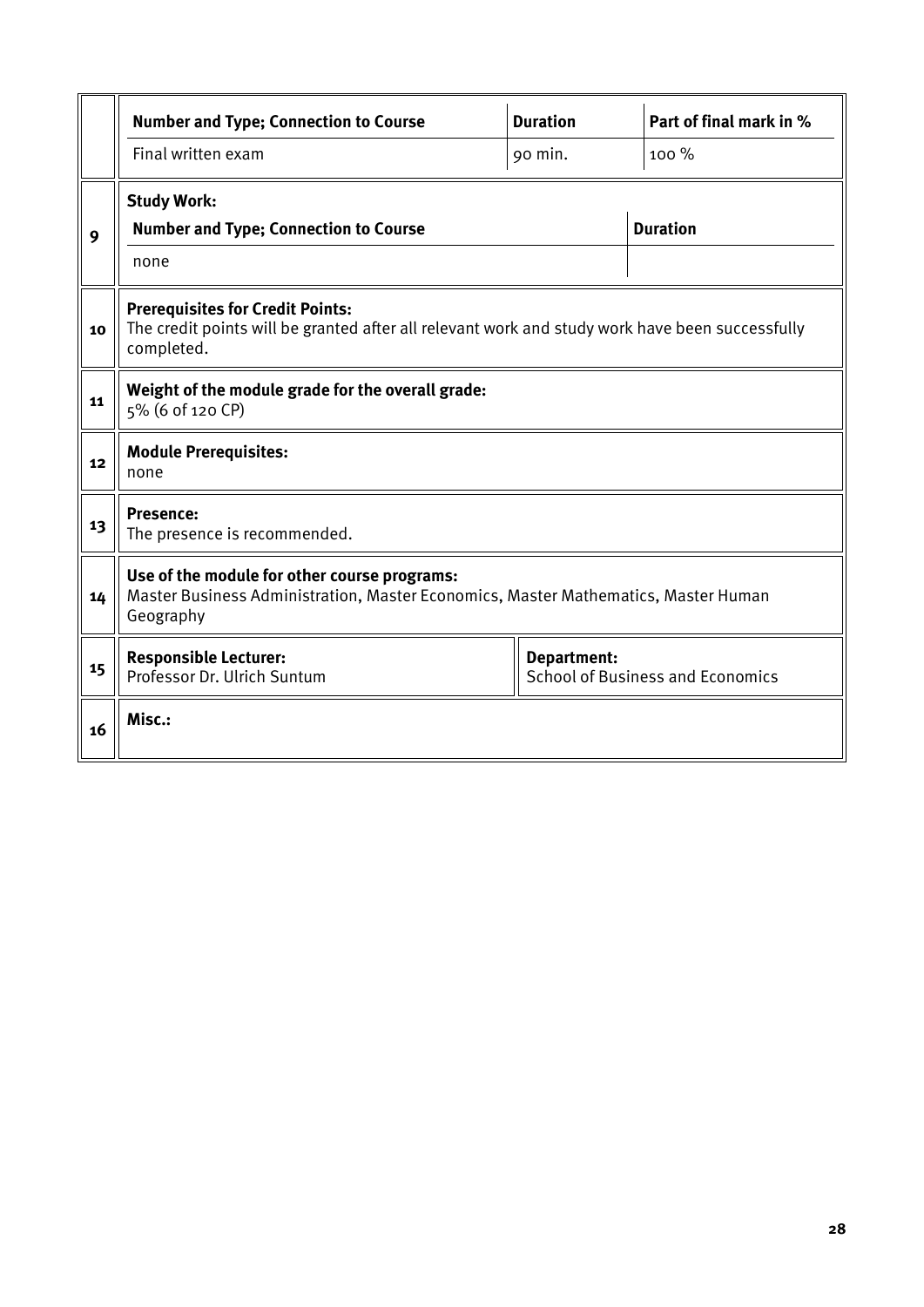| | Number and Type; Connection to Course | Duration | Part of final mark in % |
|---|---|---|---|
| | Final written exam | 90 min. | 100 % |

| | | |
|---|---|---|
| 9 | **Study Work:** | |
| | **Number and Type; Connection to Course** | **Duration** |
| | none | |
| 10 | **Prerequisites for Credit Points:** The credit points will be granted after all relevant work and study work have been successfully completed. | |
| 11 | **Weight of the module grade for the overall grade:** 5% (6 of 120 CP) | |
| 12 | **Module Prerequisites:** none | |
| 13 | **Presence:** The presence is recommended. | |
| 14 | **Use of the module for other course programs:** Master Business Administration, Master Economics, Master Mathematics, Master Human Geography | |
| 15 | **Responsible Lecturer:** Professor Dr. Ulrich Suntum | **Department:** School of Business and Economics |
| 16 | **Misc.:** | |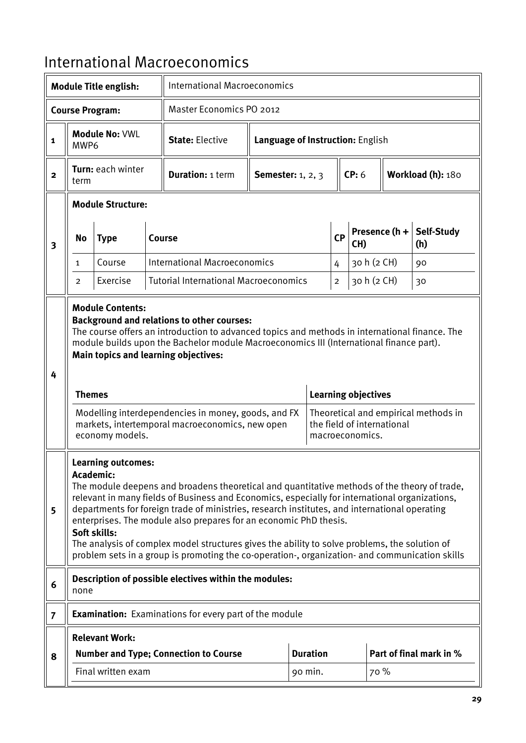# International Macroeconomics

| | | | | | | |
|---|---|---|---|---|---|---|
| | **Module Title english:** | International Macroeconomics | | | | |
| | **Course Program:** | Master Economics PO 2012 | | | | |
| **1** | **Module No:** VWL MWP6 | **State:** Elective | **Language of Instruction:** English | | | |
| **2** | **Turn:** each winter term | **Duration:** 1 term | **Semester:** 1, 2, 3 | **CP:** 6 | **Workload (h):** 180 | |

**3 Module Structure:**

| No | Type | Course | CP | Presence (h + CH) | Self-Study (h) |
|---|---|---|---|---|---|
| 1 | Course | International Macroeconomics | 4 | 30 h (2 CH) | 90 |
| 2 | Exercise | Tutorial International Macroeconomics | 2 | 30 h (2 CH) | 30 |

**4 Module Contents:**

**Background and relations to other courses:**
The course offers an introduction to advanced topics and methods in international finance. The module builds upon the Bachelor module Macroeconomics III (International finance part).

**Main topics and learning objectives:**

| Themes | Learning objectives |
|---|---|
| Modelling interdependencies in money, goods, and FX markets, intertemporal macroeconomics, new open economy models. | Theoretical and empirical methods in the field of international macroeconomics. |

**5 Learning outcomes:**

**Academic:**
The module deepens and broadens theoretical and quantitative methods of the theory of trade, relevant in many fields of Business and Economics, especially for international organizations, departments for foreign trade of ministries, research institutes, and international operating enterprises. The module also prepares for an economic PhD thesis.

**Soft skills:**
The analysis of complex model structures gives the ability to solve problems, the solution of problem sets in a group is promoting the co-operation-, organization- and communication skills

**6 Description of possible electives within the modules:**
none

**7 Examination:** Examinations for every part of the module

**8 Relevant Work:**

| Number and Type; Connection to Course | Duration | Part of final mark in % |
|---|---|---|
| Final written exam | 90 min. | 70 % |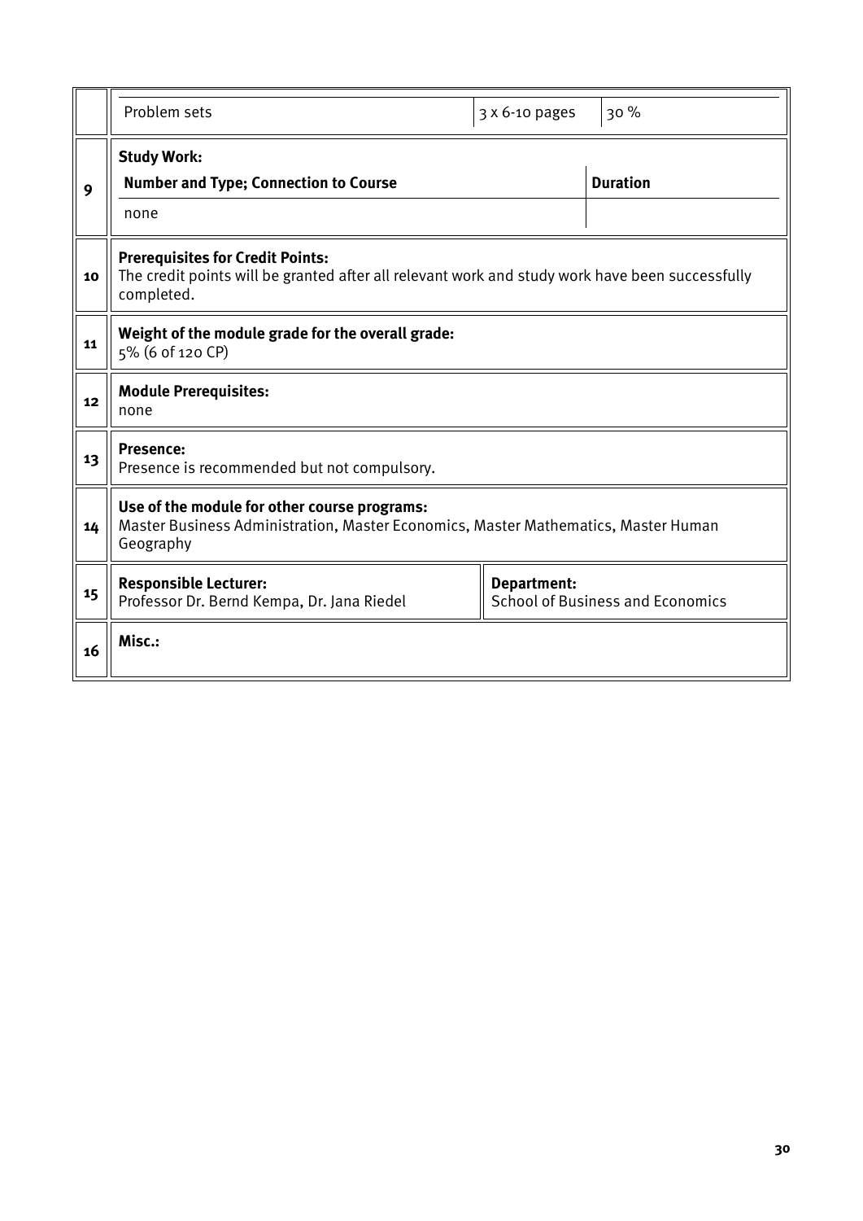|  | Problem sets | 3 x 6-10 pages | 30 % |
|---|---|---|---|
| 9 | **Study Work:** | | |
| | **Number and Type; Connection to Course** | | **Duration** |
| | none | | |
| 10 | **Prerequisites for Credit Points:** The credit points will be granted after all relevant work and study work have been successfully completed. | | |
| 11 | **Weight of the module grade for the overall grade:** 5% (6 of 120 CP) | | |
| 12 | **Module Prerequisites:** none | | |
| 13 | **Presence:** Presence is recommended but not compulsory. | | |
| 14 | **Use of the module for other course programs:** Master Business Administration, Master Economics, Master Mathematics, Master Human Geography | | |
| 15 | **Responsible Lecturer:** Professor Dr. Bernd Kempa, Dr. Jana Riedel | **Department:** School of Business and Economics | |
| 16 | **Misc.:** | | |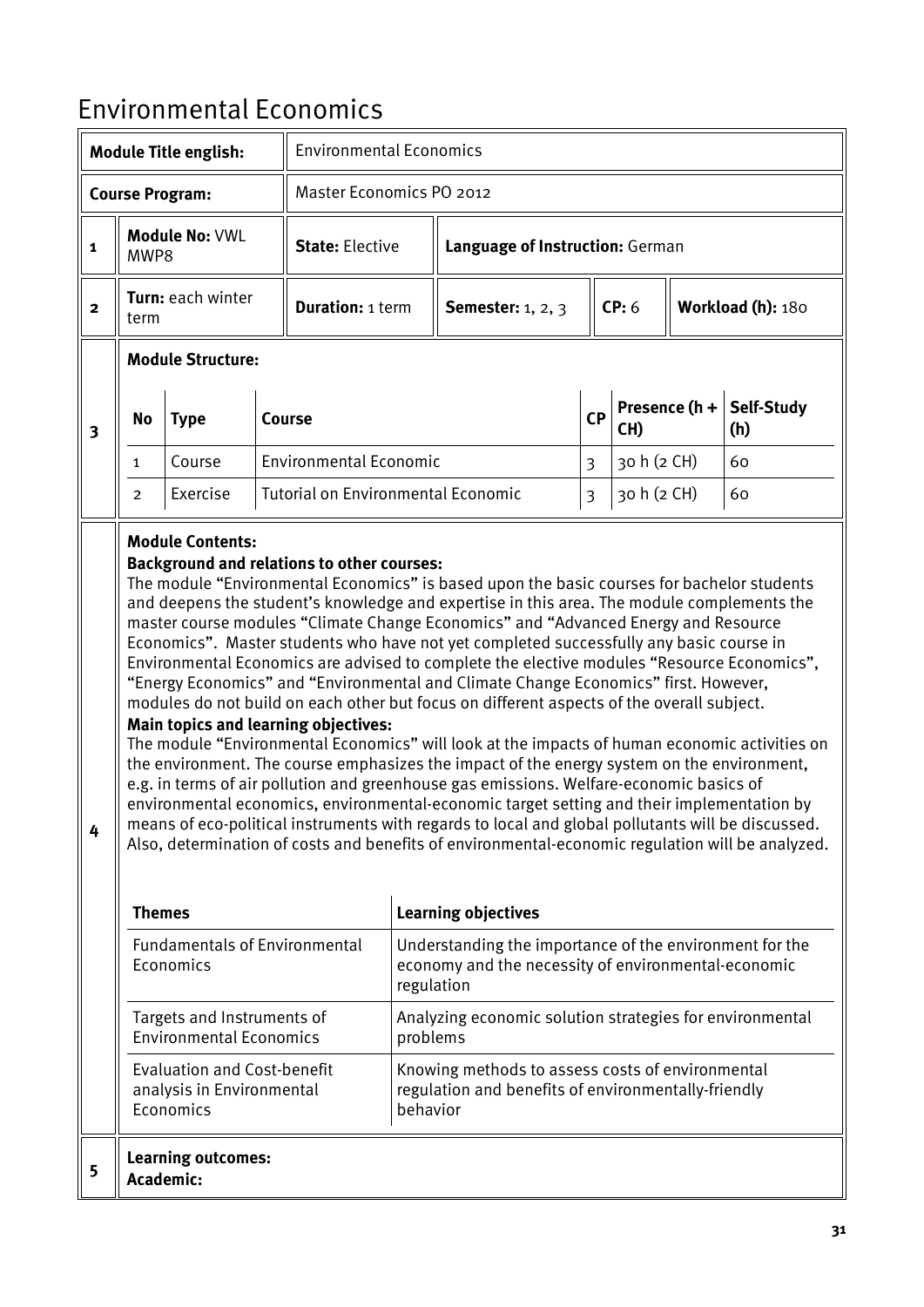# Environmental Economics

| | | | | | | |
|---|---|---|---|---|---|---|
| | **Module Title english:** | Environmental Economics | | | | |
| | **Course Program:** | Master Economics PO 2012 | | | | |
| **1** | **Module No:** VWL MWP8 | **State:** Elective | **Language of Instruction:** German | | | |
| **2** | **Turn:** each winter term | **Duration:** 1 term | **Semester:** 1, 2, 3 | **CP:** 6 | **Workload (h):** 180 | |

**3** **Module Structure:**

| No | Type | Course | CP | Presence (h + CH) | Self-Study (h) |
|---|---|---|---|---|---|
| 1 | Course | Environmental Economic | 3 | 30 h (2 CH) | 60 |
| 2 | Exercise | Tutorial on Environmental Economic | 3 | 30 h (2 CH) | 60 |

**4** **Module Contents:**

**Background and relations to other courses:**

The module "Environmental Economics" is based upon the basic courses for bachelor students and deepens the student's knowledge and expertise in this area. The module complements the master course modules "Climate Change Economics" and "Advanced Energy and Resource Economics". Master students who have not yet completed successfully any basic course in Environmental Economics are advised to complete the elective modules "Resource Economics", "Energy Economics" and "Environmental and Climate Change Economics" first. However, modules do not build on each other but focus on different aspects of the overall subject.

**Main topics and learning objectives:**

The module "Environmental Economics" will look at the impacts of human economic activities on the environment. The course emphasizes the impact of the energy system on the environment, e.g. in terms of air pollution and greenhouse gas emissions. Welfare-economic basics of environmental economics, environmental-economic target setting and their implementation by means of eco-political instruments with regards to local and global pollutants will be discussed. Also, determination of costs and benefits of environmental-economic regulation will be analyzed.

| Themes | Learning objectives |
|---|---|
| Fundamentals of Environmental Economics | Understanding the importance of the environment for the economy and the necessity of environmental-economic regulation |
| Targets and Instruments of Environmental Economics | Analyzing economic solution strategies for environmental problems |
| Evaluation and Cost-benefit analysis in Environmental Economics | Knowing methods to assess costs of environmental regulation and benefits of environmentally-friendly behavior |

**5** **Learning outcomes:**

**Academic:**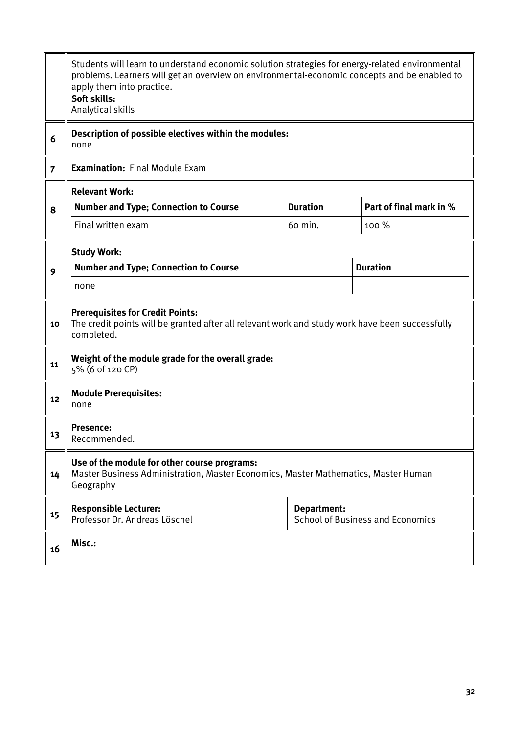| | |
|---|---|
| | Students will learn to understand economic solution strategies for energy-related environmental problems. Learners will get an overview on environmental-economic concepts and be enabled to apply them into practice.<br>**Soft skills:**<br>Analytical skills |
| 6 | **Description of possible electives within the modules:**<br>none |
| 7 | **Examination:** Final Module Exam |
| 8 | **Relevant Work:** |
| | **Number and Type; Connection to Course** \| **Duration** \| **Part of final mark in %** |
| | Final written exam \| 60 min. \| 100 % |
| 9 | **Study Work:** |
| | **Number and Type; Connection to Course** \| **Duration** |
| | none |
| 10 | **Prerequisites for Credit Points:**<br>The credit points will be granted after all relevant work and study work have been successfully completed. |
| 11 | **Weight of the module grade for the overall grade:**<br>5% (6 of 120 CP) |
| 12 | **Module Prerequisites:**<br>none |
| 13 | **Presence:**<br>Recommended. |
| 14 | **Use of the module for other course programs:**<br>Master Business Administration, Master Economics, Master Mathematics, Master Human Geography |
| 15 | **Responsible Lecturer:**<br>Professor Dr. Andreas Löschel \| **Department:**<br>School of Business and Economics |
| 16 | **Misc.:** |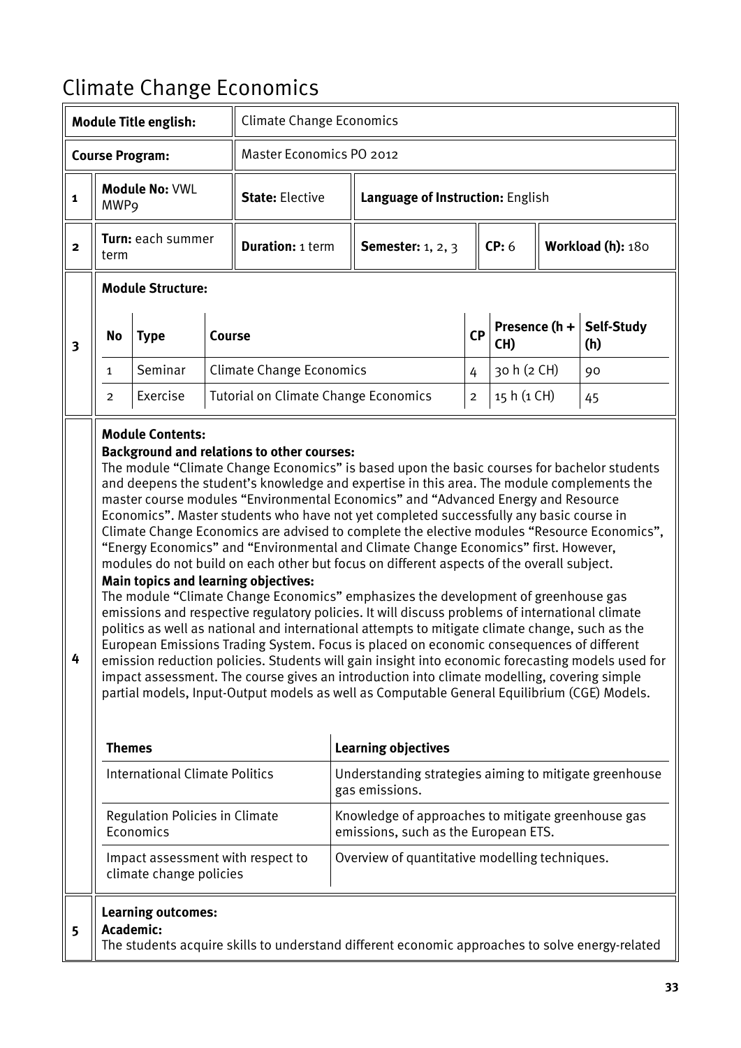# Climate Change Economics

| | | | | | | |
|---|---|---|---|---|---|---|
| **Module Title english:** | Climate Change Economics | | | | | |
| **Course Program:** | Master Economics PO 2012 | | | | | |
| **1** | **Module No:** VWL MWP9 | **State:** Elective | **Language of Instruction:** English | | | |
| **2** | **Turn:** each summer term | **Duration:** 1 term | **Semester:** 1, 2, 3 | **CP:** 6 | **Workload (h):** 180 | |

**3 Module Structure:**

| No | Type | Course | CP | Presence (h + CH) | Self-Study (h) |
|---|---|---|---|---|---|
| 1 | Seminar | Climate Change Economics | 4 | 30 h (2 CH) | 90 |
| 2 | Exercise | Tutorial on Climate Change Economics | 2 | 15 h (1 CH) | 45 |

**4 Module Contents:**

**Background and relations to other courses:**
The module "Climate Change Economics" is based upon the basic courses for bachelor students and deepens the student's knowledge and expertise in this area. The module complements the master course modules "Environmental Economics" and "Advanced Energy and Resource Economics". Master students who have not yet completed successfully any basic course in Climate Change Economics are advised to complete the elective modules "Resource Economics", "Energy Economics" and "Environmental and Climate Change Economics" first. However, modules do not build on each other but focus on different aspects of the overall subject.

**Main topics and learning objectives:**
The module "Climate Change Economics" emphasizes the development of greenhouse gas emissions and respective regulatory policies. It will discuss problems of international climate politics as well as national and international attempts to mitigate climate change, such as the European Emissions Trading System. Focus is placed on economic consequences of different emission reduction policies. Students will gain insight into economic forecasting models used for impact assessment. The course gives an introduction into climate modelling, covering simple partial models, Input-Output models as well as Computable General Equilibrium (CGE) Models.

| Themes | Learning objectives |
|---|---|
| International Climate Politics | Understanding strategies aiming to mitigate greenhouse gas emissions. |
| Regulation Policies in Climate Economics | Knowledge of approaches to mitigate greenhouse gas emissions, such as the European ETS. |
| Impact assessment with respect to climate change policies | Overview of quantitative modelling techniques. |

**5 Learning outcomes:**

**Academic:**
The students acquire skills to understand different economic approaches to solve energy-related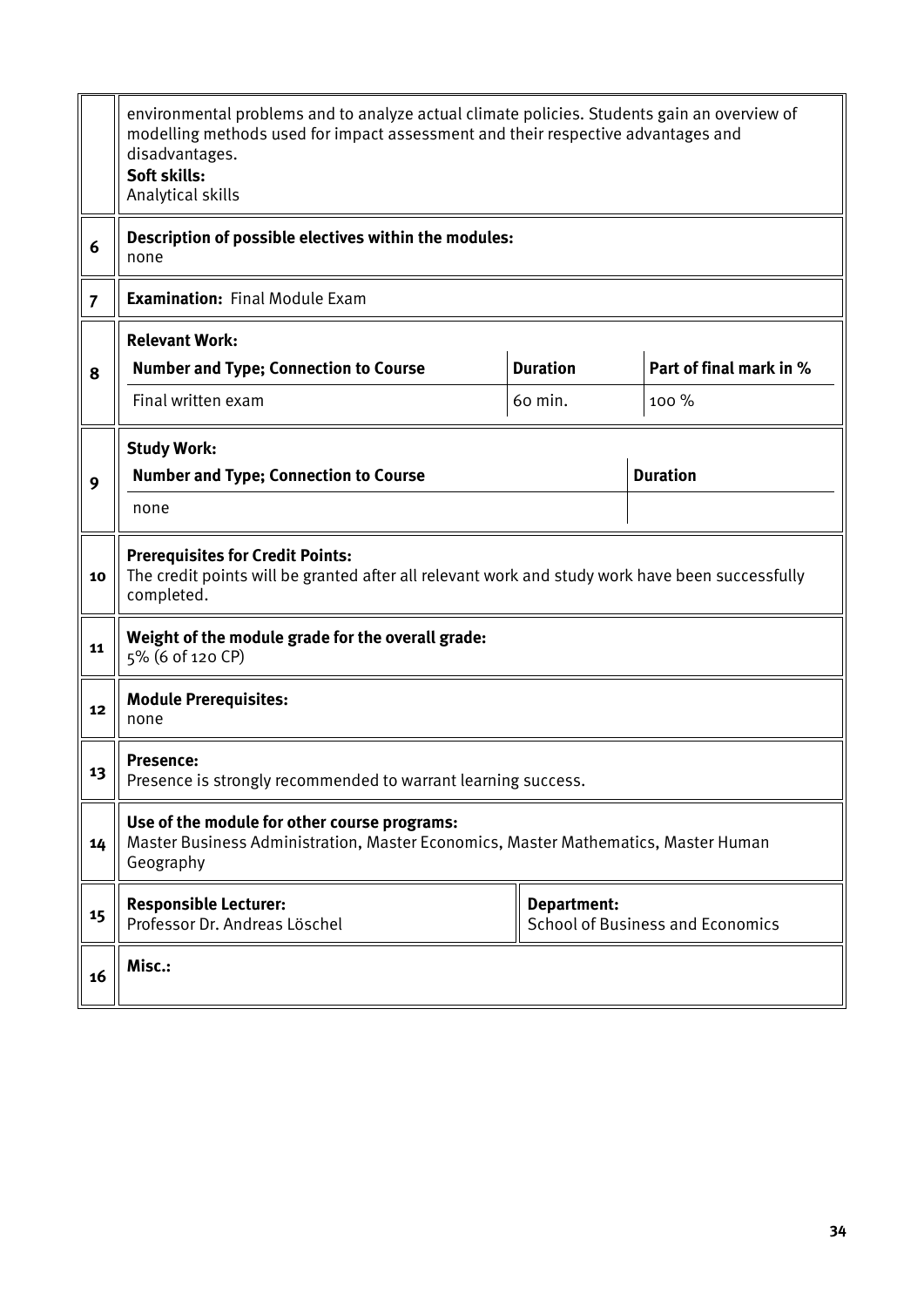| | |
|---|---|
| | environmental problems and to analyze actual climate policies. Students gain an overview of modelling methods used for impact assessment and their respective advantages and disadvantages.<br>**Soft skills:**<br>Analytical skills |
| 6 | **Description of possible electives within the modules:**<br>none |
| 7 | **Examination:** Final Module Exam |
| 8 | **Relevant Work:**<br><br>**Number and Type; Connection to Course** / **Duration** / **Part of final mark in %**<br>Final written exam / 60 min. / 100 % |
| 9 | **Study Work:**<br><br>**Number and Type; Connection to Course** / **Duration**<br>none |
| 10 | **Prerequisites for Credit Points:**<br>The credit points will be granted after all relevant work and study work have been successfully completed. |
| 11 | **Weight of the module grade for the overall grade:**<br>5% (6 of 120 CP) |
| 12 | **Module Prerequisites:**<br>none |
| 13 | **Presence:**<br>Presence is strongly recommended to warrant learning success. |
| 14 | **Use of the module for other course programs:**<br>Master Business Administration, Master Economics, Master Mathematics, Master Human Geography |
| 15 | **Responsible Lecturer:**<br>Professor Dr. Andreas Löschel<br><br>**Department:**<br>School of Business and Economics |
| 16 | **Misc.:** |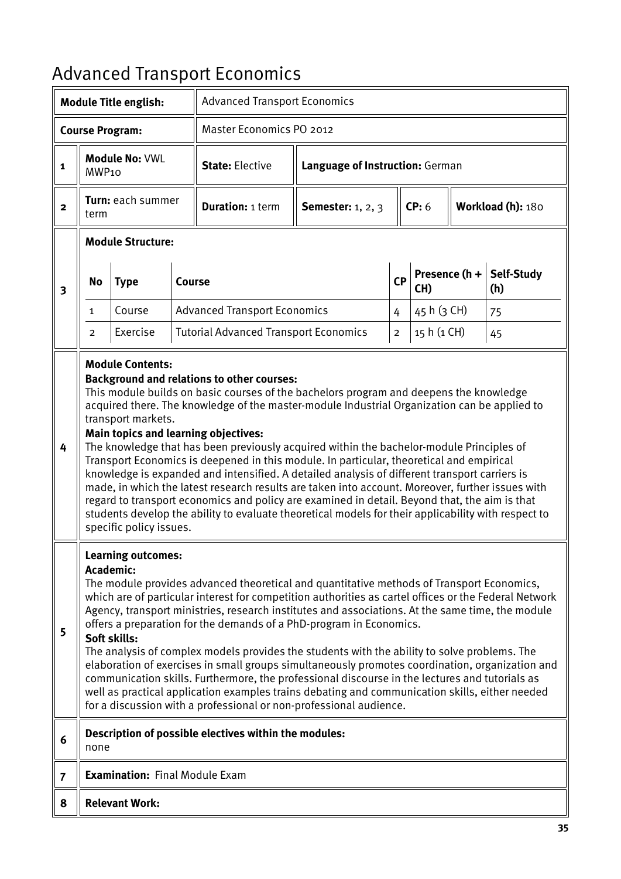# Advanced Transport Economics

| **Module Title english:** | Advanced Transport Economics | | | | |
|---|---|---|---|---|---|
| **Course Program:** | Master Economics PO 2012 | | | | |

| | | | | | | |
|---|---|---|---|---|---|---|
| **1** | **Module No:** VWL MWP10 | **State:** Elective | **Language of Instruction:** German | | | |
| **2** | **Turn:** each summer term | **Duration:** 1 term | **Semester:** 1, 2, 3 | **CP:** 6 | **Workload (h):** 180 | |

**3 Module Structure:**

| No | Type | Course | CP | Presence (h + CH) | Self-Study (h) |
|---|---|---|---|---|---|
| 1 | Course | Advanced Transport Economics | 4 | 45 h (3 CH) | 75 |
| 2 | Exercise | Tutorial Advanced Transport Economics | 2 | 15 h (1 CH) | 45 |

**4 Module Contents:**

**Background and relations to other courses:**
This module builds on basic courses of the bachelors program and deepens the knowledge acquired there. The knowledge of the master-module Industrial Organization can be applied to transport markets.

**Main topics and learning objectives:**
The knowledge that has been previously acquired within the bachelor-module Principles of Transport Economics is deepened in this module. In particular, theoretical and empirical knowledge is expanded and intensified. A detailed analysis of different transport carriers is made, in which the latest research results are taken into account. Moreover, further issues with regard to transport economics and policy are examined in detail. Beyond that, the aim is that students develop the ability to evaluate theoretical models for their applicability with respect to specific policy issues.

**5 Learning outcomes:**

**Academic:**
The module provides advanced theoretical and quantitative methods of Transport Economics, which are of particular interest for competition authorities as cartel offices or the Federal Network Agency, transport ministries, research institutes and associations. At the same time, the module offers a preparation for the demands of a PhD-program in Economics.

**Soft skills:**
The analysis of complex models provides the students with the ability to solve problems. The elaboration of exercises in small groups simultaneously promotes coordination, organization and communication skills. Furthermore, the professional discourse in the lectures and tutorials as well as practical application examples trains debating and communication skills, either needed for a discussion with a professional or non-professional audience.

**6 Description of possible electives within the modules:**
none

**7 Examination:** Final Module Exam

**8 Relevant Work:**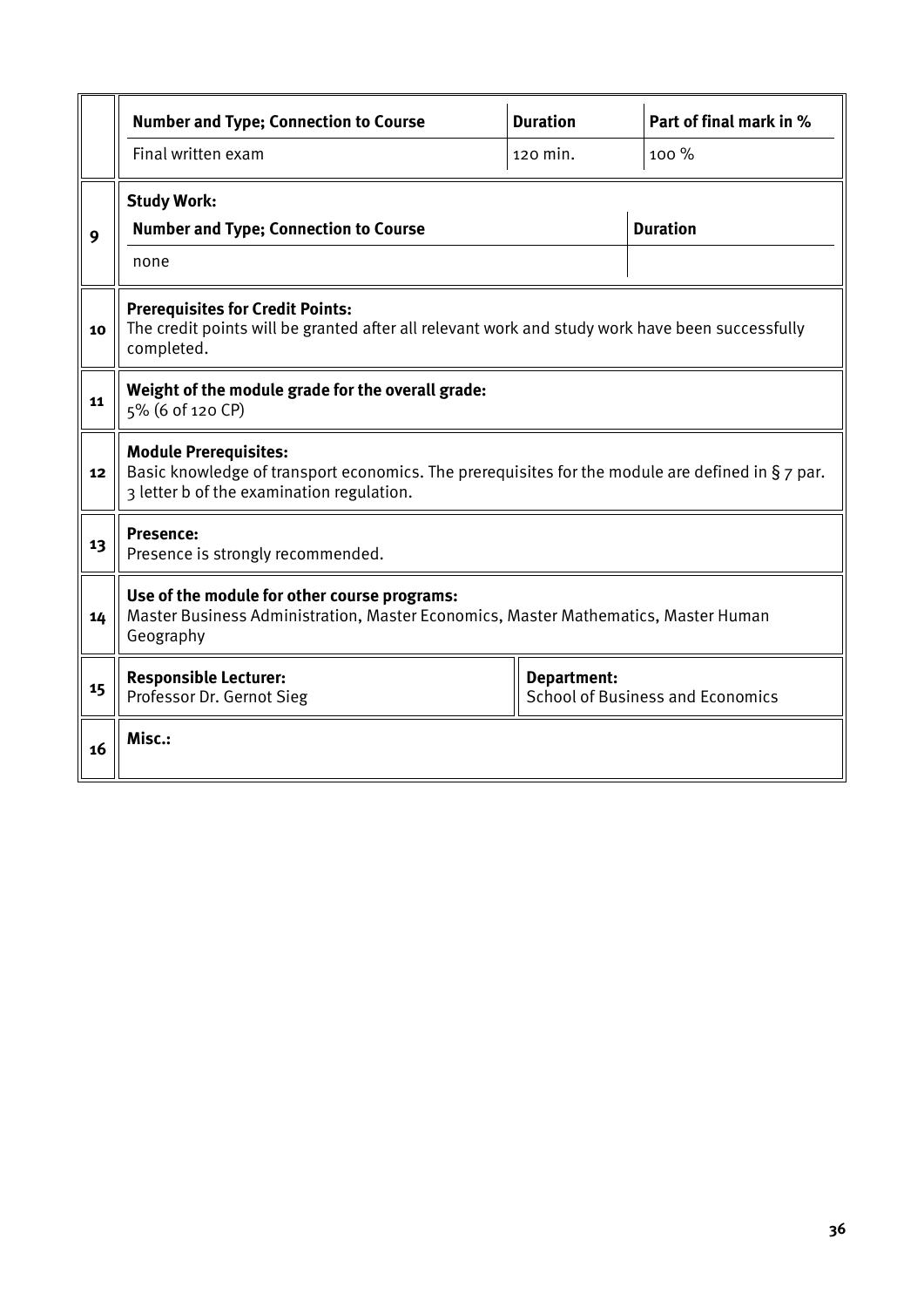| Number and Type; Connection to Course | Duration | Part of final mark in % |
|---|---|---|
| Final written exam | 120 min. | 100 % |

**9** **Study Work:**

| Number and Type; Connection to Course | Duration |
|---|---|
| none | |

**10** **Prerequisites for Credit Points:**
The credit points will be granted after all relevant work and study work have been successfully completed.

**11** **Weight of the module grade for the overall grade:**
5% (6 of 120 CP)

**12** **Module Prerequisites:**
Basic knowledge of transport economics. The prerequisites for the module are defined in § 7 par. 3 letter b of the examination regulation.

**13** **Presence:**
Presence is strongly recommended.

**14** **Use of the module for other course programs:**
Master Business Administration, Master Economics, Master Mathematics, Master Human Geography

**15** **Responsible Lecturer:**
Professor Dr. Gernot Sieg

**Department:**
School of Business and Economics

**16** **Misc.:**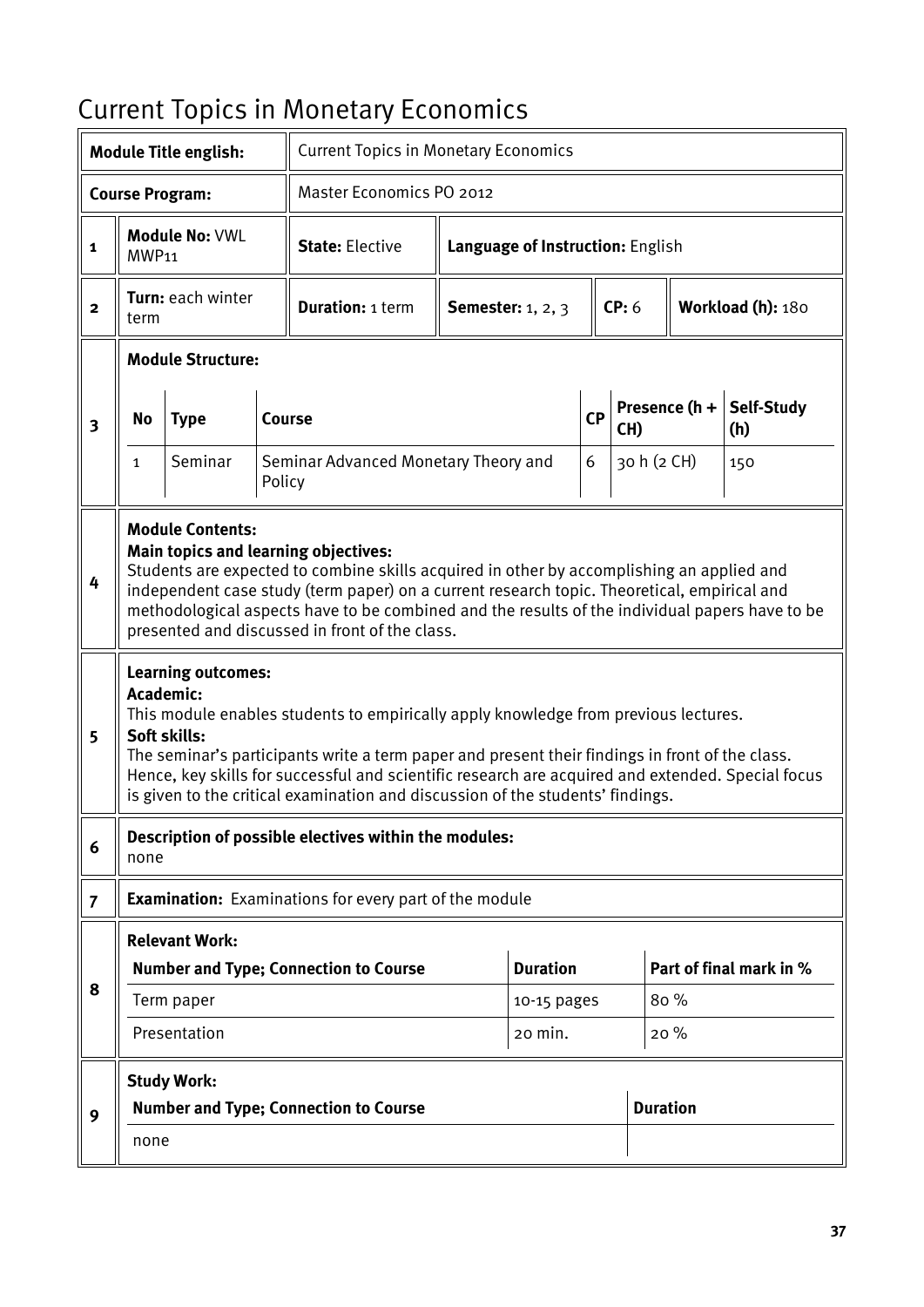# Current Topics in Monetary Economics

| | | | | | | |
|---|---|---|---|---|---|---|
| **Module Title english:** | | Current Topics in Monetary Economics | | | | |
| **Course Program:** | | Master Economics PO 2012 | | | | |
| 1 | **Module No:** VWL MWP11 | **State:** Elective | **Language of Instruction:** English | | | |
| 2 | **Turn:** each winter term | **Duration:** 1 term | **Semester:** 1, 2, 3 | **CP:** 6 | **Workload (h):** 180 | |

**3 Module Structure:**

| No | Type | Course | CP | Presence (h + CH) | Self-Study (h) |
|---|---|---|---|---|---|
| 1 | Seminar | Seminar Advanced Monetary Theory and Policy | 6 | 30 h (2 CH) | 150 |

**4 Module Contents:**

**Main topics and learning objectives:**
Students are expected to combine skills acquired in other by accomplishing an applied and independent case study (term paper) on a current research topic. Theoretical, empirical and methodological aspects have to be combined and the results of the individual papers have to be presented and discussed in front of the class.

**5 Learning outcomes:**

**Academic:**
This module enables students to empirically apply knowledge from previous lectures.

**Soft skills:**
The seminar's participants write a term paper and present their findings in front of the class. Hence, key skills for successful and scientific research are acquired and extended. Special focus is given to the critical examination and discussion of the students' findings.

**6 Description of possible electives within the modules:**
none

**7 Examination:** Examinations for every part of the module

**8 Relevant Work:**

| Number and Type; Connection to Course | Duration | Part of final mark in % |
|---|---|---|
| Term paper | 10-15 pages | 80 % |
| Presentation | 20 min. | 20 % |

**9 Study Work:**

| Number and Type; Connection to Course | Duration |
|---|---|
| none | |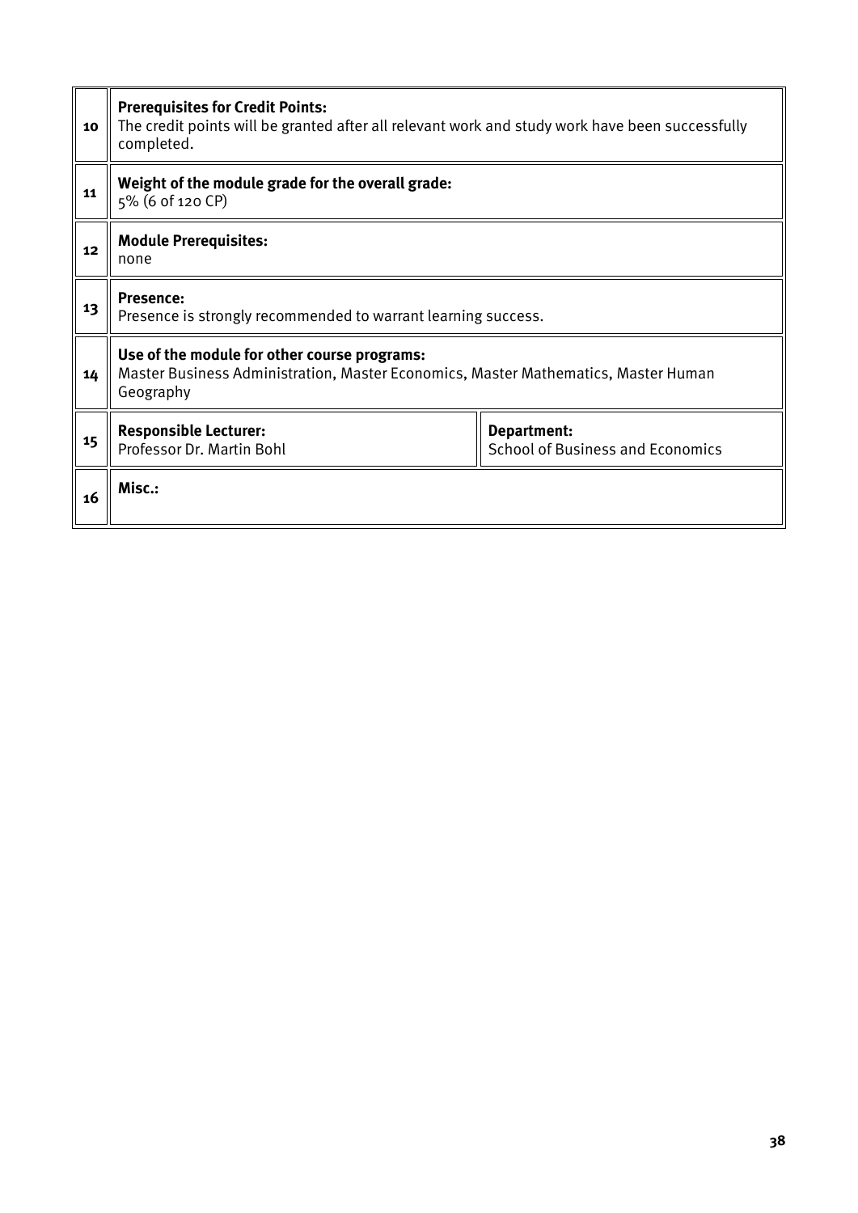| | | |
|---|---|---|
| 10 | **Prerequisites for Credit Points:**<br>The credit points will be granted after all relevant work and study work have been successfully completed. | |
| 11 | **Weight of the module grade for the overall grade:**<br>5% (6 of 120 CP) | |
| 12 | **Module Prerequisites:**<br>none | |
| 13 | **Presence:**<br>Presence is strongly recommended to warrant learning success. | |
| 14 | **Use of the module for other course programs:**<br>Master Business Administration, Master Economics, Master Mathematics, Master Human Geography | |
| 15 | **Responsible Lecturer:**<br>Professor Dr. Martin Bohl | **Department:**<br>School of Business and Economics |
| 16 | **Misc.:** | |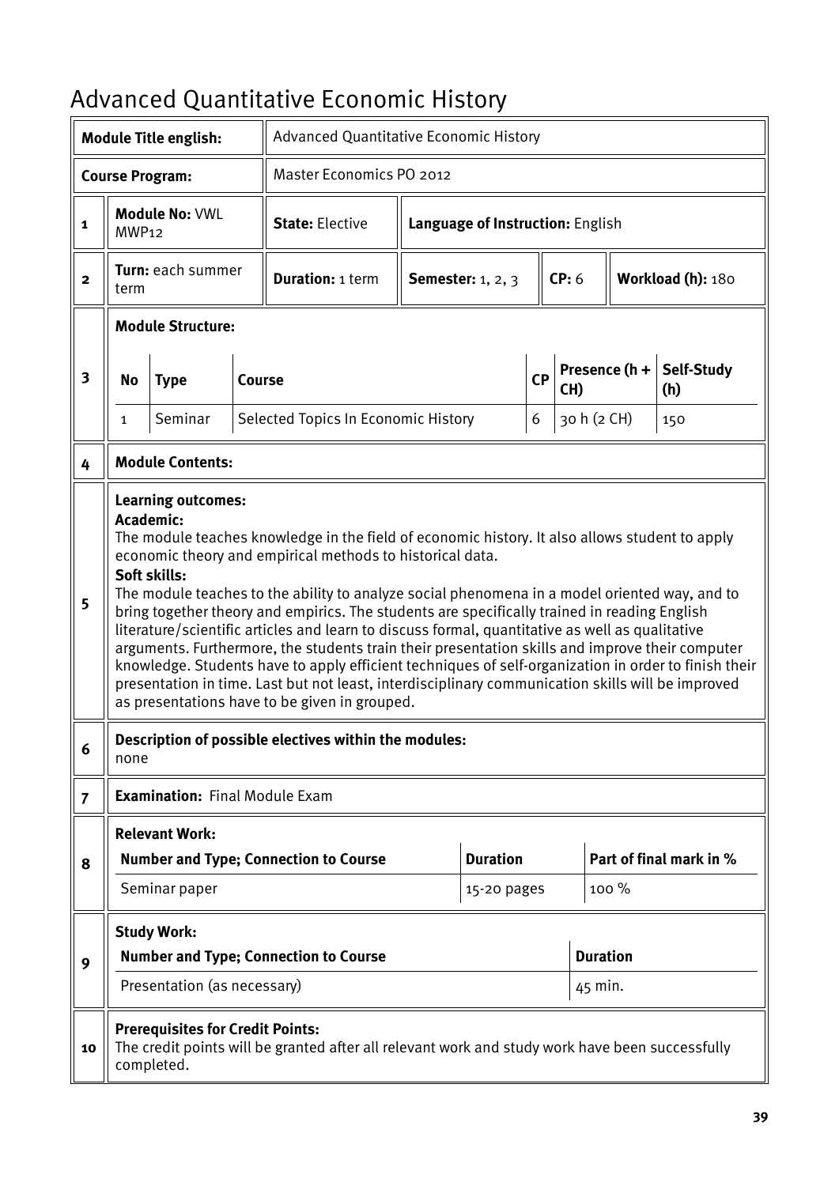# Advanced Quantitative Economic History

| | | | | | | |
|---|---|---|---|---|---|---|
| **Module Title english:** | | Advanced Quantitative Economic History | | | | |
| **Course Program:** | | Master Economics PO 2012 | | | | |
| 1 | **Module No:** VWL MWP12 | **State:** Elective | **Language of Instruction:** English | | | |
| 2 | **Turn:** each summer term | **Duration:** 1 term | **Semester:** 1, 2, 3 | **CP:** 6 | **Workload (h):** 180 | |

**3 Module Structure:**

| No | Type | Course | CP | Presence (h + CH) | Self-Study (h) |
|---|---|---|---|---|---|
| 1 | Seminar | Selected Topics In Economic History | 6 | 30 h (2 CH) | 150 |

**4 Module Contents:**

**5 Learning outcomes:**

**Academic:**
The module teaches knowledge in the field of economic history. It also allows student to apply economic theory and empirical methods to historical data.

**Soft skills:**
The module teaches to the ability to analyze social phenomena in a model oriented way, and to bring together theory and empirics. The students are specifically trained in reading English literature/scientific articles and learn to discuss formal, quantitative as well as qualitative arguments. Furthermore, the students train their presentation skills and improve their computer knowledge. Students have to apply efficient techniques of self-organization in order to finish their presentation in time. Last but not least, interdisciplinary communication skills will be improved as presentations have to be given in grouped.

**6 Description of possible electives within the modules:**
none

**7 Examination:** Final Module Exam

**8 Relevant Work:**

| Number and Type; Connection to Course | Duration | Part of final mark in % |
|---|---|---|
| Seminar paper | 15-20 pages | 100 % |

**9 Study Work:**

| Number and Type; Connection to Course | Duration |
|---|---|
| Presentation (as necessary) | 45 min. |

**10 Prerequisites for Credit Points:**
The credit points will be granted after all relevant work and study work have been successfully completed.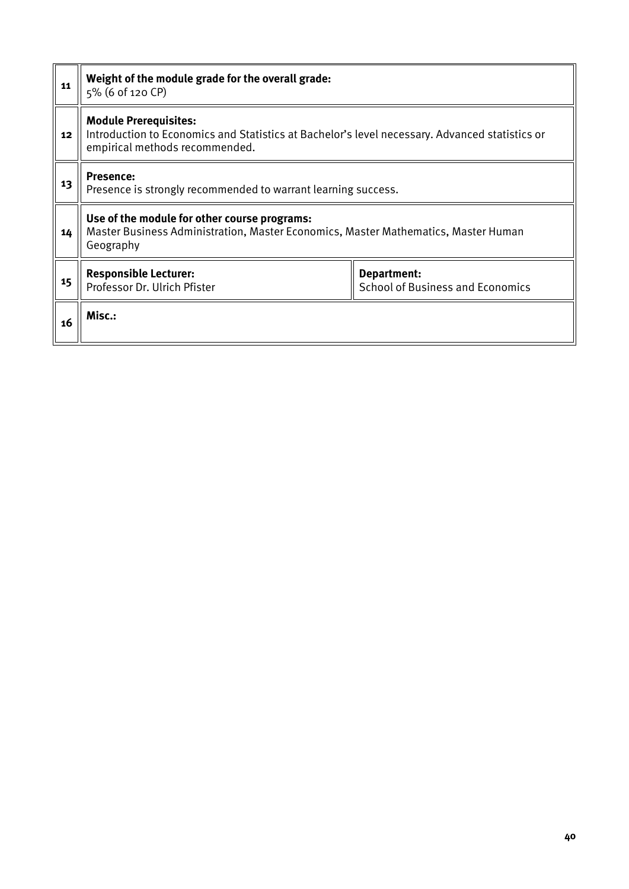| | | |
|---|---|---|
| 11 | **Weight of the module grade for the overall grade:**<br>5% (6 of 120 CP) | |
| 12 | **Module Prerequisites:**<br>Introduction to Economics and Statistics at Bachelor's level necessary. Advanced statistics or empirical methods recommended. | |
| 13 | **Presence:**<br>Presence is strongly recommended to warrant learning success. | |
| 14 | **Use of the module for other course programs:**<br>Master Business Administration, Master Economics, Master Mathematics, Master Human Geography | |
| 15 | **Responsible Lecturer:**<br>Professor Dr. Ulrich Pfister | **Department:**<br>School of Business and Economics |
| 16 | **Misc.:** | |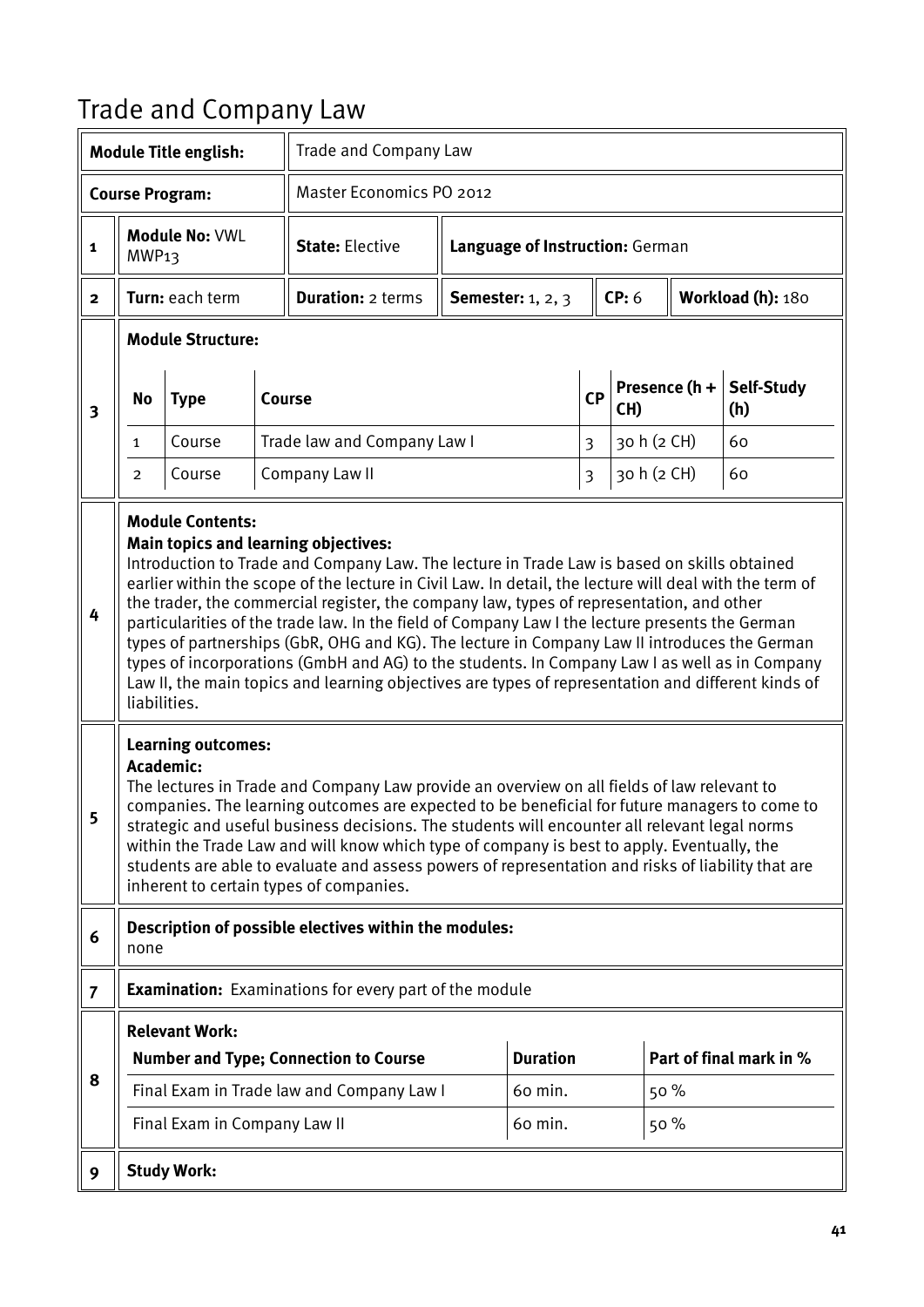# Trade and Company Law

| | | | | | | |
|---|---|---|---|---|---|---|
| **Module Title english:** | | Trade and Company Law | | | | |
| **Course Program:** | | Master Economics PO 2012 | | | | |
| **1** | **Module No:** VWL MWP13 | **State:** Elective | **Language of Instruction:** German | | | |
| **2** | **Turn:** each term | **Duration:** 2 terms | **Semester:** 1, 2, 3 | **CP:** 6 | **Workload (h):** 180 | |

**3 Module Structure:**

| No | Type | Course | CP | Presence (h + CH) | Self-Study (h) |
|---|---|---|---|---|---|
| 1 | Course | Trade law and Company Law I | 3 | 30 h (2 CH) | 60 |
| 2 | Course | Company Law II | 3 | 30 h (2 CH) | 60 |

**4 Module Contents:**

**Main topics and learning objectives:**

Introduction to Trade and Company Law. The lecture in Trade Law is based on skills obtained earlier within the scope of the lecture in Civil Law. In detail, the lecture will deal with the term of the trader, the commercial register, the company law, types of representation, and other particularities of the trade law. In the field of Company Law I the lecture presents the German types of partnerships (GbR, OHG and KG). The lecture in Company Law II introduces the German types of incorporations (GmbH and AG) to the students. In Company Law I as well as in Company Law II, the main topics and learning objectives are types of representation and different kinds of liabilities.

**5 Learning outcomes:**

**Academic:**

The lectures in Trade and Company Law provide an overview on all fields of law relevant to companies. The learning outcomes are expected to be beneficial for future managers to come to strategic and useful business decisions. The students will encounter all relevant legal norms within the Trade Law and will know which type of company is best to apply. Eventually, the students are able to evaluate and assess powers of representation and risks of liability that are inherent to certain types of companies.

**6 Description of possible electives within the modules:**

none

**7 Examination:** Examinations for every part of the module

**8 Relevant Work:**

| Number and Type; Connection to Course | Duration | Part of final mark in % |
|---|---|---|
| Final Exam in Trade law and Company Law I | 60 min. | 50 % |
| Final Exam in Company Law II | 60 min. | 50 % |

**9 Study Work:**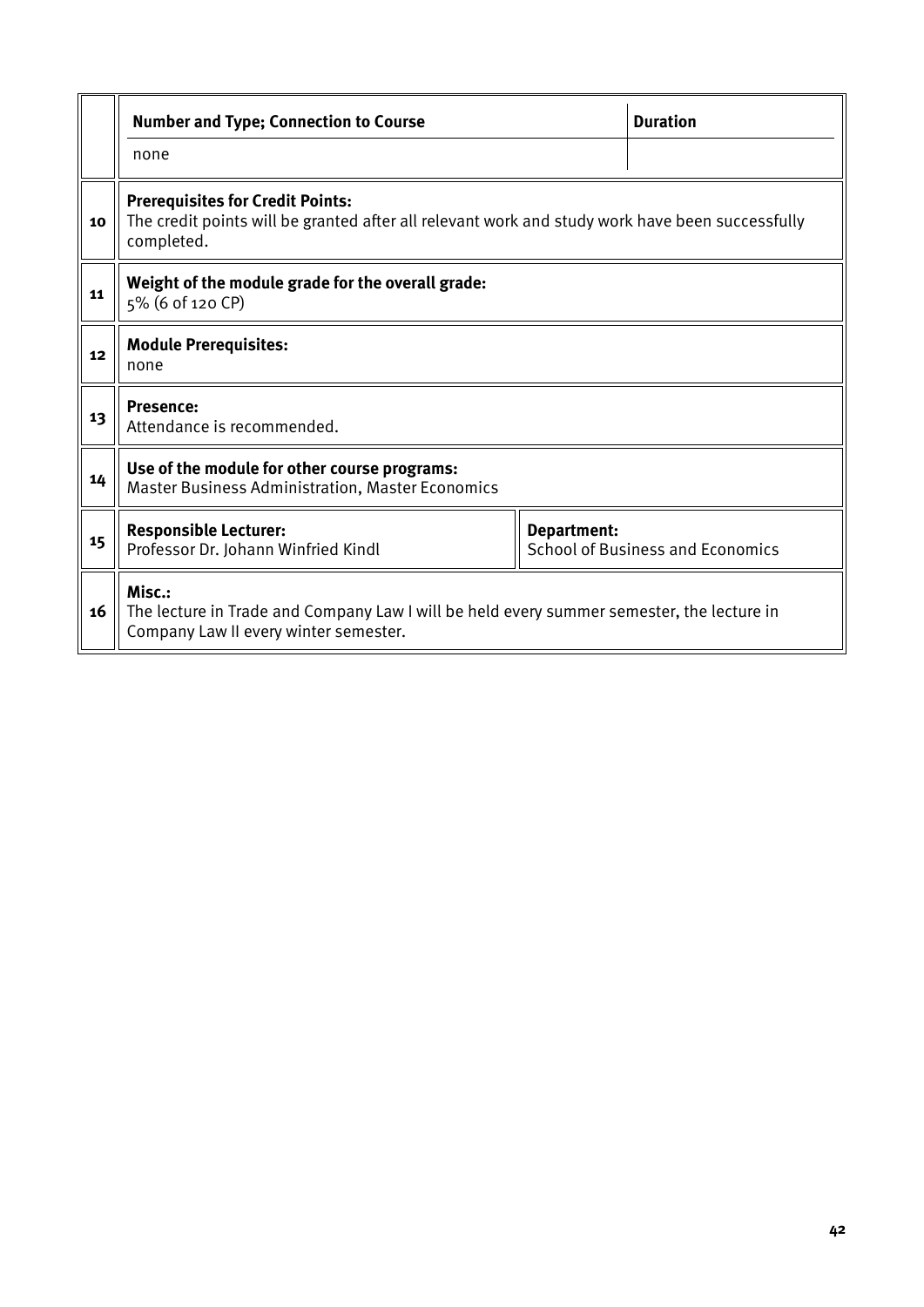| | | |
|---|---|---|
| | **Number and Type; Connection to Course** | **Duration** |
| | none | |
| 10 | **Prerequisites for Credit Points:** The credit points will be granted after all relevant work and study work have been successfully completed. | |
| 11 | **Weight of the module grade for the overall grade:** 5% (6 of 120 CP) | |
| 12 | **Module Prerequisites:** none | |
| 13 | **Presence:** Attendance is recommended. | |
| 14 | **Use of the module for other course programs:** Master Business Administration, Master Economics | |
| 15 | **Responsible Lecturer:** Professor Dr. Johann Winfried Kindl | **Department:** School of Business and Economics |
| 16 | **Misc.:** The lecture in Trade and Company Law I will be held every summer semester, the lecture in Company Law II every winter semester. | |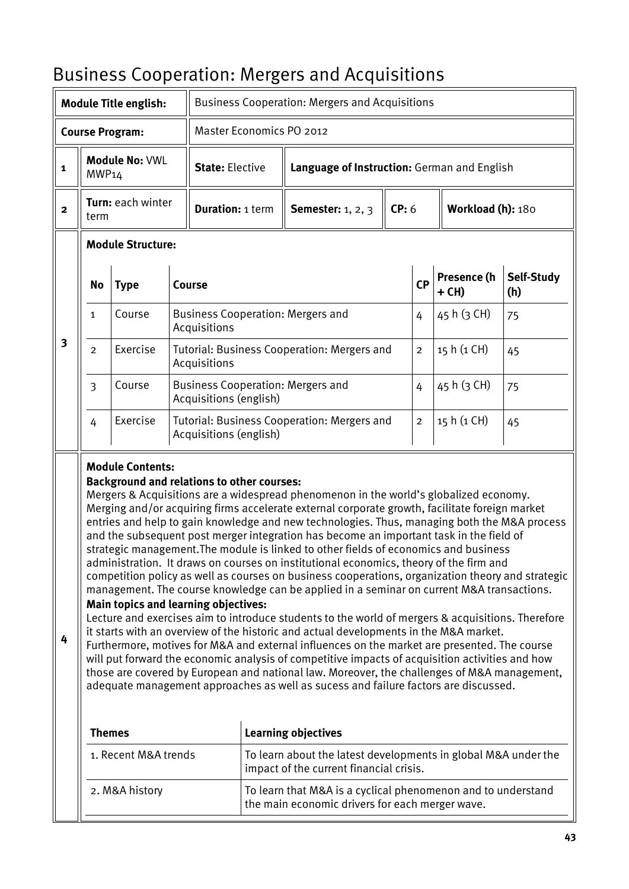# Business Cooperation: Mergers and Acquisitions

| | **Module Title english:** | | Business Cooperation: Mergers and Acquisitions | | | |
|---|---|---|---|---|---|---|
| | **Course Program:** | | Master Economics PO 2012 | | | |
| **1** | **Module No:** VWL MWP14 | **State:** Elective | **Language of Instruction:** German and English | | | |
| **2** | **Turn:** each winter term | **Duration:** 1 term | **Semester:** 1, 2, 3 | **CP:** 6 | **Workload (h):** 180 | |

**3 — Module Structure:**

| No | Type | Course | CP | Presence (h + CH) | Self-Study (h) |
|---|---|---|---|---|---|
| 1 | Course | Business Cooperation: Mergers and Acquisitions | 4 | 45 h (3 CH) | 75 |
| 2 | Exercise | Tutorial: Business Cooperation: Mergers and Acquisitions | 2 | 15 h (1 CH) | 45 |
| 3 | Course | Business Cooperation: Mergers and Acquisitions (english) | 4 | 45 h (3 CH) | 75 |
| 4 | Exercise | Tutorial: Business Cooperation: Mergers and Acquisitions (english) | 2 | 15 h (1 CH) | 45 |

**4 — Module Contents:**

**Background and relations to other courses:**

Mergers & Acquisitions are a widespread phenomenon in the world's globalized economy. Merging and/or acquiring firms accelerate external corporate growth, facilitate foreign market entries and help to gain knowledge and new technologies. Thus, managing both the M&A process and the subsequent post merger integration has become an important task in the field of strategic management.The module is linked to other fields of economics and business administration. It draws on courses on institutional economics, theory of the firm and competition policy as well as courses on business cooperations, organization theory and strategic management. The course knowledge can be applied in a seminar on current M&A transactions.

**Main topics and learning objectives:**

Lecture and exercises aim to introduce students to the world of mergers & acquisitions. Therefore it starts with an overview of the historic and actual developments in the M&A market. Furthermore, motives for M&A and external influences on the market are presented. The course will put forward the economic analysis of competitive impacts of acquisition activities and how those are covered by European and national law. Moreover, the challenges of M&A management, adequate management approaches as well as sucess and failure factors are discussed.

| Themes | Learning objectives |
|---|---|
| 1. Recent M&A trends | To learn about the latest developments in global M&A under the impact of the current financial crisis. |
| 2. M&A history | To learn that M&A is a cyclical phenomenon and to understand the main economic drivers for each merger wave. |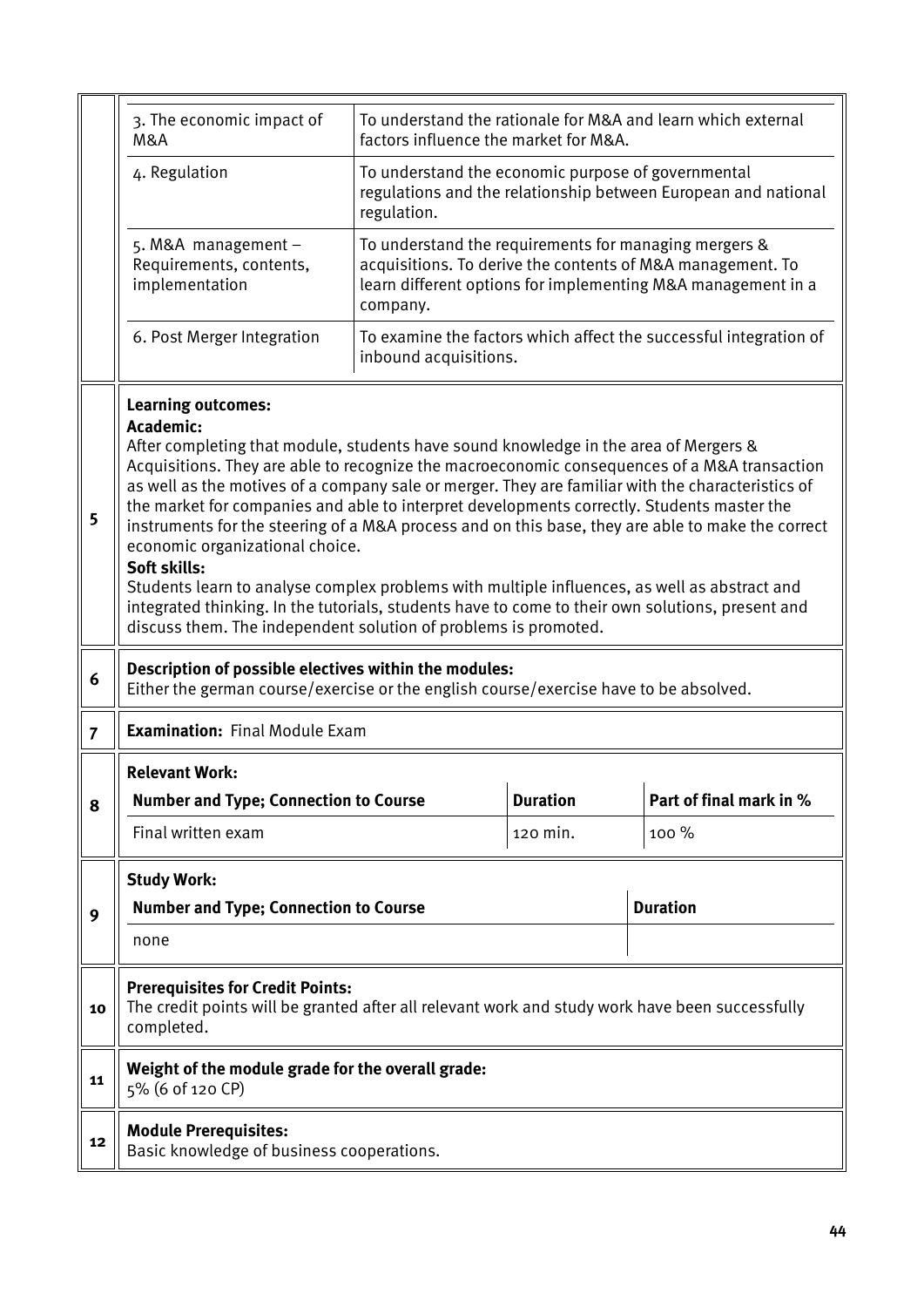| | | |
|---|---|---|
| | 3. The economic impact of M&A | To understand the rationale for M&A and learn which external factors influence the market for M&A. |
| | 4. Regulation | To understand the economic purpose of governmental regulations and the relationship between European and national regulation. |
| | 5. M&A management – Requirements, contents, implementation | To understand the requirements for managing mergers & acquisitions. To derive the contents of M&A management. To learn different options for implementing M&A management in a company. |
| | 6. Post Merger Integration | To examine the factors which affect the successful integration of inbound acquisitions. |

| | |
|---|---|
| 5 | **Learning outcomes:**<br>**Academic:**<br>After completing that module, students have sound knowledge in the area of Mergers & Acquisitions. They are able to recognize the macroeconomic consequences of a M&A transaction as well as the motives of a company sale or merger. They are familiar with the characteristics of the market for companies and able to interpret developments correctly. Students master the instruments for the steering of a M&A process and on this base, they are able to make the correct economic organizational choice.<br>**Soft skills:**<br>Students learn to analyse complex problems with multiple influences, as well as abstract and integrated thinking. In the tutorials, students have to come to their own solutions, present and discuss them. The independent solution of problems is promoted. |
| 6 | **Description of possible electives within the modules:**<br>Either the german course/exercise or the english course/exercise have to be absolved. |
| 7 | **Examination:** Final Module Exam |

**8 – Relevant Work:**

| Number and Type; Connection to Course | Duration | Part of final mark in % |
|---|---|---|
| Final written exam | 120 min. | 100 % |

**9 – Study Work:**

| Number and Type; Connection to Course | Duration |
|---|---|
| none | |

| | |
|---|---|
| 10 | **Prerequisites for Credit Points:**<br>The credit points will be granted after all relevant work and study work have been successfully completed. |
| 11 | **Weight of the module grade for the overall grade:**<br>5% (6 of 120 CP) |
| 12 | **Module Prerequisites:**<br>Basic knowledge of business cooperations. |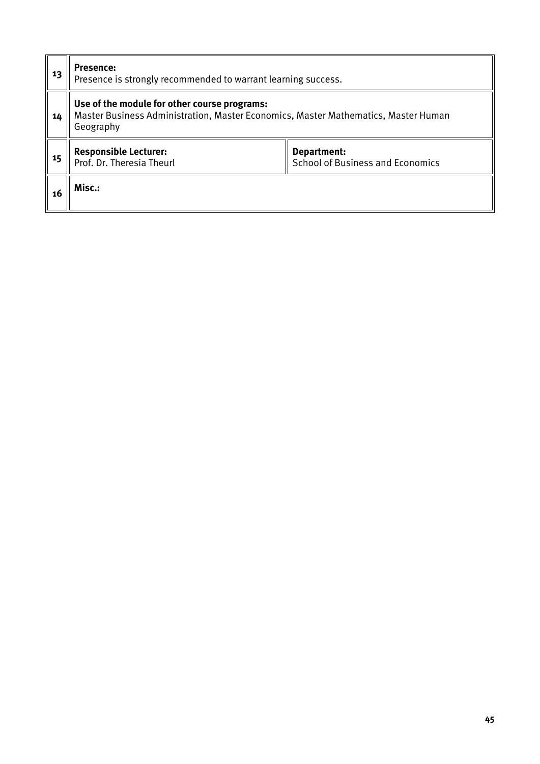| | | |
|---|---|---|
| 13 | **Presence:**<br>Presence is strongly recommended to warrant learning success. | |
| 14 | **Use of the module for other course programs:**<br>Master Business Administration, Master Economics, Master Mathematics, Master Human Geography | |
| 15 | **Responsible Lecturer:**<br>Prof. Dr. Theresia Theurl | **Department:**<br>School of Business and Economics |
| 16 | **Misc.:** | |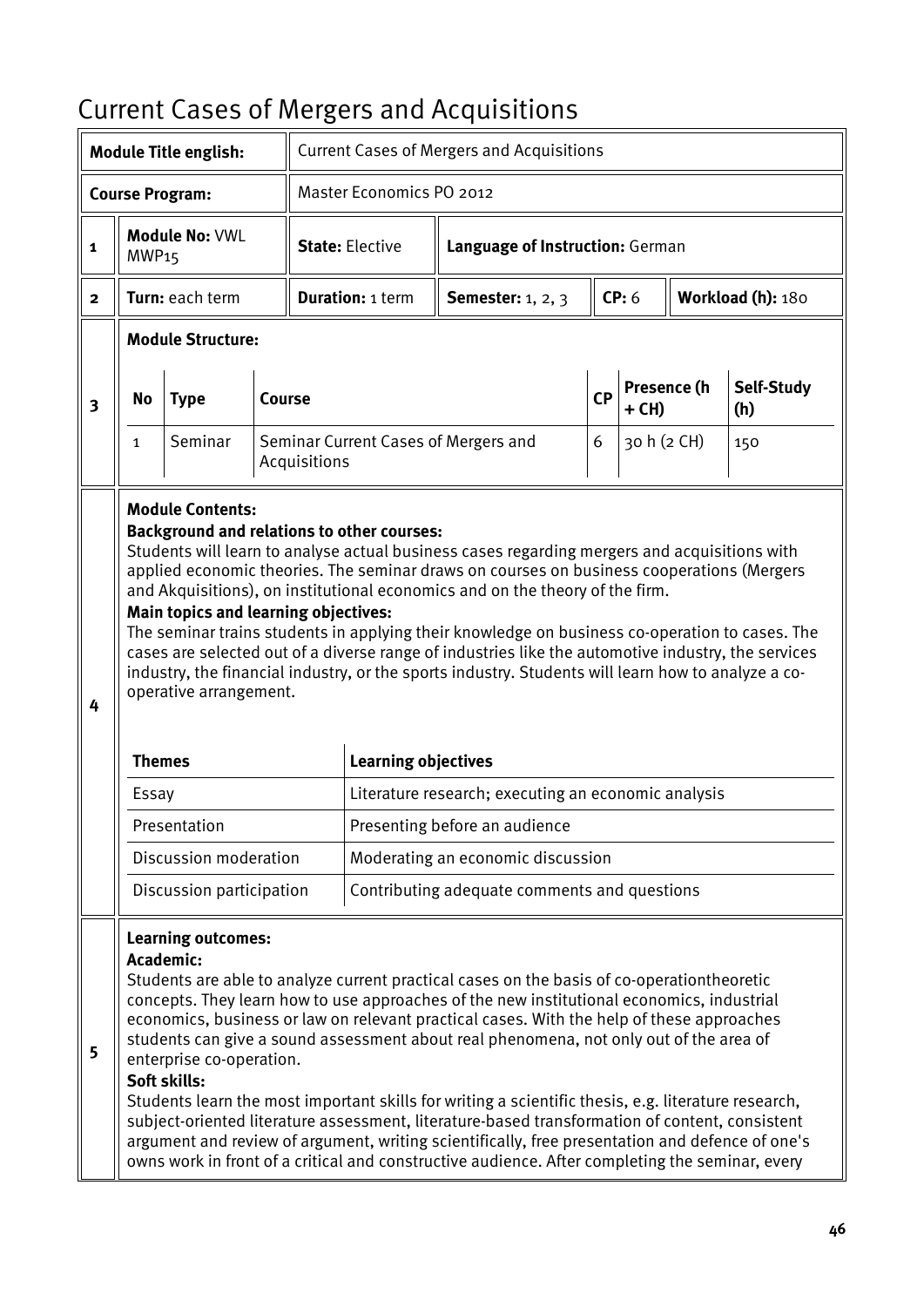# Current Cases of Mergers and Acquisitions

| | | | | | | |
|---|---|---|---|---|---|---|
| | **Module Title english:** | Current Cases of Mergers and Acquisitions | | | | |
| | **Course Program:** | Master Economics PO 2012 | | | | |
| 1 | **Module No:** VWL MWP15 | **State:** Elective | **Language of Instruction:** German | | | |
| 2 | **Turn:** each term | **Duration:** 1 term | **Semester:** 1, 2, 3 | **CP:** 6 | **Workload (h):** 180 | |

**3 Module Structure:**

| No | Type | Course | CP | Presence (h + CH) | Self-Study (h) |
|---|---|---|---|---|---|
| 1 | Seminar | Seminar Current Cases of Mergers and Acquisitions | 6 | 30 h (2 CH) | 150 |

**4 Module Contents:**

**Background and relations to other courses:**
Students will learn to analyse actual business cases regarding mergers and acquisitions with applied economic theories. The seminar draws on courses on business cooperations (Mergers and Akquisitions), on institutional economics and on the theory of the firm.

**Main topics and learning objectives:**
The seminar trains students in applying their knowledge on business co-operation to cases. The cases are selected out of a diverse range of industries like the automotive industry, the services industry, the financial industry, or the sports industry. Students will learn how to analyze a co-operative arrangement.

| Themes | Learning objectives |
|---|---|
| Essay | Literature research; executing an economic analysis |
| Presentation | Presenting before an audience |
| Discussion moderation | Moderating an economic discussion |
| Discussion participation | Contributing adequate comments and questions |

**5 Learning outcomes:**

**Academic:**
Students are able to analyze current practical cases on the basis of co-operationtheoretic concepts. They learn how to use approaches of the new institutional economics, industrial economics, business or law on relevant practical cases. With the help of these approaches students can give a sound assessment about real phenomena, not only out of the area of enterprise co-operation.

**Soft skills:**
Students learn the most important skills for writing a scientific thesis, e.g. literature research, subject-oriented literature assessment, literature-based transformation of content, consistent argument and review of argument, writing scientifically, free presentation and defence of one's owns work in front of a critical and constructive audience. After completing the seminar, every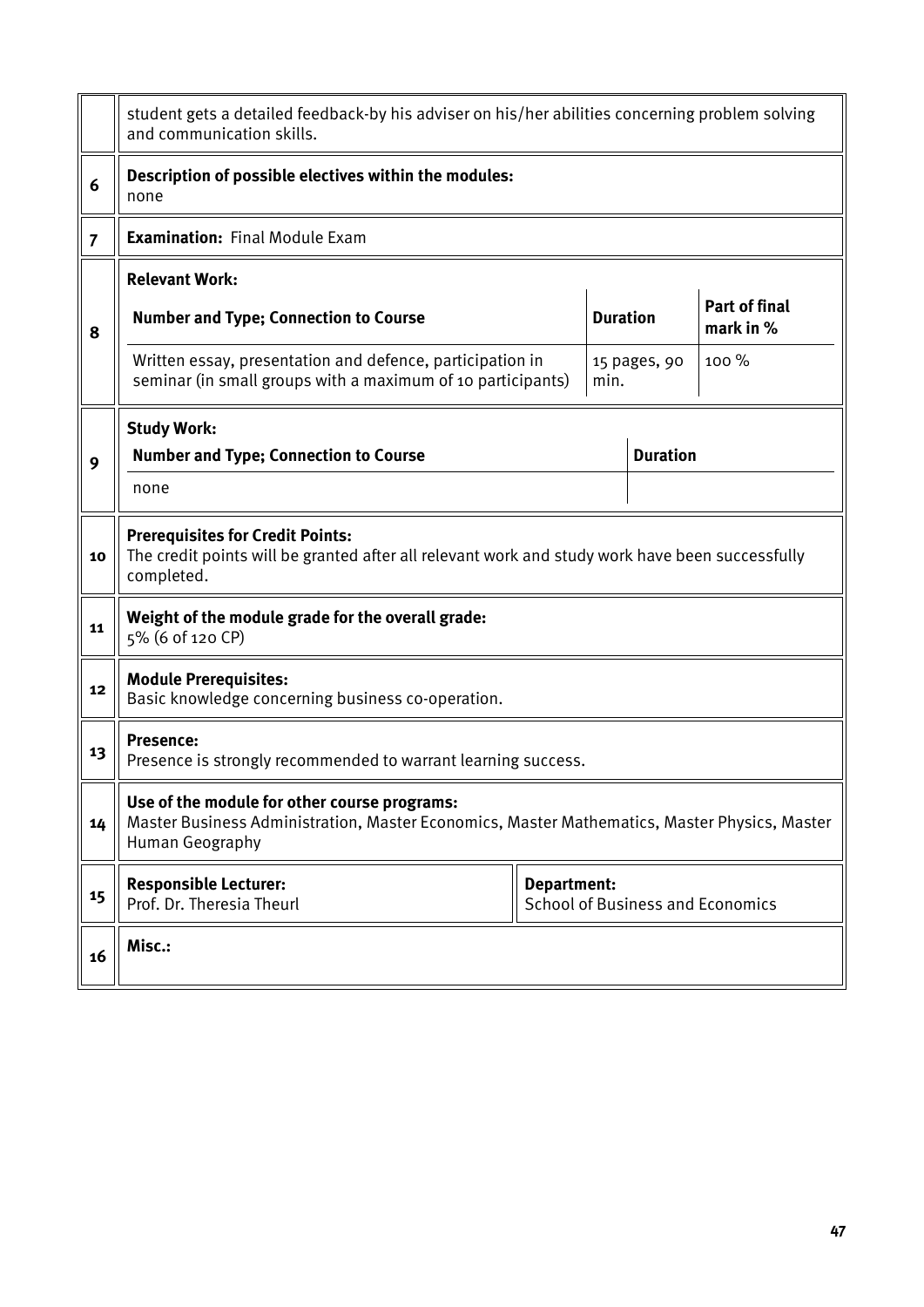| | |
|---|---|
| | student gets a detailed feedback-by his adviser on his/her abilities concerning problem solving and communication skills. |
| **6** | **Description of possible electives within the modules:**<br>none |
| **7** | **Examination:** Final Module Exam |
| **8** | **Relevant Work:** |
| **9** | **Study Work:** |
| **10** | **Prerequisites for Credit Points:**<br>The credit points will be granted after all relevant work and study work have been successfully completed. |
| **11** | **Weight of the module grade for the overall grade:**<br>5% (6 of 120 CP) |
| **12** | **Module Prerequisites:**<br>Basic knowledge concerning business co-operation. |
| **13** | **Presence:**<br>Presence is strongly recommended to warrant learning success. |
| **14** | **Use of the module for other course programs:**<br>Master Business Administration, Master Economics, Master Mathematics, Master Physics, Master Human Geography |
| **15** | **Responsible Lecturer:** Prof. Dr. Theresia Theurl — **Department:** School of Business and Economics |
| **16** | **Misc.:** |

**8 – Relevant Work:**

| Number and Type; Connection to Course | Duration | Part of final mark in % |
|---|---|---|
| Written essay, presentation and defence, participation in seminar (in small groups with a maximum of 10 participants) | 15 pages, 90 min. | 100 % |

**9 – Study Work:**

| Number and Type; Connection to Course | Duration |
|---|---|
| none | |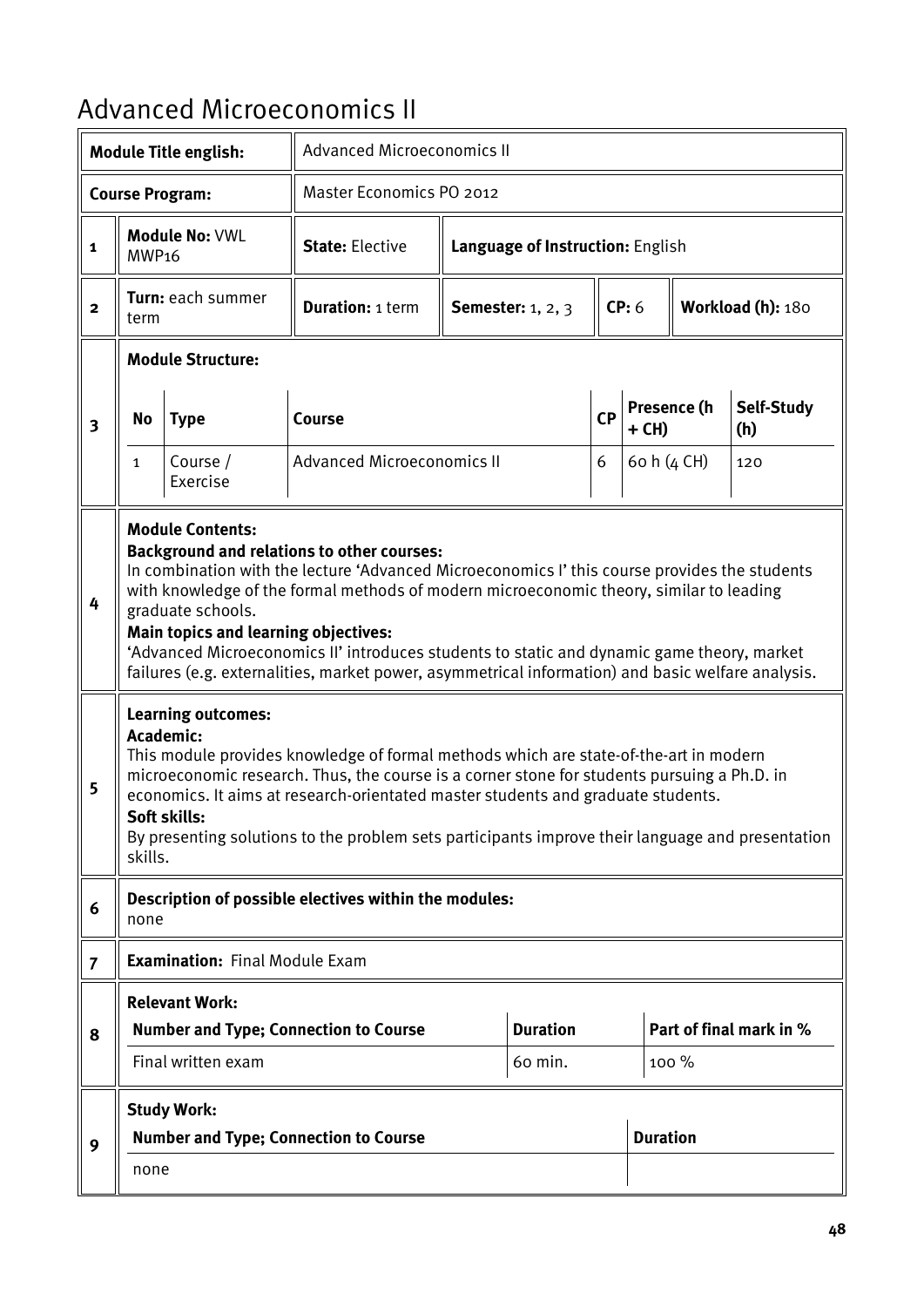# Advanced Microeconomics II

| **Module Title english:** | Advanced Microeconomics II | | | | |
|---|---|---|---|---|---|
| **Course Program:** | Master Economics PO 2012 | | | | |
| **1** | **Module No:** VWL MWP16 | **State:** Elective | **Language of Instruction:** English | | |
| **2** | **Turn:** each summer term | **Duration:** 1 term | **Semester:** 1, 2, 3 | **CP:** 6 | **Workload (h):** 180 |

**3 Module Structure:**

| No | Type | Course | CP | Presence (h + CH) | Self-Study (h) |
|---|---|---|---|---|---|
| 1 | Course / Exercise | Advanced Microeconomics II | 6 | 60 h (4 CH) | 120 |

**4 Module Contents:**

**Background and relations to other courses:**
In combination with the lecture 'Advanced Microeconomics I' this course provides the students with knowledge of the formal methods of modern microeconomic theory, similar to leading graduate schools.

**Main topics and learning objectives:**
'Advanced Microeconomics II' introduces students to static and dynamic game theory, market failures (e.g. externalities, market power, asymmetrical information) and basic welfare analysis.

**5 Learning outcomes:**

**Academic:**
This module provides knowledge of formal methods which are state-of-the-art in modern microeconomic research. Thus, the course is a corner stone for students pursuing a Ph.D. in economics. It aims at research-orientated master students and graduate students.

**Soft skills:**
By presenting solutions to the problem sets participants improve their language and presentation skills.

**6 Description of possible electives within the modules:**
none

**7 Examination:** Final Module Exam

**8 Relevant Work:**

| Number and Type; Connection to Course | Duration | Part of final mark in % |
|---|---|---|
| Final written exam | 60 min. | 100 % |

**9 Study Work:**

| Number and Type; Connection to Course | Duration |
|---|---|
| none | |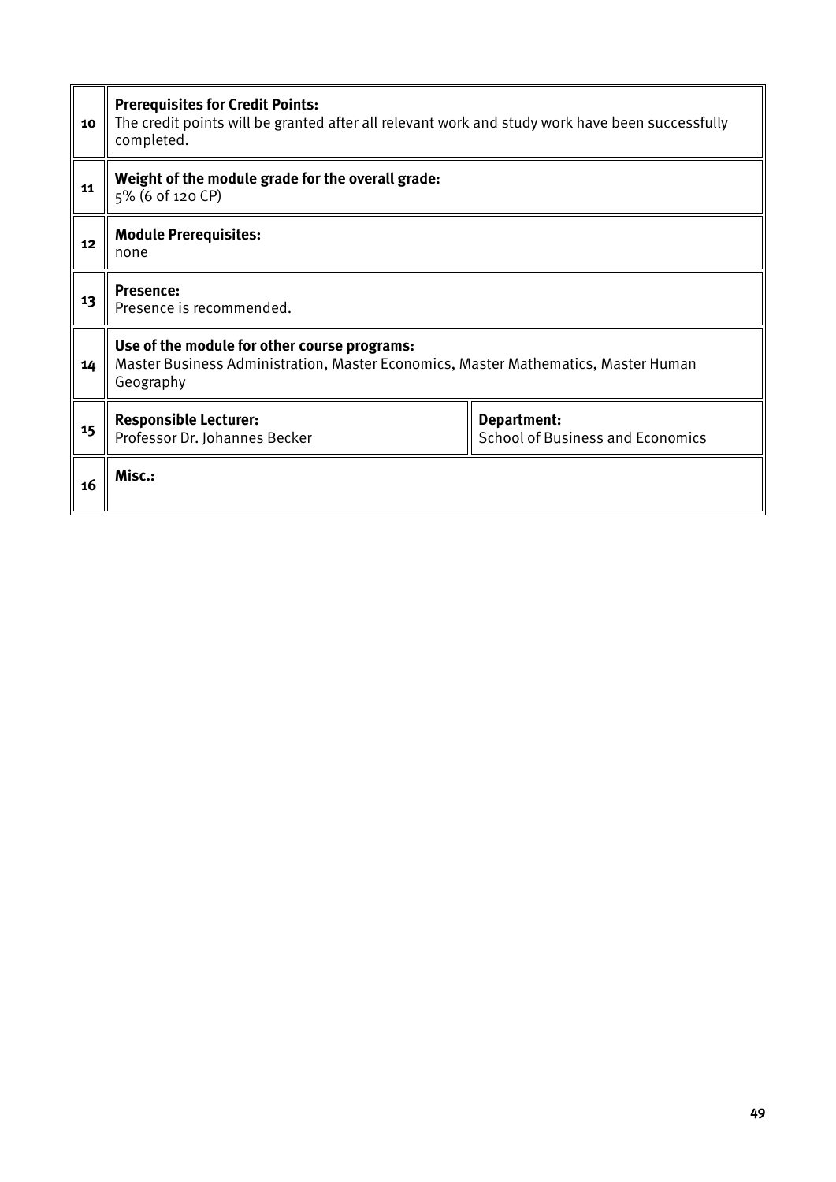| | | |
|---|---|---|
| 10 | **Prerequisites for Credit Points:**<br>The credit points will be granted after all relevant work and study work have been successfully completed. | |
| 11 | **Weight of the module grade for the overall grade:**<br>5% (6 of 120 CP) | |
| 12 | **Module Prerequisites:**<br>none | |
| 13 | **Presence:**<br>Presence is recommended. | |
| 14 | **Use of the module for other course programs:**<br>Master Business Administration, Master Economics, Master Mathematics, Master Human Geography | |
| 15 | **Responsible Lecturer:**<br>Professor Dr. Johannes Becker | **Department:**<br>School of Business and Economics |
| 16 | **Misc.:** | |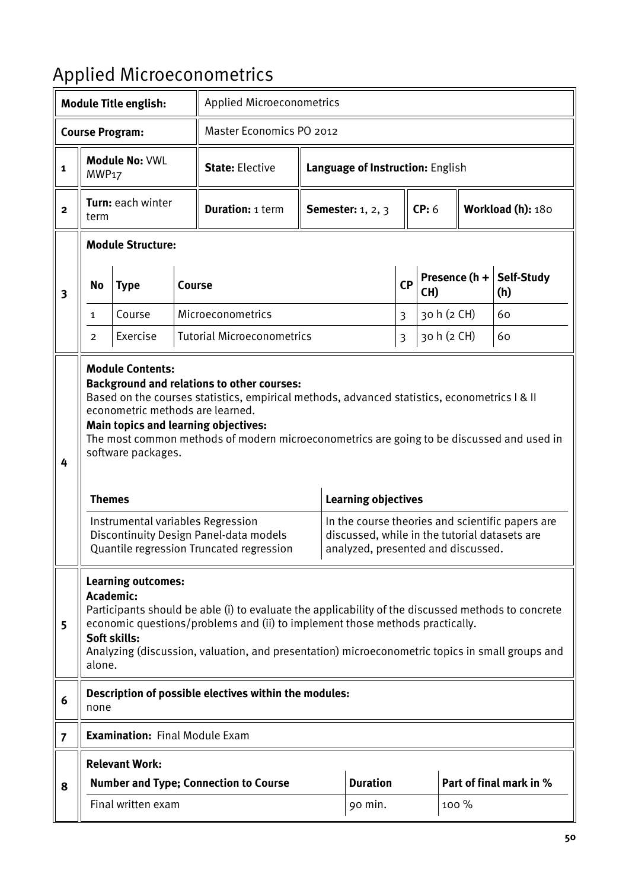# Applied Microeconometrics

| | | | | | | |
|---|---|---|---|---|---|---|
| **Module Title english:** | | Applied Microeconometrics | | | | |
| **Course Program:** | | Master Economics PO 2012 | | | | |
| **1** | **Module No:** VWL MWP17 | **State:** Elective | **Language of Instruction:** English | | | |
| **2** | **Turn:** each winter term | **Duration:** 1 term | **Semester:** 1, 2, 3 | **CP:** 6 | **Workload (h):** 180 | |

**3** **Module Structure:**

| No | Type | Course | CP | Presence (h + CH) | Self-Study (h) |
|---|---|---|---|---|---|
| 1 | Course | Microeconometrics | 3 | 30 h (2 CH) | 60 |
| 2 | Exercise | Tutorial Microeconometrics | 3 | 30 h (2 CH) | 60 |

**4** **Module Contents:**

**Background and relations to other courses:**
Based on the courses statistics, empirical methods, advanced statistics, econometrics I & II econometric methods are learned.

**Main topics and learning objectives:**
The most common methods of modern microeconometrics are going to be discussed and used in software packages.

| Themes | Learning objectives |
|---|---|
| Instrumental variables Regression Discontinuity Design Panel-data models Quantile regression Truncated regression | In the course theories and scientific papers are discussed, while in the tutorial datasets are analyzed, presented and discussed. |

**5** **Learning outcomes:**

**Academic:**
Participants should be able (i) to evaluate the applicability of the discussed methods to concrete economic questions/problems and (ii) to implement those methods practically.

**Soft skills:**
Analyzing (discussion, valuation, and presentation) microeconometric topics in small groups and alone.

**6** **Description of possible electives within the modules:**
none

**7** **Examination:** Final Module Exam

**8** **Relevant Work:**

| Number and Type; Connection to Course | Duration | Part of final mark in % |
|---|---|---|
| Final written exam | 90 min. | 100 % |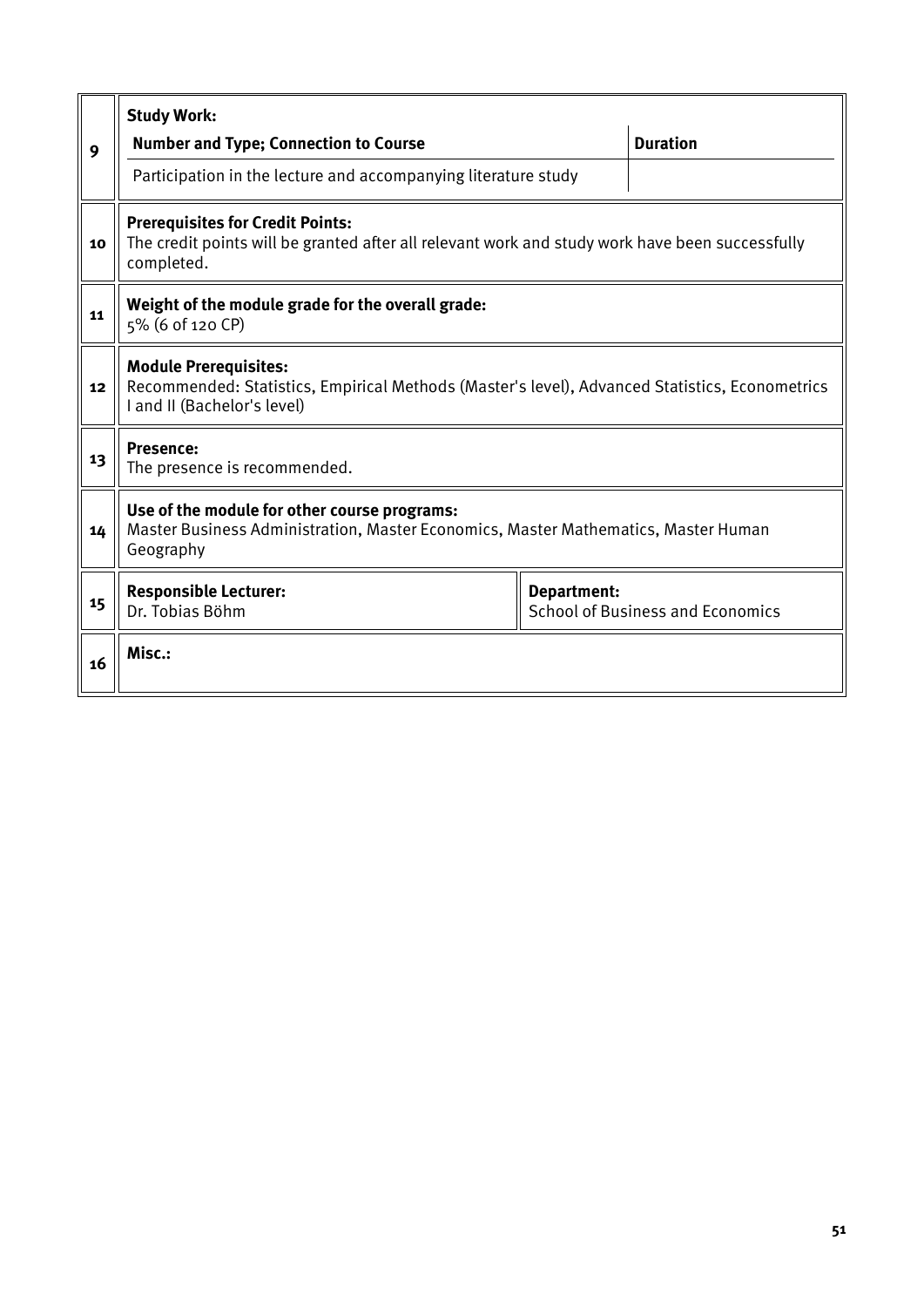| | | | |
|---|---|---|---|
| 9 | **Study Work:** | | |
| | **Number and Type; Connection to Course** | | **Duration** |
| | Participation in the lecture and accompanying literature study | | |
| 10 | **Prerequisites for Credit Points:**<br>The credit points will be granted after all relevant work and study work have been successfully completed. | | |
| 11 | **Weight of the module grade for the overall grade:**<br>5% (6 of 120 CP) | | |
| 12 | **Module Prerequisites:**<br>Recommended: Statistics, Empirical Methods (Master's level), Advanced Statistics, Econometrics I and II (Bachelor's level) | | |
| 13 | **Presence:**<br>The presence is recommended. | | |
| 14 | **Use of the module for other course programs:**<br>Master Business Administration, Master Economics, Master Mathematics, Master Human Geography | | |
| 15 | **Responsible Lecturer:**<br>Dr. Tobias Böhm | **Department:**<br>School of Business and Economics | |
| 16 | **Misc.:** | | |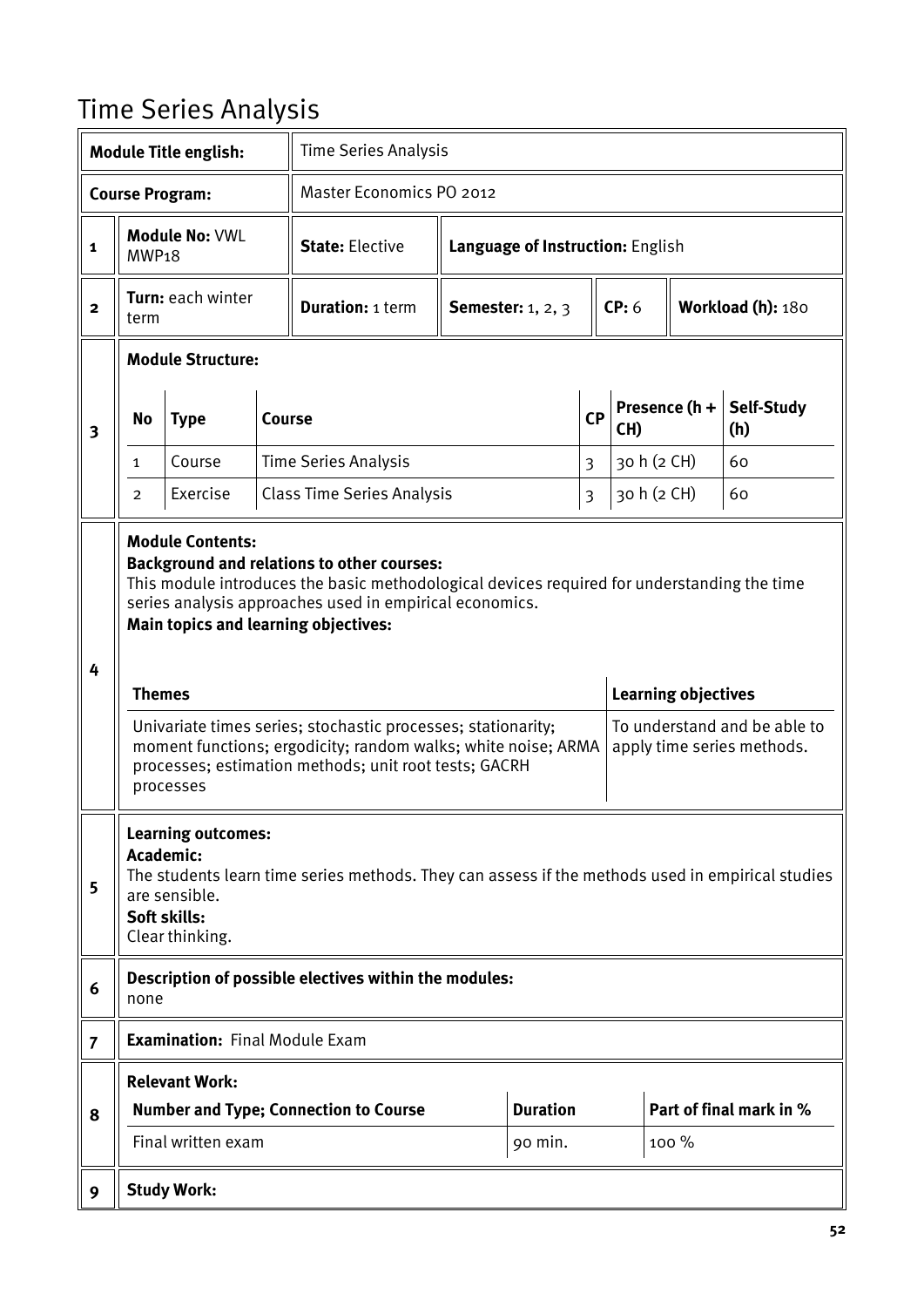# Time Series Analysis

| | | | | | | |
|---|---|---|---|---|---|---|
| **Module Title english:** | | Time Series Analysis | | | | |
| **Course Program:** | | Master Economics PO 2012 | | | | |
| **1** | **Module No:** VWL MWP18 | **State:** Elective | **Language of Instruction:** English | | | |
| **2** | **Turn:** each winter term | **Duration:** 1 term | **Semester:** 1, 2, 3 | **CP:** 6 | **Workload (h):** 180 | |

**3 Module Structure:**

| No | Type | Course | CP | Presence (h + CH) | Self-Study (h) |
|---|---|---|---|---|---|
| 1 | Course | Time Series Analysis | 3 | 30 h (2 CH) | 60 |
| 2 | Exercise | Class Time Series Analysis | 3 | 30 h (2 CH) | 60 |

**4 Module Contents:**

**Background and relations to other courses:**
This module introduces the basic methodological devices required for understanding the time series analysis approaches used in empirical economics.

**Main topics and learning objectives:**

| Themes | Learning objectives |
|---|---|
| Univariate times series; stochastic processes; stationarity; moment functions; ergodicity; random walks; white noise; ARMA processes; estimation methods; unit root tests; GACRH processes | To understand and be able to apply time series methods. |

**5 Learning outcomes:**

**Academic:**
The students learn time series methods. They can assess if the methods used in empirical studies are sensible.

**Soft skills:**
Clear thinking.

**6 Description of possible electives within the modules:**
none

**7 Examination:** Final Module Exam

**8 Relevant Work:**

| Number and Type; Connection to Course | Duration | Part of final mark in % |
|---|---|---|
| Final written exam | 90 min. | 100 % |

**9 Study Work:**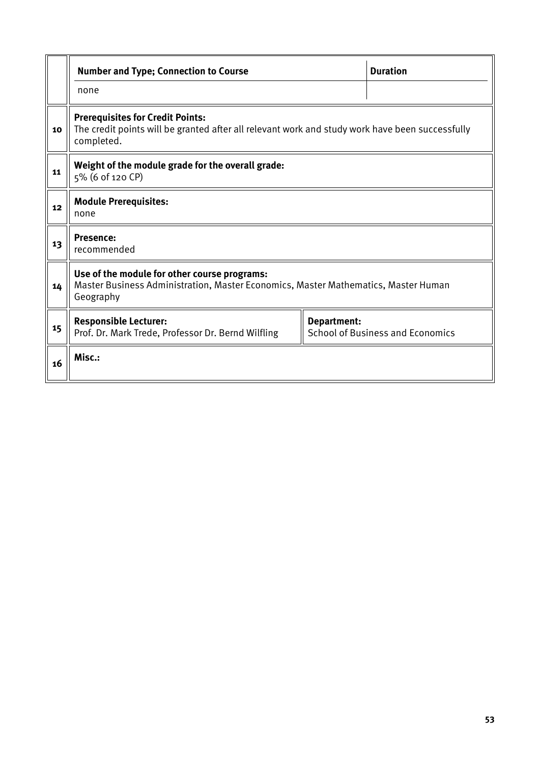| | | | |
|---|---|---|---|
| | **Number and Type; Connection to Course** | | **Duration** |
| | none | | |
| 10 | **Prerequisites for Credit Points:**<br>The credit points will be granted after all relevant work and study work have been successfully completed. | | |
| 11 | **Weight of the module grade for the overall grade:**<br>5% (6 of 120 CP) | | |
| 12 | **Module Prerequisites:**<br>none | | |
| 13 | **Presence:**<br>recommended | | |
| 14 | **Use of the module for other course programs:**<br>Master Business Administration, Master Economics, Master Mathematics, Master Human Geography | | |
| 15 | **Responsible Lecturer:**<br>Prof. Dr. Mark Trede, Professor Dr. Bernd Wilfling | **Department:**<br>School of Business and Economics | |
| 16 | **Misc.:** | | |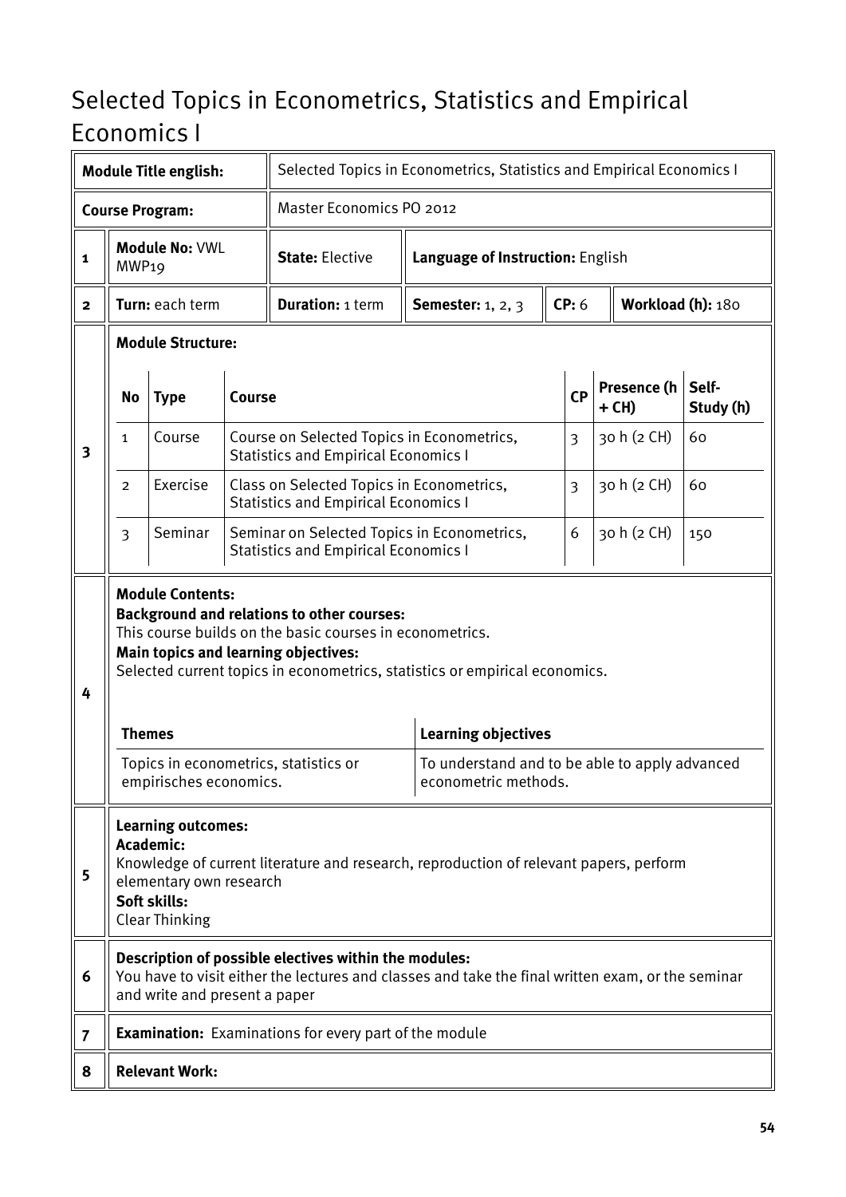# Selected Topics in Econometrics, Statistics and Empirical Economics I

| | | | | | | |
|---|---|---|---|---|---|---|
| **Module Title english:** | | Selected Topics in Econometrics, Statistics and Empirical Economics I | | | | |
| **Course Program:** | | Master Economics PO 2012 | | | | |
| 1 | **Module No:** VWL MWP19 | **State:** Elective | **Language of Instruction:** English | | | |
| 2 | **Turn:** each term | **Duration:** 1 term | **Semester:** 1, 2, 3 | **CP:** 6 | **Workload (h):** 180 | |

**3 Module Structure:**

| No | Type | Course | CP | Presence (h + CH) | Self-Study (h) |
|---|---|---|---|---|---|
| 1 | Course | Course on Selected Topics in Econometrics, Statistics and Empirical Economics I | 3 | 30 h (2 CH) | 60 |
| 2 | Exercise | Class on Selected Topics in Econometrics, Statistics and Empirical Economics I | 3 | 30 h (2 CH) | 60 |
| 3 | Seminar | Seminar on Selected Topics in Econometrics, Statistics and Empirical Economics I | 6 | 30 h (2 CH) | 150 |

**4 Module Contents:**

**Background and relations to other courses:**
This course builds on the basic courses in econometrics.

**Main topics and learning objectives:**
Selected current topics in econometrics, statistics or empirical economics.

| Themes | Learning objectives |
|---|---|
| Topics in econometrics, statistics or empirisches economics. | To understand and to be able to apply advanced econometric methods. |

**5 Learning outcomes:**

**Academic:**
Knowledge of current literature and research, reproduction of relevant papers, perform elementary own research

**Soft skills:**
Clear Thinking

**6 Description of possible electives within the modules:**
You have to visit either the lectures and classes and take the final written exam, or the seminar and write and present a paper

**7 Examination:** Examinations for every part of the module

**8 Relevant Work:**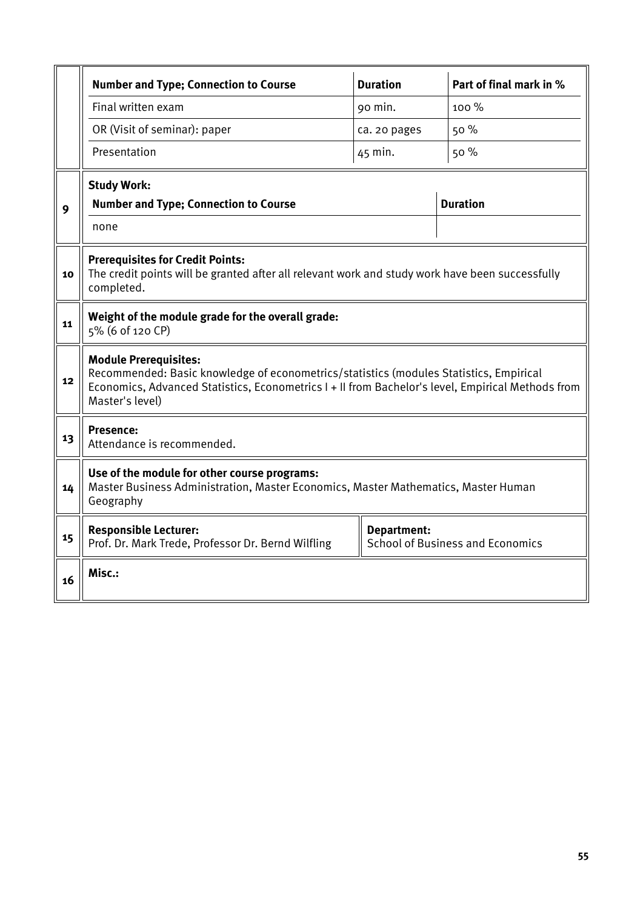| Number and Type; Connection to Course | Duration | Part of final mark in % |
|---|---|---|
| Final written exam | 90 min. | 100 % |
| OR (Visit of seminar): paper | ca. 20 pages | 50 % |
| Presentation | 45 min. | 50 % |

**9** **Study Work:**

| Number and Type; Connection to Course | Duration |
|---|---|
| none | |

**10** **Prerequisites for Credit Points:**
The credit points will be granted after all relevant work and study work have been successfully completed.

**11** **Weight of the module grade for the overall grade:**
5% (6 of 120 CP)

**12** **Module Prerequisites:**
Recommended: Basic knowledge of econometrics/statistics (modules Statistics, Empirical Economics, Advanced Statistics, Econometrics I + II from Bachelor's level, Empirical Methods from Master's level)

**13** **Presence:**
Attendance is recommended.

**14** **Use of the module for other course programs:**
Master Business Administration, Master Economics, Master Mathematics, Master Human Geography

**15** **Responsible Lecturer:**
Prof. Dr. Mark Trede, Professor Dr. Bernd Wilfling

**Department:**
School of Business and Economics

**16** **Misc.:**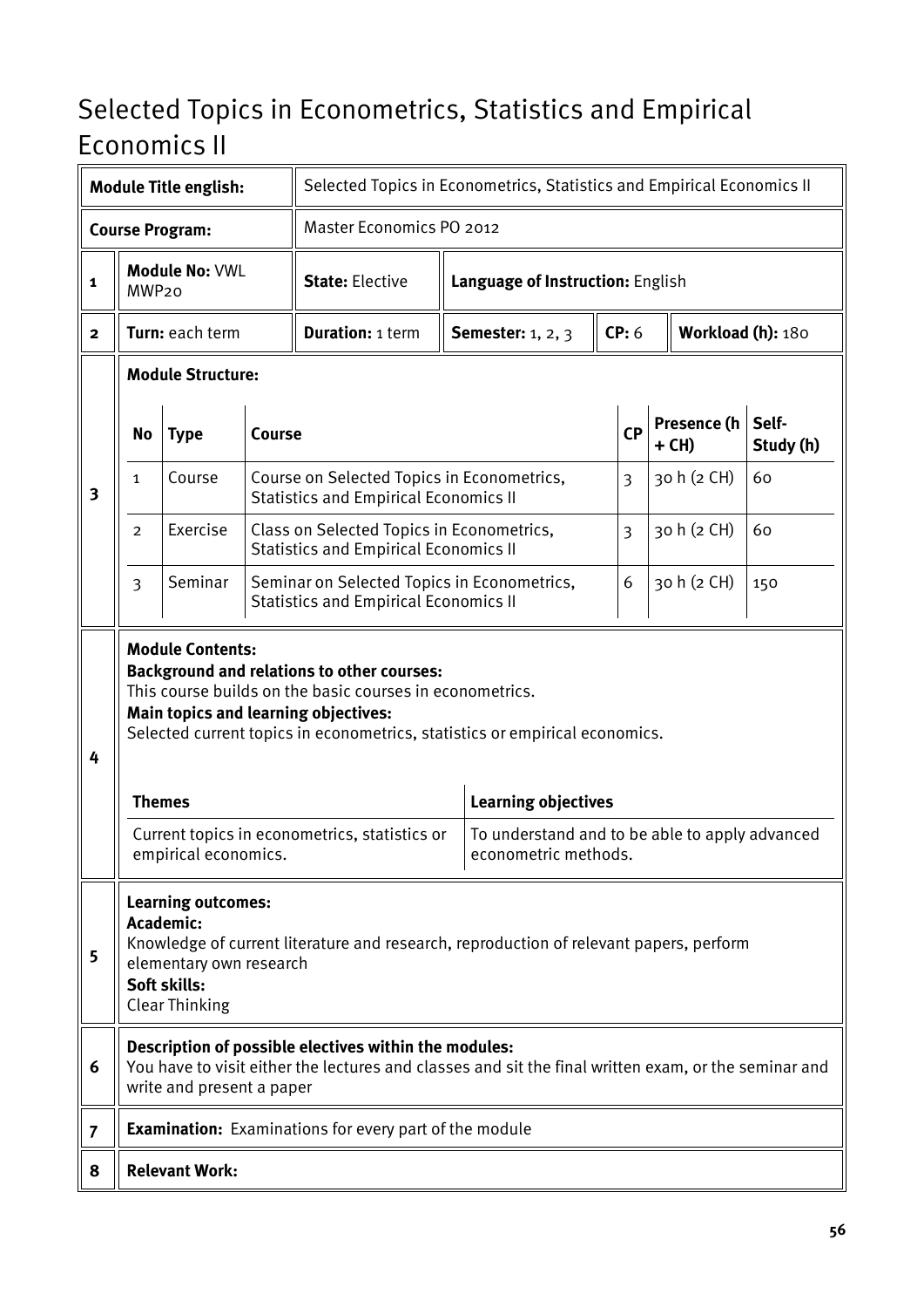# Selected Topics in Econometrics, Statistics and Empirical Economics II

| | | | | | | |
|---|---|---|---|---|---|---|
| **Module Title english:** | | Selected Topics in Econometrics, Statistics and Empirical Economics II | | | | |
| **Course Program:** | | Master Economics PO 2012 | | | | |
| **1** | **Module No:** VWL MWP20 | **State:** Elective | **Language of Instruction:** English | | | |
| **2** | **Turn:** each term | **Duration:** 1 term | **Semester:** 1, 2, 3 | **CP:** 6 | **Workload (h):** 180 | |

**3 Module Structure:**

| No | Type | Course | CP | Presence (h + CH) | Self-Study (h) |
|---|---|---|---|---|---|
| 1 | Course | Course on Selected Topics in Econometrics, Statistics and Empirical Economics II | 3 | 30 h (2 CH) | 60 |
| 2 | Exercise | Class on Selected Topics in Econometrics, Statistics and Empirical Economics II | 3 | 30 h (2 CH) | 60 |
| 3 | Seminar | Seminar on Selected Topics in Econometrics, Statistics and Empirical Economics II | 6 | 30 h (2 CH) | 150 |

**4 Module Contents:**

**Background and relations to other courses:**
This course builds on the basic courses in econometrics.

**Main topics and learning objectives:**
Selected current topics in econometrics, statistics or empirical economics.

| Themes | Learning objectives |
|---|---|
| Current topics in econometrics, statistics or empirical economics. | To understand and to be able to apply advanced econometric methods. |

**5 Learning outcomes:**

**Academic:**
Knowledge of current literature and research, reproduction of relevant papers, perform elementary own research

**Soft skills:**
Clear Thinking

**6 Description of possible electives within the modules:**
You have to visit either the lectures and classes and sit the final written exam, or the seminar and write and present a paper

**7 Examination:** Examinations for every part of the module

**8 Relevant Work:**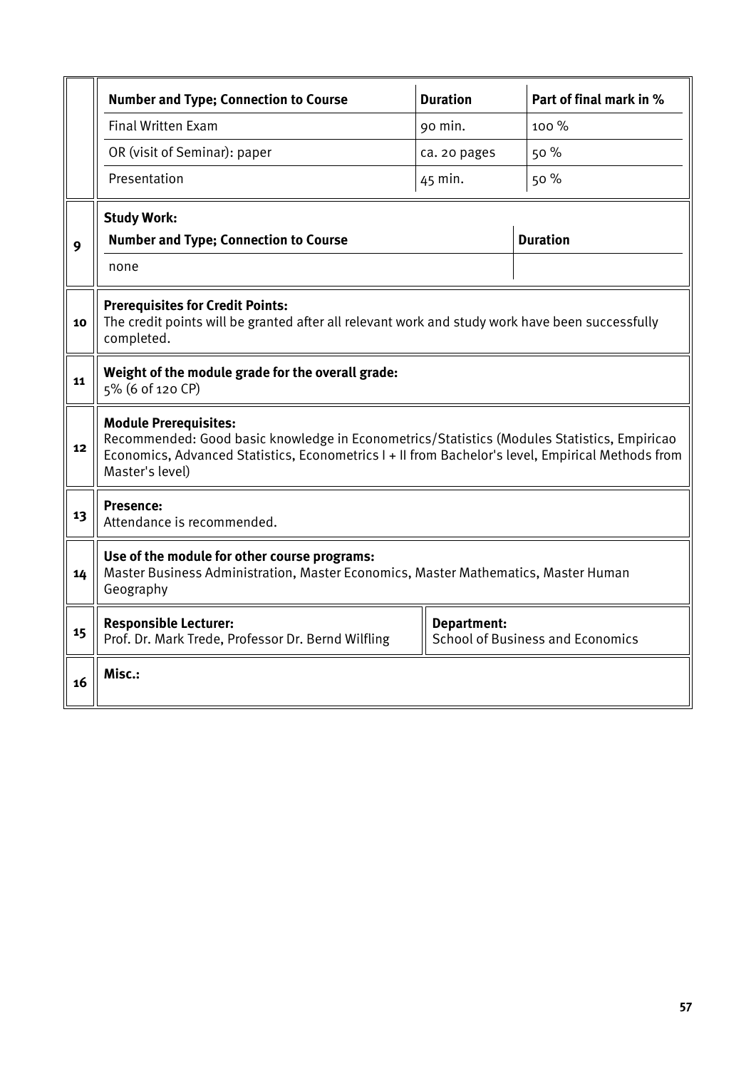| | Number and Type; Connection to Course | Duration | Part of final mark in % |
|---|---|---|---|
| | Final Written Exam | 90 min. | 100 % |
| | OR (visit of Seminar): paper | ca. 20 pages | 50 % |
| | Presentation | 45 min. | 50 % |

| 9 | **Study Work:** | |
|---|---|---|
| | **Number and Type; Connection to Course** | **Duration** |
| | none | |

| | |
|---|---|
| 10 | **Prerequisites for Credit Points:** The credit points will be granted after all relevant work and study work have been successfully completed. |
| 11 | **Weight of the module grade for the overall grade:** 5% (6 of 120 CP) |
| 12 | **Module Prerequisites:** Recommended: Good basic knowledge in Econometrics/Statistics (Modules Statistics, Empiricao Economics, Advanced Statistics, Econometrics I + II from Bachelor's level, Empirical Methods from Master's level) |
| 13 | **Presence:** Attendance is recommended. |
| 14 | **Use of the module for other course programs:** Master Business Administration, Master Economics, Master Mathematics, Master Human Geography |

| | | |
|---|---|---|
| 15 | **Responsible Lecturer:** Prof. Dr. Mark Trede, Professor Dr. Bernd Wilfling | **Department:** School of Business and Economics |
| 16 | **Misc.:** | |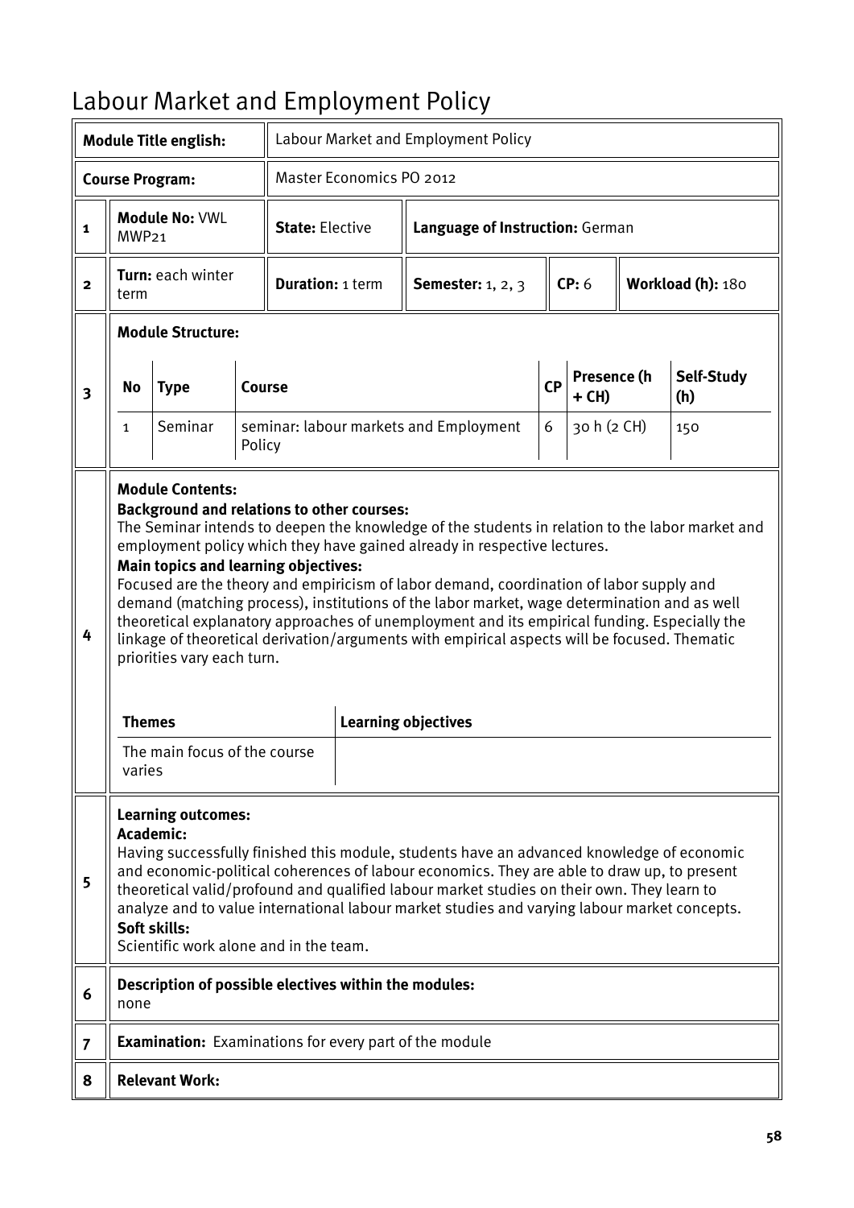# Labour Market and Employment Policy

| **Module Title english:** | Labour Market and Employment Policy |
|---|---|
| **Course Program:** | Master Economics PO 2012 |

| | | | | | | |
|---|---|---|---|---|---|---|
| **1** | **Module No:** VWL MWP21 | **State:** Elective | **Language of Instruction:** German | | | |
| **2** | **Turn:** each winter term | **Duration:** 1 term | **Semester:** 1, 2, 3 | **CP:** 6 | **Workload (h):** 180 | |

**3 Module Structure:**

| No | Type | Course | CP | Presence (h + CH) | Self-Study (h) |
|---|---|---|---|---|---|
| 1 | Seminar | seminar: labour markets and Employment Policy | 6 | 30 h (2 CH) | 150 |

**4 Module Contents:**

**Background and relations to other courses:**

The Seminar intends to deepen the knowledge of the students in relation to the labor market and employment policy which they have gained already in respective lectures.

**Main topics and learning objectives:**

Focused are the theory and empiricism of labor demand, coordination of labor supply and demand (matching process), institutions of the labor market, wage determination and as well theoretical explanatory approaches of unemployment and its empirical funding. Especially the linkage of theoretical derivation/arguments with empirical aspects will be focused. Thematic priorities vary each turn.

| Themes | Learning objectives |
|---|---|
| The main focus of the course varies | |

**5 Learning outcomes:**

**Academic:**

Having successfully finished this module, students have an advanced knowledge of economic and economic-political coherences of labour economics. They are able to draw up, to present theoretical valid/profound and qualified labour market studies on their own. They learn to analyze and to value international labour market studies and varying labour market concepts.

**Soft skills:**

Scientific work alone and in the team.

**6 Description of possible electives within the modules:**

none

**7 Examination:** Examinations for every part of the module

**8 Relevant Work:**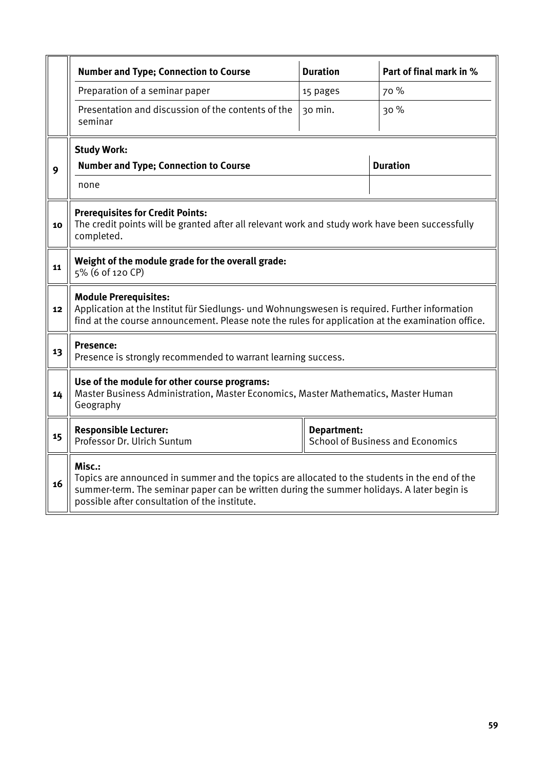| Number and Type; Connection to Course | Duration | Part of final mark in % |
| --- | --- | --- |
| Preparation of a seminar paper | 15 pages | 70 % |
| Presentation and discussion of the contents of the seminar | 30 min. | 30 % |

**9** **Study Work:**

| Number and Type; Connection to Course | Duration |
| --- | --- |
| none | |

**10** **Prerequisites for Credit Points:**
The credit points will be granted after all relevant work and study work have been successfully completed.

**11** **Weight of the module grade for the overall grade:**
5% (6 of 120 CP)

**12** **Module Prerequisites:**
Application at the Institut für Siedlungs- und Wohnungswesen is required. Further information find at the course announcement. Please note the rules for application at the examination office.

**13** **Presence:**
Presence is strongly recommended to warrant learning success.

**14** **Use of the module for other course programs:**
Master Business Administration, Master Economics, Master Mathematics, Master Human Geography

**15** **Responsible Lecturer:**
Professor Dr. Ulrich Suntum

**Department:**
School of Business and Economics

**16** **Misc.:**
Topics are announced in summer and the topics are allocated to the students in the end of the summer-term. The seminar paper can be written during the summer holidays. A later begin is possible after consultation of the institute.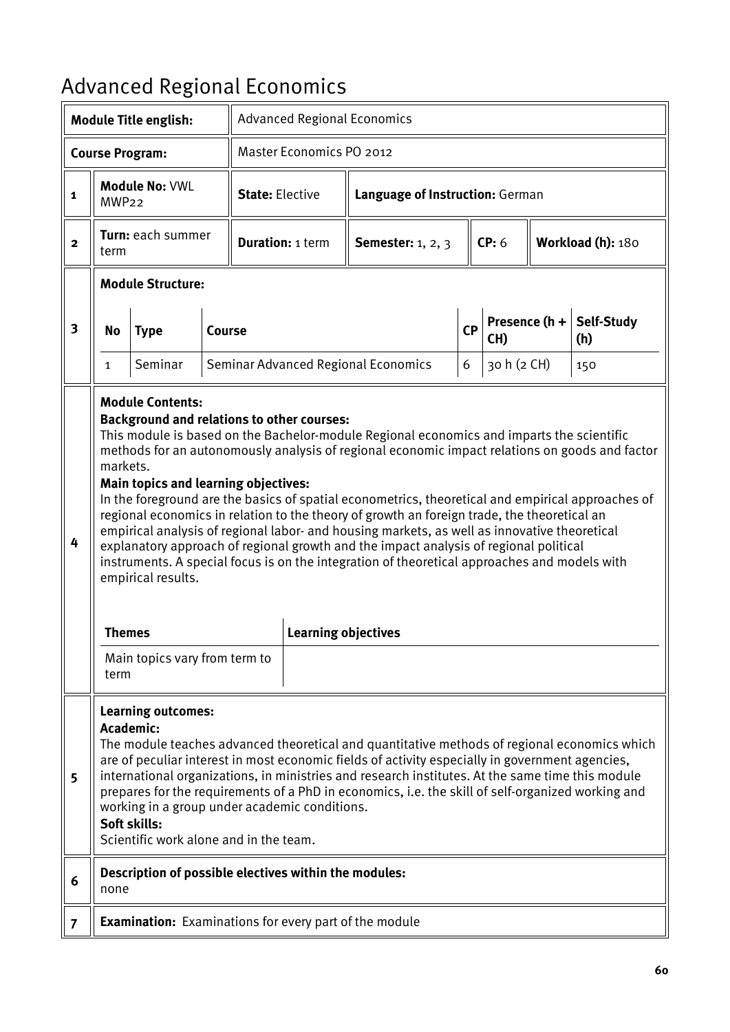# Advanced Regional Economics

| | **Module Title english:** | Advanced Regional Economics | | | | |
|---|---|---|---|---|---|---|
| | **Course Program:** | Master Economics PO 2012 | | | | |
| **1** | **Module No:** VWL MWP22 | **State:** Elective | **Language of Instruction:** German | | | |
| **2** | **Turn:** each summer term | **Duration:** 1 term | **Semester:** 1, 2, 3 | **CP:** 6 | **Workload (h):** 180 | |

**3 Module Structure:**

| No | Type | Course | CP | Presence (h + CH) | Self-Study (h) |
|---|---|---|---|---|---|
| 1 | Seminar | Seminar Advanced Regional Economics | 6 | 30 h (2 CH) | 150 |

**4 Module Contents:**

**Background and relations to other courses:**
This module is based on the Bachelor-module Regional economics and imparts the scientific methods for an autonomously analysis of regional economic impact relations on goods and factor markets.

**Main topics and learning objectives:**
In the foreground are the basics of spatial econometrics, theoretical and empirical approaches of regional economics in relation to the theory of growth an foreign trade, the theoretical an empirical analysis of regional labor- and housing markets, as well as innovative theoretical explanatory approach of regional growth and the impact analysis of regional political instruments. A special focus is on the integration of theoretical approaches and models with empirical results.

| Themes | Learning objectives |
|---|---|
| Main topics vary from term to term | |

**5 Learning outcomes:**

**Academic:**
The module teaches advanced theoretical and quantitative methods of regional economics which are of peculiar interest in most economic fields of activity especially in government agencies, international organizations, in ministries and research institutes. At the same time this module prepares for the requirements of a PhD in economics, i.e. the skill of self-organized working and working in a group under academic conditions.

**Soft skills:**
Scientific work alone and in the team.

**6 Description of possible electives within the modules:**
none

**7 Examination:** Examinations for every part of the module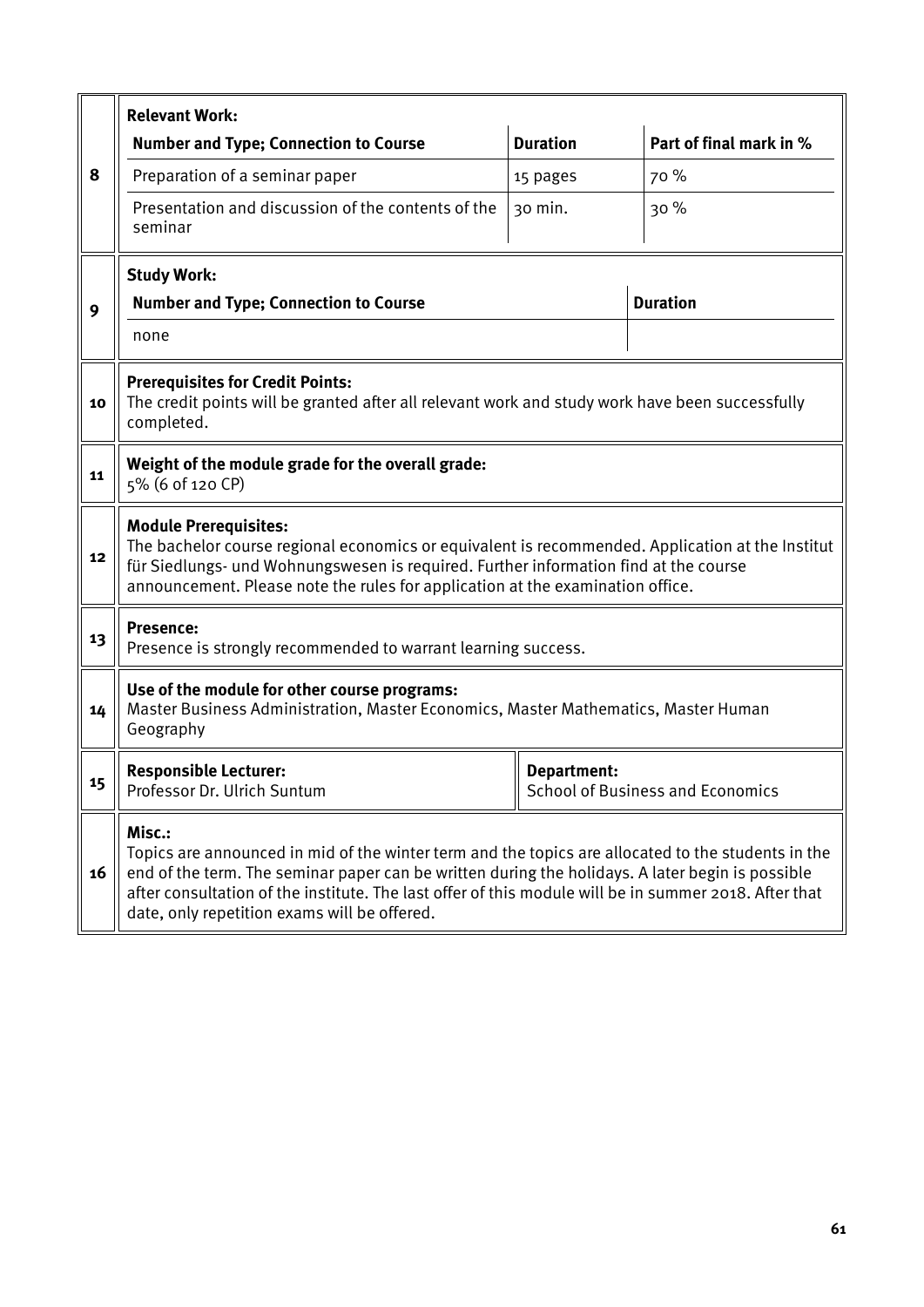| | |
|---|---|
| 8 | **Relevant Work:** |

| Number and Type; Connection to Course | Duration | Part of final mark in % |
|---|---|---|
| Preparation of a seminar paper | 15 pages | 70 % |
| Presentation and discussion of the contents of the seminar | 30 min. | 30 % |

| | |
|---|---|
| 9 | **Study Work:** |

| Number and Type; Connection to Course | Duration |
|---|---|
| none | |

| | |
|---|---|
| 10 | **Prerequisites for Credit Points:** The credit points will be granted after all relevant work and study work have been successfully completed. |
| 11 | **Weight of the module grade for the overall grade:** 5% (6 of 120 CP) |
| 12 | **Module Prerequisites:** The bachelor course regional economics or equivalent is recommended. Application at the Institut für Siedlungs- und Wohnungswesen is required. Further information find at the course announcement. Please note the rules for application at the examination office. |
| 13 | **Presence:** Presence is strongly recommended to warrant learning success. |
| 14 | **Use of the module for other course programs:** Master Business Administration, Master Economics, Master Mathematics, Master Human Geography |
| 15 | **Responsible Lecturer:** Professor Dr. Ulrich Suntum — **Department:** School of Business and Economics |
| 16 | **Misc.:** Topics are announced in mid of the winter term and the topics are allocated to the students in the end of the term. The seminar paper can be written during the holidays. A later begin is possible after consultation of the institute. The last offer of this module will be in summer 2018. After that date, only repetition exams will be offered. |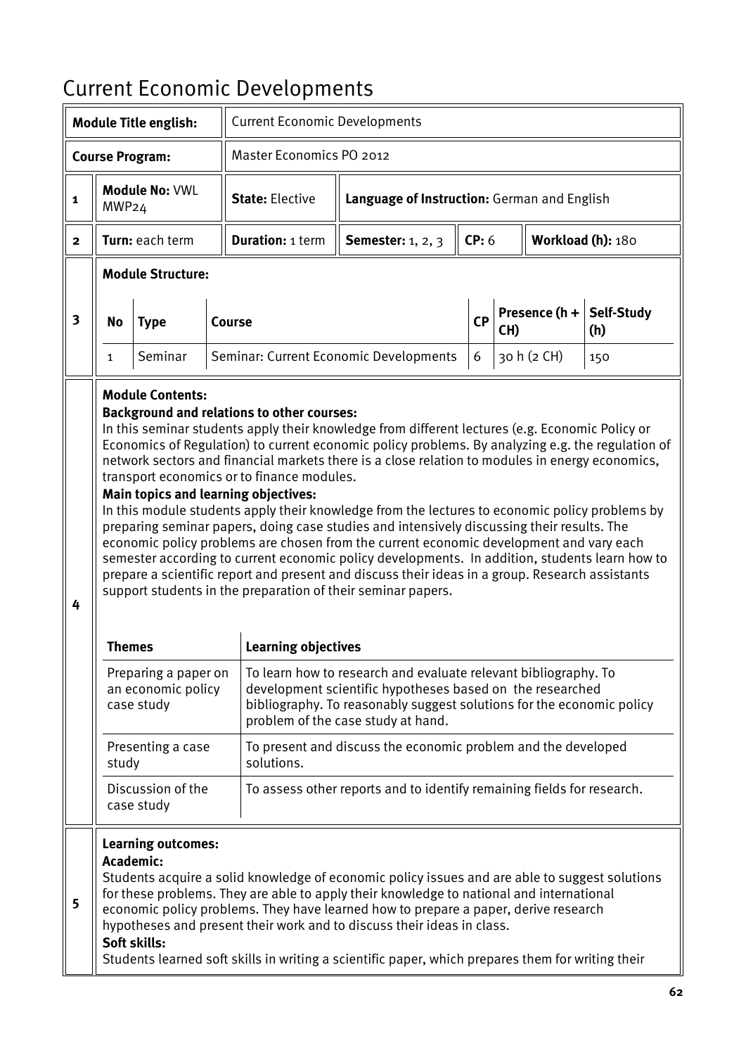# Current Economic Developments

| | | | | | | |
|---|---|---|---|---|---|---|
| **Module Title english:** | | Current Economic Developments | | | | |
| **Course Program:** | | Master Economics PO 2012 | | | | |
| 1 | **Module No:** VWL MWP24 | **State:** Elective | **Language of Instruction:** German and English | | | |
| 2 | **Turn:** each term | **Duration:** 1 term | **Semester:** 1, 2, 3 | **CP:** 6 | **Workload (h):** 180 | |

**3 Module Structure:**

| No | Type | Course | CP | Presence (h + CH) | Self-Study (h) |
|---|---|---|---|---|---|
| 1 | Seminar | Seminar: Current Economic Developments | 6 | 30 h (2 CH) | 150 |

**4 Module Contents:**

**Background and relations to other courses:**

In this seminar students apply their knowledge from different lectures (e.g. Economic Policy or Economics of Regulation) to current economic policy problems. By analyzing e.g. the regulation of network sectors and financial markets there is a close relation to modules in energy economics, transport economics or to finance modules.

**Main topics and learning objectives:**

In this module students apply their knowledge from the lectures to economic policy problems by preparing seminar papers, doing case studies and intensively discussing their results. The economic policy problems are chosen from the current economic development and vary each semester according to current economic policy developments. In addition, students learn how to prepare a scientific report and present and discuss their ideas in a group. Research assistants support students in the preparation of their seminar papers.

| Themes | Learning objectives |
|---|---|
| Preparing a paper on an economic policy case study | To learn how to research and evaluate relevant bibliography. To development scientific hypotheses based on the researched bibliography. To reasonably suggest solutions for the economic policy problem of the case study at hand. |
| Presenting a case study | To present and discuss the economic problem and the developed solutions. |
| Discussion of the case study | To assess other reports and to identify remaining fields for research. |

**5 Learning outcomes:**

**Academic:**

Students acquire a solid knowledge of economic policy issues and are able to suggest solutions for these problems. They are able to apply their knowledge to national and international economic policy problems. They have learned how to prepare a paper, derive research hypotheses and present their work and to discuss their ideas in class.

**Soft skills:**

Students learned soft skills in writing a scientific paper, which prepares them for writing their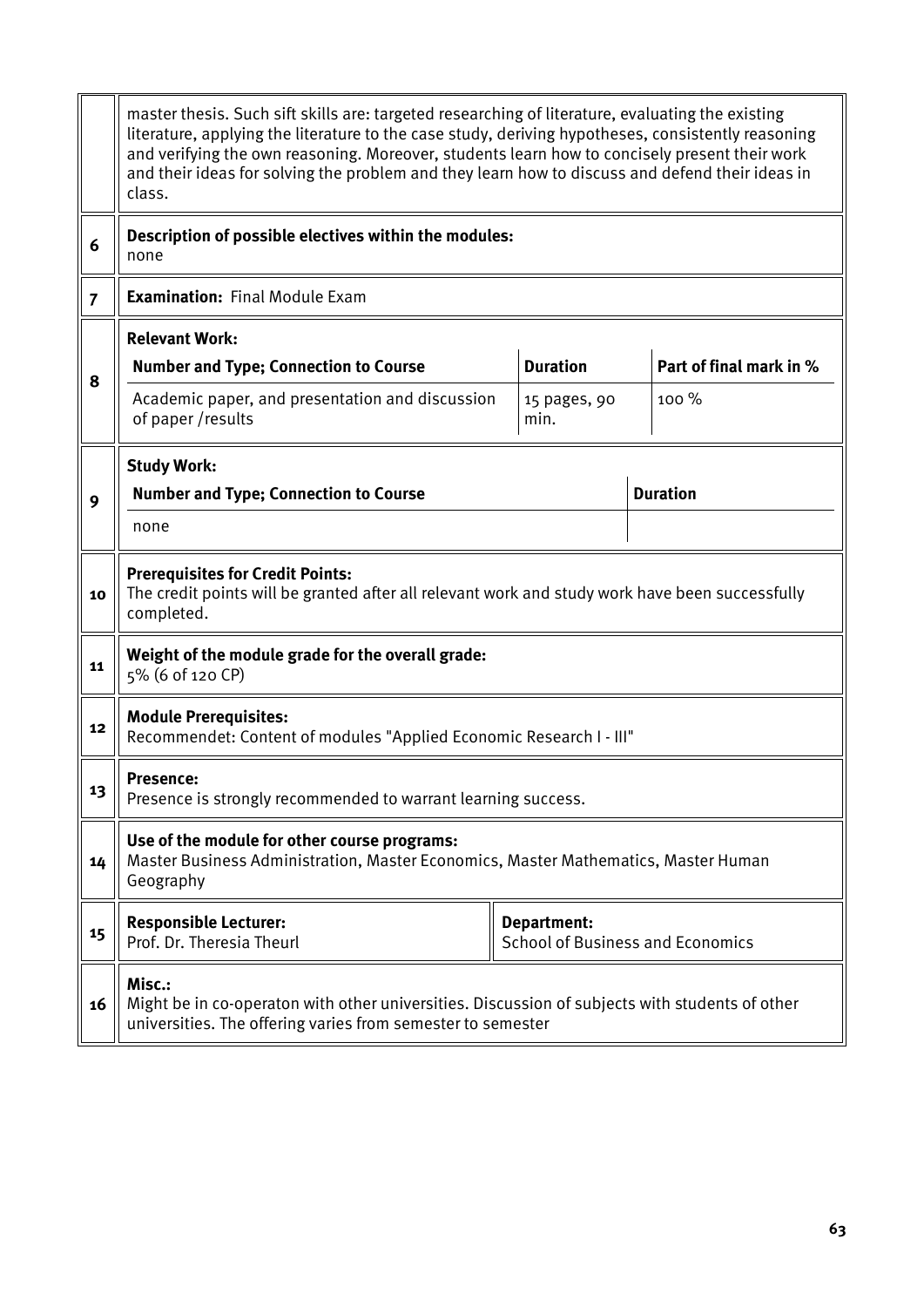| | |
|---|---|
| | master thesis. Such sift skills are: targeted researching of literature, evaluating the existing literature, applying the literature to the case study, deriving hypotheses, consistently reasoning and verifying the own reasoning. Moreover, students learn how to concisely present their work and their ideas for solving the problem and they learn how to discuss and defend their ideas in class. |
| 6 | **Description of possible electives within the modules:**<br>none |
| 7 | **Examination:** Final Module Exam |

**8 — Relevant Work:**

| Number and Type; Connection to Course | Duration | Part of final mark in % |
|---|---|---|
| Academic paper, and presentation and discussion of paper /results | 15 pages, 90 min. | 100 % |

**9 — Study Work:**

| Number and Type; Connection to Course | Duration |
|---|---|
| none | |

| | |
|---|---|
| 10 | **Prerequisites for Credit Points:**<br>The credit points will be granted after all relevant work and study work have been successfully completed. |
| 11 | **Weight of the module grade for the overall grade:**<br>5% (6 of 120 CP) |
| 12 | **Module Prerequisites:**<br>Recommendet: Content of modules "Applied Economic Research I - III" |
| 13 | **Presence:**<br>Presence is strongly recommended to warrant learning success. |
| 14 | **Use of the module for other course programs:**<br>Master Business Administration, Master Economics, Master Mathematics, Master Human Geography |

| | | |
|---|---|---|
| 15 | **Responsible Lecturer:**<br>Prof. Dr. Theresia Theurl | **Department:**<br>School of Business and Economics |

| | |
|---|---|
| 16 | **Misc.:**<br>Might be in co-operaton with other universities. Discussion of subjects with students of other universities. The offering varies from semester to semester |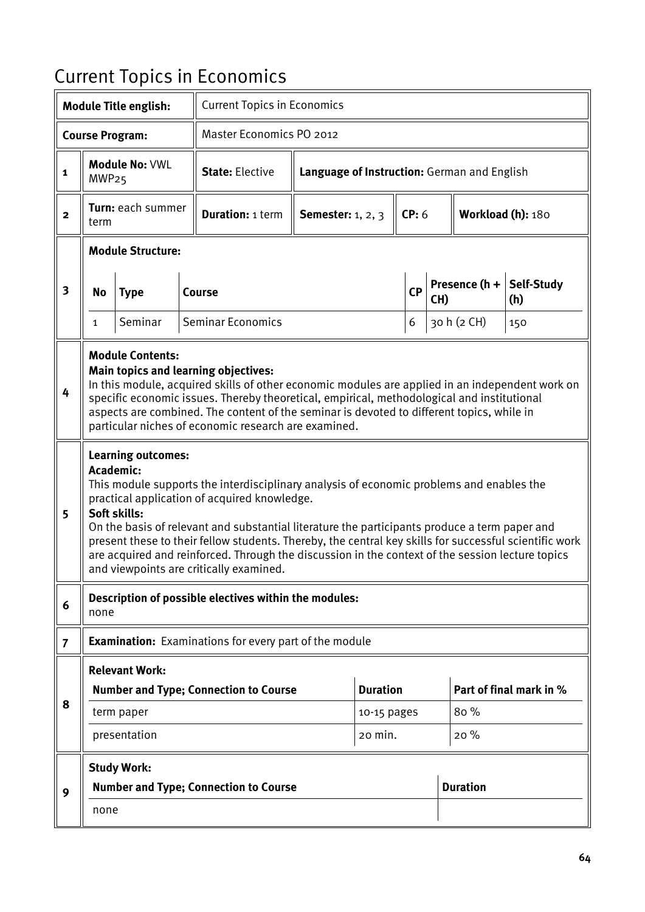# Current Topics in Economics

| **Module Title english:** | Current Topics in Economics | | | | |
|---|---|---|---|---|---|
| **Course Program:** | Master Economics PO 2012 | | | | |

| | | | | | | |
|---|---|---|---|---|---|---|
| **1** | **Module No:** VWL MWP25 | **State:** Elective | **Language of Instruction:** German and English | | | |
| **2** | **Turn:** each summer term | **Duration:** 1 term | **Semester:** 1, 2, 3 | **CP:** 6 | **Workload (h):** 180 | |

**3 Module Structure:**

| No | Type | Course | CP | Presence (h + CH) | Self-Study (h) |
|---|---|---|---|---|---|
| 1 | Seminar | Seminar Economics | 6 | 30 h (2 CH) | 150 |

**4 Module Contents:**

**Main topics and learning objectives:**
In this module, acquired skills of other economic modules are applied in an independent work on specific economic issues. Thereby theoretical, empirical, methodological and institutional aspects are combined. The content of the seminar is devoted to different topics, while in particular niches of economic research are examined.

**5 Learning outcomes:**

**Academic:**
This module supports the interdisciplinary analysis of economic problems and enables the practical application of acquired knowledge.

**Soft skills:**
On the basis of relevant and substantial literature the participants produce a term paper and present these to their fellow students. Thereby, the central key skills for successful scientific work are acquired and reinforced. Through the discussion in the context of the session lecture topics and viewpoints are critically examined.

**6 Description of possible electives within the modules:**
none

**7 Examination:** Examinations for every part of the module

**8 Relevant Work:**

| Number and Type; Connection to Course | Duration | Part of final mark in % |
|---|---|---|
| term paper | 10-15 pages | 80 % |
| presentation | 20 min. | 20 % |

**9 Study Work:**

| Number and Type; Connection to Course | Duration |
|---|---|
| none | |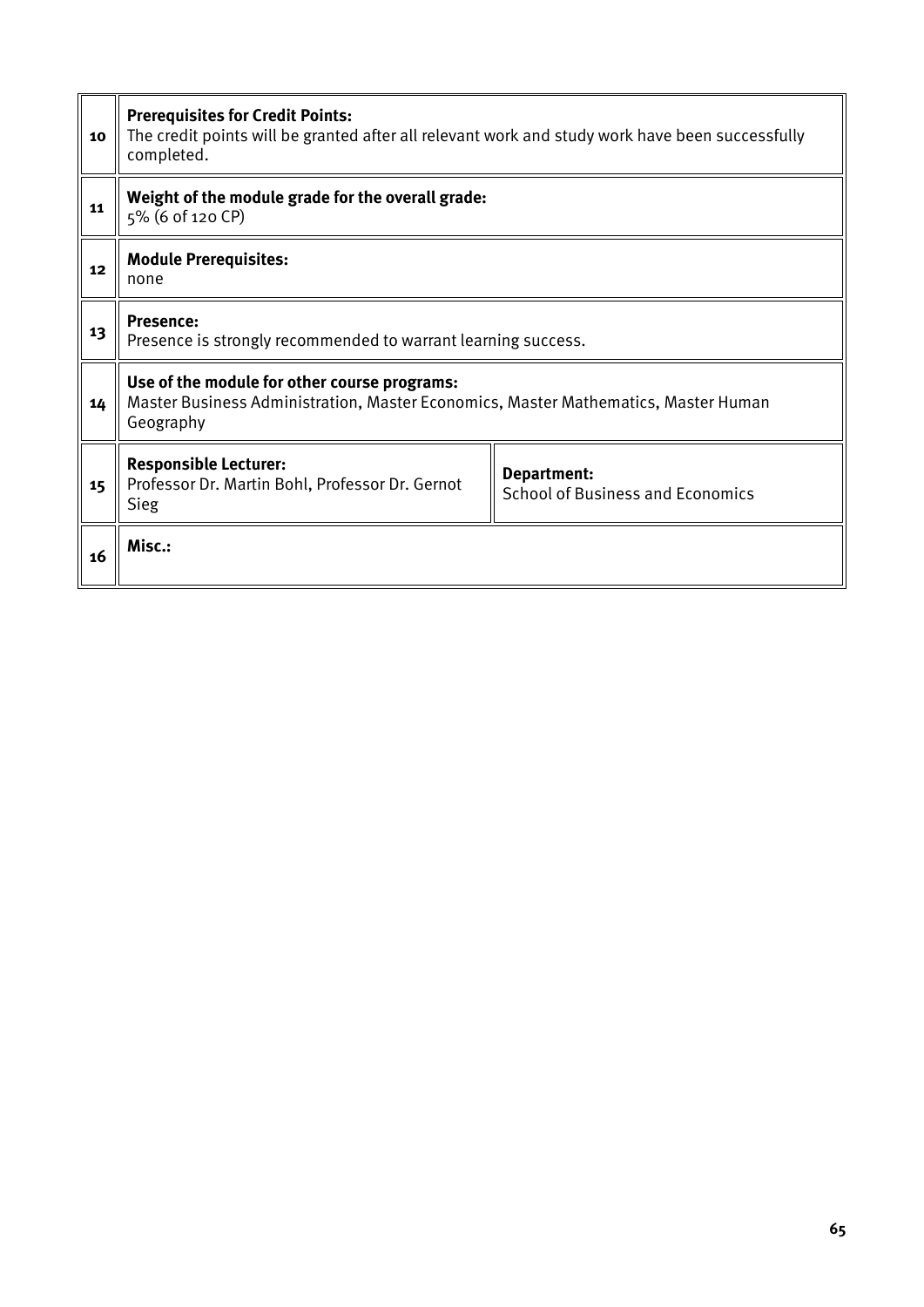| | | |
|---|---|---|
| 10 | **Prerequisites for Credit Points:**<br>The credit points will be granted after all relevant work and study work have been successfully completed. | |
| 11 | **Weight of the module grade for the overall grade:**<br>5% (6 of 120 CP) | |
| 12 | **Module Prerequisites:**<br>none | |
| 13 | **Presence:**<br>Presence is strongly recommended to warrant learning success. | |
| 14 | **Use of the module for other course programs:**<br>Master Business Administration, Master Economics, Master Mathematics, Master Human Geography | |
| 15 | **Responsible Lecturer:**<br>Professor Dr. Martin Bohl, Professor Dr. Gernot Sieg | **Department:**<br>School of Business and Economics |
| 16 | **Misc.:** | |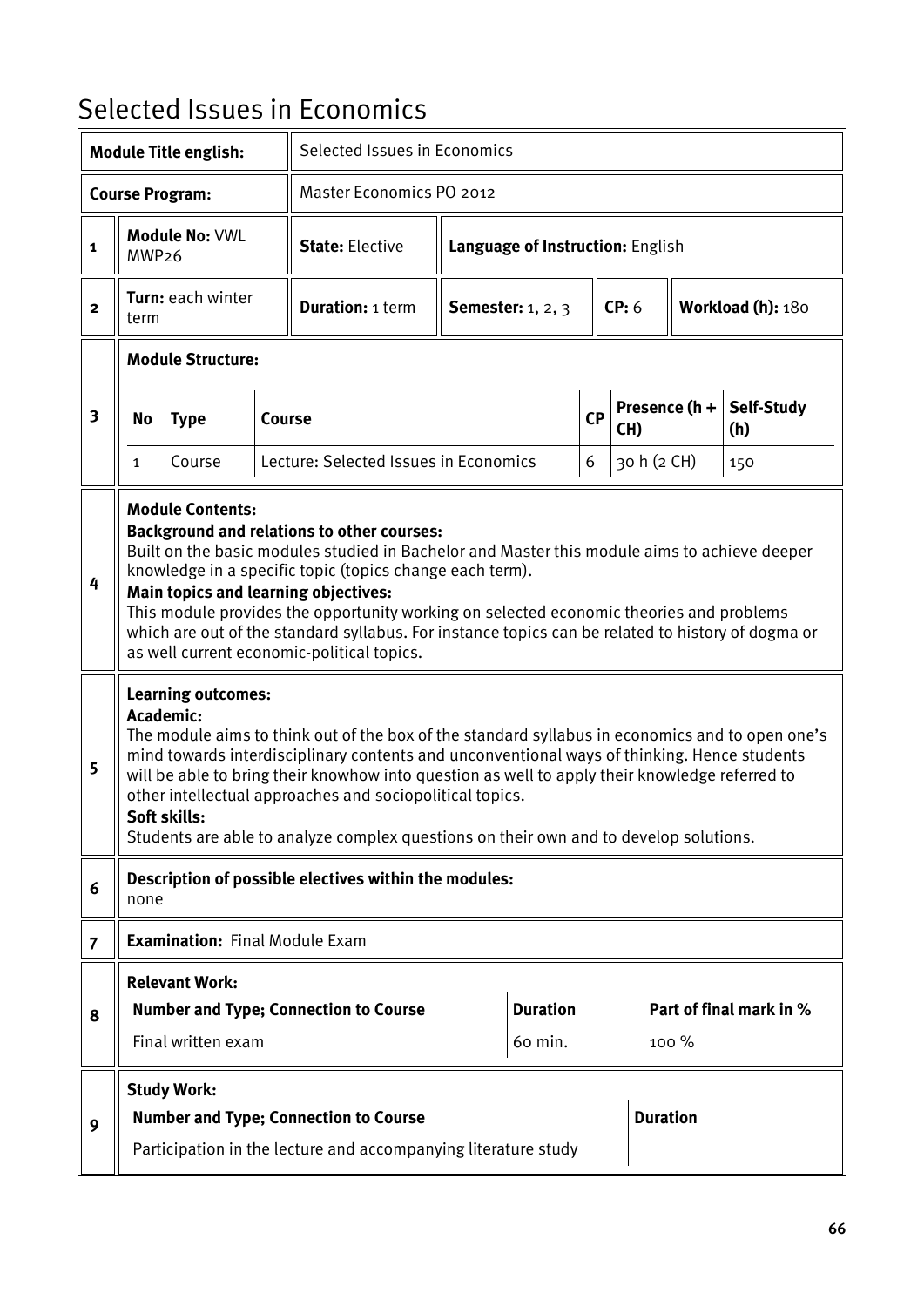# Selected Issues in Economics

| | | | | | | |
|---|---|---|---|---|---|---|
| **Module Title english:** | | Selected Issues in Economics | | | | |
| **Course Program:** | | Master Economics PO 2012 | | | | |
| **1** | **Module No:** VWL MWP26 | **State:** Elective | **Language of Instruction:** English | | | |
| **2** | **Turn:** each winter term | **Duration:** 1 term | **Semester:** 1, 2, 3 | **CP:** 6 | **Workload (h):** 180 | |

**3 Module Structure:**

| No | Type | Course | CP | Presence (h + CH) | Self-Study (h) |
|---|---|---|---|---|---|
| 1 | Course | Lecture: Selected Issues in Economics | 6 | 30 h (2 CH) | 150 |

**4 Module Contents:**

**Background and relations to other courses:**
Built on the basic modules studied in Bachelor and Master this module aims to achieve deeper knowledge in a specific topic (topics change each term).

**Main topics and learning objectives:**
This module provides the opportunity working on selected economic theories and problems which are out of the standard syllabus. For instance topics can be related to history of dogma or as well current economic-political topics.

**5 Learning outcomes:**

**Academic:**
The module aims to think out of the box of the standard syllabus in economics and to open one's mind towards interdisciplinary contents and unconventional ways of thinking. Hence students will be able to bring their knowhow into question as well to apply their knowledge referred to other intellectual approaches and sociopolitical topics.

**Soft skills:**
Students are able to analyze complex questions on their own and to develop solutions.

**6 Description of possible electives within the modules:**
none

**7 Examination:** Final Module Exam

**8 Relevant Work:**

| Number and Type; Connection to Course | Duration | Part of final mark in % |
|---|---|---|
| Final written exam | 60 min. | 100 % |

**9 Study Work:**

| Number and Type; Connection to Course | Duration |
|---|---|
| Participation in the lecture and accompanying literature study | |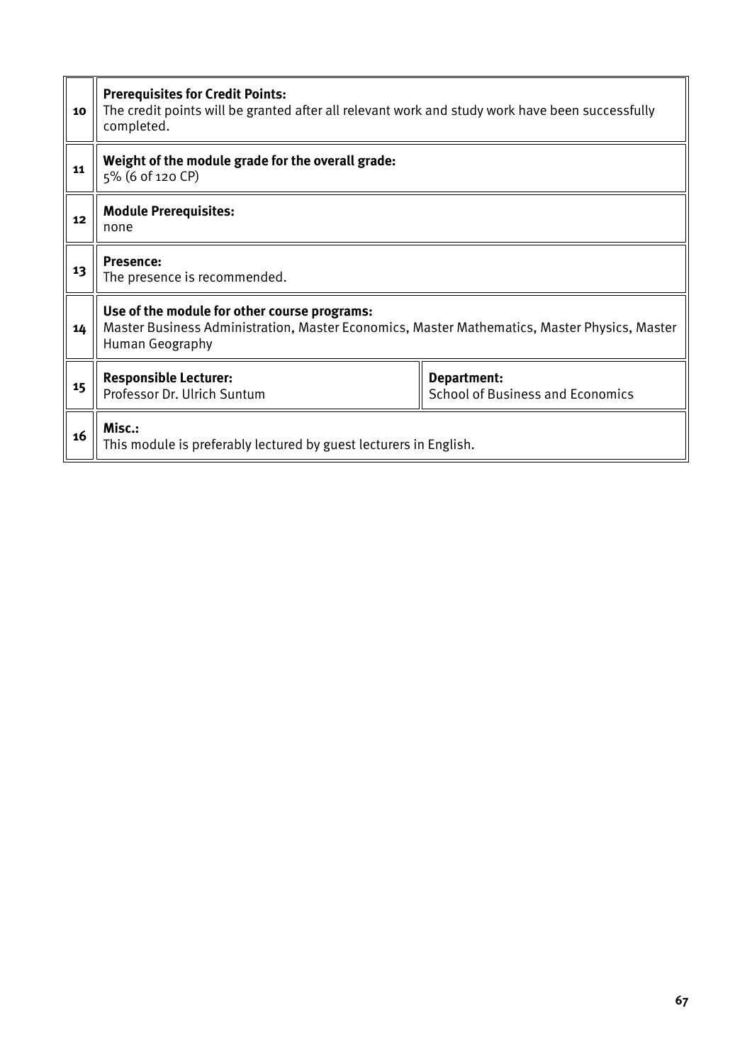| | | |
|---|---|---|
| 10 | **Prerequisites for Credit Points:**<br>The credit points will be granted after all relevant work and study work have been successfully completed. | |
| 11 | **Weight of the module grade for the overall grade:**<br>5% (6 of 120 CP) | |
| 12 | **Module Prerequisites:**<br>none | |
| 13 | **Presence:**<br>The presence is recommended. | |
| 14 | **Use of the module for other course programs:**<br>Master Business Administration, Master Economics, Master Mathematics, Master Physics, Master Human Geography | |
| 15 | **Responsible Lecturer:**<br>Professor Dr. Ulrich Suntum | **Department:**<br>School of Business and Economics |
| 16 | **Misc.:**<br>This module is preferably lectured by guest lecturers in English. | |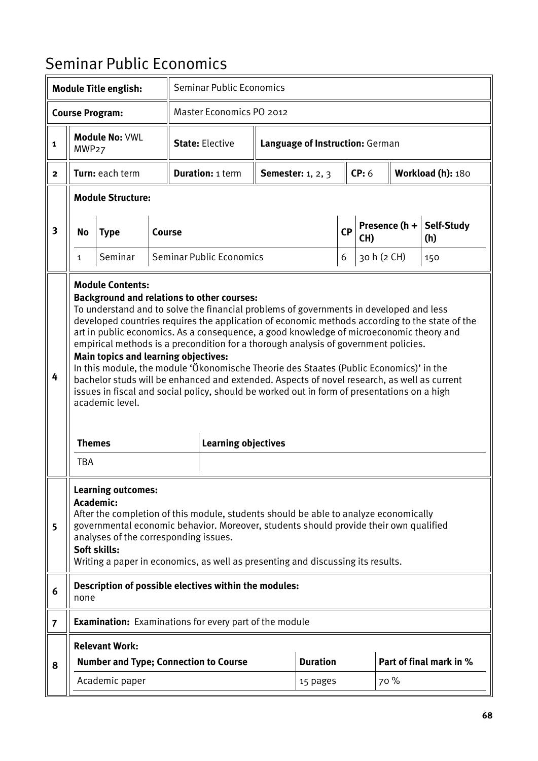# Seminar Public Economics

| | | | | | | |
|---|---|---|---|---|---|---|
| **Module Title english:** | | Seminar Public Economics | | | | |
| **Course Program:** | | Master Economics PO 2012 | | | | |
| **1** | **Module No:** VWL MWP27 | **State:** Elective | **Language of Instruction:** German | | | |
| **2** | **Turn:** each term | **Duration:** 1 term | **Semester:** 1, 2, 3 | **CP:** 6 | **Workload (h):** 180 | |

**3 Module Structure:**

| No | Type | Course | CP | Presence (h + CH) | Self-Study (h) |
|---|---|---|---|---|---|
| 1 | Seminar | Seminar Public Economics | 6 | 30 h (2 CH) | 150 |

**4 Module Contents:**

**Background and relations to other courses:**

To understand and to solve the financial problems of governments in developed and less developed countries requires the application of economic methods according to the state of the art in public economics. As a consequence, a good knowledge of microeconomic theory and empirical methods is a precondition for a thorough analysis of government policies.

**Main topics and learning objectives:**

In this module, the module 'Ökonomische Theorie des Staates (Public Economics)' in the bachelor studs will be enhanced and extended. Aspects of novel research, as well as current issues in fiscal and social policy, should be worked out in form of presentations on a high academic level.

| Themes | Learning objectives |
|---|---|
| TBA | |

**5 Learning outcomes:**

**Academic:**

After the completion of this module, students should be able to analyze economically governmental economic behavior. Moreover, students should provide their own qualified analyses of the corresponding issues.

**Soft skills:**

Writing a paper in economics, as well as presenting and discussing its results.

**6 Description of possible electives within the modules:**

none

**7 Examination:** Examinations for every part of the module

**8 Relevant Work:**

| Number and Type; Connection to Course | Duration | Part of final mark in % |
|---|---|---|
| Academic paper | 15 pages | 70 % |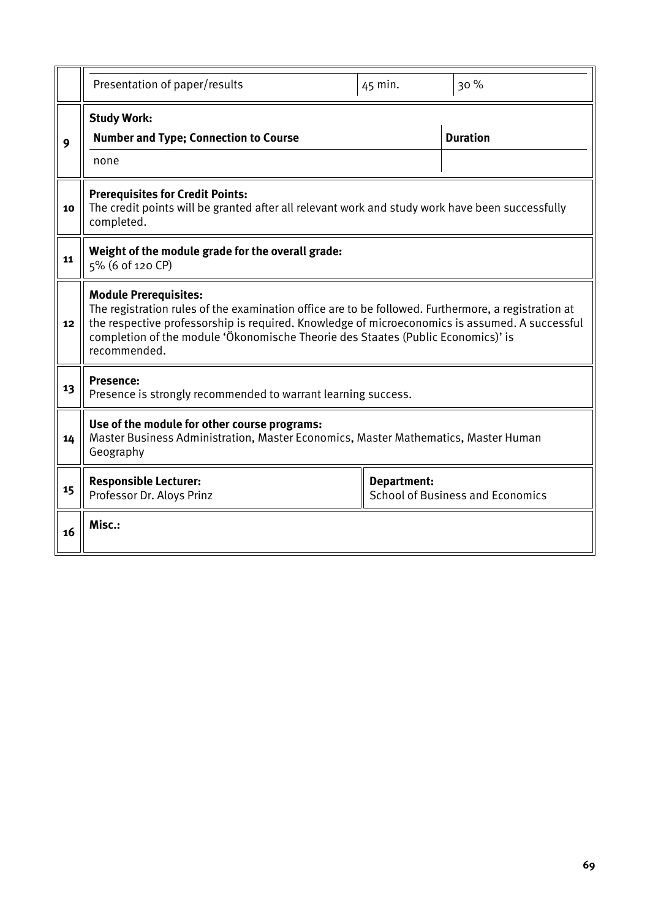| | | | |
|---|---|---|---|
| | Presentation of paper/results | 45 min. | 30 % |
| 9 | **Study Work:** | | |
| | **Number and Type; Connection to Course** | | **Duration** |
| | none | | |
| 10 | **Prerequisites for Credit Points:** The credit points will be granted after all relevant work and study work have been successfully completed. | | |
| 11 | **Weight of the module grade for the overall grade:** 5% (6 of 120 CP) | | |
| 12 | **Module Prerequisites:** The registration rules of the examination office are to be followed. Furthermore, a registration at the respective professorship is required. Knowledge of microeconomics is assumed. A successful completion of the module 'Ökonomische Theorie des Staates (Public Economics)' is recommended. | | |
| 13 | **Presence:** Presence is strongly recommended to warrant learning success. | | |
| 14 | **Use of the module for other course programs:** Master Business Administration, Master Economics, Master Mathematics, Master Human Geography | | |
| 15 | **Responsible Lecturer:** Professor Dr. Aloys Prinz | **Department:** School of Business and Economics | |
| 16 | **Misc.:** | | |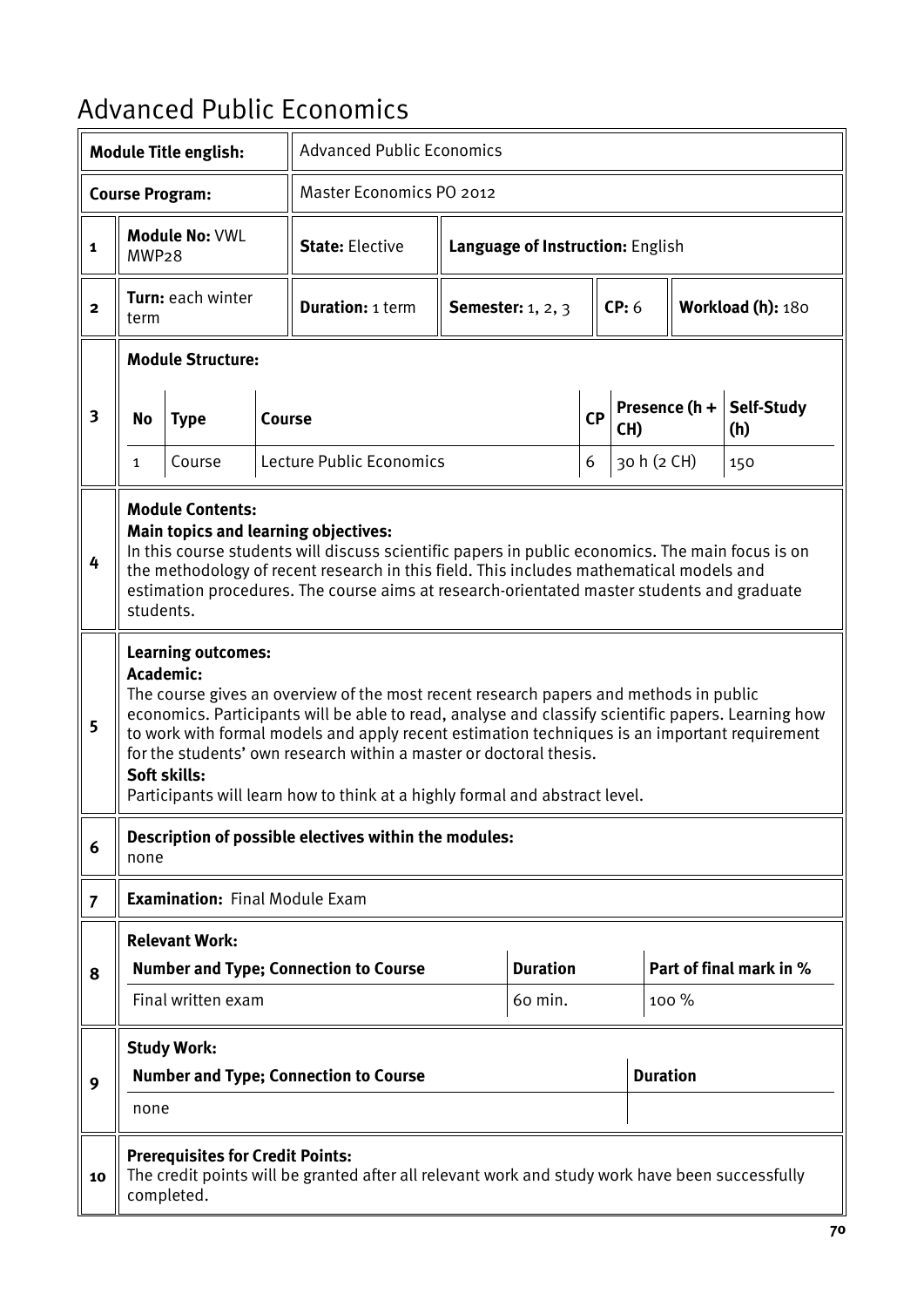# Advanced Public Economics

| **Module Title english:** | Advanced Public Economics | | | | |
|---|---|---|---|---|---|
| **Course Program:** | Master Economics PO 2012 | | | | |
| **1** **Module No:** VWL MWP28 | **State:** Elective | **Language of Instruction:** English | | | |
| **2** **Turn:** each winter term | **Duration:** 1 term | **Semester:** 1, 2, 3 | **CP:** 6 | **Workload (h):** 180 | |

**3 Module Structure:**

| No | Type | Course | CP | Presence (h + CH) | Self-Study (h) |
|---|---|---|---|---|---|
| 1 | Course | Lecture Public Economics | 6 | 30 h (2 CH) | 150 |

**4 Module Contents:**

**Main topics and learning objectives:**
In this course students will discuss scientific papers in public economics. The main focus is on the methodology of recent research in this field. This includes mathematical models and estimation procedures. The course aims at research-orientated master students and graduate students.

**5 Learning outcomes:**

**Academic:**
The course gives an overview of the most recent research papers and methods in public economics. Participants will be able to read, analyse and classify scientific papers. Learning how to work with formal models and apply recent estimation techniques is an important requirement for the students' own research within a master or doctoral thesis.

**Soft skills:**
Participants will learn how to think at a highly formal and abstract level.

**6 Description of possible electives within the modules:**
none

**7 Examination:** Final Module Exam

**8 Relevant Work:**

| Number and Type; Connection to Course | Duration | Part of final mark in % |
|---|---|---|
| Final written exam | 60 min. | 100 % |

**9 Study Work:**

| Number and Type; Connection to Course | Duration |
|---|---|
| none | |

**10 Prerequisites for Credit Points:**
The credit points will be granted after all relevant work and study work have been successfully completed.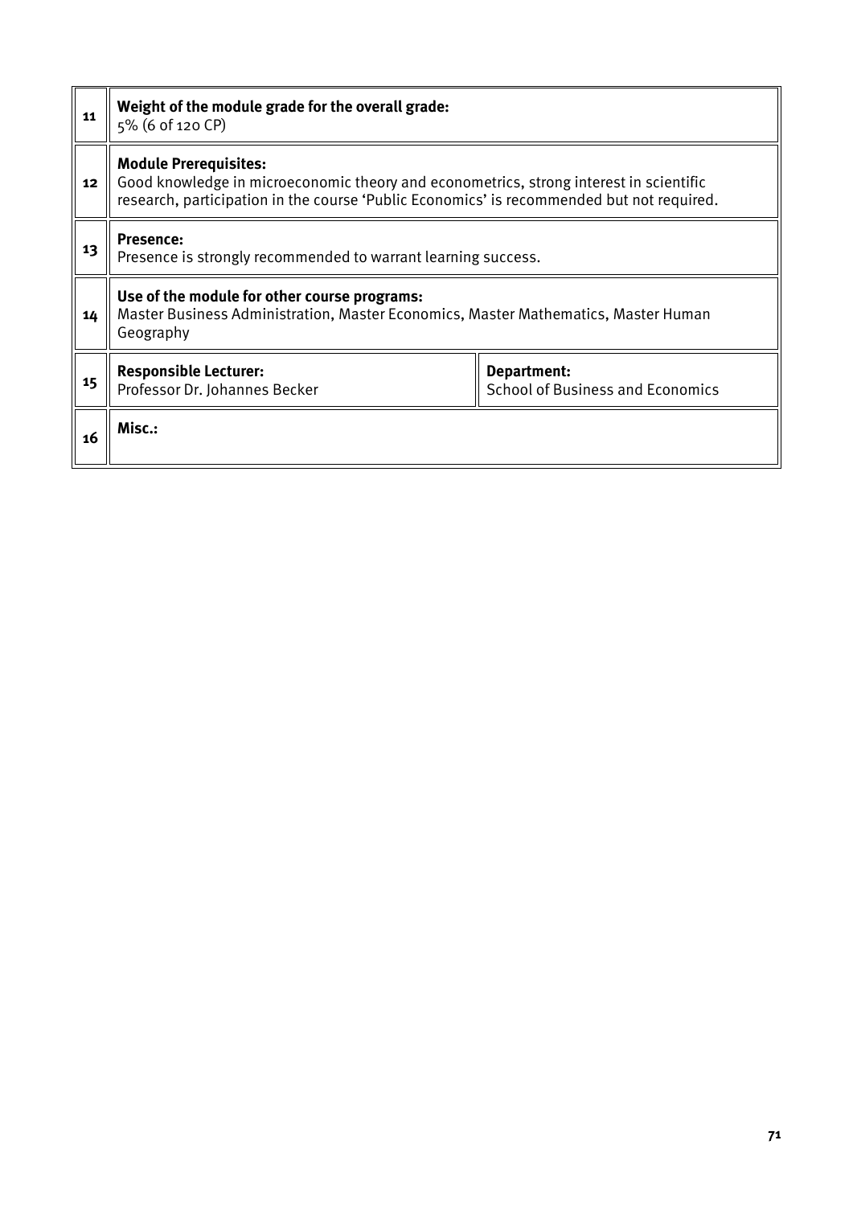| | | |
|---|---|---|
| 11 | **Weight of the module grade for the overall grade:**<br>5% (6 of 120 CP) | |
| 12 | **Module Prerequisites:**<br>Good knowledge in microeconomic theory and econometrics, strong interest in scientific research, participation in the course 'Public Economics' is recommended but not required. | |
| 13 | **Presence:**<br>Presence is strongly recommended to warrant learning success. | |
| 14 | **Use of the module for other course programs:**<br>Master Business Administration, Master Economics, Master Mathematics, Master Human Geography | |
| 15 | **Responsible Lecturer:**<br>Professor Dr. Johannes Becker | **Department:**<br>School of Business and Economics |
| 16 | **Misc.:** | |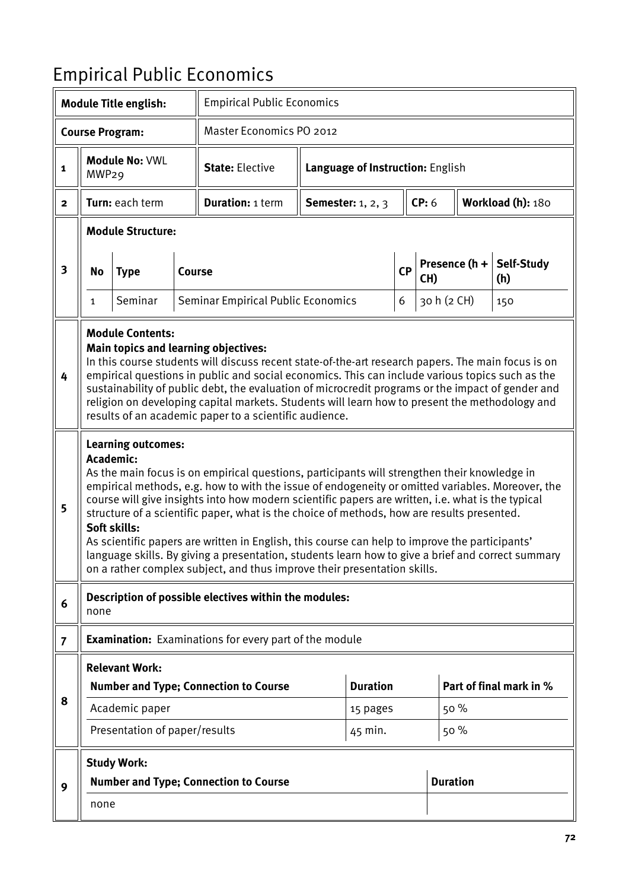# Empirical Public Economics

| | | | | | | | | |
|---|---|---|---|---|---|---|---|---|
| **Module Title english:** | | Empirical Public Economics | | | | | | |
| **Course Program:** | | Master Economics PO 2012 | | | | | | |
| 1 | **Module No:** VWL MWP29 | **State:** Elective | **Language of Instruction:** English | | | | | |
| 2 | **Turn:** each term | **Duration:** 1 term | **Semester:** 1, 2, 3 | | **CP:** 6 | | **Workload (h):** 180 | |

**3 – Module Structure:**

| No | Type | Course | CP | Presence (h + CH) | Self-Study (h) |
|---|---|---|---|---|---|
| 1 | Seminar | Seminar Empirical Public Economics | 6 | 30 h (2 CH) | 150 |

**4 – Module Contents:**

**Main topics and learning objectives:**

In this course students will discuss recent state-of-the-art research papers. The main focus is on empirical questions in public and social economics. This can include various topics such as the sustainability of public debt, the evaluation of microcredit programs or the impact of gender and religion on developing capital markets. Students will learn how to present the methodology and results of an academic paper to a scientific audience.

**5 – Learning outcomes:**

**Academic:**

As the main focus is on empirical questions, participants will strengthen their knowledge in empirical methods, e.g. how to with the issue of endogeneity or omitted variables. Moreover, the course will give insights into how modern scientific papers are written, i.e. what is the typical structure of a scientific paper, what is the choice of methods, how are results presented.

**Soft skills:**

As scientific papers are written in English, this course can help to improve the participants' language skills. By giving a presentation, students learn how to give a brief and correct summary on a rather complex subject, and thus improve their presentation skills.

**6 – Description of possible electives within the modules:**

none

**7 – Examination:** Examinations for every part of the module

**8 – Relevant Work:**

| Number and Type; Connection to Course | Duration | Part of final mark in % |
|---|---|---|
| Academic paper | 15 pages | 50 % |
| Presentation of paper/results | 45 min. | 50 % |

**9 – Study Work:**

| Number and Type; Connection to Course | Duration |
|---|---|
| none | |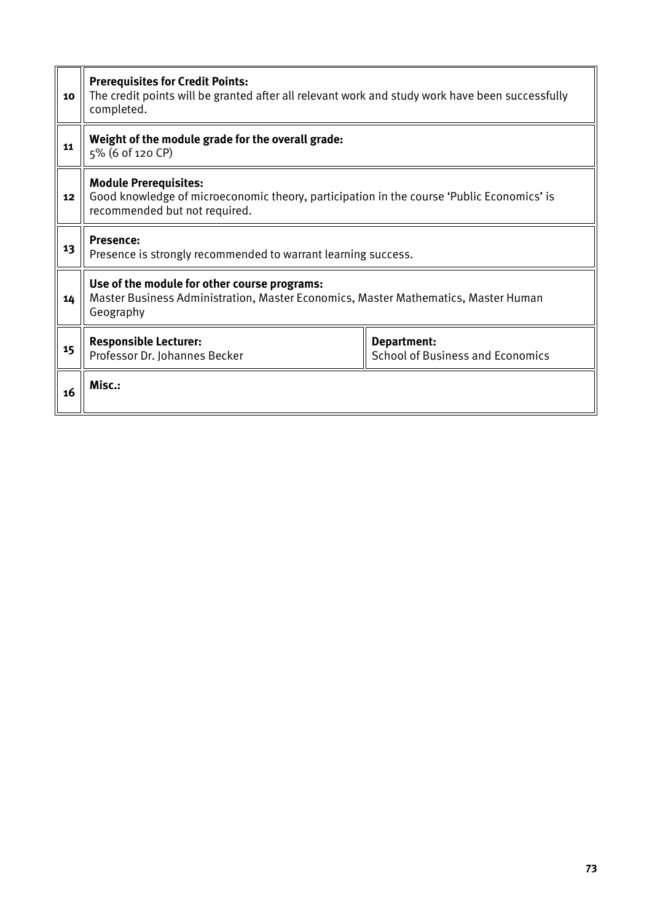| | | |
|---|---|---|
| 10 | **Prerequisites for Credit Points:**<br>The credit points will be granted after all relevant work and study work have been successfully completed. | |
| 11 | **Weight of the module grade for the overall grade:**<br>5% (6 of 120 CP) | |
| 12 | **Module Prerequisites:**<br>Good knowledge of microeconomic theory, participation in the course 'Public Economics' is recommended but not required. | |
| 13 | **Presence:**<br>Presence is strongly recommended to warrant learning success. | |
| 14 | **Use of the module for other course programs:**<br>Master Business Administration, Master Economics, Master Mathematics, Master Human Geography | |
| 15 | **Responsible Lecturer:**<br>Professor Dr. Johannes Becker | **Department:**<br>School of Business and Economics |
| 16 | **Misc.:** | |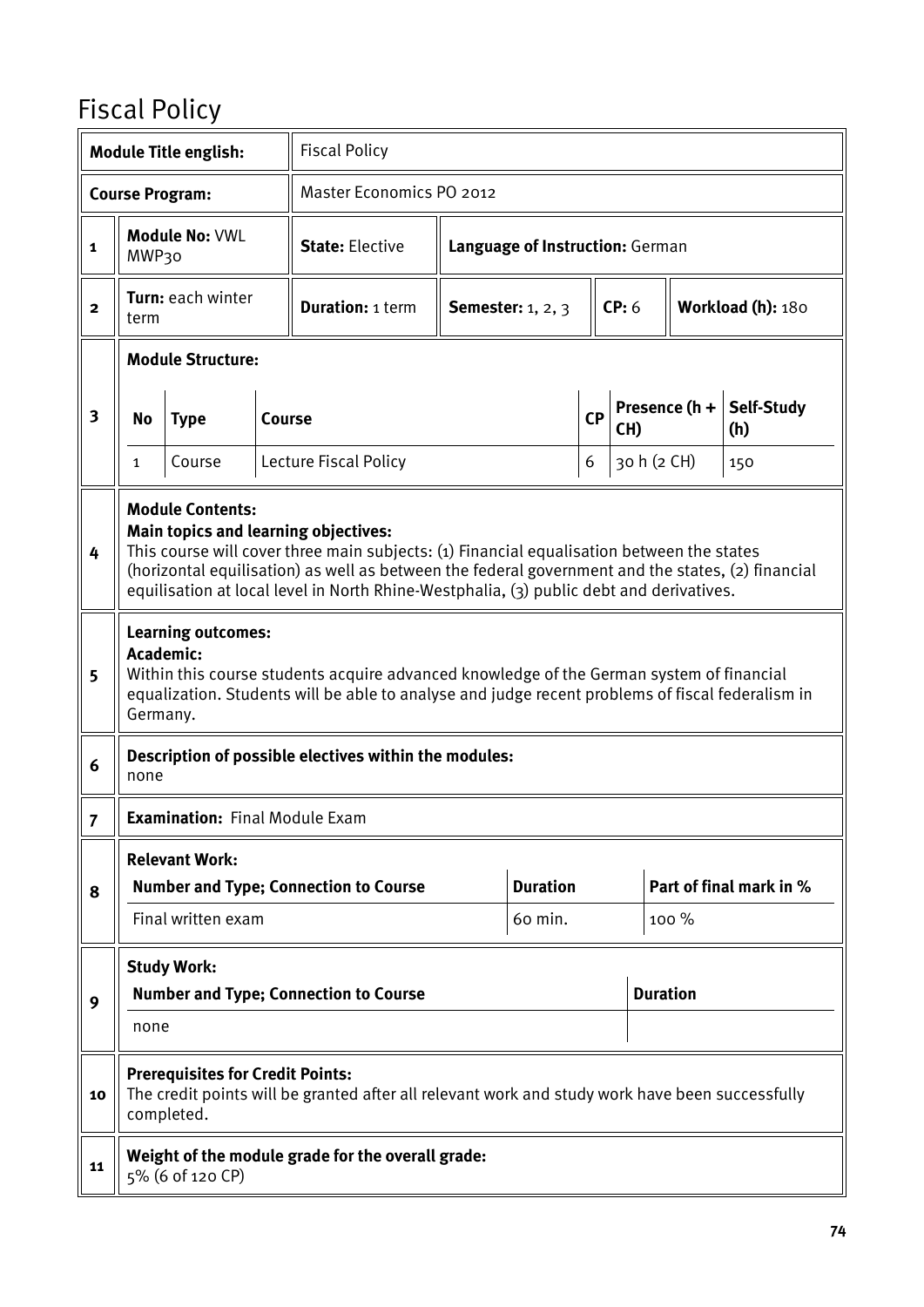# Fiscal Policy

| **Module Title english:** | Fiscal Policy |
|---|---|
| **Course Program:** | Master Economics PO 2012 |

| | | | | | | |
|---|---|---|---|---|---|---|
| 1 | **Module No:** VWL MWP30 | **State:** Elective | **Language of Instruction:** German | | | |
| 2 | **Turn:** each winter term | **Duration:** 1 term | **Semester:** 1, 2, 3 | **CP:** 6 | **Workload (h):** 180 | |

**3 Module Structure:**

| No | Type | Course | CP | Presence (h + CH) | Self-Study (h) |
|---|---|---|---|---|---|
| 1 | Course | Lecture Fiscal Policy | 6 | 30 h (2 CH) | 150 |

**4 Module Contents:**

**Main topics and learning objectives:**

This course will cover three main subjects: (1) Financial equalisation between the states (horizontal equilisation) as well as between the federal government and the states, (2) financial equilisation at local level in North Rhine-Westphalia, (3) public debt and derivatives.

**5 Learning outcomes:**

**Academic:**

Within this course students acquire advanced knowledge of the German system of financial equalization. Students will be able to analyse and judge recent problems of fiscal federalism in Germany.

**6 Description of possible electives within the modules:**

none

**7 Examination:** Final Module Exam

**8 Relevant Work:**

| Number and Type; Connection to Course | Duration | Part of final mark in % |
|---|---|---|
| Final written exam | 60 min. | 100 % |

**9 Study Work:**

| Number and Type; Connection to Course | Duration |
|---|---|
| none | |

**10 Prerequisites for Credit Points:**

The credit points will be granted after all relevant work and study work have been successfully completed.

**11 Weight of the module grade for the overall grade:**

5% (6 of 120 CP)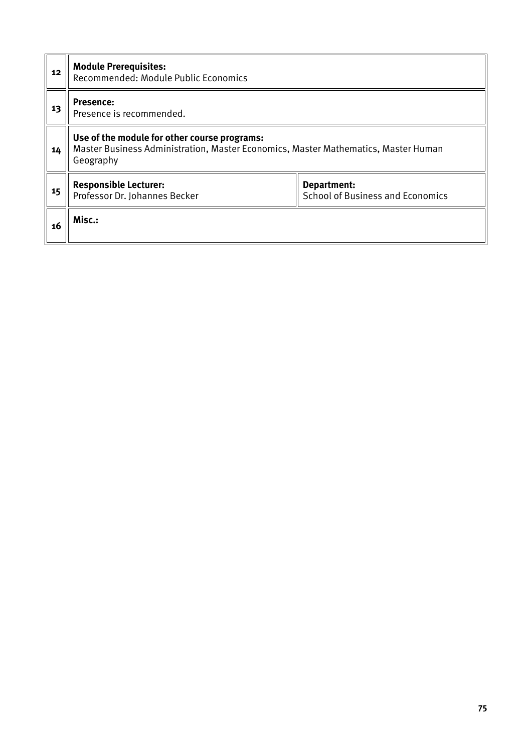| | | |
|---|---|---|
| 12 | **Module Prerequisites:**<br>Recommended: Module Public Economics | |
| 13 | **Presence:**<br>Presence is recommended. | |
| 14 | **Use of the module for other course programs:**<br>Master Business Administration, Master Economics, Master Mathematics, Master Human Geography | |
| 15 | **Responsible Lecturer:**<br>Professor Dr. Johannes Becker | **Department:**<br>School of Business and Economics |
| 16 | **Misc.:** | |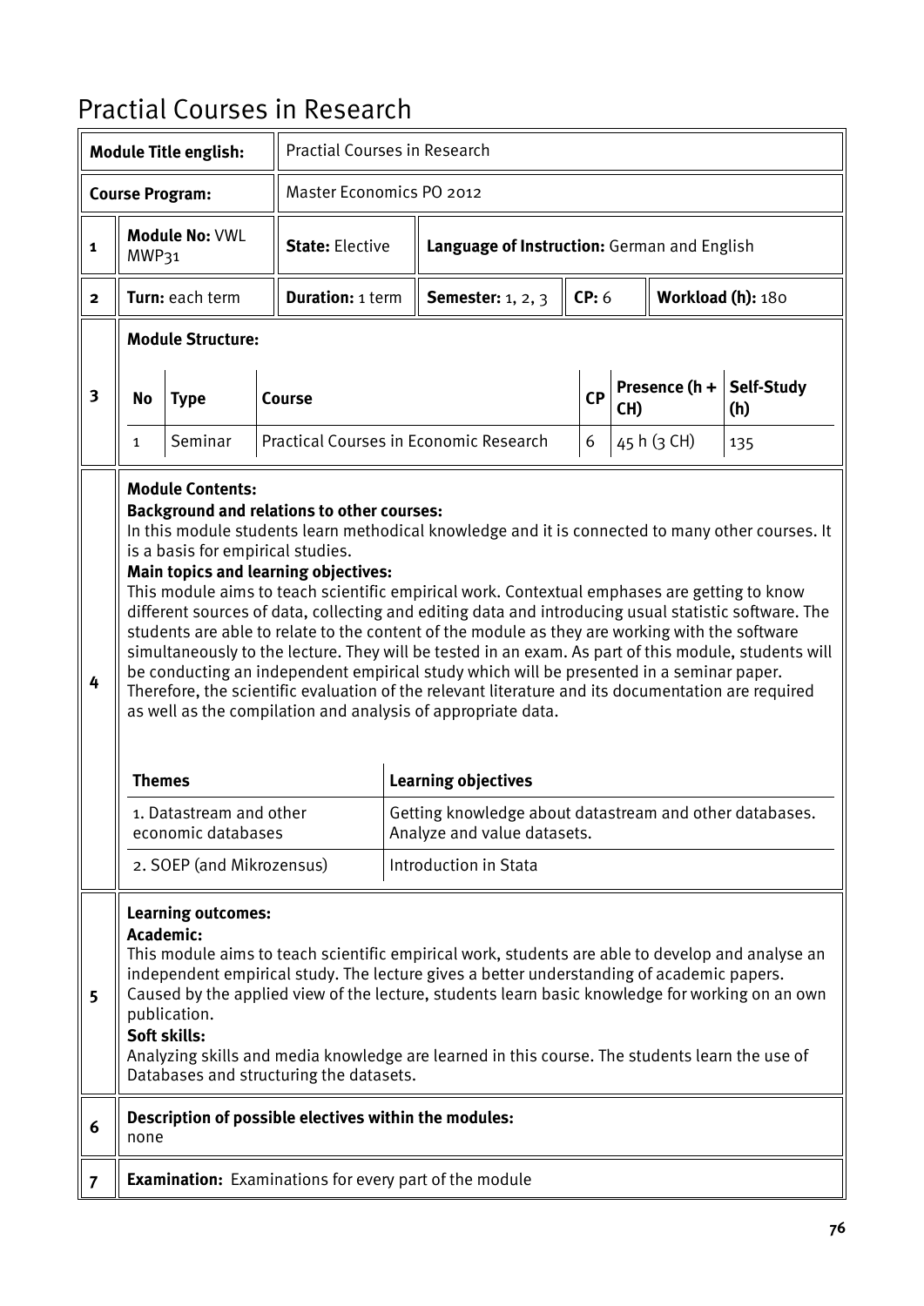# Practial Courses in Research

| | | | | | | |
|---|---|---|---|---|---|---|
| **Module Title english:** | Practial Courses in Research | | | | | |
| **Course Program:** | Master Economics PO 2012 | | | | | |
| **1** | **Module No:** VWL MWP31 | **State:** Elective | **Language of Instruction:** German and English | | | |
| **2** | **Turn:** each term | **Duration:** 1 term | **Semester:** 1, 2, 3 | **CP:** 6 | **Workload (h):** 180 | |

**3 Module Structure:**

| No | Type | Course | CP | Presence (h + CH) | Self-Study (h) |
|---|---|---|---|---|---|
| 1 | Seminar | Practical Courses in Economic Research | 6 | 45 h (3 CH) | 135 |

**4 Module Contents:**

**Background and relations to other courses:**

In this module students learn methodical knowledge and it is connected to many other courses. It is a basis for empirical studies.

**Main topics and learning objectives:**

This module aims to teach scientific empirical work. Contextual emphases are getting to know different sources of data, collecting and editing data and introducing usual statistic software. The students are able to relate to the content of the module as they are working with the software simultaneously to the lecture. They will be tested in an exam. As part of this module, students will be conducting an independent empirical study which will be presented in a seminar paper. Therefore, the scientific evaluation of the relevant literature and its documentation are required as well as the compilation and analysis of appropriate data.

| Themes | Learning objectives |
|---|---|
| 1. Datastream and other economic databases | Getting knowledge about datastream and other databases. Analyze and value datasets. |
| 2. SOEP (and Mikrozensus) | Introduction in Stata |

**5 Learning outcomes:**

**Academic:**

This module aims to teach scientific empirical work, students are able to develop and analyse an independent empirical study. The lecture gives a better understanding of academic papers. Caused by the applied view of the lecture, students learn basic knowledge for working on an own publication.

**Soft skills:**

Analyzing skills and media knowledge are learned in this course. The students learn the use of Databases and structuring the datasets.

**6 Description of possible electives within the modules:**

none

**7 Examination:** Examinations for every part of the module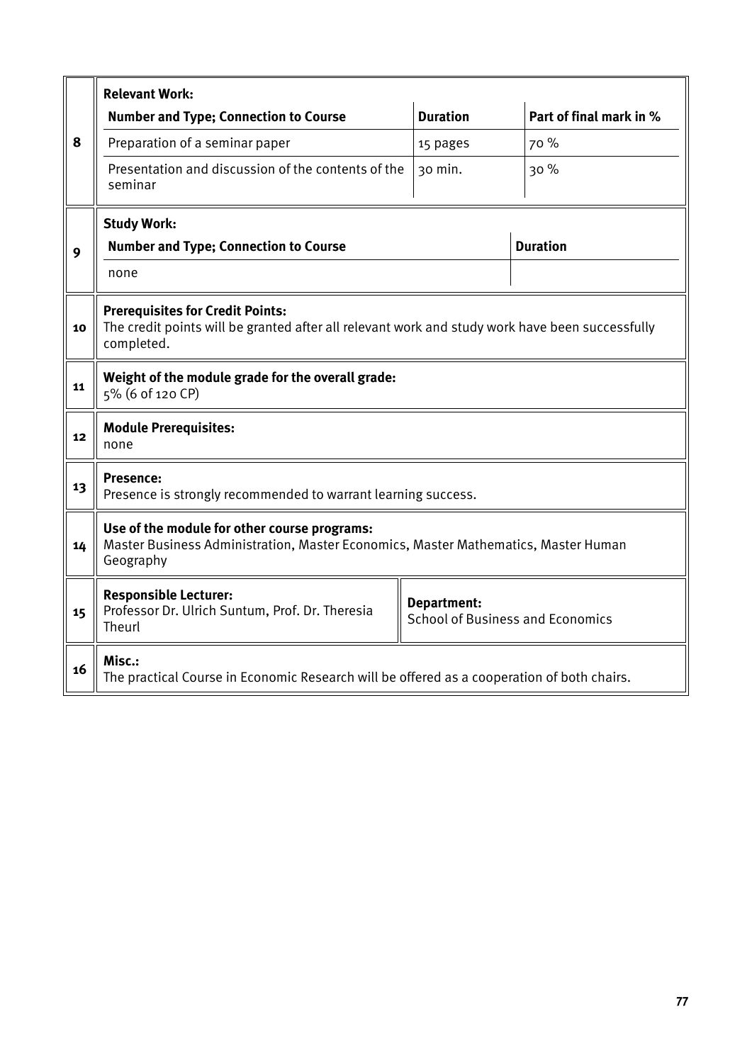| | |
|---|---|
| 8 | **Relevant Work:** |

| Number and Type; Connection to Course | Duration | Part of final mark in % |
|---|---|---|
| Preparation of a seminar paper | 15 pages | 70 % |
| Presentation and discussion of the contents of the seminar | 30 min. | 30 % |

| | |
|---|---|
| 9 | **Study Work:** |

| Number and Type; Connection to Course | Duration |
|---|---|
| none | |

| | |
|---|---|
| 10 | **Prerequisites for Credit Points:** The credit points will be granted after all relevant work and study work have been successfully completed. |
| 11 | **Weight of the module grade for the overall grade:** 5% (6 of 120 CP) |
| 12 | **Module Prerequisites:** none |
| 13 | **Presence:** Presence is strongly recommended to warrant learning success. |
| 14 | **Use of the module for other course programs:** Master Business Administration, Master Economics, Master Mathematics, Master Human Geography |
| 15 | **Responsible Lecturer:** Professor Dr. Ulrich Suntum, Prof. Dr. Theresia Theurl — **Department:** School of Business and Economics |
| 16 | **Misc.:** The practical Course in Economic Research will be offered as a cooperation of both chairs. |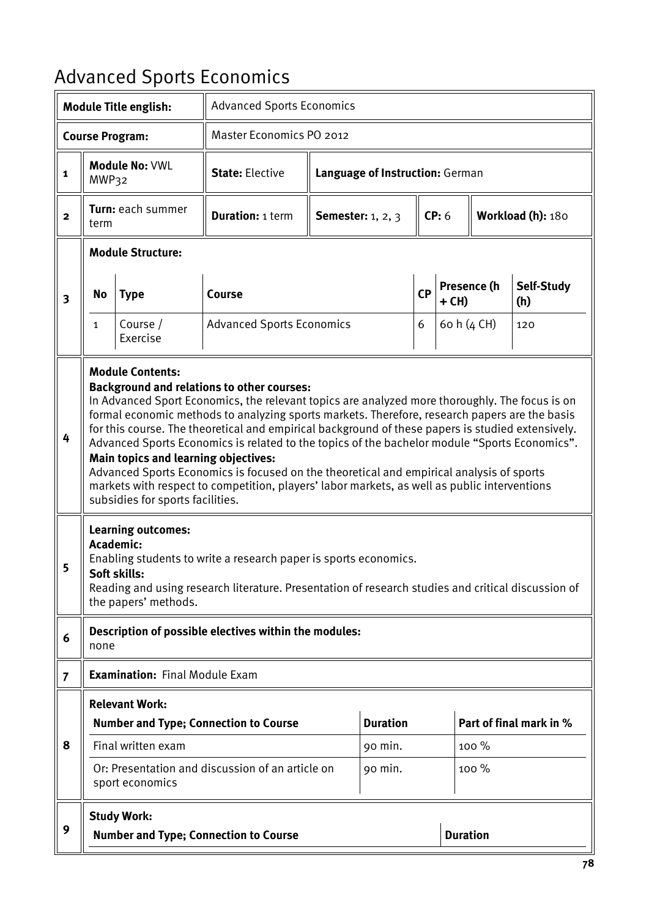# Advanced Sports Economics

| **Module Title english:** | Advanced Sports Economics | | | | |
|---|---|---|---|---|---|
| **Course Program:** | Master Economics PO 2012 | | | | |
| **1** | **Module No:** VWL MWP32 | **State:** Elective | **Language of Instruction:** German | | |
| **2** | **Turn:** each summer term | **Duration:** 1 term | **Semester:** 1, 2, 3 | **CP:** 6 | **Workload (h):** 180 |

**3 Module Structure:**

| No | Type | Course | CP | Presence (h + CH) | Self-Study (h) |
|---|---|---|---|---|---|
| 1 | Course / Exercise | Advanced Sports Economics | 6 | 60 h (4 CH) | 120 |

**4 Module Contents:**

**Background and relations to other courses:**
In Advanced Sport Economics, the relevant topics are analyzed more thoroughly. The focus is on formal economic methods to analyzing sports markets. Therefore, research papers are the basis for this course. The theoretical and empirical background of these papers is studied extensively. Advanced Sports Economics is related to the topics of the bachelor module "Sports Economics".

**Main topics and learning objectives:**
Advanced Sports Economics is focused on the theoretical and empirical analysis of sports markets with respect to competition, players' labor markets, as well as public interventions subsidies for sports facilities.

**5 Learning outcomes:**

**Academic:**
Enabling students to write a research paper is sports economics.

**Soft skills:**
Reading and using research literature. Presentation of research studies and critical discussion of the papers' methods.

**6 Description of possible electives within the modules:**
none

**7 Examination:** Final Module Exam

**8 Relevant Work:**

| Number and Type; Connection to Course | Duration | Part of final mark in % |
|---|---|---|
| Final written exam | 90 min. | 100 % |
| Or: Presentation and discussion of an article on sport economics | 90 min. | 100 % |

**9 Study Work:**

| Number and Type; Connection to Course | Duration |
|---|---|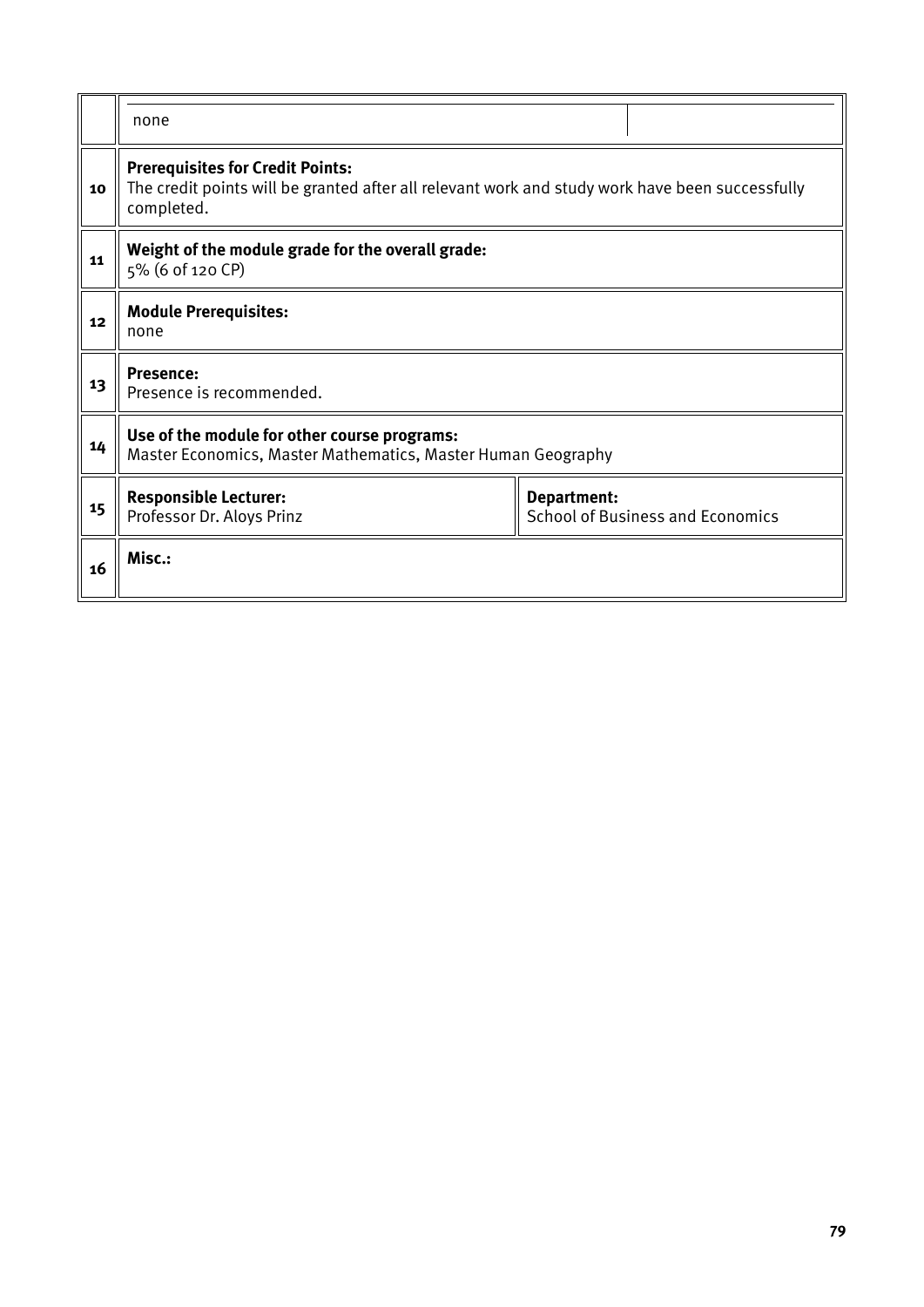| | | |
|---|---|---|
| | none | |
| 10 | **Prerequisites for Credit Points:** The credit points will be granted after all relevant work and study work have been successfully completed. | |
| 11 | **Weight of the module grade for the overall grade:** 5% (6 of 120 CP) | |
| 12 | **Module Prerequisites:** none | |
| 13 | **Presence:** Presence is recommended. | |
| 14 | **Use of the module for other course programs:** Master Economics, Master Mathematics, Master Human Geography | |
| 15 | **Responsible Lecturer:** Professor Dr. Aloys Prinz | **Department:** School of Business and Economics |
| 16 | **Misc.:** | |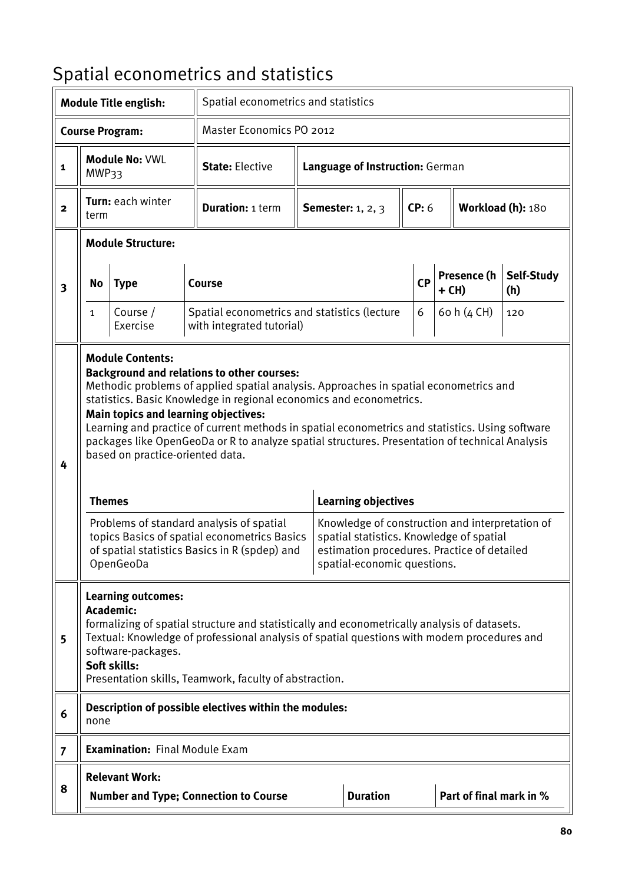# Spatial econometrics and statistics

| | **Module Title english:** | Spatial econometrics and statistics | | | | |
|---|---|---|---|---|---|---|
| | **Course Program:** | Master Economics PO 2012 | | | | |
| **1** | **Module No:** VWL MWP33 | **State:** Elective | **Language of Instruction:** German | | | |
| **2** | **Turn:** each winter term | **Duration:** 1 term | **Semester:** 1, 2, 3 | **CP:** 6 | **Workload (h):** 180 | |

**3 Module Structure:**

| No | Type | Course | CP | Presence (h + CH) | Self-Study (h) |
|---|---|---|---|---|---|
| 1 | Course / Exercise | Spatial econometrics and statistics (lecture with integrated tutorial) | 6 | 60 h (4 CH) | 120 |

**4 Module Contents:**

**Background and relations to other courses:**
Methodic problems of applied spatial analysis. Approaches in spatial econometrics and statistics. Basic Knowledge in regional economics and econometrics.

**Main topics and learning objectives:**
Learning and practice of current methods in spatial econometrics and statistics. Using software packages like OpenGeoDa or R to analyze spatial structures. Presentation of technical Analysis based on practice-oriented data.

| Themes | Learning objectives |
|---|---|
| Problems of standard analysis of spatial topics Basics of spatial econometrics Basics of spatial statistics Basics in R (spdep) and OpenGeoDa | Knowledge of construction and interpretation of spatial statistics. Knowledge of spatial estimation procedures. Practice of detailed spatial-economic questions. |

**5 Learning outcomes:**

**Academic:**
formalizing of spatial structure and statistically and econometrically analysis of datasets.
Textual: Knowledge of professional analysis of spatial questions with modern procedures and software-packages.

**Soft skills:**
Presentation skills, Teamwork, faculty of abstraction.

**6 Description of possible electives within the modules:**
none

**7 Examination:** Final Module Exam

**8 Relevant Work:**

| Number and Type; Connection to Course | Duration | Part of final mark in % |
|---|---|---|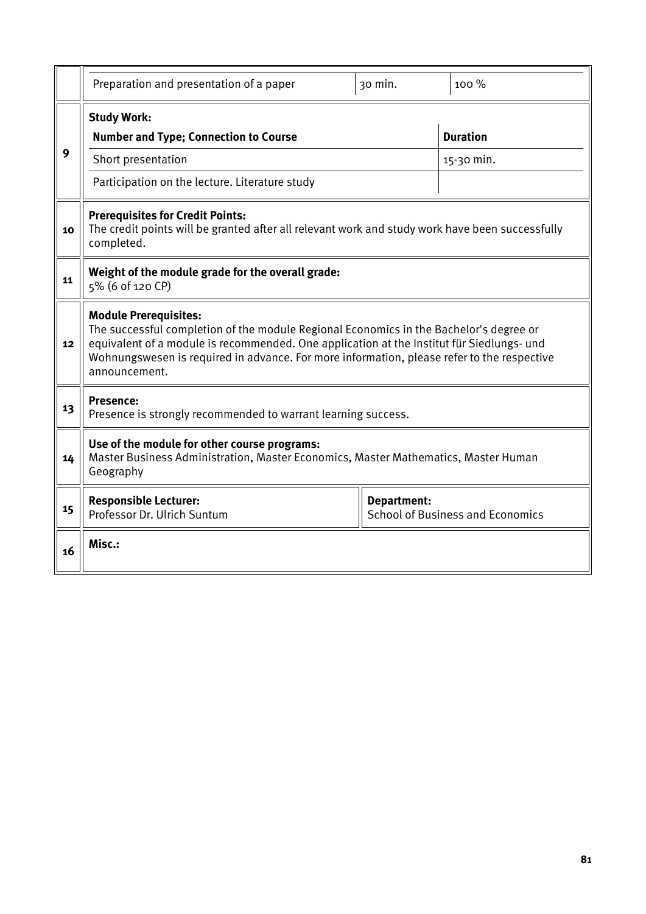| | | | |
|---|---|---|---|
| | Preparation and presentation of a paper | 30 min. | 100 % |
| 9 | **Study Work:** | | |
| | **Number and Type; Connection to Course** | | **Duration** |
| | Short presentation | | 15-30 min. |
| | Participation on the lecture. Literature study | | |
| 10 | **Prerequisites for Credit Points:** The credit points will be granted after all relevant work and study work have been successfully completed. | | |
| 11 | **Weight of the module grade for the overall grade:** 5% (6 of 120 CP) | | |
| 12 | **Module Prerequisites:** The successful completion of the module Regional Economics in the Bachelor's degree or equivalent of a module is recommended. One application at the Institut für Siedlungs- und Wohnungswesen is required in advance. For more information, please refer to the respective announcement. | | |
| 13 | **Presence:** Presence is strongly recommended to warrant learning success. | | |
| 14 | **Use of the module for other course programs:** Master Business Administration, Master Economics, Master Mathematics, Master Human Geography | | |
| 15 | **Responsible Lecturer:** Professor Dr. Ulrich Suntum | **Department:** School of Business and Economics | |
| 16 | **Misc.:** | | |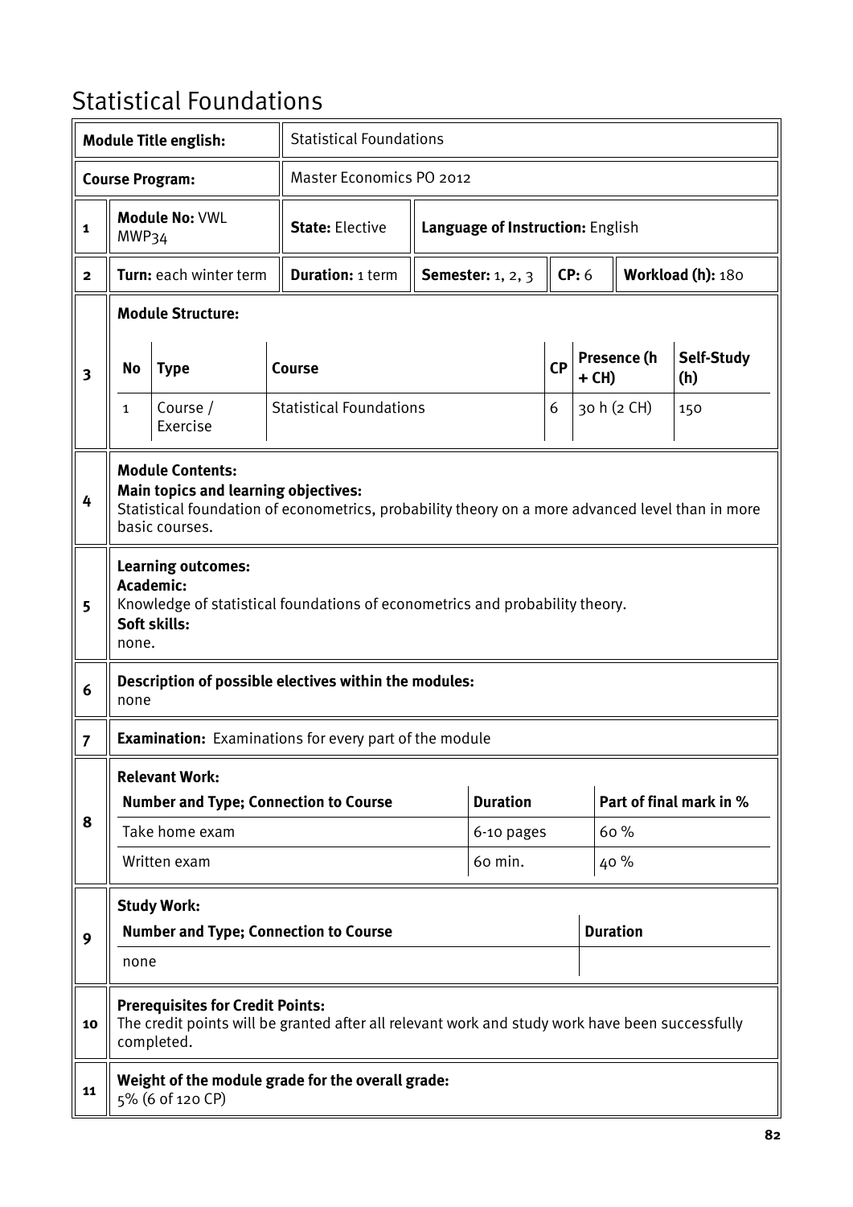# Statistical Foundations

| | | | | | | | |
|---|---|---|---|---|---|---|---|
| **Module Title english:** | | Statistical Foundations | | | | | |
| **Course Program:** | | Master Economics PO 2012 | | | | | |
| 1 | **Module No:** VWL MWP34 | **State:** Elective | **Language of Instruction:** English | | | | |
| 2 | **Turn:** each winter term | **Duration:** 1 term | **Semester:** 1, 2, 3 | **CP:** 6 | **Workload (h):** 180 | | |

**3 Module Structure:**

| No | Type | Course | CP | Presence (h + CH) | Self-Study (h) |
|---|---|---|---|---|---|
| 1 | Course / Exercise | Statistical Foundations | 6 | 30 h (2 CH) | 150 |

**4 Module Contents:**
**Main topics and learning objectives:**
Statistical foundation of econometrics, probability theory on a more advanced level than in more basic courses.

**5 Learning outcomes:**
**Academic:**
Knowledge of statistical foundations of econometrics and probability theory.
**Soft skills:**
none.

**6 Description of possible electives within the modules:**
none

**7 Examination:** Examinations for every part of the module

**8 Relevant Work:**

| Number and Type; Connection to Course | Duration | Part of final mark in % |
|---|---|---|
| Take home exam | 6-10 pages | 60 % |
| Written exam | 60 min. | 40 % |

**9 Study Work:**

| Number and Type; Connection to Course | Duration |
|---|---|
| none | |

**10 Prerequisites for Credit Points:**
The credit points will be granted after all relevant work and study work have been successfully completed.

**11 Weight of the module grade for the overall grade:**
5% (6 of 120 CP)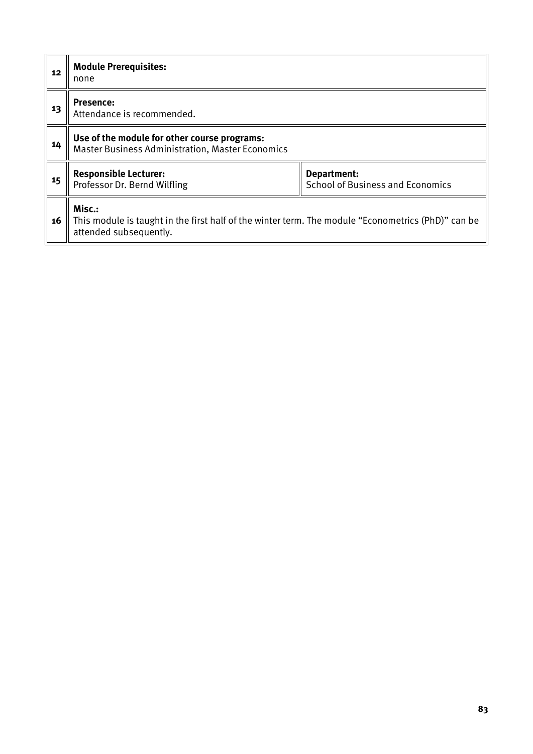| | | |
|---|---|---|
| 12 | **Module Prerequisites:**<br>none | |
| 13 | **Presence:**<br>Attendance is recommended. | |
| 14 | **Use of the module for other course programs:**<br>Master Business Administration, Master Economics | |
| 15 | **Responsible Lecturer:**<br>Professor Dr. Bernd Wilfling | **Department:**<br>School of Business and Economics |
| 16 | **Misc.:**<br>This module is taught in the first half of the winter term. The module "Econometrics (PhD)" can be attended subsequently. | |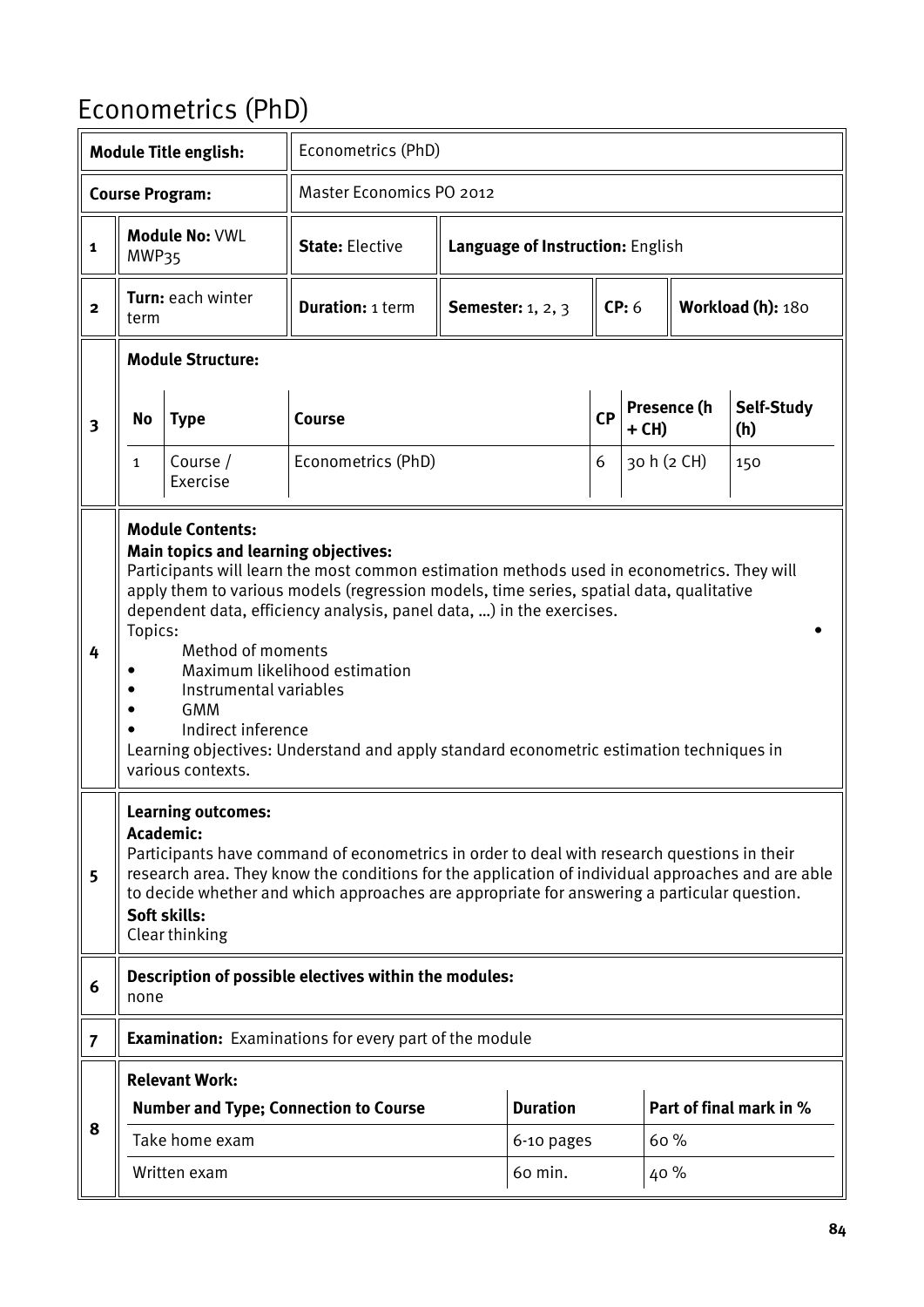# Econometrics (PhD)

| | | | | | | | |
|---|---|---|---|---|---|---|---|
| **Module Title english:** | | Econometrics (PhD) | | | | | |
| **Course Program:** | | Master Economics PO 2012 | | | | | |
| **1** | **Module No:** VWL MWP35 | **State:** Elective | **Language of Instruction:** English | | | | |
| **2** | **Turn:** each winter term | **Duration:** 1 term | **Semester:** 1, 2, 3 | **CP:** 6 | **Workload (h):** 180 | | |

**3 Module Structure:**

| No | Type | Course | CP | Presence (h + CH) | Self-Study (h) |
|---|---|---|---|---|---|
| 1 | Course / Exercise | Econometrics (PhD) | 6 | 30 h (2 CH) | 150 |

**4 Module Contents:**

**Main topics and learning objectives:**

Participants will learn the most common estimation methods used in econometrics. They will apply them to various models (regression models, time series, spatial data, qualitative dependent data, efficiency analysis, panel data, …) in the exercises.

Topics:

- Method of moments
- Maximum likelihood estimation
- Instrumental variables
- GMM
- Indirect inference

Learning objectives: Understand and apply standard econometric estimation techniques in various contexts.

**5 Learning outcomes:**

**Academic:**

Participants have command of econometrics in order to deal with research questions in their research area. They know the conditions for the application of individual approaches and are able to decide whether and which approaches are appropriate for answering a particular question.

**Soft skills:**

Clear thinking

**6 Description of possible electives within the modules:**

none

**7 Examination:** Examinations for every part of the module

**8 Relevant Work:**

| Number and Type; Connection to Course | Duration | Part of final mark in % |
|---|---|---|
| Take home exam | 6-10 pages | 60 % |
| Written exam | 60 min. | 40 % |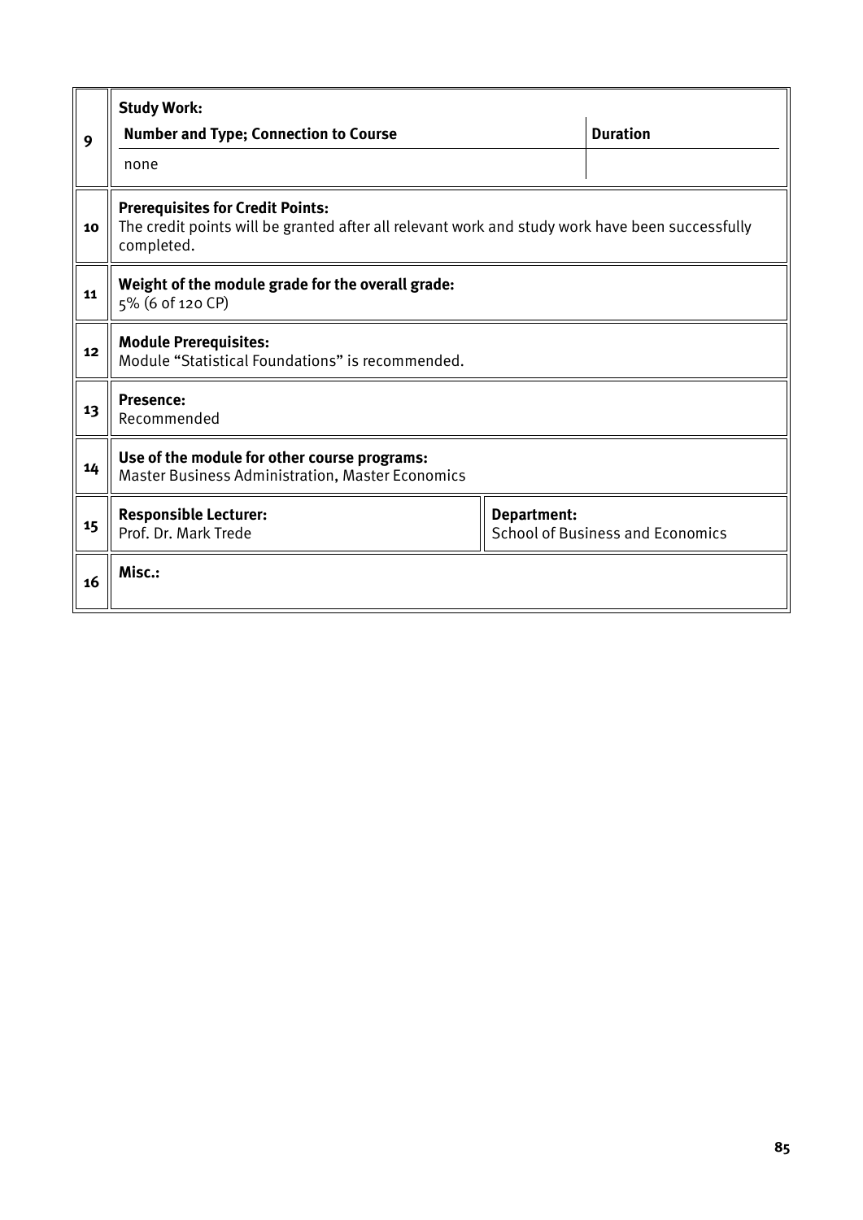| | | |
|---|---|---|
| 9 | **Study Work:**<br>**Number and Type; Connection to Course** \| **Duration**<br>none | |
| 10 | **Prerequisites for Credit Points:**<br>The credit points will be granted after all relevant work and study work have been successfully completed. | |
| 11 | **Weight of the module grade for the overall grade:**<br>5% (6 of 120 CP) | |
| 12 | **Module Prerequisites:**<br>Module "Statistical Foundations" is recommended. | |
| 13 | **Presence:**<br>Recommended | |
| 14 | **Use of the module for other course programs:**<br>Master Business Administration, Master Economics | |
| 15 | **Responsible Lecturer:**<br>Prof. Dr. Mark Trede | **Department:**<br>School of Business and Economics |
| 16 | **Misc.:** | |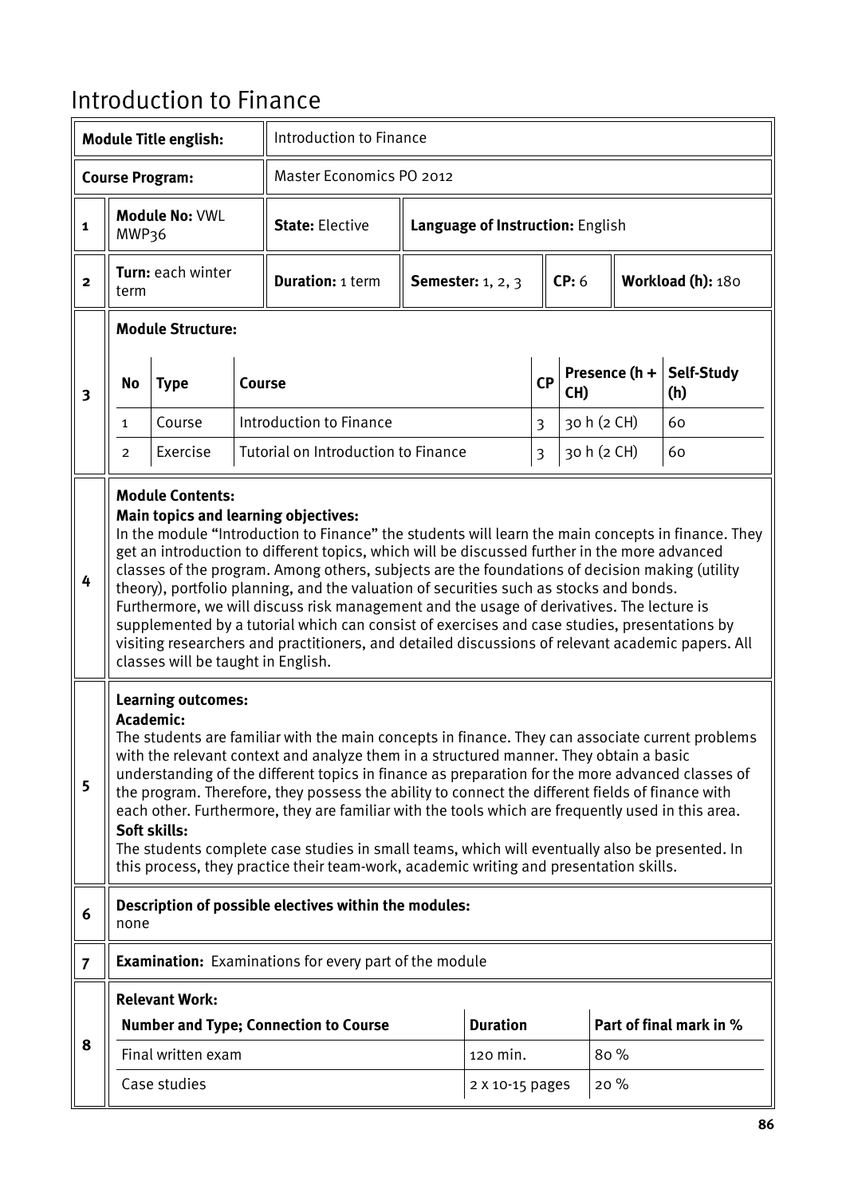# Introduction to Finance

| **Module Title english:** | Introduction to Finance |
|---|---|
| **Course Program:** | Master Economics PO 2012 |

| | | | |
|---|---|---|---|
| **1** | **Module No:** VWL MWP36 | **State:** Elective | **Language of Instruction:** English |

| | | | | | |
|---|---|---|---|---|---|
| **2** | **Turn:** each winter term | **Duration:** 1 term | **Semester:** 1, 2, 3 | **CP:** 6 | **Workload (h):** 180 |

**3 Module Structure:**

| No | Type | Course | CP | Presence (h + CH) | Self-Study (h) |
|---|---|---|---|---|---|
| 1 | Course | Introduction to Finance | 3 | 30 h (2 CH) | 60 |
| 2 | Exercise | Tutorial on Introduction to Finance | 3 | 30 h (2 CH) | 60 |

**4 Module Contents:**

**Main topics and learning objectives:**

In the module "Introduction to Finance" the students will learn the main concepts in finance. They get an introduction to different topics, which will be discussed further in the more advanced classes of the program. Among others, subjects are the foundations of decision making (utility theory), portfolio planning, and the valuation of securities such as stocks and bonds. Furthermore, we will discuss risk management and the usage of derivatives. The lecture is supplemented by a tutorial which can consist of exercises and case studies, presentations by visiting researchers and practitioners, and detailed discussions of relevant academic papers. All classes will be taught in English.

**5 Learning outcomes:**

**Academic:**

The students are familiar with the main concepts in finance. They can associate current problems with the relevant context and analyze them in a structured manner. They obtain a basic understanding of the different topics in finance as preparation for the more advanced classes of the program. Therefore, they possess the ability to connect the different fields of finance with each other. Furthermore, they are familiar with the tools which are frequently used in this area.

**Soft skills:**

The students complete case studies in small teams, which will eventually also be presented. In this process, they practice their team-work, academic writing and presentation skills.

**6 Description of possible electives within the modules:**

none

**7 Examination:** Examinations for every part of the module

**8 Relevant Work:**

| Number and Type; Connection to Course | Duration | Part of final mark in % |
|---|---|---|
| Final written exam | 120 min. | 80 % |
| Case studies | 2 x 10-15 pages | 20 % |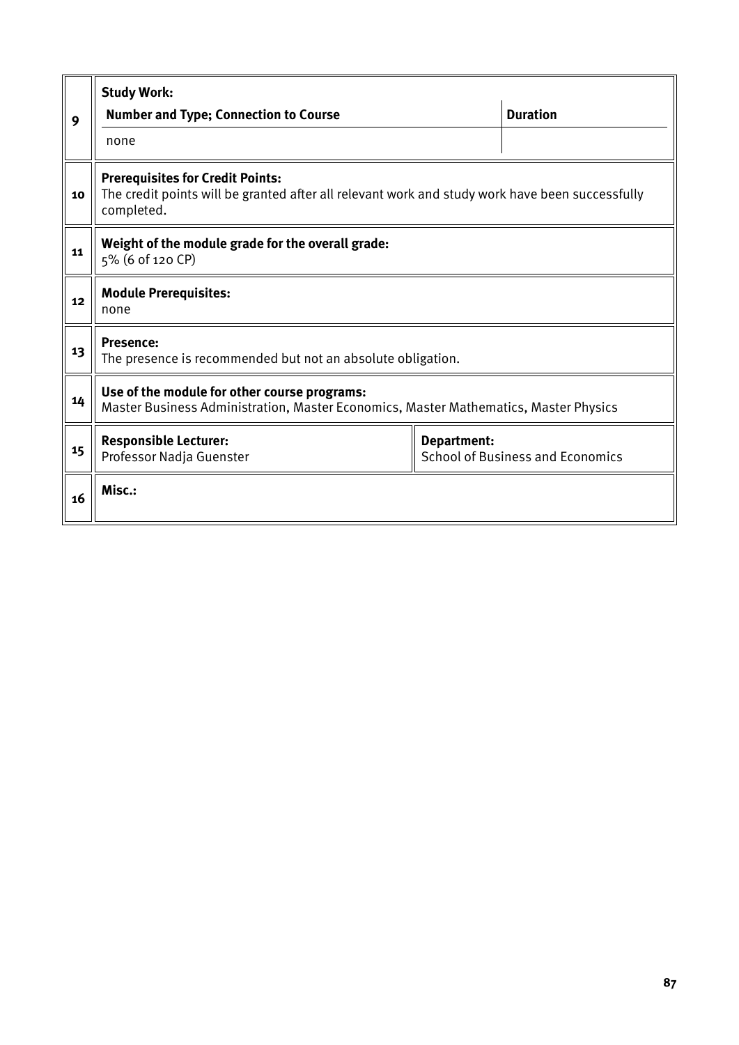| | | |
|---|---|---|
| 9 | **Study Work:** | |
| | **Number and Type; Connection to Course** | **Duration** |
| | none | |
| 10 | **Prerequisites for Credit Points:**<br>The credit points will be granted after all relevant work and study work have been successfully completed. | |
| 11 | **Weight of the module grade for the overall grade:**<br>5% (6 of 120 CP) | |
| 12 | **Module Prerequisites:**<br>none | |
| 13 | **Presence:**<br>The presence is recommended but not an absolute obligation. | |
| 14 | **Use of the module for other course programs:**<br>Master Business Administration, Master Economics, Master Mathematics, Master Physics | |
| 15 | **Responsible Lecturer:**<br>Professor Nadja Guenster | **Department:**<br>School of Business and Economics |
| 16 | **Misc.:** | |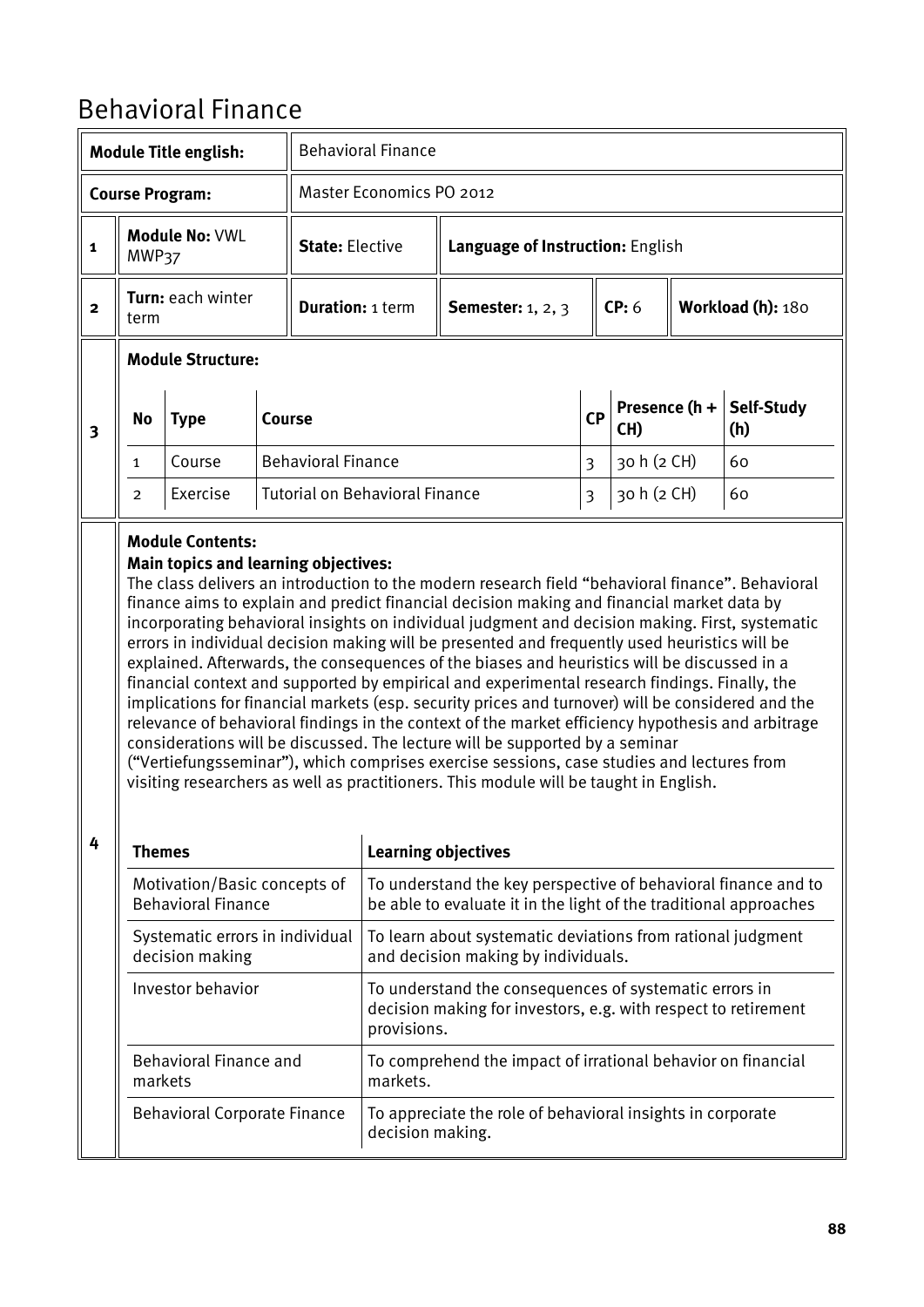# Behavioral Finance

| | | | | | | |
|---|---|---|---|---|---|---|
| **Module Title english:** | | Behavioral Finance | | | | |
| **Course Program:** | | Master Economics PO 2012 | | | | |
| 1 | **Module No:** VWL MWP37 | **State:** Elective | **Language of Instruction:** English | | | |
| 2 | **Turn:** each winter term | **Duration:** 1 term | **Semester:** 1, 2, 3 | **CP:** 6 | **Workload (h):** 180 | |

**3 – Module Structure:**

| No | Type | Course | CP | Presence (h + CH) | Self-Study (h) |
|---|---|---|---|---|---|
| 1 | Course | Behavioral Finance | 3 | 30 h (2 CH) | 60 |
| 2 | Exercise | Tutorial on Behavioral Finance | 3 | 30 h (2 CH) | 60 |

**4 – Module Contents:**

**Main topics and learning objectives:**

The class delivers an introduction to the modern research field "behavioral finance". Behavioral finance aims to explain and predict financial decision making and financial market data by incorporating behavioral insights on individual judgment and decision making. First, systematic errors in individual decision making will be presented and frequently used heuristics will be explained. Afterwards, the consequences of the biases and heuristics will be discussed in a financial context and supported by empirical and experimental research findings. Finally, the implications for financial markets (esp. security prices and turnover) will be considered and the relevance of behavioral findings in the context of the market efficiency hypothesis and arbitrage considerations will be discussed. The lecture will be supported by a seminar ("Vertiefungsseminar"), which comprises exercise sessions, case studies and lectures from visiting researchers as well as practitioners. This module will be taught in English.

| Themes | Learning objectives |
|---|---|
| Motivation/Basic concepts of Behavioral Finance | To understand the key perspective of behavioral finance and to be able to evaluate it in the light of the traditional approaches |
| Systematic errors in individual decision making | To learn about systematic deviations from rational judgment and decision making by individuals. |
| Investor behavior | To understand the consequences of systematic errors in decision making for investors, e.g. with respect to retirement provisions. |
| Behavioral Finance and markets | To comprehend the impact of irrational behavior on financial markets. |
| Behavioral Corporate Finance | To appreciate the role of behavioral insights in corporate decision making. |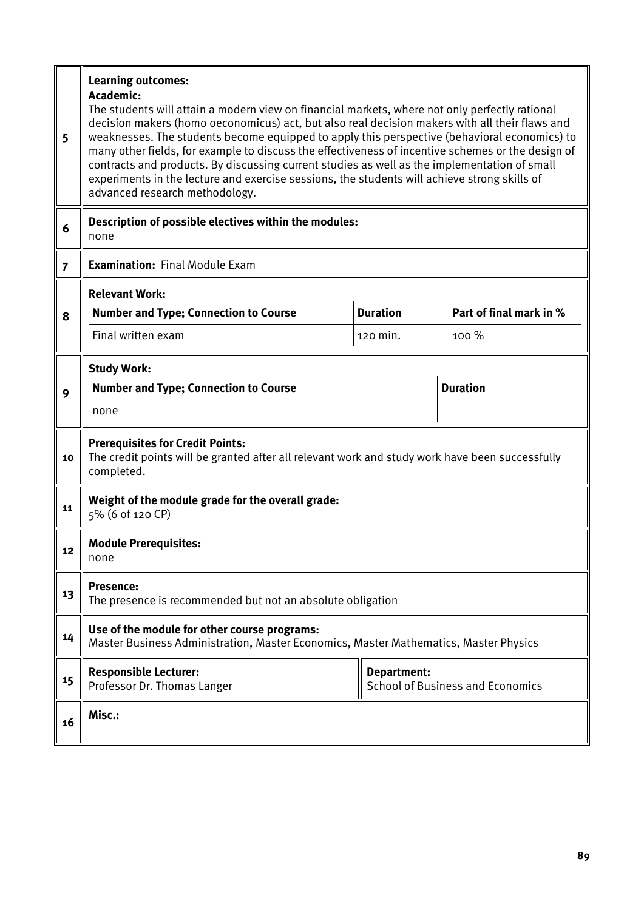| | |
|---|---|
| 5 | **Learning outcomes:**<br>**Academic:**<br>The students will attain a modern view on financial markets, where not only perfectly rational decision makers (homo oeconomicus) act, but also real decision makers with all their flaws and weaknesses. The students become equipped to apply this perspective (behavioral economics) to many other fields, for example to discuss the effectiveness of incentive schemes or the design of contracts and products. By discussing current studies as well as the implementation of small experiments in the lecture and exercise sessions, the students will achieve strong skills of advanced research methodology. |
| 6 | **Description of possible electives within the modules:**<br>none |
| 7 | **Examination:** Final Module Exam |
| 8 | **Relevant Work:**<br>**Number and Type; Connection to Course** / **Duration** / **Part of final mark in %**<br>Final written exam / 120 min. / 100 % |
| 9 | **Study Work:**<br>**Number and Type; Connection to Course** / **Duration**<br>none |
| 10 | **Prerequisites for Credit Points:**<br>The credit points will be granted after all relevant work and study work have been successfully completed. |
| 11 | **Weight of the module grade for the overall grade:**<br>5% (6 of 120 CP) |
| 12 | **Module Prerequisites:**<br>none |
| 13 | **Presence:**<br>The presence is recommended but not an absolute obligation |
| 14 | **Use of the module for other course programs:**<br>Master Business Administration, Master Economics, Master Mathematics, Master Physics |
| 15 | **Responsible Lecturer:** Professor Dr. Thomas Langer<br>**Department:** School of Business and Economics |
| 16 | **Misc.:** |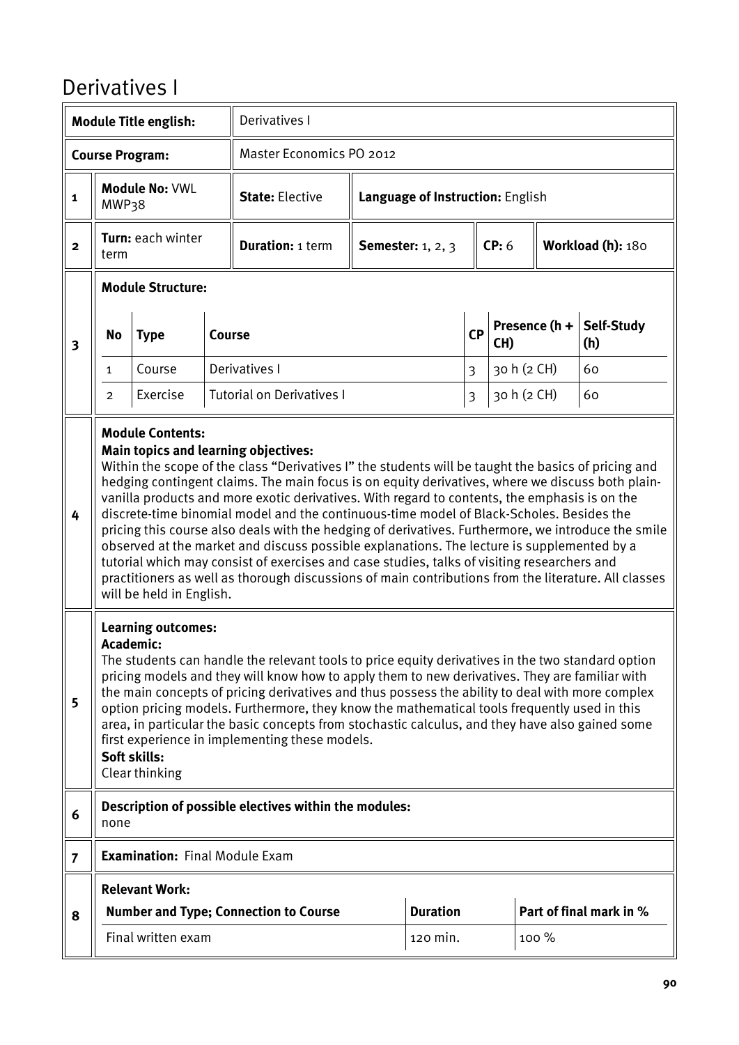# Derivatives I

| | | | | | | |
|---|---|---|---|---|---|---|
| **Module Title english:** | | Derivatives I | | | | |
| **Course Program:** | | Master Economics PO 2012 | | | | |
| **1** | **Module No:** VWL MWP38 | **State:** Elective | **Language of Instruction:** English | | | |
| **2** | **Turn:** each winter term | **Duration:** 1 term | **Semester:** 1, 2, 3 | **CP:** 6 | **Workload (h):** 180 | |

**3 Module Structure:**

| No | Type | Course | CP | Presence (h + CH) | Self-Study (h) |
|---|---|---|---|---|---|
| 1 | Course | Derivatives I | 3 | 30 h (2 CH) | 60 |
| 2 | Exercise | Tutorial on Derivatives I | 3 | 30 h (2 CH) | 60 |

**4 Module Contents:**

**Main topics and learning objectives:**

Within the scope of the class "Derivatives I" the students will be taught the basics of pricing and hedging contingent claims. The main focus is on equity derivatives, where we discuss both plain-vanilla products and more exotic derivatives. With regard to contents, the emphasis is on the discrete-time binomial model and the continuous-time model of Black-Scholes. Besides the pricing this course also deals with the hedging of derivatives. Furthermore, we introduce the smile observed at the market and discuss possible explanations. The lecture is supplemented by a tutorial which may consist of exercises and case studies, talks of visiting researchers and practitioners as well as thorough discussions of main contributions from the literature. All classes will be held in English.

**5 Learning outcomes:**

**Academic:**

The students can handle the relevant tools to price equity derivatives in the two standard option pricing models and they will know how to apply them to new derivatives. They are familiar with the main concepts of pricing derivatives and thus possess the ability to deal with more complex option pricing models. Furthermore, they know the mathematical tools frequently used in this area, in particular the basic concepts from stochastic calculus, and they have also gained some first experience in implementing these models.

**Soft skills:**

Clear thinking

**6 Description of possible electives within the modules:**

none

**7 Examination:** Final Module Exam

**8 Relevant Work:**

| Number and Type; Connection to Course | Duration | Part of final mark in % |
|---|---|---|
| Final written exam | 120 min. | 100 % |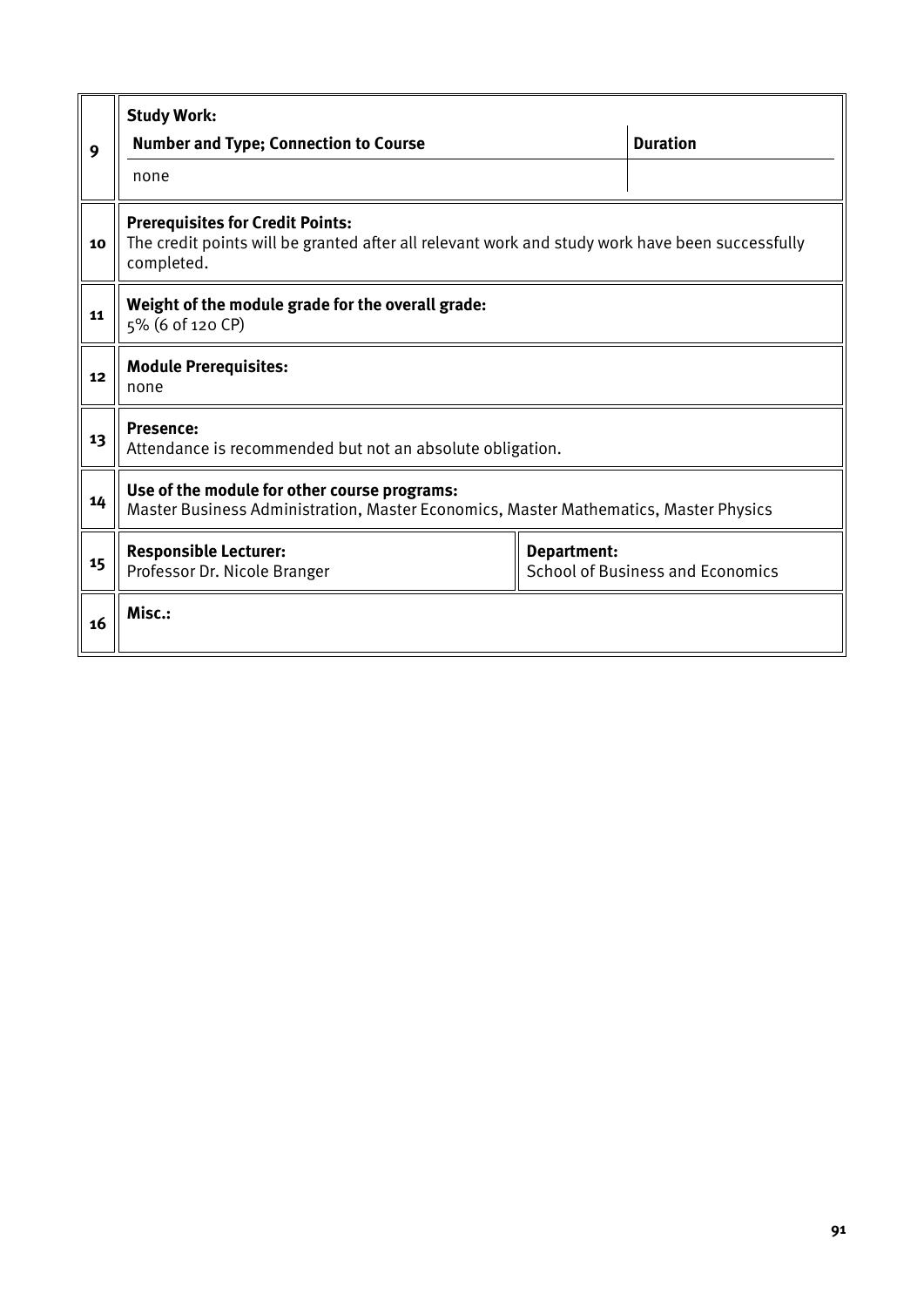| | | |
|---|---|---|
| 9 | **Study Work:**<br>**Number and Type; Connection to Course**<br>none | **Duration** |
| 10 | **Prerequisites for Credit Points:**<br>The credit points will be granted after all relevant work and study work have been successfully completed. | |
| 11 | **Weight of the module grade for the overall grade:**<br>5% (6 of 120 CP) | |
| 12 | **Module Prerequisites:**<br>none | |
| 13 | **Presence:**<br>Attendance is recommended but not an absolute obligation. | |
| 14 | **Use of the module for other course programs:**<br>Master Business Administration, Master Economics, Master Mathematics, Master Physics | |
| 15 | **Responsible Lecturer:**<br>Professor Dr. Nicole Branger | **Department:**<br>School of Business and Economics |
| 16 | **Misc.:** | |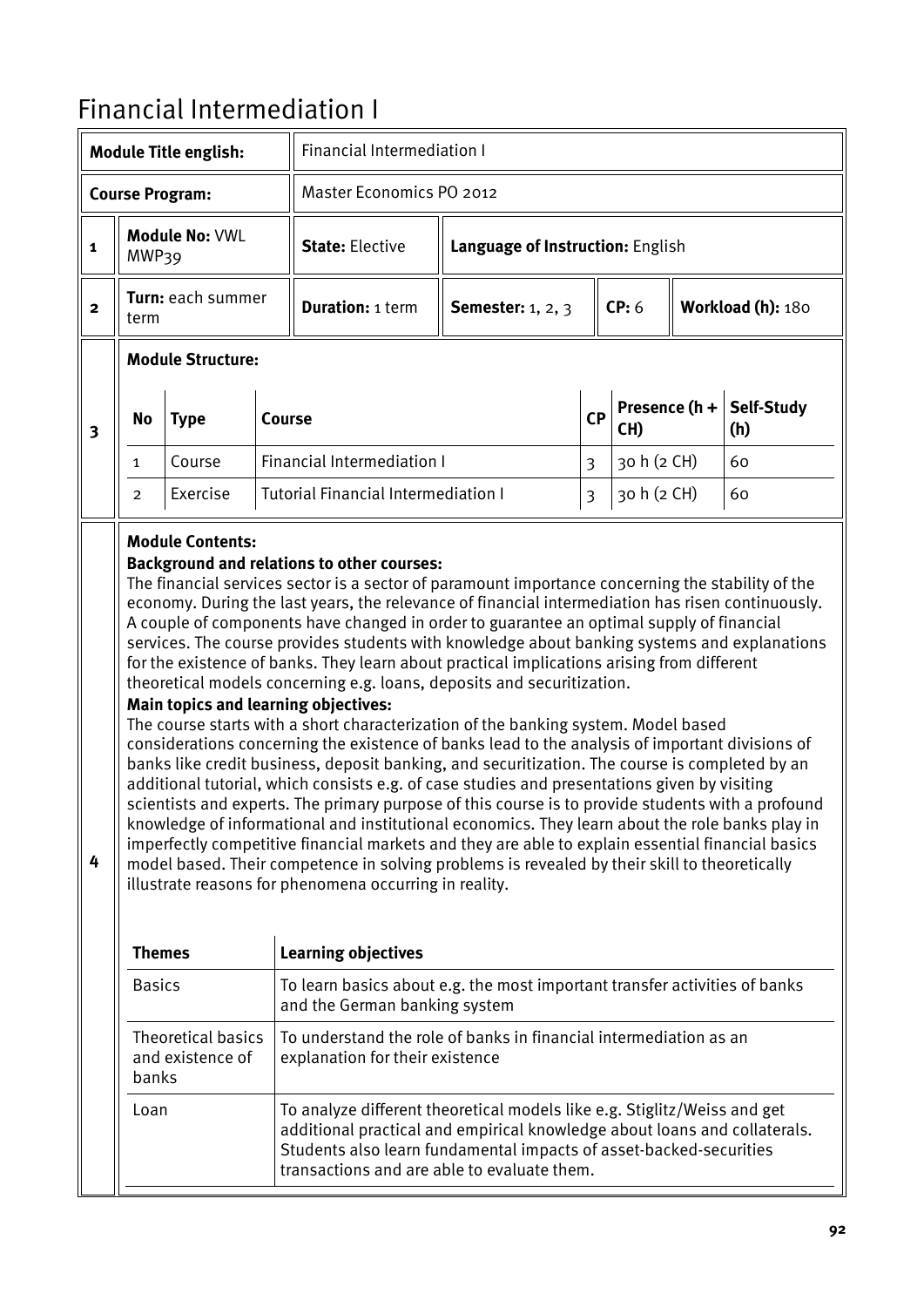# Financial Intermediation I

| | | | | | | |
|---|---|---|---|---|---|---|
| **Module Title english:** | | Financial Intermediation I | | | | |
| **Course Program:** | | Master Economics PO 2012 | | | | |
| **1** | **Module No:** VWL MWP39 | **State:** Elective | **Language of Instruction:** English | | | |
| **2** | **Turn:** each summer term | **Duration:** 1 term | **Semester:** 1, 2, 3 | **CP:** 6 | **Workload (h):** 180 | |

**3 Module Structure:**

| No | Type | Course | CP | Presence (h + CH) | Self-Study (h) |
|---|---|---|---|---|---|
| 1 | Course | Financial Intermediation I | 3 | 30 h (2 CH) | 60 |
| 2 | Exercise | Tutorial Financial Intermediation I | 3 | 30 h (2 CH) | 60 |

**4 Module Contents:**

**Background and relations to other courses:**

The financial services sector is a sector of paramount importance concerning the stability of the economy. During the last years, the relevance of financial intermediation has risen continuously. A couple of components have changed in order to guarantee an optimal supply of financial services. The course provides students with knowledge about banking systems and explanations for the existence of banks. They learn about practical implications arising from different theoretical models concerning e.g. loans, deposits and securitization.

**Main topics and learning objectives:**

The course starts with a short characterization of the banking system. Model based considerations concerning the existence of banks lead to the analysis of important divisions of banks like credit business, deposit banking, and securitization. The course is completed by an additional tutorial, which consists e.g. of case studies and presentations given by visiting scientists and experts. The primary purpose of this course is to provide students with a profound knowledge of informational and institutional economics. They learn about the role banks play in imperfectly competitive financial markets and they are able to explain essential financial basics model based. Their competence in solving problems is revealed by their skill to theoretically illustrate reasons for phenomena occurring in reality.

| Themes | Learning objectives |
|---|---|
| Basics | To learn basics about e.g. the most important transfer activities of banks and the German banking system |
| Theoretical basics and existence of banks | To understand the role of banks in financial intermediation as an explanation for their existence |
| Loan | To analyze different theoretical models like e.g. Stiglitz/Weiss and get additional practical and empirical knowledge about loans and collaterals. Students also learn fundamental impacts of asset-backed-securities transactions and are able to evaluate them. |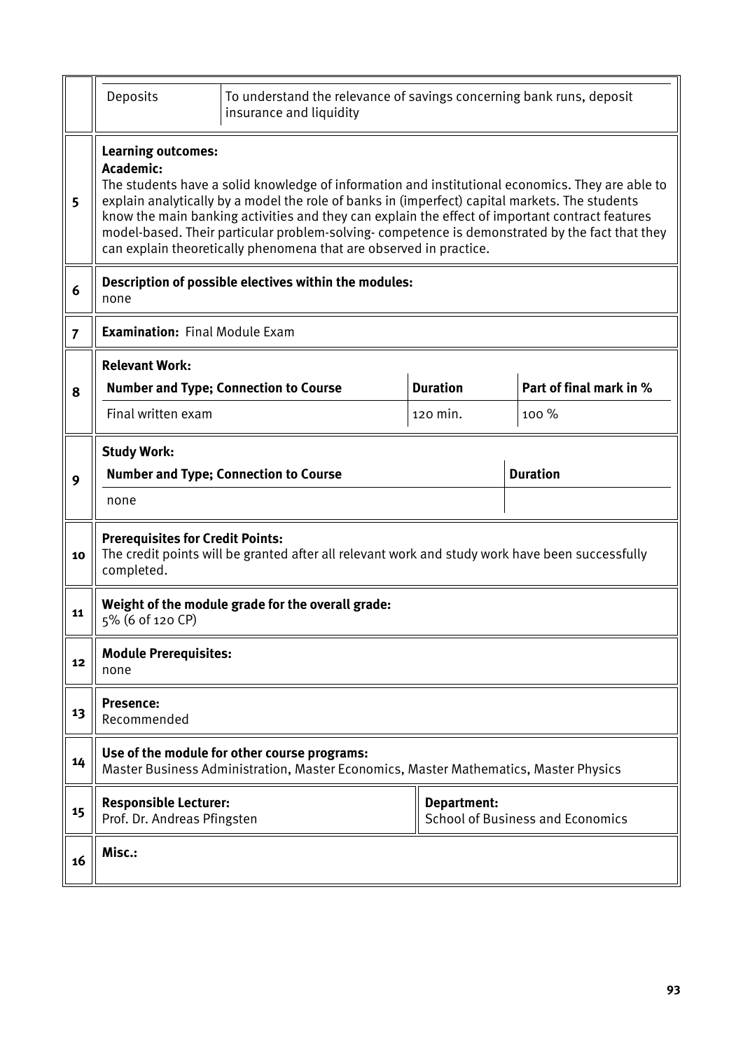| | | |
|---|---|---|
| | Deposits | To understand the relevance of savings concerning bank runs, deposit insurance and liquidity |

| | |
|---|---|
| 5 | **Learning outcomes:**<br>**Academic:**<br>The students have a solid knowledge of information and institutional economics. They are able to explain analytically by a model the role of banks in (imperfect) capital markets. The students know the main banking activities and they can explain the effect of important contract features model-based. Their particular problem-solving- competence is demonstrated by the fact that they can explain theoretically phenomena that are observed in practice. |
| 6 | **Description of possible electives within the modules:**<br>none |
| 7 | **Examination:** Final Module Exam |

**8 Relevant Work:**

| Number and Type; Connection to Course | Duration | Part of final mark in % |
|---|---|---|
| Final written exam | 120 min. | 100 % |

**9 Study Work:**

| Number and Type; Connection to Course | Duration |
|---|---|
| none | |

| | |
|---|---|
| 10 | **Prerequisites for Credit Points:**<br>The credit points will be granted after all relevant work and study work have been successfully completed. |
| 11 | **Weight of the module grade for the overall grade:**<br>5% (6 of 120 CP) |
| 12 | **Module Prerequisites:**<br>none |
| 13 | **Presence:**<br>Recommended |
| 14 | **Use of the module for other course programs:**<br>Master Business Administration, Master Economics, Master Mathematics, Master Physics |

| | | |
|---|---|---|
| 15 | **Responsible Lecturer:**<br>Prof. Dr. Andreas Pfingsten | **Department:**<br>School of Business and Economics |
| 16 | **Misc.:** | |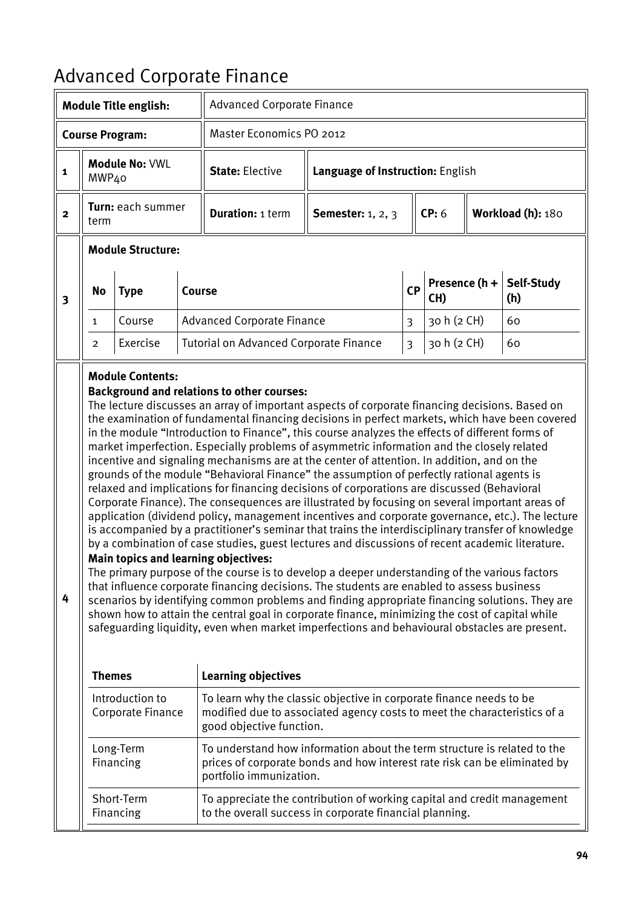# Advanced Corporate Finance

| **Module Title english:** | Advanced Corporate Finance |
|---|---|
| **Course Program:** | Master Economics PO 2012 |

| | | | | |
|---|---|---|---|---|
| **1** | **Module No:** VWL MWP40 | **State:** Elective | **Language of Instruction:** English | |

| | | | | | |
|---|---|---|---|---|---|
| **2** | **Turn:** each summer term | **Duration:** 1 term | **Semester:** 1, 2, 3 | **CP:** 6 | **Workload (h):** 180 |

**3 Module Structure:**

| No | Type | Course | CP | Presence (h + CH) | Self-Study (h) |
|---|---|---|---|---|---|
| 1 | Course | Advanced Corporate Finance | 3 | 30 h (2 CH) | 60 |
| 2 | Exercise | Tutorial on Advanced Corporate Finance | 3 | 30 h (2 CH) | 60 |

**4 Module Contents:**

**Background and relations to other courses:**

The lecture discusses an array of important aspects of corporate financing decisions. Based on the examination of fundamental financing decisions in perfect markets, which have been covered in the module "Introduction to Finance", this course analyzes the effects of different forms of market imperfection. Especially problems of asymmetric information and the closely related incentive and signaling mechanisms are at the center of attention. In addition, and on the grounds of the module "Behavioral Finance" the assumption of perfectly rational agents is relaxed and implications for financing decisions of corporations are discussed (Behavioral Corporate Finance). The consequences are illustrated by focusing on several important areas of application (dividend policy, management incentives and corporate governance, etc.). The lecture is accompanied by a practitioner's seminar that trains the interdisciplinary transfer of knowledge by a combination of case studies, guest lectures and discussions of recent academic literature.

**Main topics and learning objectives:**

The primary purpose of the course is to develop a deeper understanding of the various factors that influence corporate financing decisions. The students are enabled to assess business scenarios by identifying common problems and finding appropriate financing solutions. They are shown how to attain the central goal in corporate finance, minimizing the cost of capital while safeguarding liquidity, even when market imperfections and behavioural obstacles are present.

| Themes | Learning objectives |
|---|---|
| Introduction to Corporate Finance | To learn why the classic objective in corporate finance needs to be modified due to associated agency costs to meet the characteristics of a good objective function. |
| Long-Term Financing | To understand how information about the term structure is related to the prices of corporate bonds and how interest rate risk can be eliminated by portfolio immunization. |
| Short-Term Financing | To appreciate the contribution of working capital and credit management to the overall success in corporate financial planning. |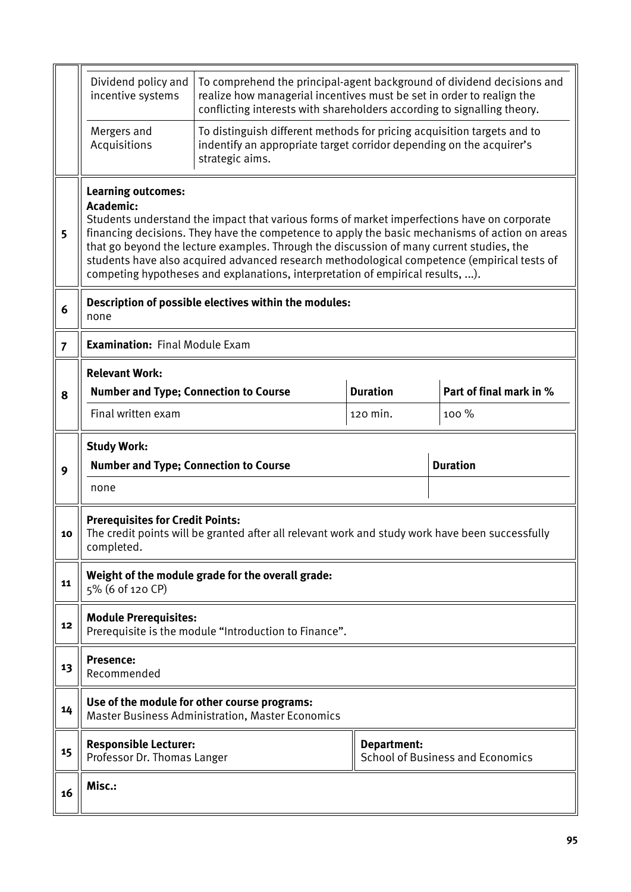| | | |
|---|---|---|
| | Dividend policy and incentive systems | To comprehend the principal-agent background of dividend decisions and realize how managerial incentives must be set in order to realign the conflicting interests with shareholders according to signalling theory. |
| | Mergers and Acquisitions | To distinguish different methods for pricing acquisition targets and to indentify an appropriate target corridor depending on the acquirer's strategic aims. |

| | |
|---|---|
| 5 | **Learning outcomes:**<br>**Academic:**<br>Students understand the impact that various forms of market imperfections have on corporate financing decisions. They have the competence to apply the basic mechanisms of action on areas that go beyond the lecture examples. Through the discussion of many current studies, the students have also acquired advanced research methodological competence (empirical tests of competing hypotheses and explanations, interpretation of empirical results, ...). |
| 6 | **Description of possible electives within the modules:**<br>none |
| 7 | **Examination:** Final Module Exam |

**8 — Relevant Work:**

| Number and Type; Connection to Course | Duration | Part of final mark in % |
|---|---|---|
| Final written exam | 120 min. | 100 % |

**9 — Study Work:**

| Number and Type; Connection to Course | Duration |
|---|---|
| none | |

| | |
|---|---|
| 10 | **Prerequisites for Credit Points:**<br>The credit points will be granted after all relevant work and study work have been successfully completed. |
| 11 | **Weight of the module grade for the overall grade:**<br>5% (6 of 120 CP) |
| 12 | **Module Prerequisites:**<br>Prerequisite is the module "Introduction to Finance". |
| 13 | **Presence:**<br>Recommended |
| 14 | **Use of the module for other course programs:**<br>Master Business Administration, Master Economics |
| 15 | **Responsible Lecturer:**<br>Professor Dr. Thomas Langer<br>**Department:**<br>School of Business and Economics |
| 16 | **Misc.:** |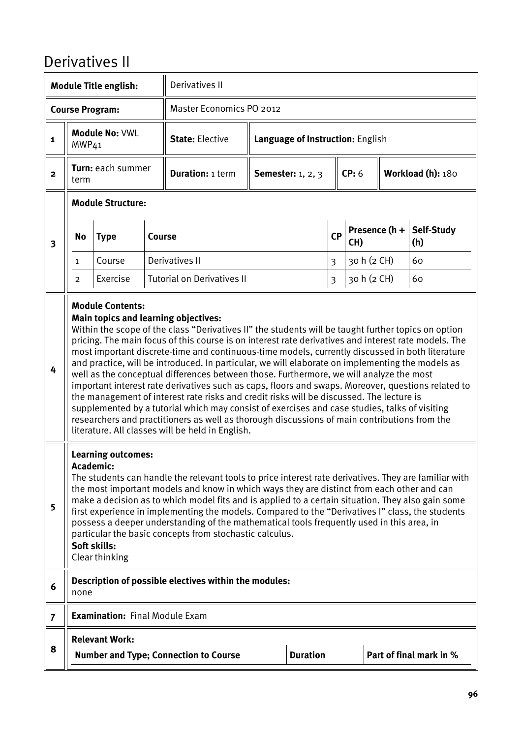# Derivatives II

| | | | | | | | |
|---|---|---|---|---|---|---|---|
| | **Module Title english:** | Derivatives II | | | | | |
| | **Course Program:** | Master Economics PO 2012 | | | | | |
| **1** | **Module No:** VWL MWP41 | **State:** Elective | **Language of Instruction:** English | | | | |
| **2** | **Turn:** each summer term | **Duration:** 1 term | **Semester:** 1, 2, 3 | **CP:** 6 | **Workload (h):** 180 | | |

**3 Module Structure:**

| No | Type | Course | CP | Presence (h + CH) | Self-Study (h) |
|---|---|---|---|---|---|
| 1 | Course | Derivatives II | 3 | 30 h (2 CH) | 60 |
| 2 | Exercise | Tutorial on Derivatives II | 3 | 30 h (2 CH) | 60 |

**4 Module Contents:**

**Main topics and learning objectives:**

Within the scope of the class "Derivatives II" the students will be taught further topics on option pricing. The main focus of this course is on interest rate derivatives and interest rate models. The most important discrete-time and continuous-time models, currently discussed in both literature and practice, will be introduced. In particular, we will elaborate on implementing the models as well as the conceptual differences between those. Furthermore, we will analyze the most important interest rate derivatives such as caps, floors and swaps. Moreover, questions related to the management of interest rate risks and credit risks will be discussed. The lecture is supplemented by a tutorial which may consist of exercises and case studies, talks of visiting researchers and practitioners as well as thorough discussions of main contributions from the literature. All classes will be held in English.

**5 Learning outcomes:**

**Academic:**

The students can handle the relevant tools to price interest rate derivatives. They are familiar with the most important models and know in which ways they are distinct from each other and can make a decision as to which model fits and is applied to a certain situation. They also gain some first experience in implementing the models. Compared to the "Derivatives I" class, the students possess a deeper understanding of the mathematical tools frequently used in this area, in particular the basic concepts from stochastic calculus.

**Soft skills:**

Clear thinking

**6 Description of possible electives within the modules:**

none

**7 Examination:** Final Module Exam

**8 Relevant Work:**

| Number and Type; Connection to Course | Duration | Part of final mark in % |
|---|---|---|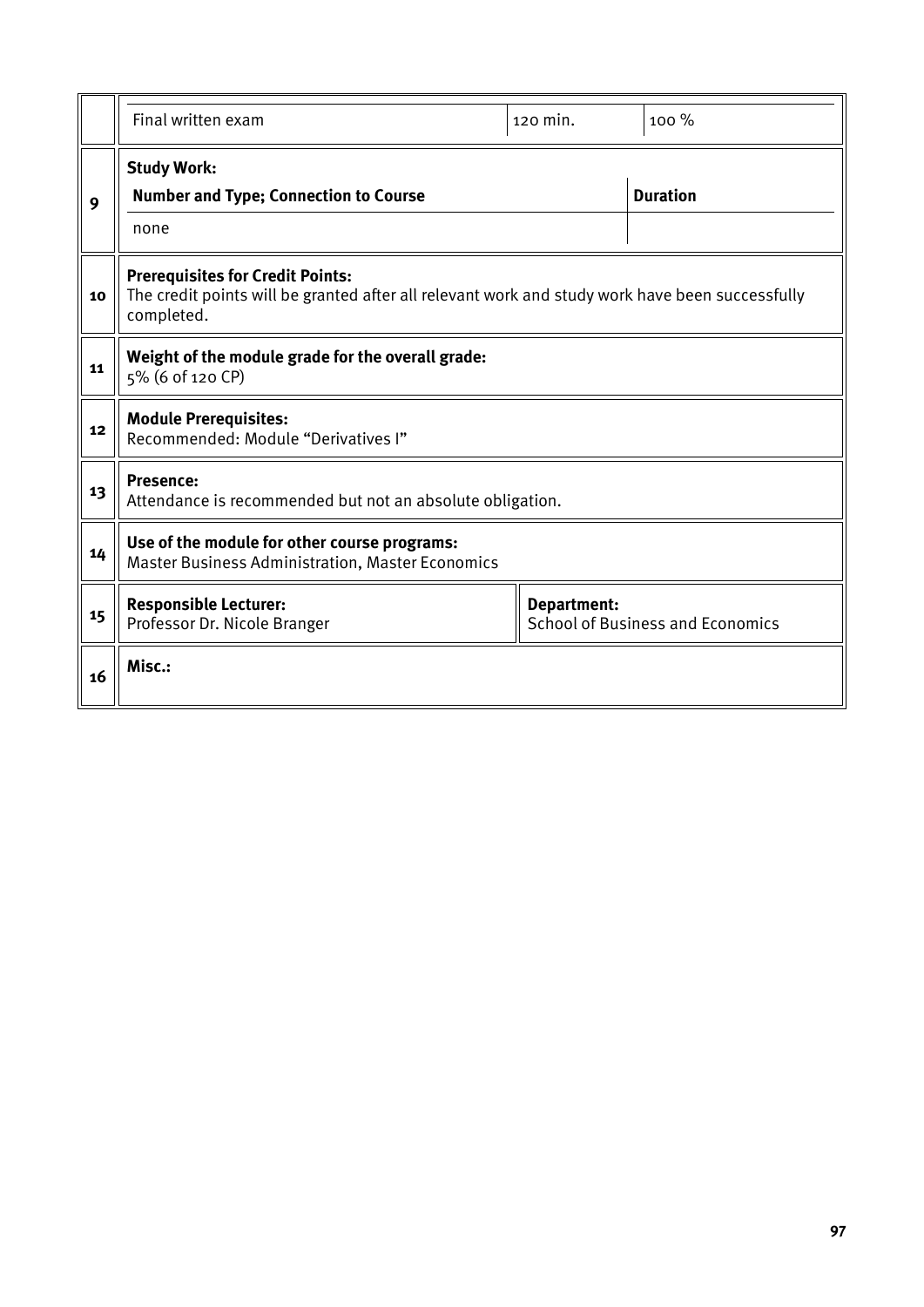| | | | |
|---|---|---|---|
| | Final written exam | 120 min. | 100 % |
| 9 | **Study Work:** | | |
| | **Number and Type; Connection to Course** | | **Duration** |
| | none | | |
| 10 | **Prerequisites for Credit Points:** The credit points will be granted after all relevant work and study work have been successfully completed. | | |
| 11 | **Weight of the module grade for the overall grade:** 5% (6 of 120 CP) | | |
| 12 | **Module Prerequisites:** Recommended: Module "Derivatives I" | | |
| 13 | **Presence:** Attendance is recommended but not an absolute obligation. | | |
| 14 | **Use of the module for other course programs:** Master Business Administration, Master Economics | | |
| 15 | **Responsible Lecturer:** Professor Dr. Nicole Branger | **Department:** School of Business and Economics | |
| 16 | **Misc.:** | | |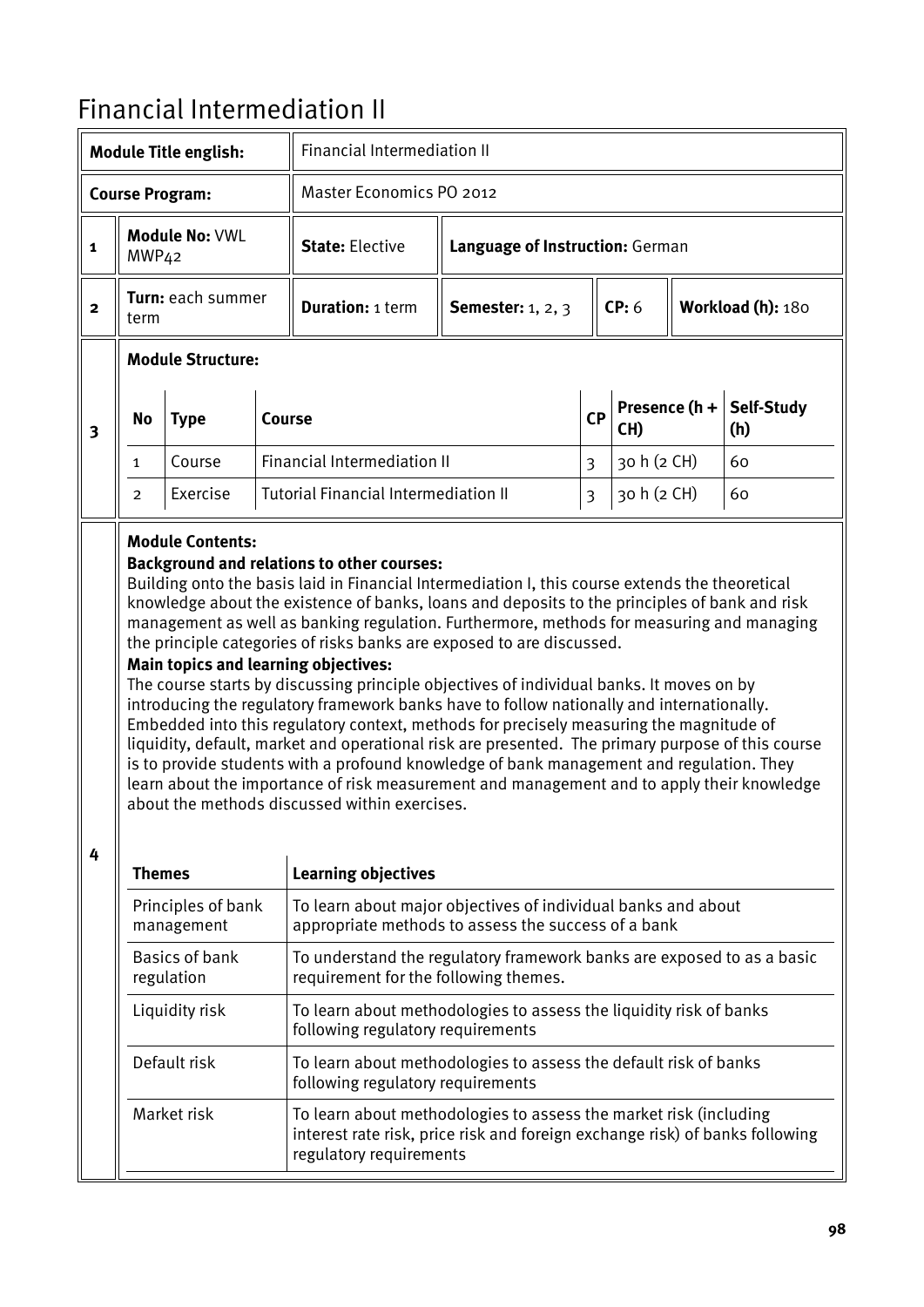# Financial Intermediation II

| | **Module Title english:** | Financial Intermediation II | | | | |
|---|---|---|---|---|---|---|
| | **Course Program:** | Master Economics PO 2012 | | | | |
| **1** | **Module No:** VWL MWP42 | **State:** Elective | **Language of Instruction:** German | | | |
| **2** | **Turn:** each summer term | **Duration:** 1 term | **Semester:** 1, 2, 3 | **CP:** 6 | **Workload (h):** 180 | |

**3 Module Structure:**

| No | Type | Course | CP | Presence (h + CH) | Self-Study (h) |
|---|---|---|---|---|---|
| 1 | Course | Financial Intermediation II | 3 | 30 h (2 CH) | 60 |
| 2 | Exercise | Tutorial Financial Intermediation II | 3 | 30 h (2 CH) | 60 |

**4 Module Contents:**

**Background and relations to other courses:**
Building onto the basis laid in Financial Intermediation I, this course extends the theoretical knowledge about the existence of banks, loans and deposits to the principles of bank and risk management as well as banking regulation. Furthermore, methods for measuring and managing the principle categories of risks banks are exposed to are discussed.

**Main topics and learning objectives:**
The course starts by discussing principle objectives of individual banks. It moves on by introducing the regulatory framework banks have to follow nationally and internationally. Embedded into this regulatory context, methods for precisely measuring the magnitude of liquidity, default, market and operational risk are presented. The primary purpose of this course is to provide students with a profound knowledge of bank management and regulation. They learn about the importance of risk measurement and management and to apply their knowledge about the methods discussed within exercises.

| Themes | Learning objectives |
|---|---|
| Principles of bank management | To learn about major objectives of individual banks and about appropriate methods to assess the success of a bank |
| Basics of bank regulation | To understand the regulatory framework banks are exposed to as a basic requirement for the following themes. |
| Liquidity risk | To learn about methodologies to assess the liquidity risk of banks following regulatory requirements |
| Default risk | To learn about methodologies to assess the default risk of banks following regulatory requirements |
| Market risk | To learn about methodologies to assess the market risk (including interest rate risk, price risk and foreign exchange risk) of banks following regulatory requirements |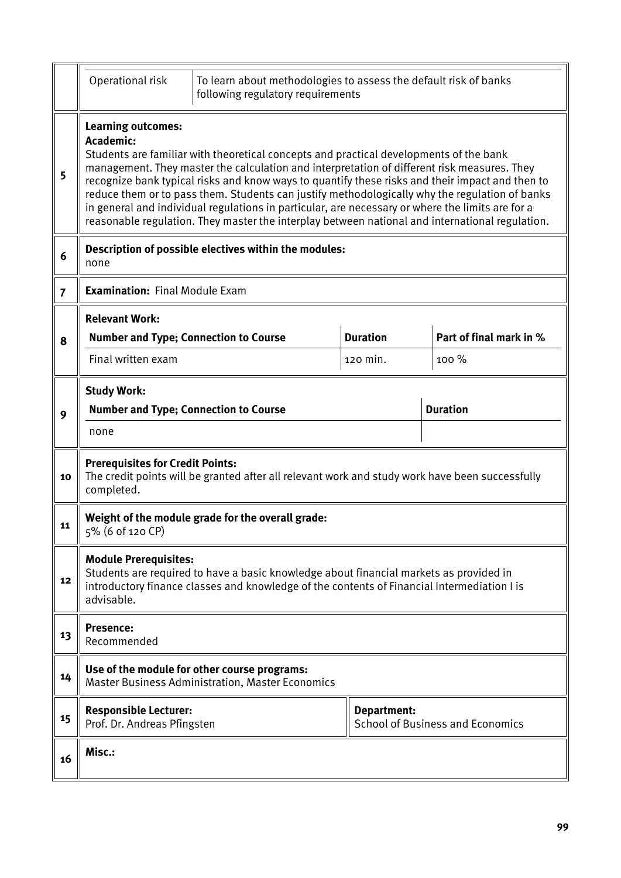| | | |
|---|---|---|
| | Operational risk | To learn about methodologies to assess the default risk of banks following regulatory requirements |

| | |
|---|---|
| 5 | **Learning outcomes:**<br>**Academic:**<br>Students are familiar with theoretical concepts and practical developments of the bank management. They master the calculation and interpretation of different risk measures. They recognize bank typical risks and know ways to quantify these risks and their impact and then to reduce them or to pass them. Students can justify methodologically why the regulation of banks in general and individual regulations in particular, are necessary or where the limits are for a reasonable regulation. They master the interplay between national and international regulation. |
| 6 | **Description of possible electives within the modules:**<br>none |
| 7 | **Examination:** Final Module Exam |

**8 — Relevant Work:**

| Number and Type; Connection to Course | Duration | Part of final mark in % |
|---|---|---|
| Final written exam | 120 min. | 100 % |

**9 — Study Work:**

| Number and Type; Connection to Course | Duration |
|---|---|
| none | |

| | |
|---|---|
| 10 | **Prerequisites for Credit Points:**<br>The credit points will be granted after all relevant work and study work have been successfully completed. |
| 11 | **Weight of the module grade for the overall grade:**<br>5% (6 of 120 CP) |
| 12 | **Module Prerequisites:**<br>Students are required to have a basic knowledge about financial markets as provided in introductory finance classes and knowledge of the contents of Financial Intermediation I is advisable. |
| 13 | **Presence:**<br>Recommended |
| 14 | **Use of the module for other course programs:**<br>Master Business Administration, Master Economics |
| 15 | **Responsible Lecturer:**<br>Prof. Dr. Andreas Pfingsten — **Department:**<br>School of Business and Economics |
| 16 | **Misc.:** |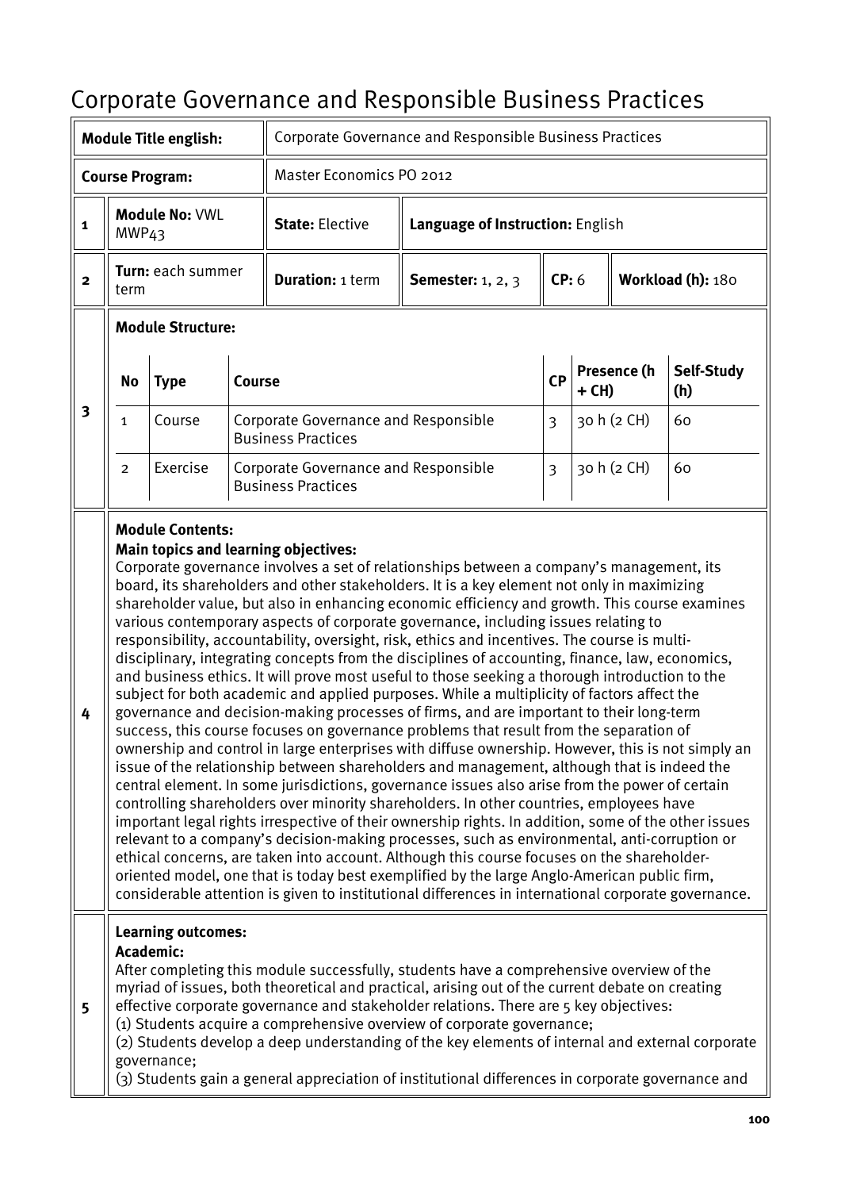# Corporate Governance and Responsible Business Practices

| | | | | | | |
|---|---|---|---|---|---|---|
| **Module Title english:** | | Corporate Governance and Responsible Business Practices | | | | |
| **Course Program:** | | Master Economics PO 2012 | | | | |
| 1 | **Module No:** VWL MWP43 | **State:** Elective | **Language of Instruction:** English | | | |
| 2 | **Turn:** each summer term | **Duration:** 1 term | **Semester:** 1, 2, 3 | **CP:** 6 | **Workload (h):** 180 | |

**3 — Module Structure:**

| No | Type | Course | CP | Presence (h + CH) | Self-Study (h) |
|---|---|---|---|---|---|
| 1 | Course | Corporate Governance and Responsible Business Practices | 3 | 30 h (2 CH) | 60 |
| 2 | Exercise | Corporate Governance and Responsible Business Practices | 3 | 30 h (2 CH) | 60 |

**4 — Module Contents:**

**Main topics and learning objectives:**

Corporate governance involves a set of relationships between a company's management, its board, its shareholders and other stakeholders. It is a key element not only in maximizing shareholder value, but also in enhancing economic efficiency and growth. This course examines various contemporary aspects of corporate governance, including issues relating to responsibility, accountability, oversight, risk, ethics and incentives. The course is multi-disciplinary, integrating concepts from the disciplines of accounting, finance, law, economics, and business ethics. It will prove most useful to those seeking a thorough introduction to the subject for both academic and applied purposes. While a multiplicity of factors affect the governance and decision-making processes of firms, and are important to their long-term success, this course focuses on governance problems that result from the separation of ownership and control in large enterprises with diffuse ownership. However, this is not simply an issue of the relationship between shareholders and management, although that is indeed the central element. In some jurisdictions, governance issues also arise from the power of certain controlling shareholders over minority shareholders. In other countries, employees have important legal rights irrespective of their ownership rights. In addition, some of the other issues relevant to a company's decision-making processes, such as environmental, anti-corruption or ethical concerns, are taken into account. Although this course focuses on the shareholder-oriented model, one that is today best exemplified by the large Anglo-American public firm, considerable attention is given to institutional differences in international corporate governance.

**5 — Learning outcomes:**

**Academic:**

After completing this module successfully, students have a comprehensive overview of the myriad of issues, both theoretical and practical, arising out of the current debate on creating effective corporate governance and stakeholder relations. There are 5 key objectives:

(1) Students acquire a comprehensive overview of corporate governance;
(2) Students develop a deep understanding of the key elements of internal and external corporate governance;
(3) Students gain a general appreciation of institutional differences in corporate governance and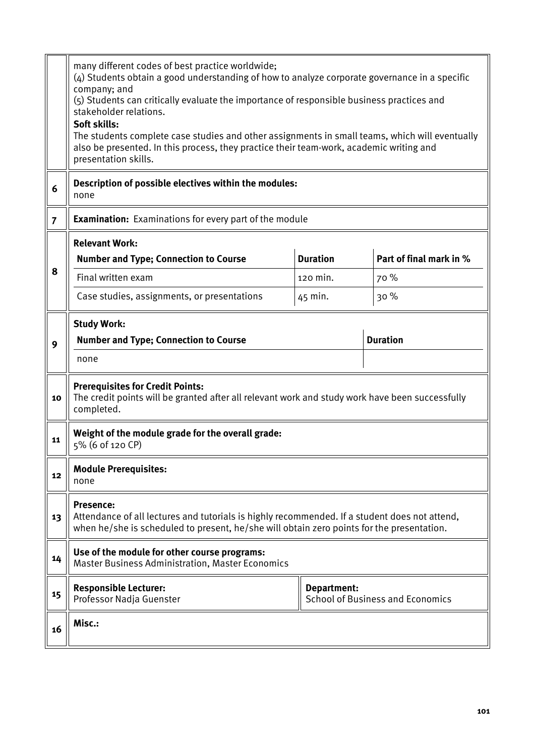| | |
|---|---|
| | many different codes of best practice worldwide;<br>(4) Students obtain a good understanding of how to analyze corporate governance in a specific company; and<br>(5) Students can critically evaluate the importance of responsible business practices and stakeholder relations.<br>**Soft skills:**<br>The students complete case studies and other assignments in small teams, which will eventually also be presented. In this process, they practice their team-work, academic writing and presentation skills. |
| 6 | **Description of possible electives within the modules:**<br>none |
| 7 | **Examination:** Examinations for every part of the module |
| 8 | **Relevant Work:** |

| Number and Type; Connection to Course | Duration | Part of final mark in % |
|---|---|---|
| Final written exam | 120 min. | 70 % |
| Case studies, assignments, or presentations | 45 min. | 30 % |

| | |
|---|---|
| 9 | **Study Work:** |

| Number and Type; Connection to Course | Duration |
|---|---|
| none | |

| | |
|---|---|
| 10 | **Prerequisites for Credit Points:**<br>The credit points will be granted after all relevant work and study work have been successfully completed. |
| 11 | **Weight of the module grade for the overall grade:**<br>5% (6 of 120 CP) |
| 12 | **Module Prerequisites:**<br>none |
| 13 | **Presence:**<br>Attendance of all lectures and tutorials is highly recommended. If a student does not attend, when he/she is scheduled to present, he/she will obtain zero points for the presentation. |
| 14 | **Use of the module for other course programs:**<br>Master Business Administration, Master Economics |
| 15 | **Responsible Lecturer:**<br>Professor Nadja Guenster<br>**Department:**<br>School of Business and Economics |
| 16 | **Misc.:** |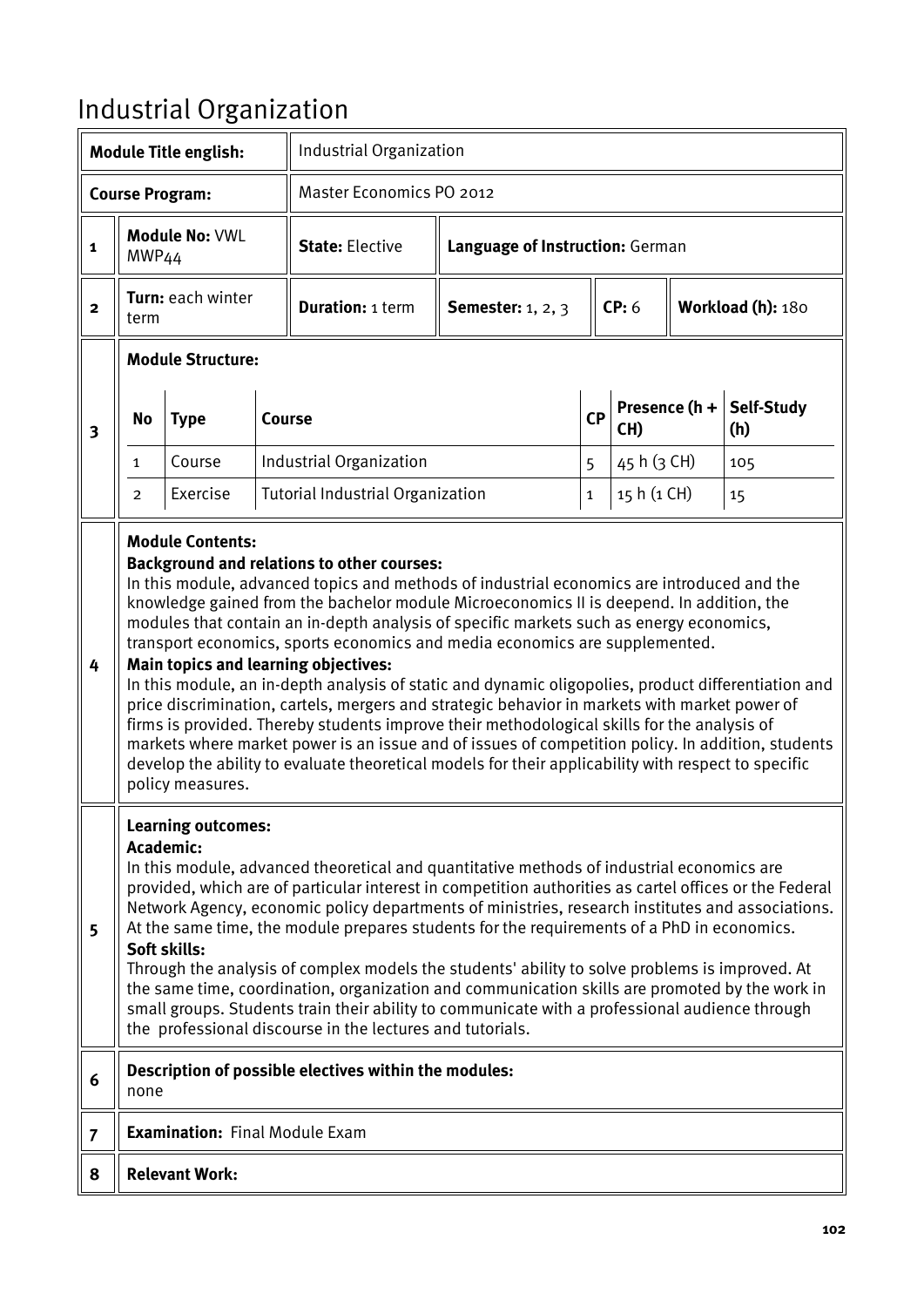# Industrial Organization

| | | | | | | |
|---|---|---|---|---|---|---|
| **Module Title english:** | Industrial Organization | | | | | |
| **Course Program:** | Master Economics PO 2012 | | | | | |
| **1** | **Module No:** VWL MWP44 | **State:** Elective | **Language of Instruction:** German | | | |
| **2** | **Turn:** each winter term | **Duration:** 1 term | **Semester:** 1, 2, 3 | **CP:** 6 | **Workload (h):** 180 | |

**3 Module Structure:**

| No | Type | Course | CP | Presence (h + CH) | Self-Study (h) |
|---|---|---|---|---|---|
| 1 | Course | Industrial Organization | 5 | 45 h (3 CH) | 105 |
| 2 | Exercise | Tutorial Industrial Organization | 1 | 15 h (1 CH) | 15 |

**4 Module Contents:**

**Background and relations to other courses:**

In this module, advanced topics and methods of industrial economics are introduced and the knowledge gained from the bachelor module Microeconomics II is deepend. In addition, the modules that contain an in-depth analysis of specific markets such as energy economics, transport economics, sports economics and media economics are supplemented.

**Main topics and learning objectives:**

In this module, an in-depth analysis of static and dynamic oligopolies, product differentiation and price discrimination, cartels, mergers and strategic behavior in markets with market power of firms is provided. Thereby students improve their methodological skills for the analysis of markets where market power is an issue and of issues of competition policy. In addition, students develop the ability to evaluate theoretical models for their applicability with respect to specific policy measures.

**5 Learning outcomes:**

**Academic:**

In this module, advanced theoretical and quantitative methods of industrial economics are provided, which are of particular interest in competition authorities as cartel offices or the Federal Network Agency, economic policy departments of ministries, research institutes and associations. At the same time, the module prepares students for the requirements of a PhD in economics.

**Soft skills:**

Through the analysis of complex models the students' ability to solve problems is improved. At the same time, coordination, organization and communication skills are promoted by the work in small groups. Students train their ability to communicate with a professional audience through the professional discourse in the lectures and tutorials.

**6 Description of possible electives within the modules:**

none

**7 Examination:** Final Module Exam

**8 Relevant Work:**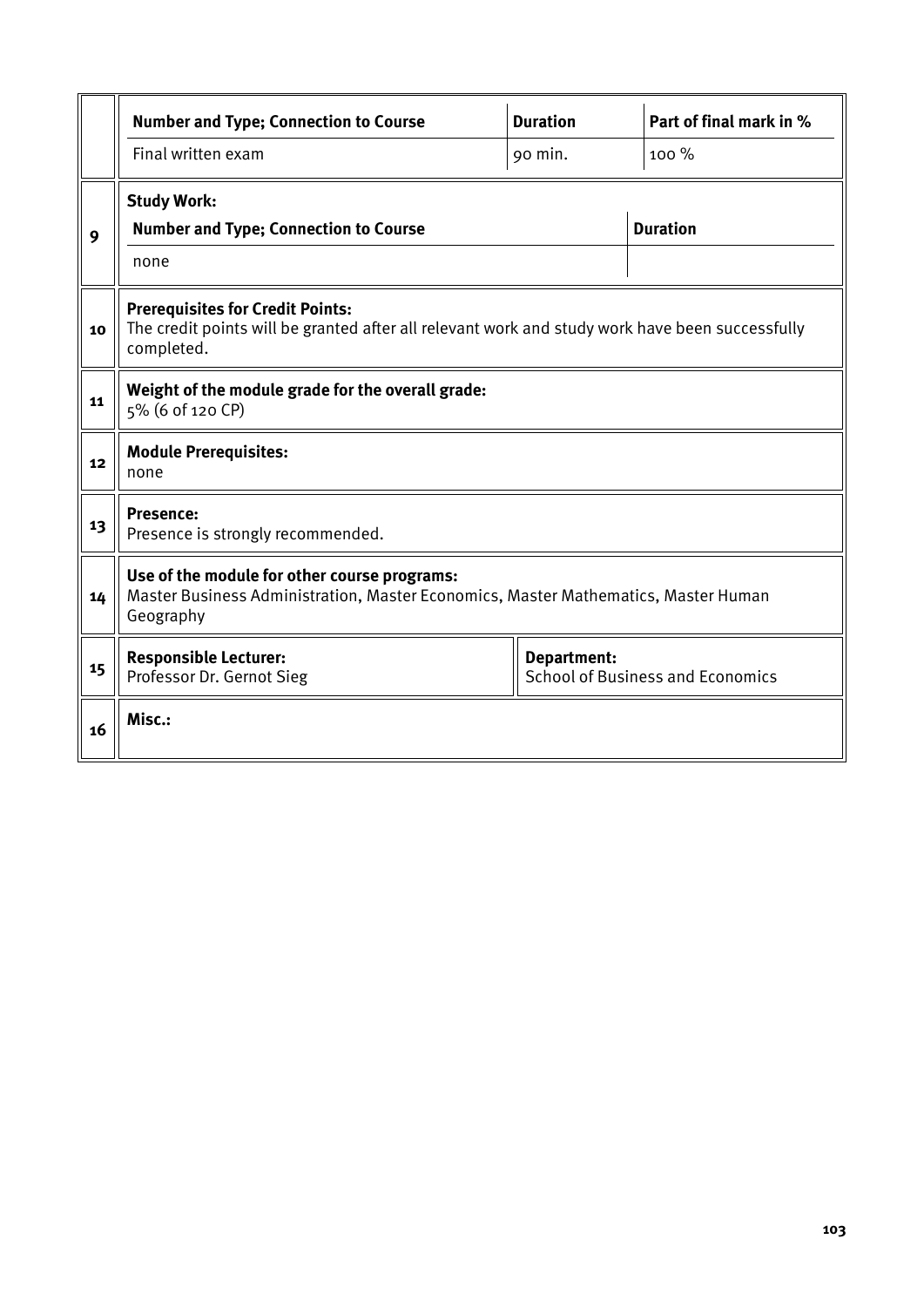| | Number and Type; Connection to Course | Duration | Part of final mark in % |
|---|---|---|---|
| | Final written exam | 90 min. | 100 % |

| | | |
|---|---|---|
| 9 | **Study Work:**<br>**Number and Type; Connection to Course** | **Duration** |
| | none | |
| 10 | **Prerequisites for Credit Points:**<br>The credit points will be granted after all relevant work and study work have been successfully completed. | |
| 11 | **Weight of the module grade for the overall grade:**<br>5% (6 of 120 CP) | |
| 12 | **Module Prerequisites:**<br>none | |
| 13 | **Presence:**<br>Presence is strongly recommended. | |
| 14 | **Use of the module for other course programs:**<br>Master Business Administration, Master Economics, Master Mathematics, Master Human Geography | |
| 15 | **Responsible Lecturer:**<br>Professor Dr. Gernot Sieg | **Department:**<br>School of Business and Economics |
| 16 | **Misc.:** | |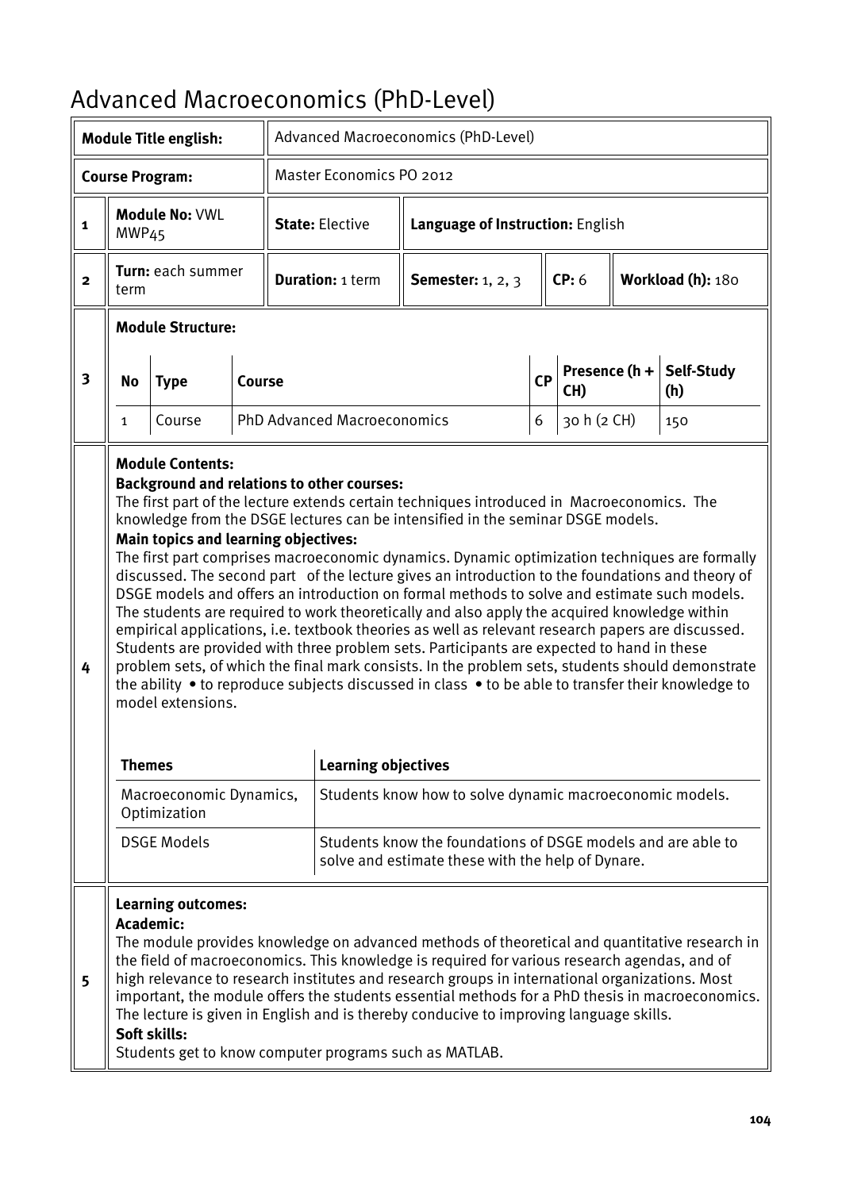# Advanced Macroeconomics (PhD-Level)

| | | | | | | |
|---|---|---|---|---|---|---|
| **Module Title english:** | | Advanced Macroeconomics (PhD-Level) | | | | |
| **Course Program:** | | Master Economics PO 2012 | | | | |
| 1 | **Module No:** VWL MWP45 | **State:** Elective | **Language of Instruction:** English | | | |
| 2 | **Turn:** each summer term | **Duration:** 1 term | **Semester:** 1, 2, 3 | **CP:** 6 | **Workload (h):** 180 | |

**3 Module Structure:**

| No | Type | Course | CP | Presence (h + CH) | Self-Study (h) |
|---|---|---|---|---|---|
| 1 | Course | PhD Advanced Macroeconomics | 6 | 30 h (2 CH) | 150 |

**4 Module Contents:**

**Background and relations to other courses:**
The first part of the lecture extends certain techniques introduced in Macroeconomics. The knowledge from the DSGE lectures can be intensified in the seminar DSGE models.

**Main topics and learning objectives:**
The first part comprises macroeconomic dynamics. Dynamic optimization techniques are formally discussed. The second part of the lecture gives an introduction to the foundations and theory of DSGE models and offers an introduction on formal methods to solve and estimate such models. The students are required to work theoretically and also apply the acquired knowledge within empirical applications, i.e. textbook theories as well as relevant research papers are discussed. Students are provided with three problem sets. Participants are expected to hand in these problem sets, of which the final mark consists. In the problem sets, students should demonstrate the ability • to reproduce subjects discussed in class • to be able to transfer their knowledge to model extensions.

| Themes | Learning objectives |
|---|---|
| Macroeconomic Dynamics, Optimization | Students know how to solve dynamic macroeconomic models. |
| DSGE Models | Students know the foundations of DSGE models and are able to solve and estimate these with the help of Dynare. |

**5 Learning outcomes:**

**Academic:**
The module provides knowledge on advanced methods of theoretical and quantitative research in the field of macroeconomics. This knowledge is required for various research agendas, and of high relevance to research institutes and research groups in international organizations. Most important, the module offers the students essential methods for a PhD thesis in macroeconomics. The lecture is given in English and is thereby conducive to improving language skills.

**Soft skills:**
Students get to know computer programs such as MATLAB.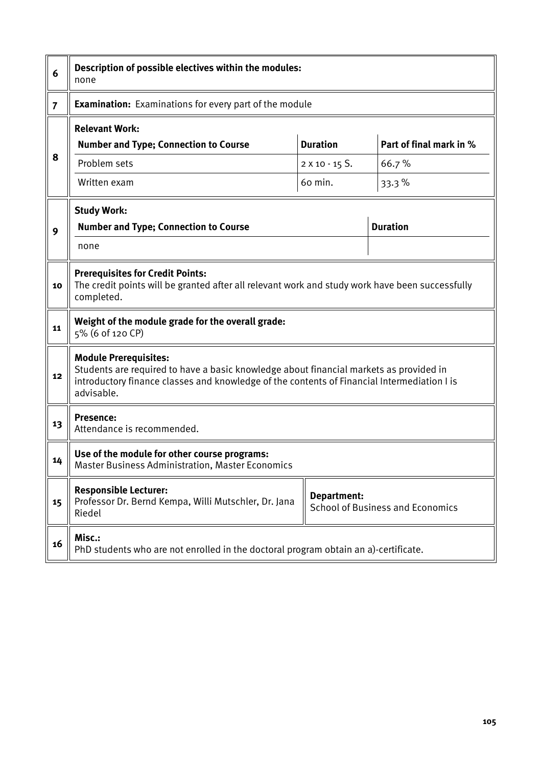| | |
|---|---|
| 6 | **Description of possible electives within the modules:** none |
| 7 | **Examination:** Examinations for every part of the module |

**8 — Relevant Work:**

| Number and Type; Connection to Course | Duration | Part of final mark in % |
|---|---|---|
| Problem sets | 2 x 10 - 15 S. | 66.7 % |
| Written exam | 60 min. | 33.3 % |

**9 — Study Work:**

| Number and Type; Connection to Course | Duration |
|---|---|
| none | |

| | |
|---|---|
| 10 | **Prerequisites for Credit Points:** The credit points will be granted after all relevant work and study work have been successfully completed. |
| 11 | **Weight of the module grade for the overall grade:** 5% (6 of 120 CP) |
| 12 | **Module Prerequisites:** Students are required to have a basic knowledge about financial markets as provided in introductory finance classes and knowledge of the contents of Financial Intermediation I is advisable. |
| 13 | **Presence:** Attendance is recommended. |
| 14 | **Use of the module for other course programs:** Master Business Administration, Master Economics |
| 15 | **Responsible Lecturer:** Professor Dr. Bernd Kempa, Willi Mutschler, Dr. Jana Riedel — **Department:** School of Business and Economics |
| 16 | **Misc.:** PhD students who are not enrolled in the doctoral program obtain an a)-certificate. |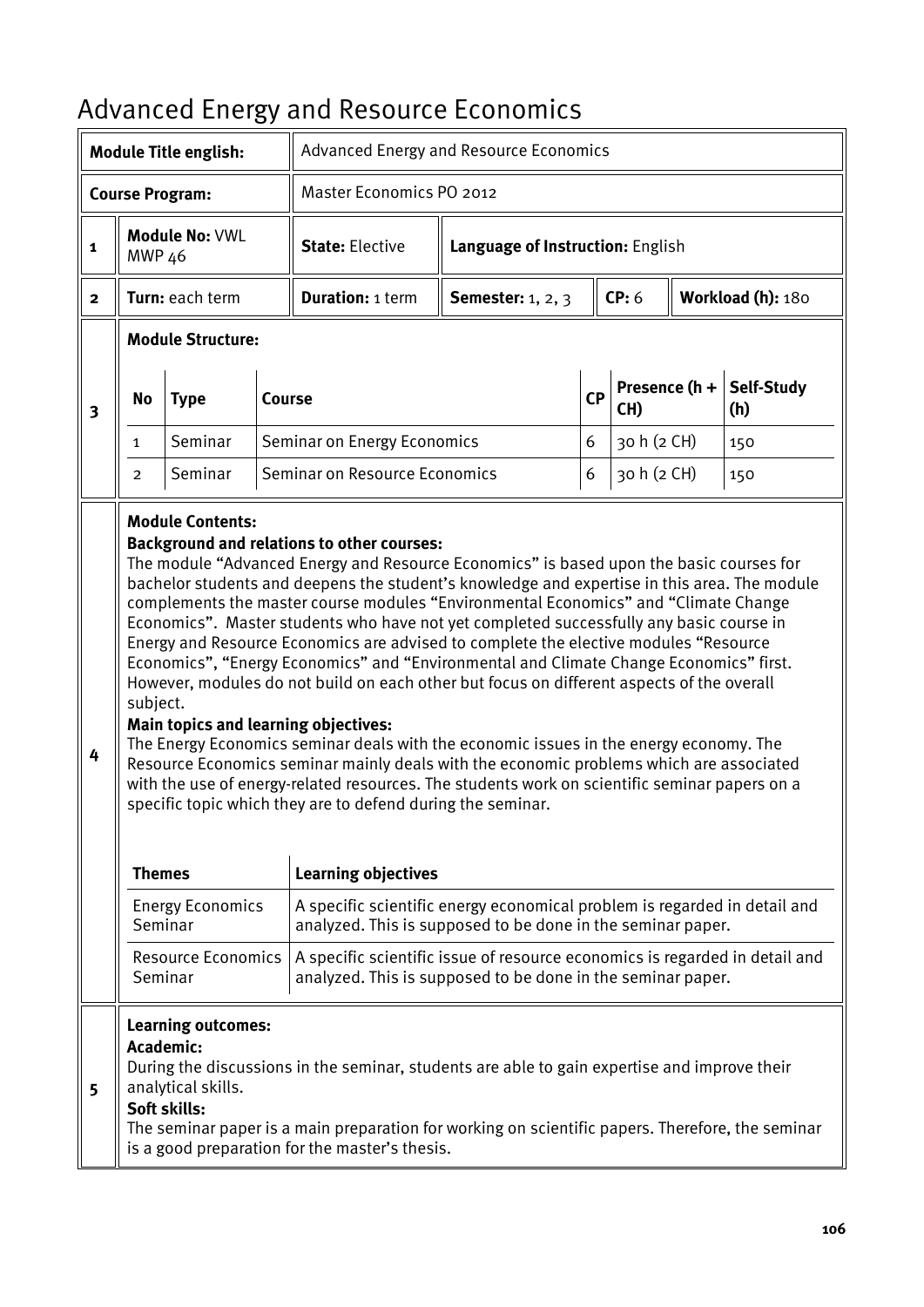# Advanced Energy and Resource Economics

| | | | | | | |
|---|---|---|---|---|---|---|
| **Module Title english:** | | Advanced Energy and Resource Economics | | | | |
| **Course Program:** | | Master Economics PO 2012 | | | | |
| 1 | **Module No:** VWL MWP 46 | **State:** Elective | **Language of Instruction:** English | | | |
| 2 | **Turn:** each term | **Duration:** 1 term | **Semester:** 1, 2, 3 | **CP:** 6 | **Workload (h):** 180 | |

**3 — Module Structure:**

| No | Type | Course | CP | Presence (h + CH) | Self-Study (h) |
|---|---|---|---|---|---|
| 1 | Seminar | Seminar on Energy Economics | 6 | 30 h (2 CH) | 150 |
| 2 | Seminar | Seminar on Resource Economics | 6 | 30 h (2 CH) | 150 |

**4 — Module Contents:**

**Background and relations to other courses:**

The module "Advanced Energy and Resource Economics" is based upon the basic courses for bachelor students and deepens the student's knowledge and expertise in this area. The module complements the master course modules "Environmental Economics" and "Climate Change Economics". Master students who have not yet completed successfully any basic course in Energy and Resource Economics are advised to complete the elective modules "Resource Economics", "Energy Economics" and "Environmental and Climate Change Economics" first. However, modules do not build on each other but focus on different aspects of the overall subject.

**Main topics and learning objectives:**

The Energy Economics seminar deals with the economic issues in the energy economy. The Resource Economics seminar mainly deals with the economic problems which are associated with the use of energy-related resources. The students work on scientific seminar papers on a specific topic which they are to defend during the seminar.

| Themes | Learning objectives |
|---|---|
| Energy Economics Seminar | A specific scientific energy economical problem is regarded in detail and analyzed. This is supposed to be done in the seminar paper. |
| Resource Economics Seminar | A specific scientific issue of resource economics is regarded in detail and analyzed. This is supposed to be done in the seminar paper. |

**5 — Learning outcomes:**

**Academic:**

During the discussions in the seminar, students are able to gain expertise and improve their analytical skills.

**Soft skills:**

The seminar paper is a main preparation for working on scientific papers. Therefore, the seminar is a good preparation for the master's thesis.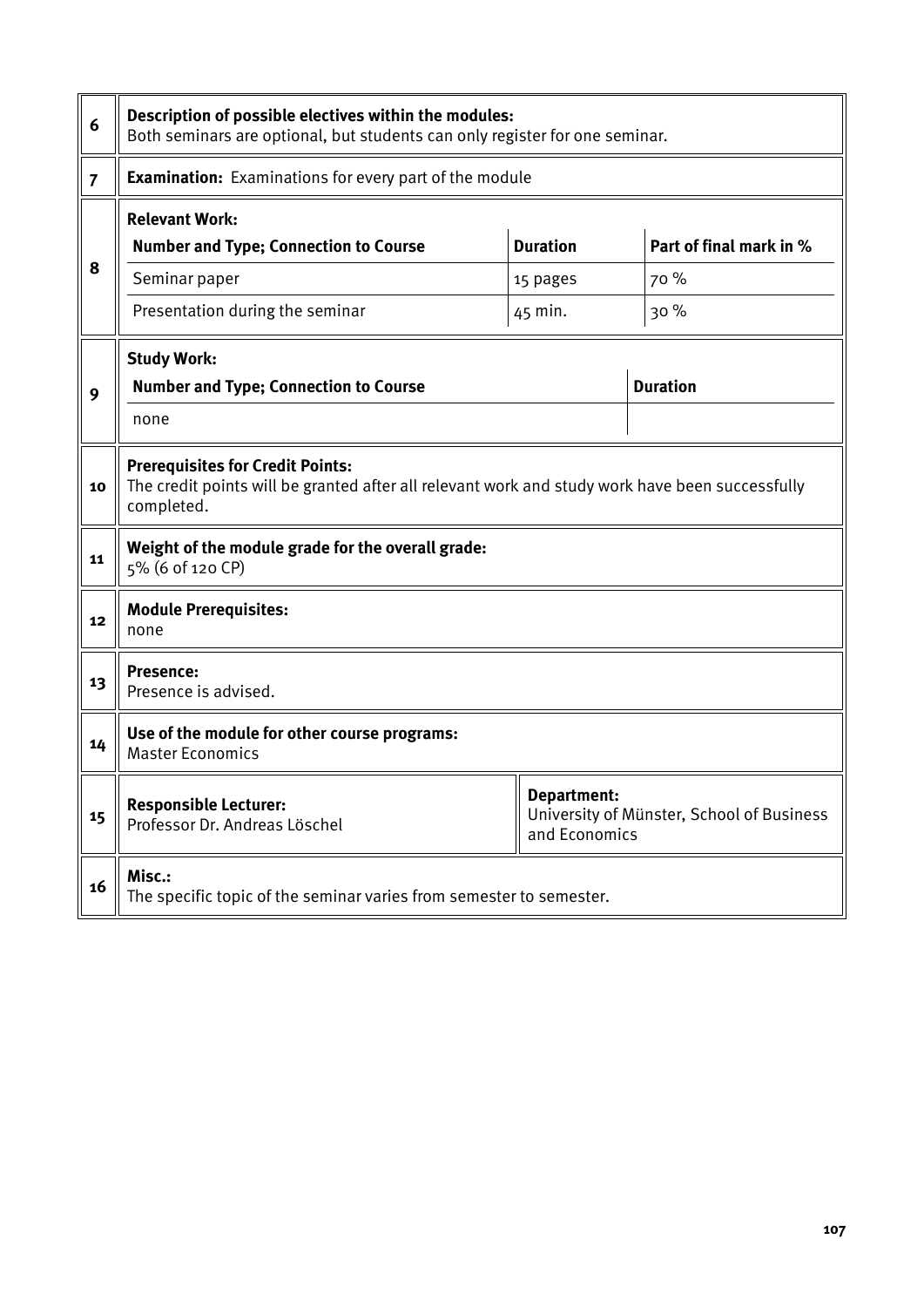| | |
|---|---|
| 6 | **Description of possible electives within the modules:**<br>Both seminars are optional, but students can only register for one seminar. |
| 7 | **Examination:** Examinations for every part of the module |
| 8 | **Relevant Work:** |

| Number and Type; Connection to Course | Duration | Part of final mark in % |
|---|---|---|
| Seminar paper | 15 pages | 70 % |
| Presentation during the seminar | 45 min. | 30 % |

| | |
|---|---|
| 9 | **Study Work:** |

| Number and Type; Connection to Course | Duration |
|---|---|
| none | |

| | | |
|---|---|---|
| 10 | **Prerequisites for Credit Points:**<br>The credit points will be granted after all relevant work and study work have been successfully completed. | |
| 11 | **Weight of the module grade for the overall grade:**<br>5% (6 of 120 CP) | |
| 12 | **Module Prerequisites:**<br>none | |
| 13 | **Presence:**<br>Presence is advised. | |
| 14 | **Use of the module for other course programs:**<br>Master Economics | |
| 15 | **Responsible Lecturer:**<br>Professor Dr. Andreas Löschel | **Department:**<br>University of Münster, School of Business and Economics |
| 16 | **Misc.:**<br>The specific topic of the seminar varies from semester to semester. | |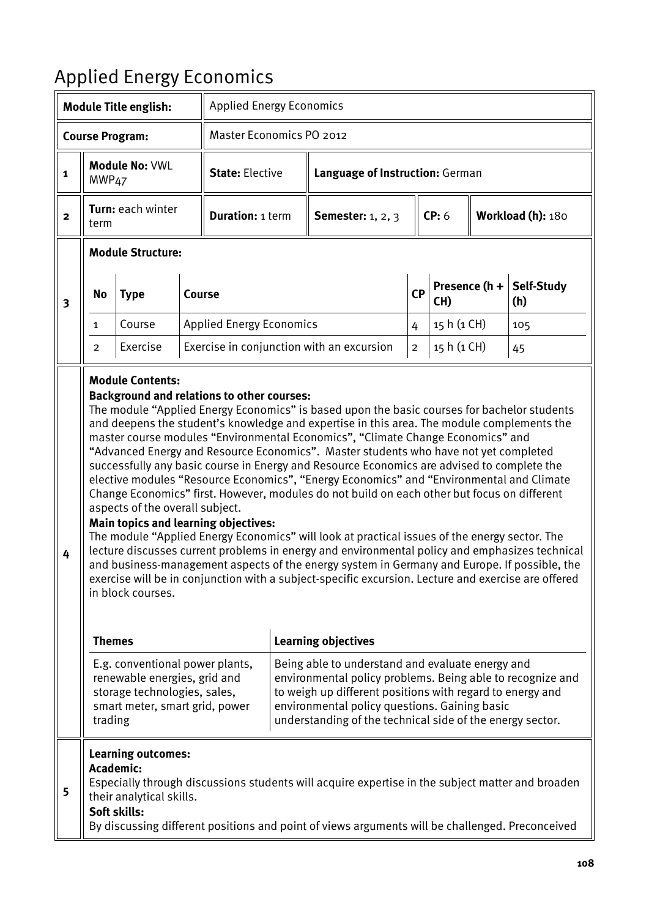# Applied Energy Economics

| | | | | | | |
|---|---|---|---|---|---|---|
| **Module Title english:** | | Applied Energy Economics | | | | |
| **Course Program:** | | Master Economics PO 2012 | | | | |
| **1** | **Module No:** VWL MWP47 | **State:** Elective | **Language of Instruction:** German | | | |
| **2** | **Turn:** each winter term | **Duration:** 1 term | **Semester:** 1, 2, 3 | **CP:** 6 | **Workload (h):** 180 | |

**3 Module Structure:**

| No | Type | Course | CP | Presence (h + CH) | Self-Study (h) |
|---|---|---|---|---|---|
| 1 | Course | Applied Energy Economics | 4 | 15 h (1 CH) | 105 |
| 2 | Exercise | Exercise in conjunction with an excursion | 2 | 15 h (1 CH) | 45 |

**4 Module Contents:**

**Background and relations to other courses:**

The module "Applied Energy Economics" is based upon the basic courses for bachelor students and deepens the student's knowledge and expertise in this area. The module complements the master course modules "Environmental Economics", "Climate Change Economics" and "Advanced Energy and Resource Economics". Master students who have not yet completed successfully any basic course in Energy and Resource Economics are advised to complete the elective modules "Resource Economics", "Energy Economics" and "Environmental and Climate Change Economics" first. However, modules do not build on each other but focus on different aspects of the overall subject.

**Main topics and learning objectives:**

The module "Applied Energy Economics" will look at practical issues of the energy sector. The lecture discusses current problems in energy and environmental policy and emphasizes technical and business-management aspects of the energy system in Germany and Europe. If possible, the exercise will be in conjunction with a subject-specific excursion. Lecture and exercise are offered in block courses.

| Themes | Learning objectives |
|---|---|
| E.g. conventional power plants, renewable energies, grid and storage technologies, sales, smart meter, smart grid, power trading | Being able to understand and evaluate energy and environmental policy problems. Being able to recognize and to weigh up different positions with regard to energy and environmental policy questions. Gaining basic understanding of the technical side of the energy sector. |

**5 Learning outcomes:**

**Academic:**

Especially through discussions students will acquire expertise in the subject matter and broaden their analytical skills.

**Soft skills:**

By discussing different positions and point of views arguments will be challenged. Preconceived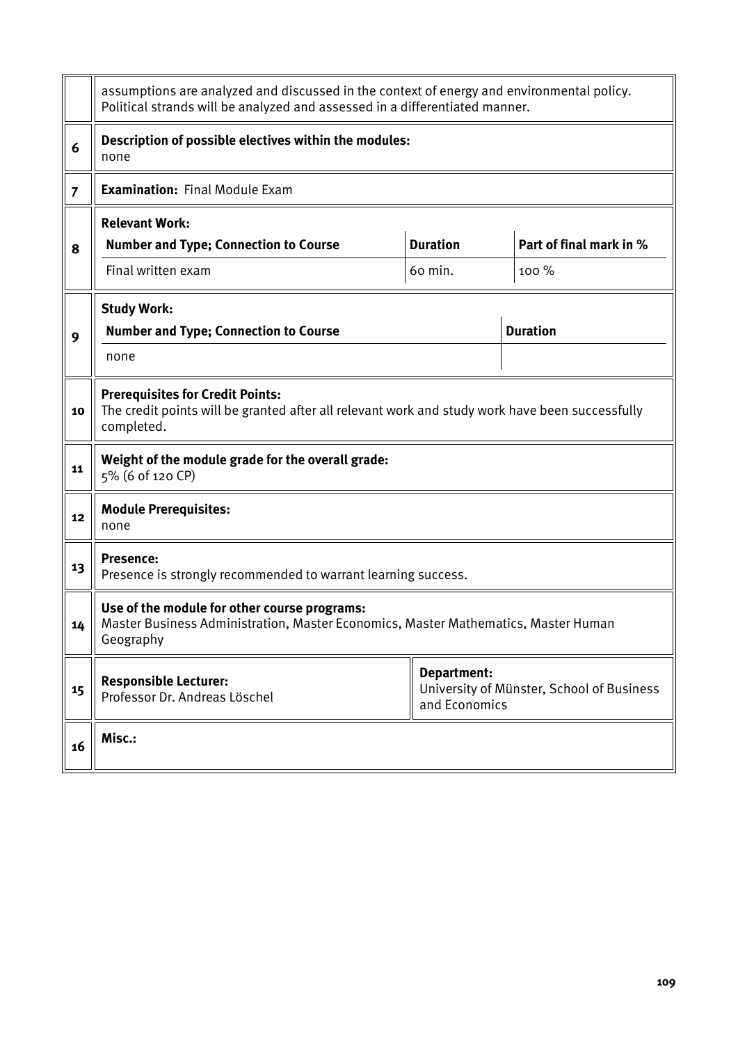| | |
|---|---|
| | assumptions are analyzed and discussed in the context of energy and environmental policy. Political strands will be analyzed and assessed in a differentiated manner. |
| 6 | **Description of possible electives within the modules:** none |
| 7 | **Examination:** Final Module Exam |
| 8 | **Relevant Work:** |

| Number and Type; Connection to Course | Duration | Part of final mark in % |
|---|---|---|
| Final written exam | 60 min. | 100 % |

| | |
|---|---|
| 9 | **Study Work:** |

| Number and Type; Connection to Course | Duration |
|---|---|
| none | |

| | |
|---|---|
| 10 | **Prerequisites for Credit Points:** The credit points will be granted after all relevant work and study work have been successfully completed. |
| 11 | **Weight of the module grade for the overall grade:** 5% (6 of 120 CP) |
| 12 | **Module Prerequisites:** none |
| 13 | **Presence:** Presence is strongly recommended to warrant learning success. |
| 14 | **Use of the module for other course programs:** Master Business Administration, Master Economics, Master Mathematics, Master Human Geography |
| 15 | **Responsible Lecturer:** Professor Dr. Andreas Löschel — **Department:** University of Münster, School of Business and Economics |
| 16 | **Misc.:** |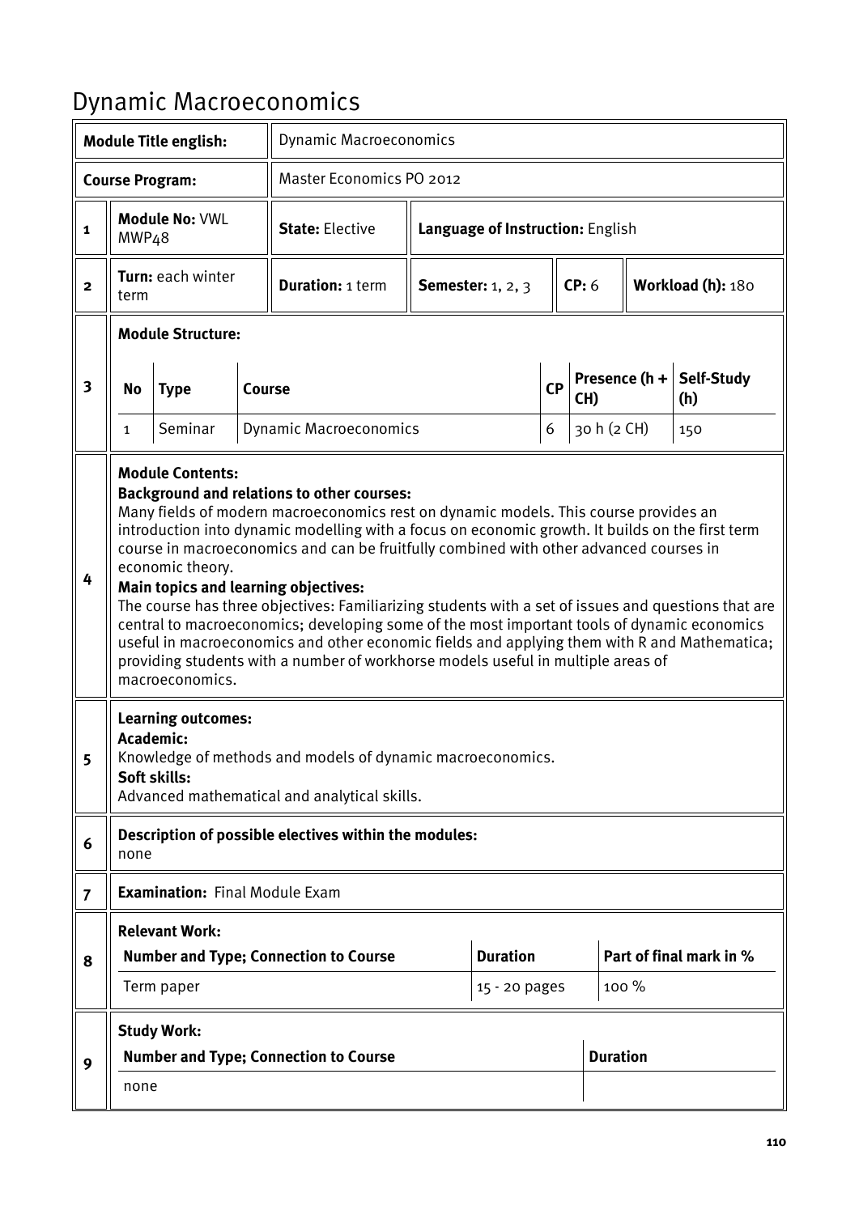# Dynamic Macroeconomics

| | | | | | | |
|---|---|---|---|---|---|---|
| **Module Title english:** | Dynamic Macroeconomics | | | | | |
| **Course Program:** | Master Economics PO 2012 | | | | | |
| **1** | **Module No:** VWL MWP48 | **State:** Elective | **Language of Instruction:** English | | | |
| **2** | **Turn:** each winter term | **Duration:** 1 term | **Semester:** 1, 2, 3 | **CP:** 6 | **Workload (h):** 180 | |

**3 Module Structure:**

| No | Type | Course | CP | Presence (h + CH) | Self-Study (h) |
|---|---|---|---|---|---|
| 1 | Seminar | Dynamic Macroeconomics | 6 | 30 h (2 CH) | 150 |

**4 Module Contents:**

**Background and relations to other courses:**
Many fields of modern macroeconomics rest on dynamic models. This course provides an introduction into dynamic modelling with a focus on economic growth. It builds on the first term course in macroeconomics and can be fruitfully combined with other advanced courses in economic theory.

**Main topics and learning objectives:**
The course has three objectives: Familiarizing students with a set of issues and questions that are central to macroeconomics; developing some of the most important tools of dynamic economics useful in macroeconomics and other economic fields and applying them with R and Mathematica; providing students with a number of workhorse models useful in multiple areas of macroeconomics.

**5 Learning outcomes:**

**Academic:**
Knowledge of methods and models of dynamic macroeconomics.

**Soft skills:**
Advanced mathematical and analytical skills.

**6 Description of possible electives within the modules:**
none

**7 Examination:** Final Module Exam

**8 Relevant Work:**

| Number and Type; Connection to Course | Duration | Part of final mark in % |
|---|---|---|
| Term paper | 15 - 20 pages | 100 % |

**9 Study Work:**

| Number and Type; Connection to Course | Duration |
|---|---|
| none | |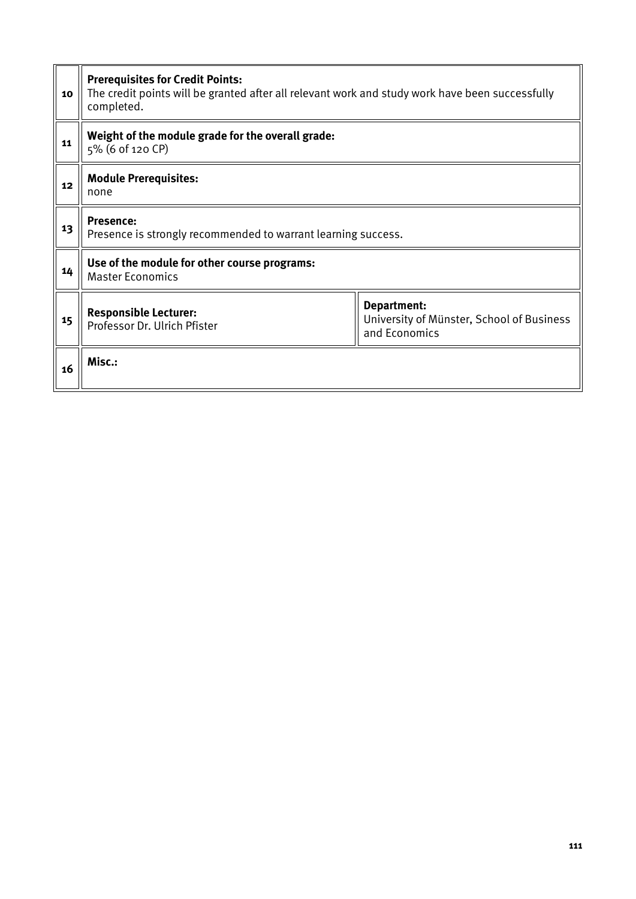| | | |
|---|---|---|
| 10 | **Prerequisites for Credit Points:**<br>The credit points will be granted after all relevant work and study work have been successfully completed. | |
| 11 | **Weight of the module grade for the overall grade:**<br>5% (6 of 120 CP) | |
| 12 | **Module Prerequisites:**<br>none | |
| 13 | **Presence:**<br>Presence is strongly recommended to warrant learning success. | |
| 14 | **Use of the module for other course programs:**<br>Master Economics | |
| 15 | **Responsible Lecturer:**<br>Professor Dr. Ulrich Pfister | **Department:**<br>University of Münster, School of Business and Economics |
| 16 | **Misc.:** | |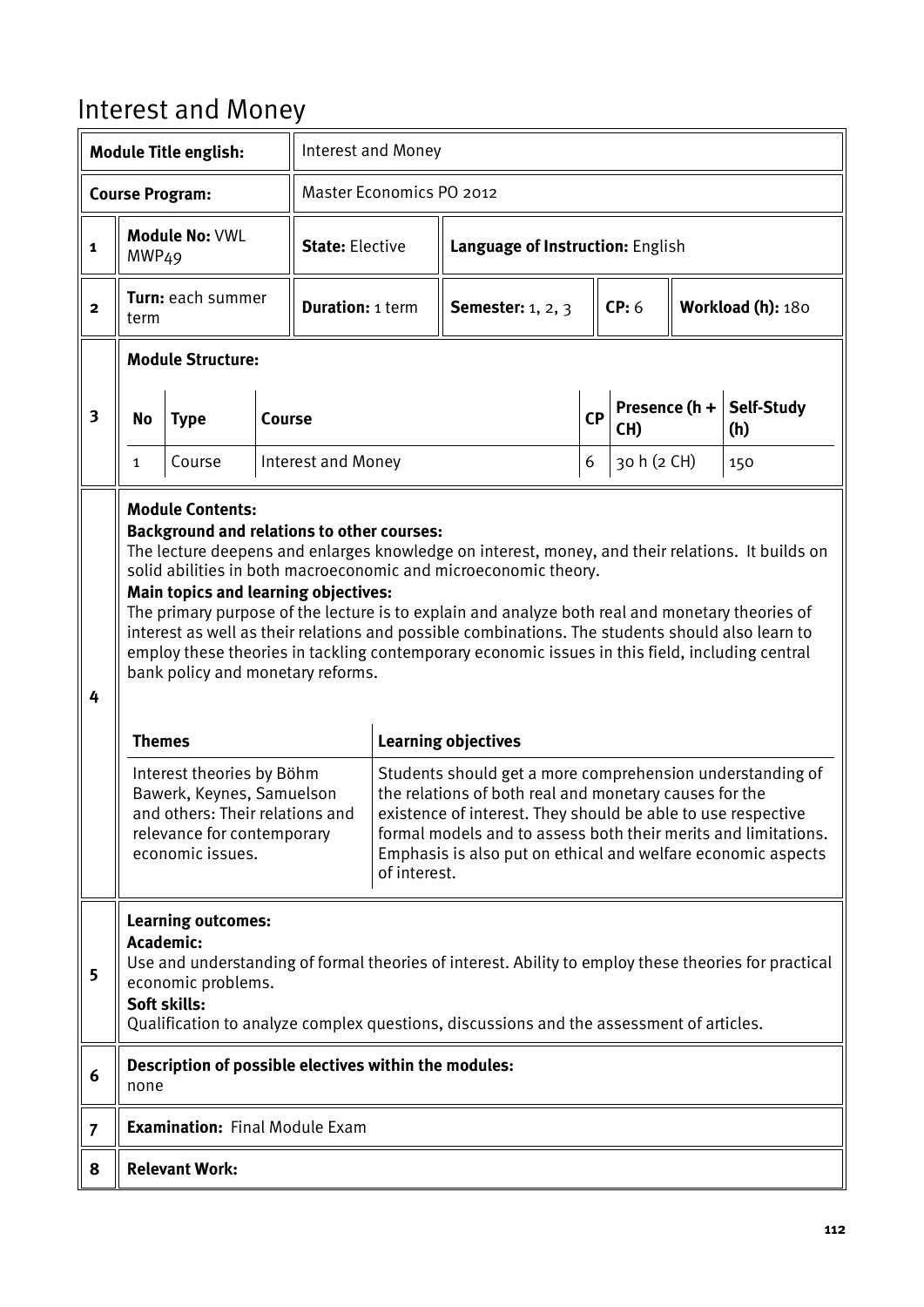# Interest and Money

| | | | | | | |
|---|---|---|---|---|---|---|
| **Module Title english:** | | Interest and Money | | | | |
| **Course Program:** | | Master Economics PO 2012 | | | | |
| **1** | **Module No:** VWL MWP49 | **State:** Elective | **Language of Instruction:** English | | | |
| **2** | **Turn:** each summer term | **Duration:** 1 term | **Semester:** 1, 2, 3 | **CP:** 6 | **Workload (h):** 180 | |

**3 Module Structure:**

| No | Type | Course | CP | Presence (h + CH) | Self-Study (h) |
|---|---|---|---|---|---|
| 1 | Course | Interest and Money | 6 | 30 h (2 CH) | 150 |

**4 Module Contents:**

**Background and relations to other courses:**
The lecture deepens and enlarges knowledge on interest, money, and their relations. It builds on solid abilities in both macroeconomic and microeconomic theory.

**Main topics and learning objectives:**
The primary purpose of the lecture is to explain and analyze both real and monetary theories of interest as well as their relations and possible combinations. The students should also learn to employ these theories in tackling contemporary economic issues in this field, including central bank policy and monetary reforms.

| Themes | Learning objectives |
|---|---|
| Interest theories by Böhm Bawerk, Keynes, Samuelson and others: Their relations and relevance for contemporary economic issues. | Students should get a more comprehension understanding of the relations of both real and monetary causes for the existence of interest. They should be able to use respective formal models and to assess both their merits and limitations. Emphasis is also put on ethical and welfare economic aspects of interest. |

**5 Learning outcomes:**

**Academic:**
Use and understanding of formal theories of interest. Ability to employ these theories for practical economic problems.

**Soft skills:**
Qualification to analyze complex questions, discussions and the assessment of articles.

**6 Description of possible electives within the modules:**
none

**7 Examination:** Final Module Exam

**8 Relevant Work:**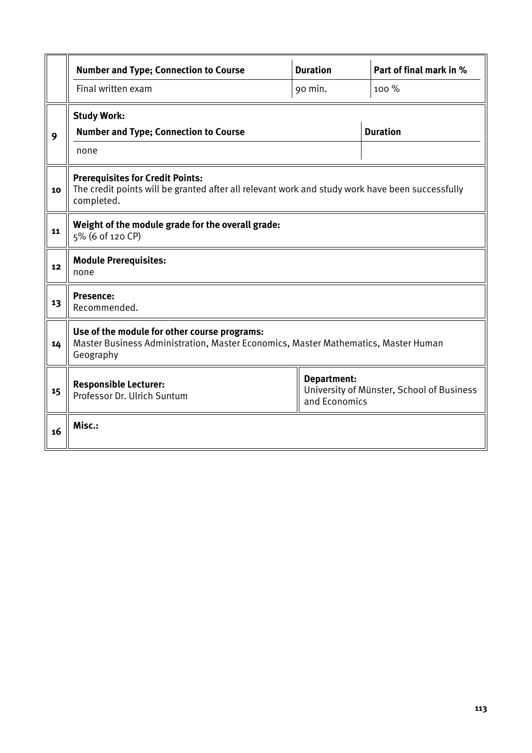| | | | |
|---|---|---|---|
| | **Number and Type; Connection to Course** | **Duration** | **Part of final mark in %** |
| | Final written exam | 90 min. | 100 % |
| 9 | **Study Work:** | | |
| | **Number and Type; Connection to Course** | | **Duration** |
| | none | | |
| 10 | **Prerequisites for Credit Points:**<br>The credit points will be granted after all relevant work and study work have been successfully completed. | | |
| 11 | **Weight of the module grade for the overall grade:**<br>5% (6 of 120 CP) | | |
| 12 | **Module Prerequisites:**<br>none | | |
| 13 | **Presence:**<br>Recommended. | | |
| 14 | **Use of the module for other course programs:**<br>Master Business Administration, Master Economics, Master Mathematics, Master Human Geography | | |
| 15 | **Responsible Lecturer:**<br>Professor Dr. Ulrich Suntum | **Department:**<br>University of Münster, School of Business and Economics | |
| 16 | **Misc.:** | | |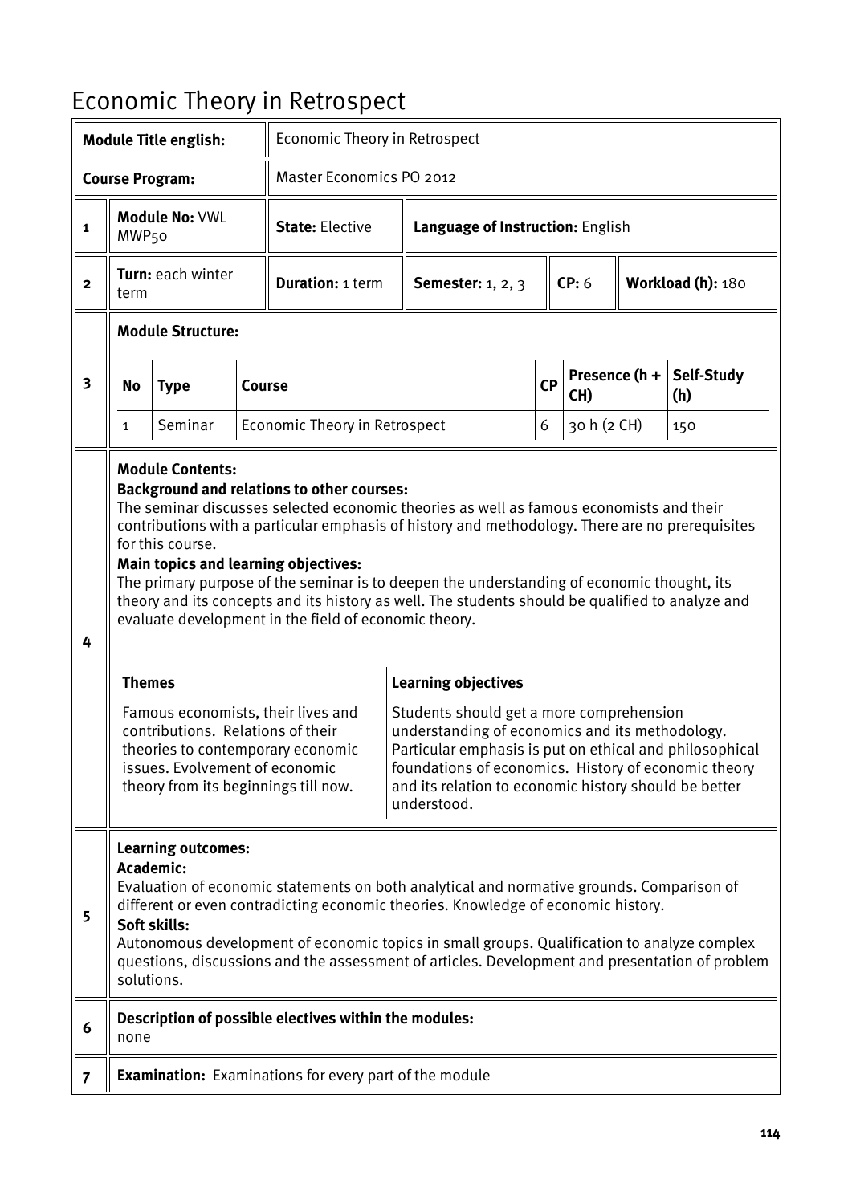# Economic Theory in Retrospect

| | | |
|---|---|---|
| **Module Title english:** | Economic Theory in Retrospect | |
| **Course Program:** | Master Economics PO 2012 | |

| | | | | | |
|---|---|---|---|---|---|
| **1** | **Module No:** VWL MWP50 | **State:** Elective | **Language of Instruction:** English | | |
| **2** | **Turn:** each winter term | **Duration:** 1 term | **Semester:** 1, 2, 3 | **CP:** 6 | **Workload (h):** 180 |

**3 Module Structure:**

| No | Type | Course | CP | Presence (h + CH) | Self-Study (h) |
|---|---|---|---|---|---|
| 1 | Seminar | Economic Theory in Retrospect | 6 | 30 h (2 CH) | 150 |

**4 Module Contents:**

**Background and relations to other courses:**

The seminar discusses selected economic theories as well as famous economists and their contributions with a particular emphasis of history and methodology. There are no prerequisites for this course.

**Main topics and learning objectives:**

The primary purpose of the seminar is to deepen the understanding of economic thought, its theory and its concepts and its history as well. The students should be qualified to analyze and evaluate development in the field of economic theory.

| Themes | Learning objectives |
|---|---|
| Famous economists, their lives and contributions. Relations of their theories to contemporary economic issues. Evolvement of economic theory from its beginnings till now. | Students should get a more comprehension understanding of economics and its methodology. Particular emphasis is put on ethical and philosophical foundations of economics. History of economic theory and its relation to economic history should be better understood. |

**5 Learning outcomes:**

**Academic:**

Evaluation of economic statements on both analytical and normative grounds. Comparison of different or even contradicting economic theories. Knowledge of economic history.

**Soft skills:**

Autonomous development of economic topics in small groups. Qualification to analyze complex questions, discussions and the assessment of articles. Development and presentation of problem solutions.

**6 Description of possible electives within the modules:**

none

**7 Examination:** Examinations for every part of the module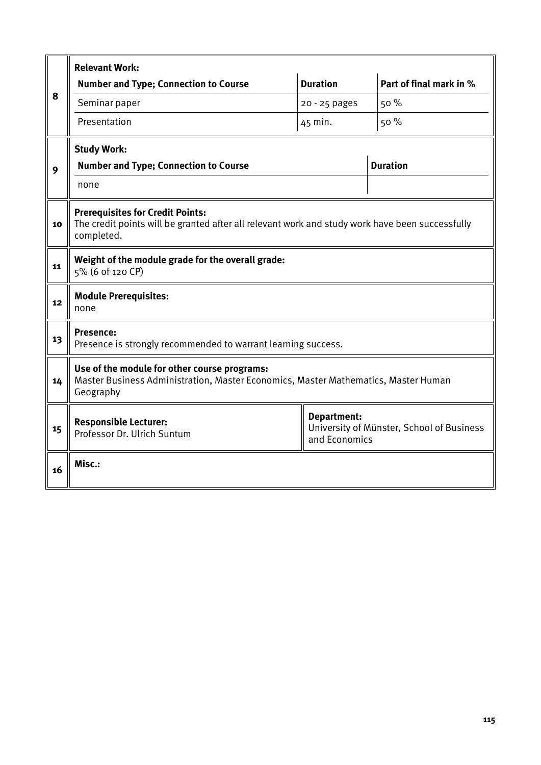| | | | |
|---|---|---|---|
| 8 | **Relevant Work:** | | |
| | **Number and Type; Connection to Course** | **Duration** | **Part of final mark in %** |
| | Seminar paper | 20 - 25 pages | 50 % |
| | Presentation | 45 min. | 50 % |
| 9 | **Study Work:** | | |
| | **Number and Type; Connection to Course** | **Duration** | |
| | none | | |
| 10 | **Prerequisites for Credit Points:** The credit points will be granted after all relevant work and study work have been successfully completed. | | |
| 11 | **Weight of the module grade for the overall grade:** 5% (6 of 120 CP) | | |
| 12 | **Module Prerequisites:** none | | |
| 13 | **Presence:** Presence is strongly recommended to warrant learning success. | | |
| 14 | **Use of the module for other course programs:** Master Business Administration, Master Economics, Master Mathematics, Master Human Geography | | |
| 15 | **Responsible Lecturer:** Professor Dr. Ulrich Suntum | **Department:** University of Münster, School of Business and Economics | |
| 16 | **Misc.:** | | |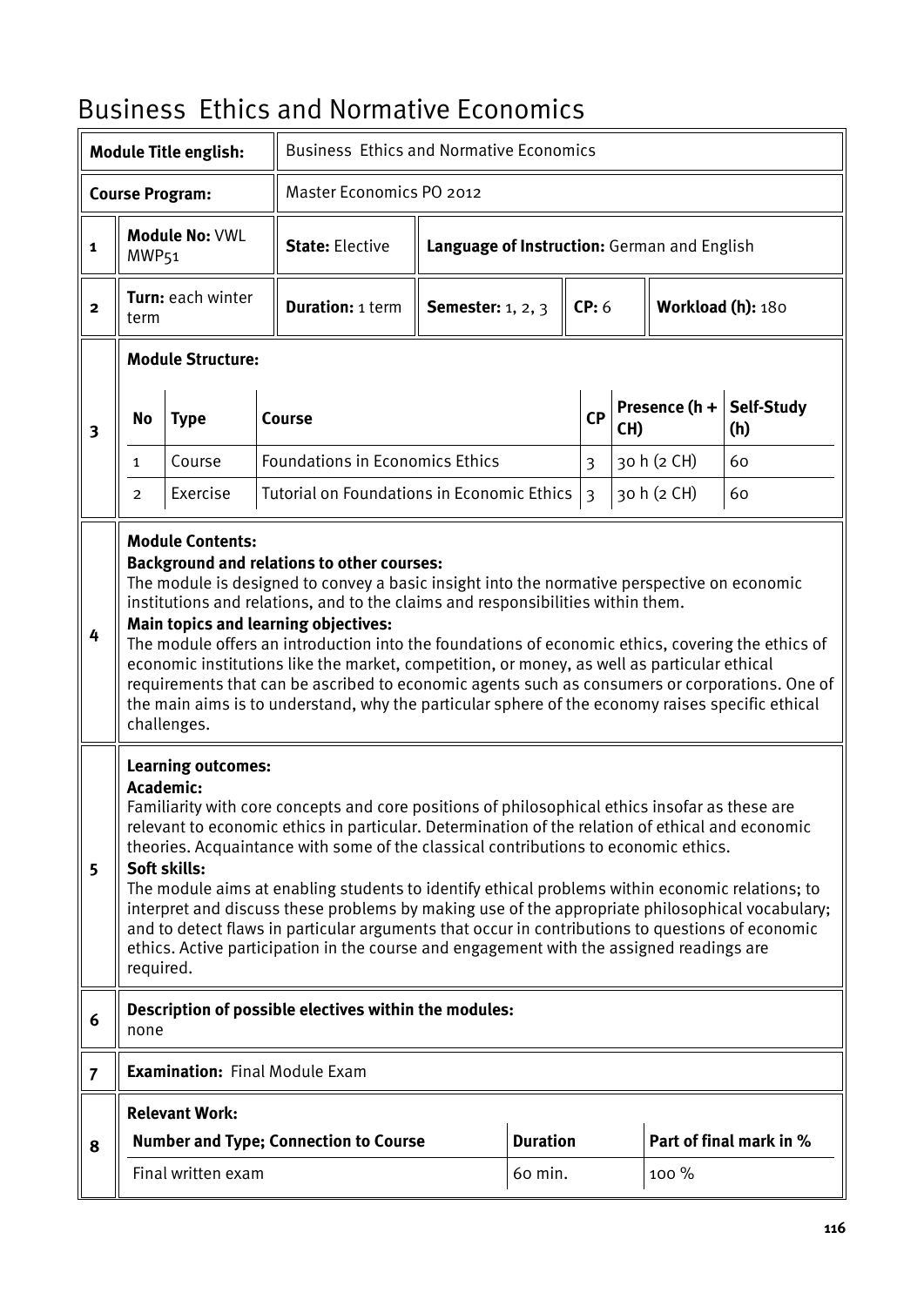# Business Ethics and Normative Economics

| **Module Title english:** | Business Ethics and Normative Economics |
|---|---|
| **Course Program:** | Master Economics PO 2012 |

| | | | | | | |
|---|---|---|---|---|---|---|
| **1** | **Module No:** VWL MWP51 | **State:** Elective | **Language of Instruction:** German and English | | | |
| **2** | **Turn:** each winter term | **Duration:** 1 term | **Semester:** 1, 2, 3 | **CP:** 6 | **Workload (h):** 180 | |

**3 Module Structure:**

| No | Type | Course | CP | Presence (h + CH) | Self-Study (h) |
|---|---|---|---|---|---|
| 1 | Course | Foundations in Economics Ethics | 3 | 30 h (2 CH) | 60 |
| 2 | Exercise | Tutorial on Foundations in Economic Ethics | 3 | 30 h (2 CH) | 60 |

**4 Module Contents:**

**Background and relations to other courses:**
The module is designed to convey a basic insight into the normative perspective on economic institutions and relations, and to the claims and responsibilities within them.

**Main topics and learning objectives:**
The module offers an introduction into the foundations of economic ethics, covering the ethics of economic institutions like the market, competition, or money, as well as particular ethical requirements that can be ascribed to economic agents such as consumers or corporations. One of the main aims is to understand, why the particular sphere of the economy raises specific ethical challenges.

**5 Learning outcomes:**

**Academic:**
Familiarity with core concepts and core positions of philosophical ethics insofar as these are relevant to economic ethics in particular. Determination of the relation of ethical and economic theories. Acquaintance with some of the classical contributions to economic ethics.

**Soft skills:**
The module aims at enabling students to identify ethical problems within economic relations; to interpret and discuss these problems by making use of the appropriate philosophical vocabulary; and to detect flaws in particular arguments that occur in contributions to questions of economic ethics. Active participation in the course and engagement with the assigned readings are required.

**6 Description of possible electives within the modules:**
none

**7 Examination:** Final Module Exam

**8 Relevant Work:**

| Number and Type; Connection to Course | Duration | Part of final mark in % |
|---|---|---|
| Final written exam | 60 min. | 100 % |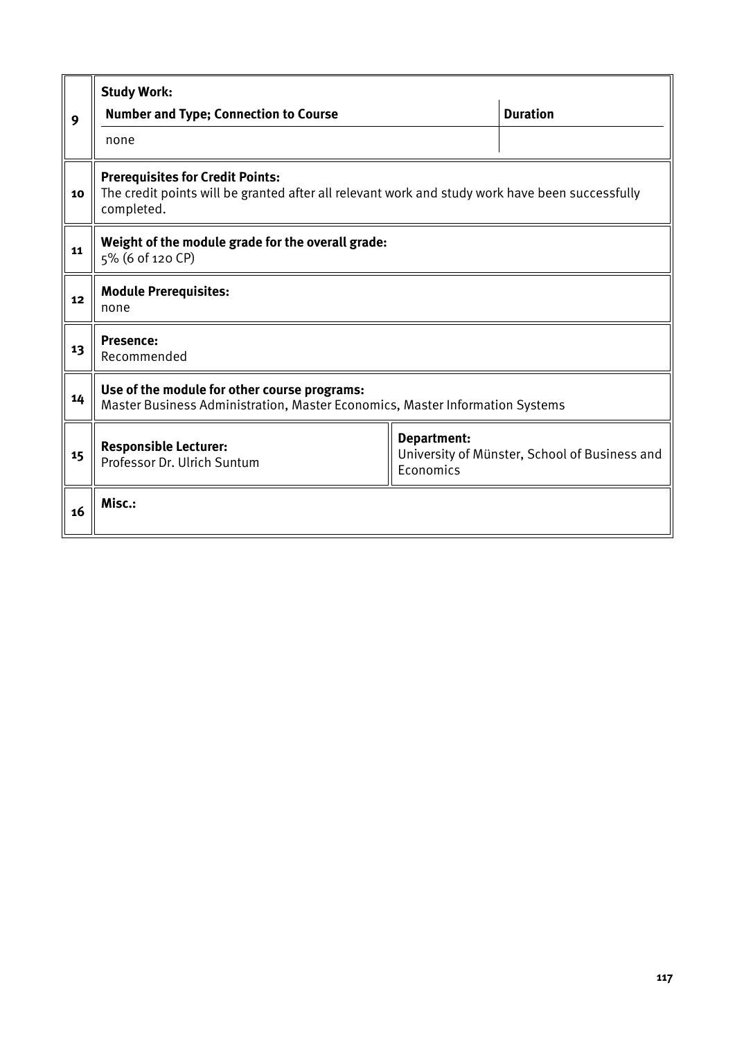| | | | |
|---|---|---|---|
| 9 | **Study Work:** | | |
| | **Number and Type; Connection to Course** | | **Duration** |
| | none | | |
| 10 | **Prerequisites for Credit Points:**<br>The credit points will be granted after all relevant work and study work have been successfully completed. | | |
| 11 | **Weight of the module grade for the overall grade:**<br>5% (6 of 120 CP) | | |
| 12 | **Module Prerequisites:**<br>none | | |
| 13 | **Presence:**<br>Recommended | | |
| 14 | **Use of the module for other course programs:**<br>Master Business Administration, Master Economics, Master Information Systems | | |
| 15 | **Responsible Lecturer:**<br>Professor Dr. Ulrich Suntum | **Department:**<br>University of Münster, School of Business and Economics | |
| 16 | **Misc.:** | | |